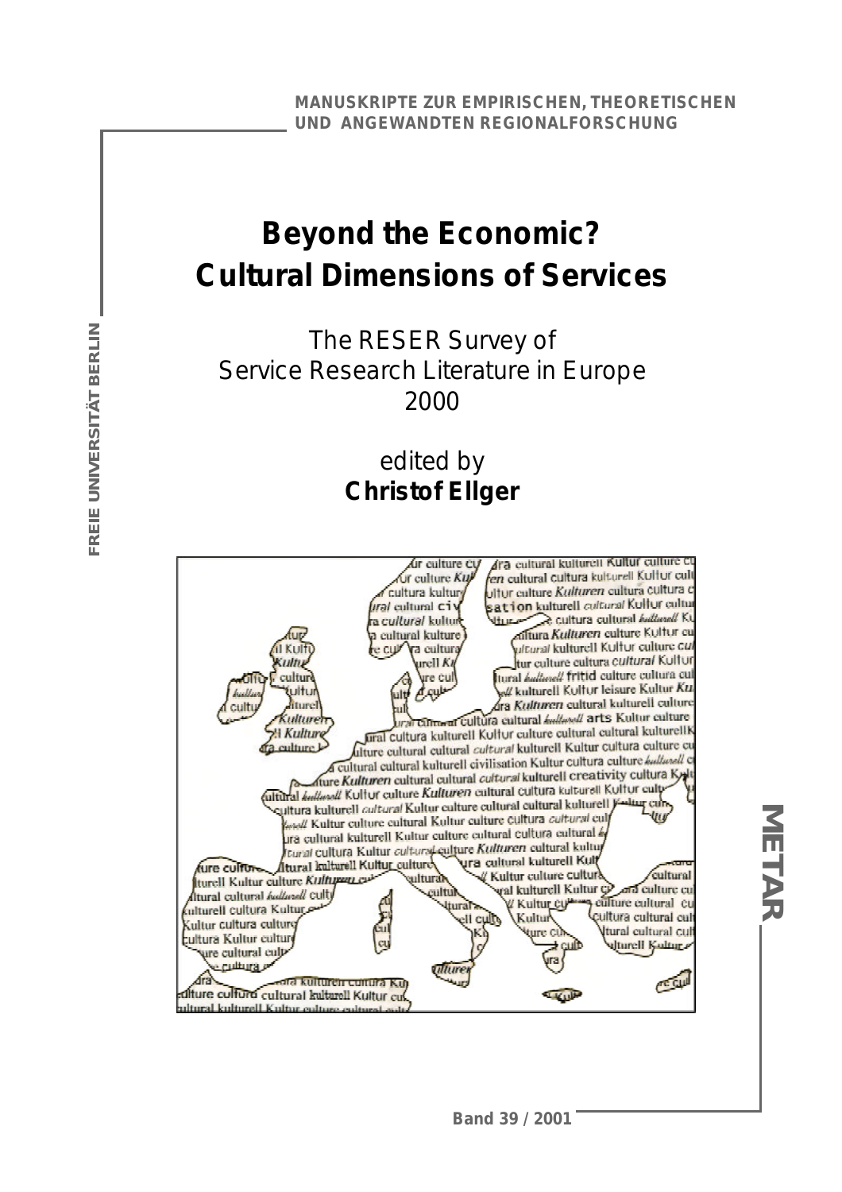MANUSKRIPTE ZUR EMPIRISCHEN, THEORETISCHEN UND ANGEWANDTEN REGIONALFORSCHUNG

FREIE UNIVERSITÄT BERLIN

# Beyond the Economic? Cultural Dimensions of Services

The RESER Survey of Service Research Literature in Europe 2000

edited by
**Christof Ellger**

METAR

Band 39 / 2001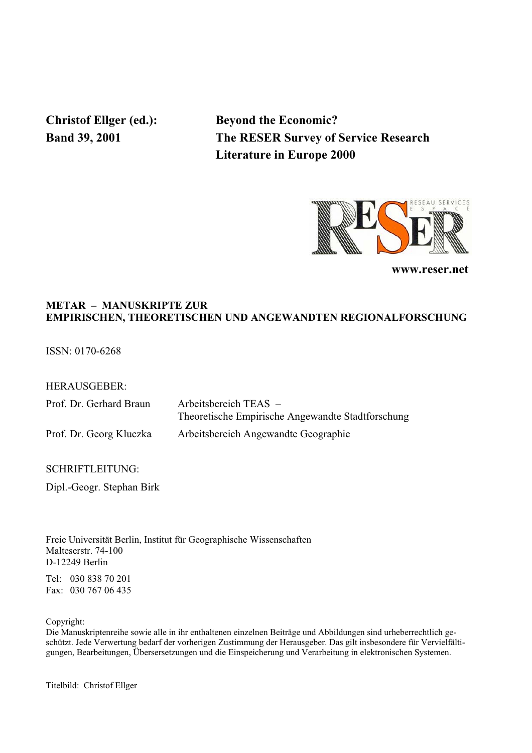**Christof Ellger (ed.):**
**Band 39, 2001**

# Beyond the Economic? The RESER Survey of Service Research Literature in Europe 2000

RESEAU SERVICES ESPACE

**www.reser.net**

**METAR – MANUSKRIPTE ZUR EMPIRISCHEN, THEORETISCHEN UND ANGEWANDTEN REGIONALFORSCHUNG**

ISSN: 0170-6268

HERAUSGEBER:

| | |
|---|---|
| Prof. Dr. Gerhard Braun | Arbeitsbereich TEAS – Theoretische Empirische Angewandte Stadtforschung |
| Prof. Dr. Georg Kluczka | Arbeitsbereich Angewandte Geographie |

SCHRIFTLEITUNG:

Dipl.-Geogr. Stephan Birk

Freie Universität Berlin, Institut für Geographische Wissenschaften
Malteserstr. 74-100
D-12249 Berlin

Tel: 030 838 70 201
Fax: 030 767 06 435

Copyright:
Die Manuskriptenreihe sowie alle in ihr enthaltenen einzelnen Beiträge und Abbildungen sind urheberrechtlich geschützt. Jede Verwertung bedarf der vorherigen Zustimmung der Herausgeber. Das gilt insbesondere für Vervielfältigungen, Bearbeitungen, Übersersetzungen und die Einspeicherung und Verarbeitung in elektronischen Systemen.

Titelbild: Christof Ellger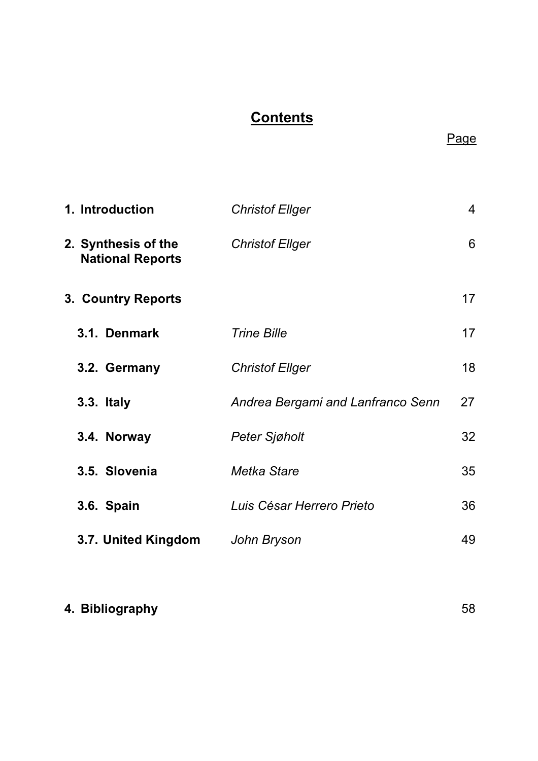# Contents

| | | Page |
|---|---|---|
| **1. Introduction** | *Christof Ellger* | 4 |
| **2. Synthesis of the National Reports** | *Christof Ellger* | 6 |
| **3. Country Reports** | | 17 |
| **3.1. Denmark** | *Trine Bille* | 17 |
| **3.2. Germany** | *Christof Ellger* | 18 |
| **3.3. Italy** | *Andrea Bergami and Lanfranco Senn* | 27 |
| **3.4. Norway** | *Peter Sjøholt* | 32 |
| **3.5. Slovenia** | *Metka Stare* | 35 |
| **3.6. Spain** | *Luis César Herrero Prieto* | 36 |
| **3.7. United Kingdom** | *John Bryson* | 49 |
| **4. Bibliography** | | 58 |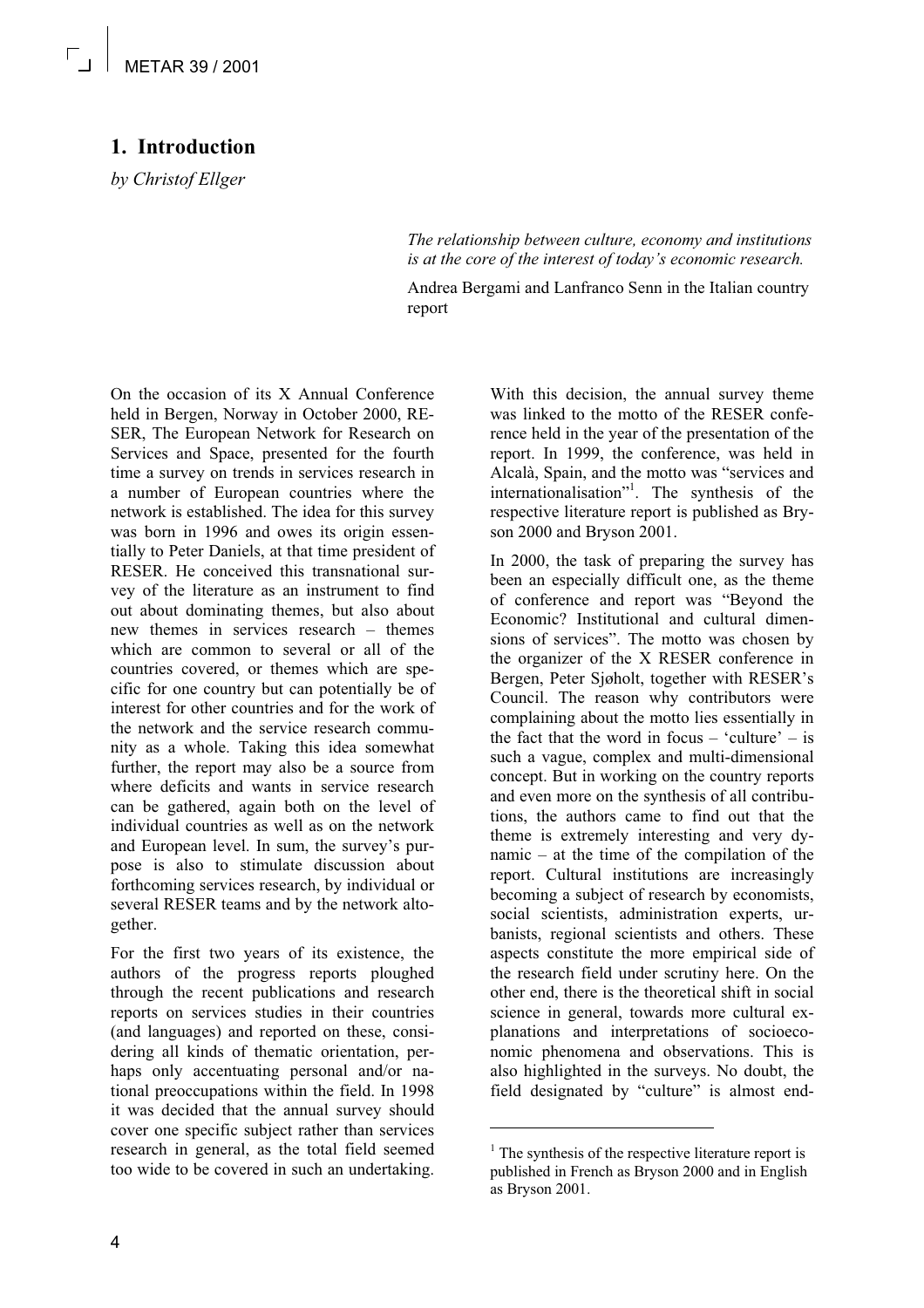# 1. Introduction

*by Christof Ellger*

> *The relationship between culture, economy and institutions is at the core of the interest of today's economic research.*
>
> Andrea Bergami and Lanfranco Senn in the Italian country report

On the occasion of its X Annual Conference held in Bergen, Norway in October 2000, RESER, The European Network for Research on Services and Space, presented for the fourth time a survey on trends in services research in a number of European countries where the network is established. The idea for this survey was born in 1996 and owes its origin essentially to Peter Daniels, at that time president of RESER. He conceived this transnational survey of the literature as an instrument to find out about dominating themes, but also about new themes in services research – themes which are common to several or all of the countries covered, or themes which are specific for one country but can potentially be of interest for other countries and for the work of the network and the service research community as a whole. Taking this idea somewhat further, the report may also be a source from where deficits and wants in service research can be gathered, again both on the level of individual countries as well as on the network and European level. In sum, the survey's purpose is also to stimulate discussion about forthcoming services research, by individual or several RESER teams and by the network altogether.

For the first two years of its existence, the authors of the progress reports ploughed through the recent publications and research reports on services studies in their countries (and languages) and reported on these, considering all kinds of thematic orientation, perhaps only accentuating personal and/or national preoccupations within the field. In 1998 it was decided that the annual survey should cover one specific subject rather than services research in general, as the total field seemed too wide to be covered in such an undertaking. With this decision, the annual survey theme was linked to the motto of the RESER conference held in the year of the presentation of the report. In 1999, the conference, was held in Alcalà, Spain, and the motto was "services and internationalisation"[1]. The synthesis of the respective literature report is published as Bryson 2000 and Bryson 2001.

In 2000, the task of preparing the survey has been an especially difficult one, as the theme of conference and report was "Beyond the Economic? Institutional and cultural dimensions of services". The motto was chosen by the organizer of the X RESER conference in Bergen, Peter Sjøholt, together with RESER's Council. The reason why contributors were complaining about the motto lies essentially in the fact that the word in focus – 'culture' – is such a vague, complex and multi-dimensional concept. But in working on the country reports and even more on the synthesis of all contributions, the authors came to find out that the theme is extremely interesting and very dynamic – at the time of the compilation of the report. Cultural institutions are increasingly becoming a subject of research by economists, social scientists, administration experts, urbanists, regional scientists and others. These aspects constitute the more empirical side of the research field under scrutiny here. On the other end, there is the theoretical shift in social science in general, towards more cultural explanations and interpretations of socioeconomic phenomena and observations. This is also highlighted in the surveys. No doubt, the field designated by "culture" is almost end-

---

[1] The synthesis of the respective literature report is published in French as Bryson 2000 and in English as Bryson 2001.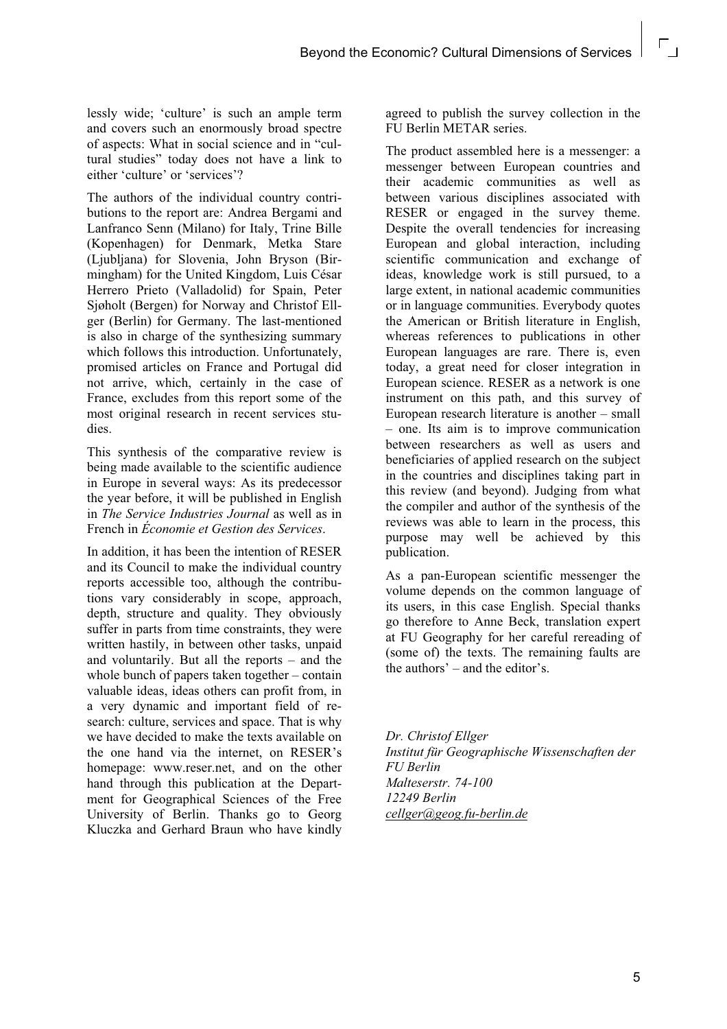lessly wide; 'culture' is such an ample term and covers such an enormously broad spectre of aspects: What in social science and in "cultural studies" today does not have a link to either 'culture' or 'services'?

The authors of the individual country contributions to the report are: Andrea Bergami and Lanfranco Senn (Milano) for Italy, Trine Bille (Kopenhagen) for Denmark, Metka Stare (Ljubljana) for Slovenia, John Bryson (Birmingham) for the United Kingdom, Luis César Herrero Prieto (Valladolid) for Spain, Peter Sjøholt (Bergen) for Norway and Christof Ellger (Berlin) for Germany. The last-mentioned is also in charge of the synthesizing summary which follows this introduction. Unfortunately, promised articles on France and Portugal did not arrive, which, certainly in the case of France, excludes from this report some of the most original research in recent services studies.

This synthesis of the comparative review is being made available to the scientific audience in Europe in several ways: As its predecessor the year before, it will be published in English in *The Service Industries Journal* as well as in French in *Économie et Gestion des Services*.

In addition, it has been the intention of RESER and its Council to make the individual country reports accessible too, although the contributions vary considerably in scope, approach, depth, structure and quality. They obviously suffer in parts from time constraints, they were written hastily, in between other tasks, unpaid and voluntarily. But all the reports – and the whole bunch of papers taken together – contain valuable ideas, ideas others can profit from, in a very dynamic and important field of research: culture, services and space. That is why we have decided to make the texts available on the one hand via the internet, on RESER's homepage: www.reser.net, and on the other hand through this publication at the Department for Geographical Sciences of the Free University of Berlin. Thanks go to Georg Kluczka and Gerhard Braun who have kindly agreed to publish the survey collection in the FU Berlin METAR series.

The product assembled here is a messenger: a messenger between European countries and their academic communities as well as between various disciplines associated with RESER or engaged in the survey theme. Despite the overall tendencies for increasing European and global interaction, including scientific communication and exchange of ideas, knowledge work is still pursued, to a large extent, in national academic communities or in language communities. Everybody quotes the American or British literature in English, whereas references to publications in other European languages are rare. There is, even today, a great need for closer integration in European science. RESER as a network is one instrument on this path, and this survey of European research literature is another – small – one. Its aim is to improve communication between researchers as well as users and beneficiaries of applied research on the subject in the countries and disciplines taking part in this review (and beyond). Judging from what the compiler and author of the synthesis of the reviews was able to learn in the process, this purpose may well be achieved by this publication.

As a pan-European scientific messenger the volume depends on the common language of its users, in this case English. Special thanks go therefore to Anne Beck, translation expert at FU Geography for her careful rereading of (some of) the texts. The remaining faults are the authors' – and the editor's.

*Dr. Christof Ellger*
*Institut für Geographische Wissenschaften der FU Berlin*
*Malteserstr. 74-100*
*12249 Berlin*
*cellger@geog.fu-berlin.de*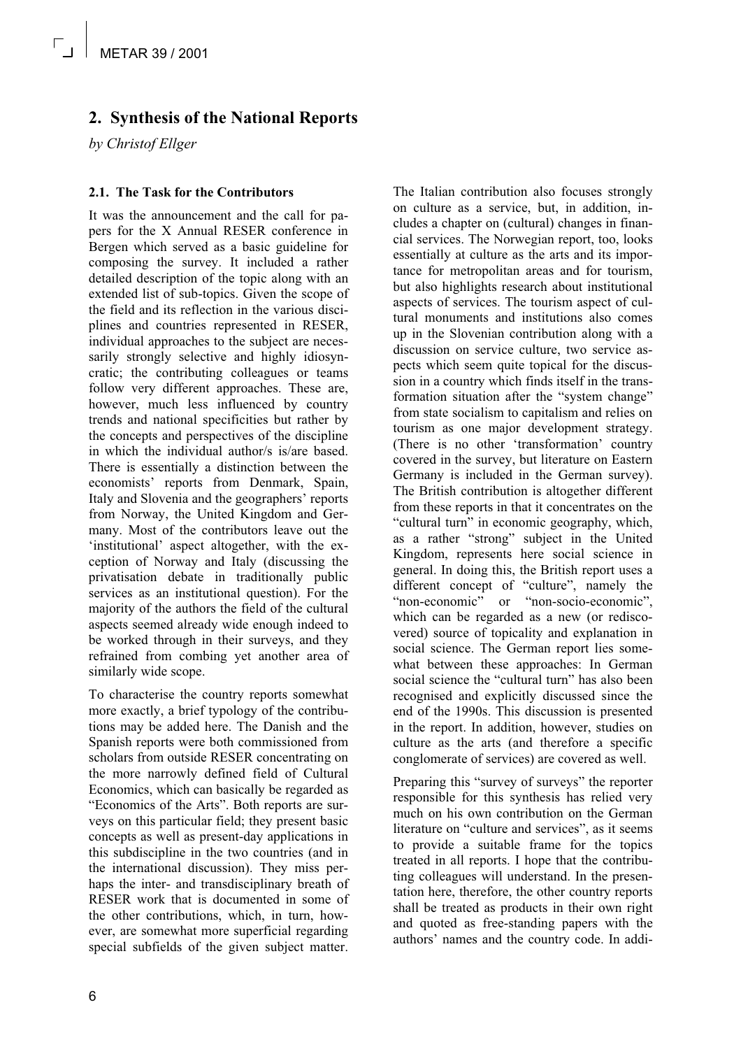## 2. Synthesis of the National Reports

*by Christof Ellger*

### 2.1. The Task for the Contributors

It was the announcement and the call for papers for the X Annual RESER conference in Bergen which served as a basic guideline for composing the survey. It included a rather detailed description of the topic along with an extended list of sub-topics. Given the scope of the field and its reflection in the various disciplines and countries represented in RESER, individual approaches to the subject are necessarily strongly selective and highly idiosyncratic; the contributing colleagues or teams follow very different approaches. These are, however, much less influenced by country trends and national specificities but rather by the concepts and perspectives of the discipline in which the individual author/s is/are based. There is essentially a distinction between the economists' reports from Denmark, Spain, Italy and Slovenia and the geographers' reports from Norway, the United Kingdom and Germany. Most of the contributors leave out the 'institutional' aspect altogether, with the exception of Norway and Italy (discussing the privatisation debate in traditionally public services as an institutional question). For the majority of the authors the field of the cultural aspects seemed already wide enough indeed to be worked through in their surveys, and they refrained from combing yet another area of similarly wide scope.

To characterise the country reports somewhat more exactly, a brief typology of the contributions may be added here. The Danish and the Spanish reports were both commissioned from scholars from outside RESER concentrating on the more narrowly defined field of Cultural Economics, which can basically be regarded as "Economics of the Arts". Both reports are surveys on this particular field; they present basic concepts as well as present-day applications in this subdiscipline in the two countries (and in the international discussion). They miss perhaps the inter- and transdisciplinary breath of RESER work that is documented in some of the other contributions, which, in turn, however, are somewhat more superficial regarding special subfields of the given subject matter. The Italian contribution also focuses strongly on culture as a service, but, in addition, includes a chapter on (cultural) changes in financial services. The Norwegian report, too, looks essentially at culture as the arts and its importance for metropolitan areas and for tourism, but also highlights research about institutional aspects of services. The tourism aspect of cultural monuments and institutions also comes up in the Slovenian contribution along with a discussion on service culture, two service aspects which seem quite topical for the discussion in a country which finds itself in the transformation situation after the "system change" from state socialism to capitalism and relies on tourism as one major development strategy. (There is no other 'transformation' country covered in the survey, but literature on Eastern Germany is included in the German survey). The British contribution is altogether different from these reports in that it concentrates on the "cultural turn" in economic geography, which, as a rather "strong" subject in the United Kingdom, represents here social science in general. In doing this, the British report uses a different concept of "culture", namely the "non-economic" or "non-socio-economic", which can be regarded as a new (or rediscovered) source of topicality and explanation in social science. The German report lies somewhat between these approaches: In German social science the "cultural turn" has also been recognised and explicitly discussed since the end of the 1990s. This discussion is presented in the report. In addition, however, studies on culture as the arts (and therefore a specific conglomerate of services) are covered as well.

Preparing this "survey of surveys" the reporter responsible for this synthesis has relied very much on his own contribution on the German literature on "culture and services", as it seems to provide a suitable frame for the topics treated in all reports. I hope that the contributing colleagues will understand. In the presentation here, therefore, the other country reports shall be treated as products in their own right and quoted as free-standing papers with the authors' names and the country code. In addi-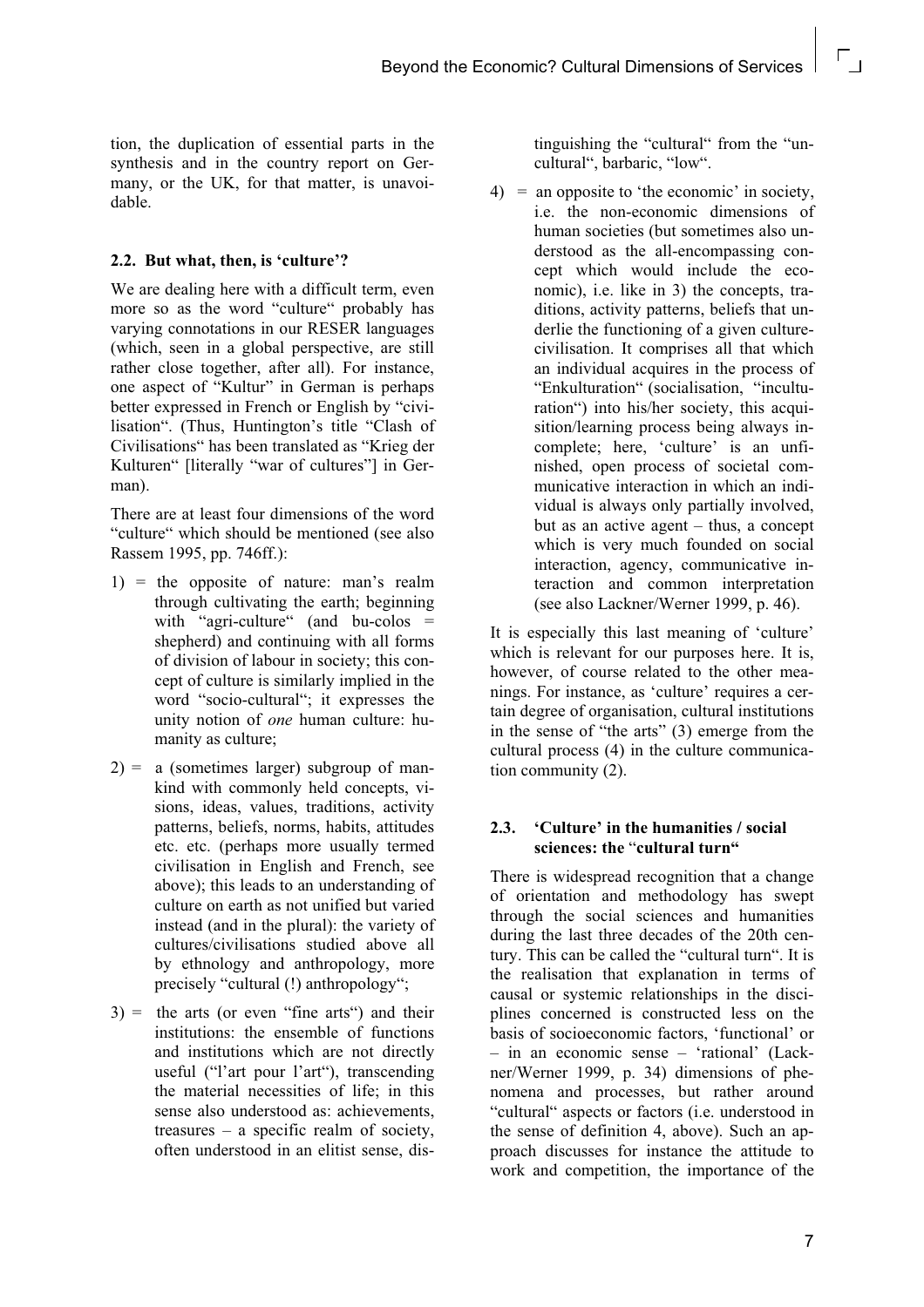tion, the duplication of essential parts in the synthesis and in the country report on Germany, or the UK, for that matter, is unavoidable.

### 2.2. But what, then, is 'culture'?

We are dealing here with a difficult term, even more so as the word "culture" probably has varying connotations in our RESER languages (which, seen in a global perspective, are still rather close together, after all). For instance, one aspect of "Kultur" in German is perhaps better expressed in French or English by "civilisation". (Thus, Huntington's title "Clash of Civilisations" has been translated as "Krieg der Kulturen" [literally "war of cultures"] in German).

There are at least four dimensions of the word "culture" which should be mentioned (see also Rassem 1995, pp. 746ff.):

1) = the opposite of nature: man's realm through cultivating the earth; beginning with "agri-culture" (and bu-colos = shepherd) and continuing with all forms of division of labour in society; this concept of culture is similarly implied in the word "socio-cultural"; it expresses the unity notion of *one* human culture: humanity as culture;

2) = a (sometimes larger) subgroup of mankind with commonly held concepts, visions, ideas, values, traditions, activity patterns, beliefs, norms, habits, attitudes etc. etc. (perhaps more usually termed civilisation in English and French, see above); this leads to an understanding of culture on earth as not unified but varied instead (and in the plural): the variety of cultures/civilisations studied above all by ethnology and anthropology, more precisely "cultural (!) anthropology";

3) = the arts (or even "fine arts") and their institutions: the ensemble of functions and institutions which are not directly useful ("l'art pour l'art"), transcending the material necessities of life; in this sense also understood as: achievements, treasures – a specific realm of society, often understood in an elitist sense, distinguishing the "cultural" from the "uncultural", barbaric, "low".

4) = an opposite to 'the economic' in society, i.e. the non-economic dimensions of human societies (but sometimes also understood as the all-encompassing concept which would include the economic), i.e. like in 3) the concepts, traditions, activity patterns, beliefs that underlie the functioning of a given culture-civilisation. It comprises all that which an individual acquires in the process of "Enkulturation" (socialisation, "inculturation") into his/her society, this acquisition/learning process being always incomplete; here, 'culture' is an unfinished, open process of societal communicative interaction in which an individual is always only partially involved, but as an active agent – thus, a concept which is very much founded on social interaction, agency, communicative interaction and common interpretation (see also Lackner/Werner 1999, p. 46).

It is especially this last meaning of 'culture' which is relevant for our purposes here. It is, however, of course related to the other meanings. For instance, as 'culture' requires a certain degree of organisation, cultural institutions in the sense of "the arts" (3) emerge from the cultural process (4) in the culture communication community (2).

### 2.3. 'Culture' in the humanities / social sciences: the "cultural turn"

There is widespread recognition that a change of orientation and methodology has swept through the social sciences and humanities during the last three decades of the 20th century. This can be called the "cultural turn". It is the realisation that explanation in terms of causal or systemic relationships in the disciplines concerned is constructed less on the basis of socioeconomic factors, 'functional' or – in an economic sense – 'rational' (Lackner/Werner 1999, p. 34) dimensions of phenomena and processes, but rather around "cultural" aspects or factors (i.e. understood in the sense of definition 4, above). Such an approach discusses for instance the attitude to work and competition, the importance of the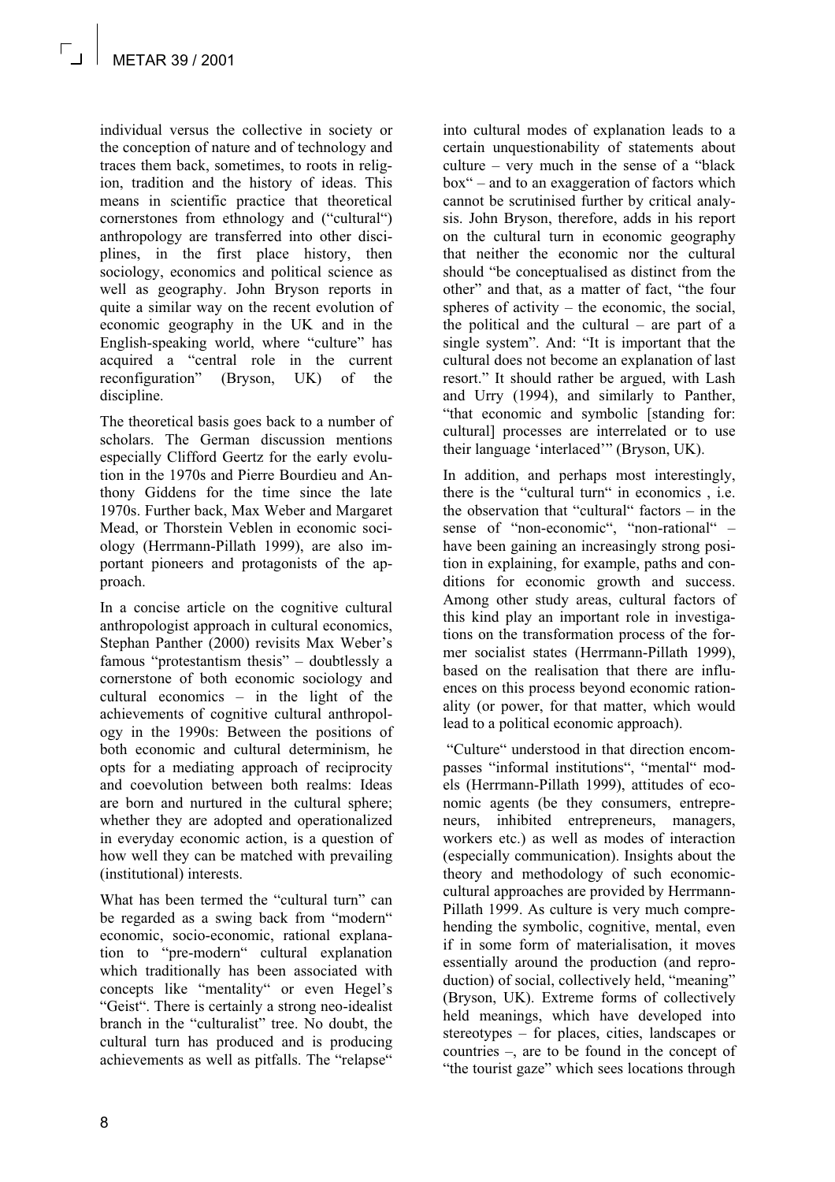individual versus the collective in society or the conception of nature and of technology and traces them back, sometimes, to roots in religion, tradition and the history of ideas. This means in scientific practice that theoretical cornerstones from ethnology and ("cultural") anthropology are transferred into other disciplines, in the first place history, then sociology, economics and political science as well as geography. John Bryson reports in quite a similar way on the recent evolution of economic geography in the UK and in the English-speaking world, where "culture" has acquired a "central role in the current reconfiguration" (Bryson, UK) of the discipline.

The theoretical basis goes back to a number of scholars. The German discussion mentions especially Clifford Geertz for the early evolution in the 1970s and Pierre Bourdieu and Anthony Giddens for the time since the late 1970s. Further back, Max Weber and Margaret Mead, or Thorstein Veblen in economic sociology (Herrmann-Pillath 1999), are also important pioneers and protagonists of the approach.

In a concise article on the cognitive cultural anthropologist approach in cultural economics, Stephan Panther (2000) revisits Max Weber's famous "protestantism thesis" – doubtlessly a cornerstone of both economic sociology and cultural economics – in the light of the achievements of cognitive cultural anthropology in the 1990s: Between the positions of both economic and cultural determinism, he opts for a mediating approach of reciprocity and coevolution between both realms: Ideas are born and nurtured in the cultural sphere; whether they are adopted and operationalized in everyday economic action, is a question of how well they can be matched with prevailing (institutional) interests.

What has been termed the "cultural turn" can be regarded as a swing back from "modern" economic, socio-economic, rational explanation to "pre-modern" cultural explanation which traditionally has been associated with concepts like "mentality" or even Hegel's "Geist". There is certainly a strong neo-idealist branch in the "culturalist" tree. No doubt, the cultural turn has produced and is producing achievements as well as pitfalls. The "relapse" into cultural modes of explanation leads to a certain unquestionability of statements about culture – very much in the sense of a "black box" – and to an exaggeration of factors which cannot be scrutinised further by critical analysis. John Bryson, therefore, adds in his report on the cultural turn in economic geography that neither the economic nor the cultural should "be conceptualised as distinct from the other" and that, as a matter of fact, "the four spheres of activity – the economic, the social, the political and the cultural – are part of a single system". And: "It is important that the cultural does not become an explanation of last resort." It should rather be argued, with Lash and Urry (1994), and similarly to Panther, "that economic and symbolic [standing for: cultural] processes are interrelated or to use their language 'interlaced'" (Bryson, UK).

In addition, and perhaps most interestingly, there is the "cultural turn" in economics , i.e. the observation that "cultural" factors – in the sense of "non-economic", "non-rational" – have been gaining an increasingly strong position in explaining, for example, paths and conditions for economic growth and success. Among other study areas, cultural factors of this kind play an important role in investigations on the transformation process of the former socialist states (Herrmann-Pillath 1999), based on the realisation that there are influences on this process beyond economic rationality (or power, for that matter, which would lead to a political economic approach).

"Culture" understood in that direction encompasses "informal institutions", "mental" models (Herrmann-Pillath 1999), attitudes of economic agents (be they consumers, entrepreneurs, inhibited entrepreneurs, managers, workers etc.) as well as modes of interaction (especially communication). Insights about the theory and methodology of such economic-cultural approaches are provided by Herrmann-Pillath 1999. As culture is very much comprehending the symbolic, cognitive, mental, even if in some form of materialisation, it moves essentially around the production (and reproduction) of social, collectively held, "meaning" (Bryson, UK). Extreme forms of collectively held meanings, which have developed into stereotypes – for places, cities, landscapes or countries –, are to be found in the concept of "the tourist gaze" which sees locations through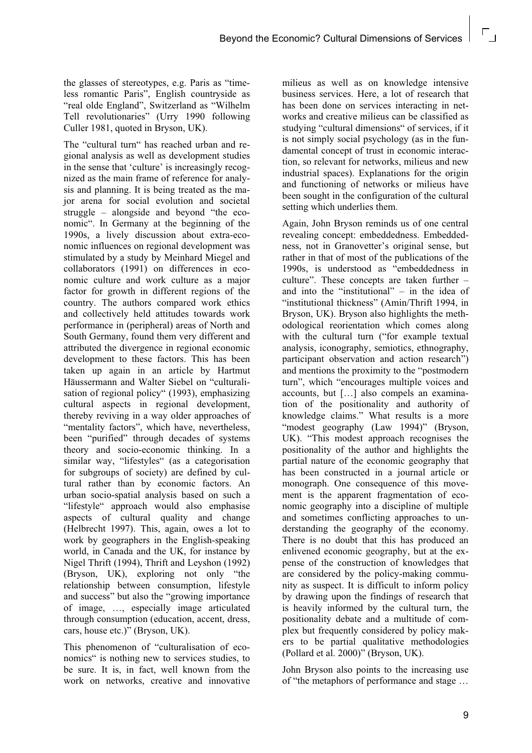the glasses of stereotypes, e.g. Paris as "timeless romantic Paris", English countryside as "real olde England", Switzerland as "Wilhelm Tell revolutionaries" (Urry 1990 following Culler 1981, quoted in Bryson, UK).

The "cultural turn" has reached urban and regional analysis as well as development studies in the sense that 'culture' is increasingly recognized as the main frame of reference for analysis and planning. It is being treated as the major arena for social evolution and societal struggle – alongside and beyond "the economic". In Germany at the beginning of the 1990s, a lively discussion about extra-economic influences on regional development was stimulated by a study by Meinhard Miegel and collaborators (1991) on differences in economic culture and work culture as a major factor for growth in different regions of the country. The authors compared work ethics and collectively held attitudes towards work performance in (peripheral) areas of North and South Germany, found them very different and attributed the divergence in regional economic development to these factors. This has been taken up again in an article by Hartmut Häussermann and Walter Siebel on "culturalisation of regional policy" (1993), emphasizing cultural aspects in regional development, thereby reviving in a way older approaches of "mentality factors", which have, nevertheless, been "purified" through decades of systems theory and socio-economic thinking. In a similar way, "lifestyles" (as a categorisation for subgroups of society) are defined by cultural rather than by economic factors. An urban socio-spatial analysis based on such a "lifestyle" approach would also emphasise aspects of cultural quality and change (Helbrecht 1997). This, again, owes a lot to work by geographers in the English-speaking world, in Canada and the UK, for instance by Nigel Thrift (1994), Thrift and Leyshon (1992) (Bryson, UK), exploring not only "the relationship between consumption, lifestyle and success" but also the "growing importance of image, …, especially image articulated through consumption (education, accent, dress, cars, house etc.)" (Bryson, UK).

This phenomenon of "culturalisation of economics" is nothing new to services studies, to be sure. It is, in fact, well known from the work on networks, creative and innovative milieus as well as on knowledge intensive business services. Here, a lot of research that has been done on services interacting in networks and creative milieus can be classified as studying "cultural dimensions" of services, if it is not simply social psychology (as in the fundamental concept of trust in economic interaction, so relevant for networks, milieus and new industrial spaces). Explanations for the origin and functioning of networks or milieus have been sought in the configuration of the cultural setting which underlies them.

Again, John Bryson reminds us of one central revealing concept: embeddedness. Embeddedness, not in Granovetter's original sense, but rather in that of most of the publications of the 1990s, is understood as "embeddedness in culture". These concepts are taken further – and into the "institutional" – in the idea of "institutional thickness" (Amin/Thrift 1994, in Bryson, UK). Bryson also highlights the methodological reorientation which comes along with the cultural turn ("for example textual analysis, iconography, semiotics, ethnography, participant observation and action research") and mentions the proximity to the "postmodern turn", which "encourages multiple voices and accounts, but […] also compels an examination of the positionality and authority of knowledge claims." What results is a more "modest geography (Law 1994)" (Bryson, UK). "This modest approach recognises the positionality of the author and highlights the partial nature of the economic geography that has been constructed in a journal article or monograph. One consequence of this movement is the apparent fragmentation of economic geography into a discipline of multiple and sometimes conflicting approaches to understanding the geography of the economy. There is no doubt that this has produced an enlivened economic geography, but at the expense of the construction of knowledges that are considered by the policy-making community as suspect. It is difficult to inform policy by drawing upon the findings of cultural research that is heavily informed by the cultural turn, the positionality debate and a multitude of complex but frequently considered by policy makers to be partial qualitative methodologies (Pollard et al. 2000)" (Bryson, UK).

John Bryson also points to the increasing use of "the metaphors of performance and stage …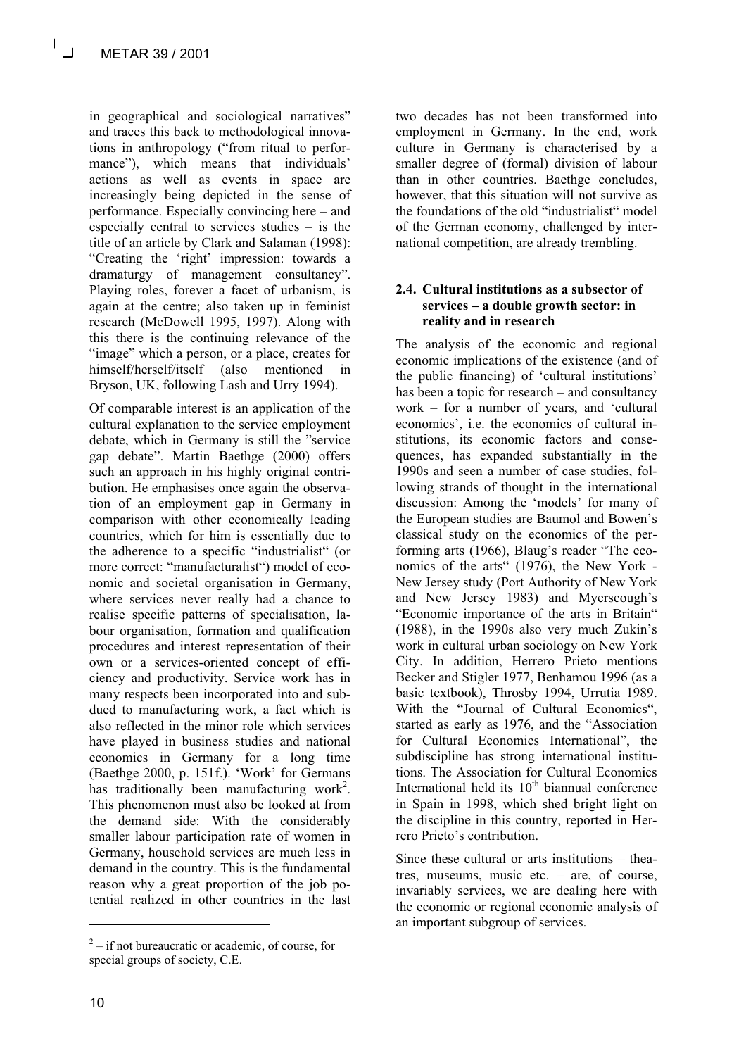in geographical and sociological narratives" and traces this back to methodological innovations in anthropology ("from ritual to performance"), which means that individuals' actions as well as events in space are increasingly being depicted in the sense of performance. Especially convincing here – and especially central to services studies – is the title of an article by Clark and Salaman (1998): "Creating the 'right' impression: towards a dramaturgy of management consultancy". Playing roles, forever a facet of urbanism, is again at the centre; also taken up in feminist research (McDowell 1995, 1997). Along with this there is the continuing relevance of the "image" which a person, or a place, creates for himself/herself/itself (also mentioned in Bryson, UK, following Lash and Urry 1994).

Of comparable interest is an application of the cultural explanation to the service employment debate, which in Germany is still the "service gap debate". Martin Baethge (2000) offers such an approach in his highly original contribution. He emphasises once again the observation of an employment gap in Germany in comparison with other economically leading countries, which for him is essentially due to the adherence to a specific "industrialist" (or more correct: "manufacturalist") model of economic and societal organisation in Germany, where services never really had a chance to realise specific patterns of specialisation, labour organisation, formation and qualification procedures and interest representation of their own or a services-oriented concept of efficiency and productivity. Service work has in many respects been incorporated into and subdued to manufacturing work, a fact which is also reflected in the minor role which services have played in business studies and national economics in Germany for a long time (Baethge 2000, p. 151f.). 'Work' for Germans has traditionally been manufacturing work[2]. This phenomenon must also be looked at from the demand side: With the considerably smaller labour participation rate of women in Germany, household services are much less in demand in the country. This is the fundamental reason why a great proportion of the job potential realized in other countries in the last two decades has not been transformed into employment in Germany. In the end, work culture in Germany is characterised by a smaller degree of (formal) division of labour than in other countries. Baethge concludes, however, that this situation will not survive as the foundations of the old "industrialist" model of the German economy, challenged by international competition, are already trembling.

### 2.4. Cultural institutions as a subsector of services – a double growth sector: in reality and in research

The analysis of the economic and regional economic implications of the existence (and of the public financing) of 'cultural institutions' has been a topic for research – and consultancy work – for a number of years, and 'cultural economics', i.e. the economics of cultural institutions, its economic factors and consequences, has expanded substantially in the 1990s and seen a number of case studies, following strands of thought in the international discussion: Among the 'models' for many of the European studies are Baumol and Bowen's classical study on the economics of the performing arts (1966), Blaug's reader "The economics of the arts" (1976), the New York - New Jersey study (Port Authority of New York and New Jersey 1983) and Myerscough's "Economic importance of the arts in Britain" (1988), in the 1990s also very much Zukin's work in cultural urban sociology on New York City. In addition, Herrero Prieto mentions Becker and Stigler 1977, Benhamou 1996 (as a basic textbook), Throsby 1994, Urrutia 1989. With the "Journal of Cultural Economics", started as early as 1976, and the "Association for Cultural Economics International", the subdiscipline has strong international institutions. The Association for Cultural Economics International held its 10th biannual conference in Spain in 1998, which shed bright light on the discipline in this country, reported in Herrero Prieto's contribution.

Since these cultural or arts institutions – theatres, museums, music etc. – are, of course, invariably services, we are dealing here with the economic or regional economic analysis of an important subgroup of services.

---

[2] – if not bureaucratic or academic, of course, for special groups of society, C.E.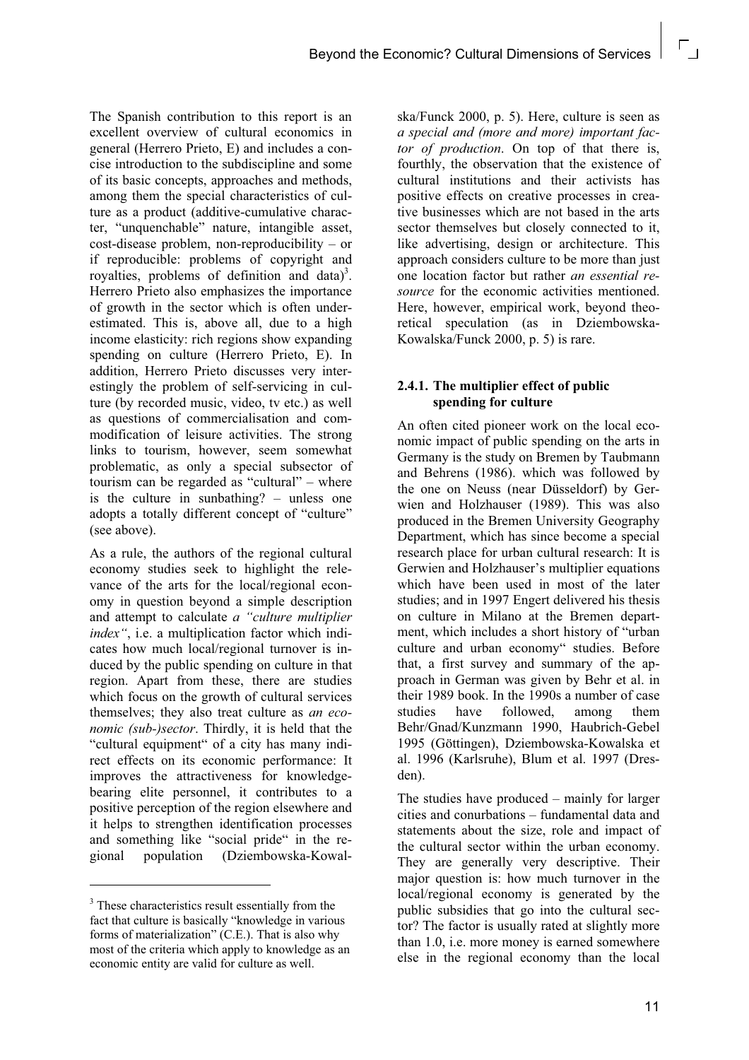The Spanish contribution to this report is an excellent overview of cultural economics in general (Herrero Prieto, E) and includes a concise introduction to the subdiscipline and some of its basic concepts, approaches and methods, among them the special characteristics of culture as a product (additive-cumulative character, "unquenchable" nature, intangible asset, cost-disease problem, non-reproducibility – or if reproducible: problems of copyright and royalties, problems of definition and data)[3]. Herrero Prieto also emphasizes the importance of growth in the sector which is often underestimated. This is, above all, due to a high income elasticity: rich regions show expanding spending on culture (Herrero Prieto, E). In addition, Herrero Prieto discusses very interestingly the problem of self-servicing in culture (by recorded music, video, tv etc.) as well as questions of commercialisation and commodification of leisure activities. The strong links to tourism, however, seem somewhat problematic, as only a special subsector of tourism can be regarded as "cultural" – where is the culture in sunbathing? – unless one adopts a totally different concept of "culture" (see above).

As a rule, the authors of the regional cultural economy studies seek to highlight the relevance of the arts for the local/regional economy in question beyond a simple description and attempt to calculate *a "culture multiplier index"*, i.e. a multiplication factor which indicates how much local/regional turnover is induced by the public spending on culture in that region. Apart from these, there are studies which focus on the growth of cultural services themselves; they also treat culture as *an economic (sub-)sector*. Thirdly, it is held that the "cultural equipment" of a city has many indirect effects on its economic performance: It improves the attractiveness for knowledge-bearing elite personnel, it contributes to a positive perception of the region elsewhere and it helps to strengthen identification processes and something like "social pride" in the regional population (Dziembowska-Kowalska/Funck 2000, p. 5). Here, culture is seen as *a special and (more and more) important factor of production*. On top of that there is, fourthly, the observation that the existence of cultural institutions and their activists has positive effects on creative processes in creative businesses which are not based in the arts sector themselves but closely connected to it, like advertising, design or architecture. This approach considers culture to be more than just one location factor but rather *an essential resource* for the economic activities mentioned. Here, however, empirical work, beyond theoretical speculation (as in Dziembowska-Kowalska/Funck 2000, p. 5) is rare.

#### 2.4.1. The multiplier effect of public spending for culture

An often cited pioneer work on the local economic impact of public spending on the arts in Germany is the study on Bremen by Taubmann and Behrens (1986). which was followed by the one on Neuss (near Düsseldorf) by Gerwien and Holzhauser (1989). This was also produced in the Bremen University Geography Department, which has since become a special research place for urban cultural research: It is Gerwien and Holzhauser's multiplier equations which have been used in most of the later studies; and in 1997 Engert delivered his thesis on culture in Milano at the Bremen department, which includes a short history of "urban culture and urban economy" studies. Before that, a first survey and summary of the approach in German was given by Behr et al. in their 1989 book. In the 1990s a number of case studies have followed, among them Behr/Gnad/Kunzmann 1990, Haubrich-Gebel 1995 (Göttingen), Dziembowska-Kowalska et al. 1996 (Karlsruhe), Blum et al. 1997 (Dresden).

The studies have produced – mainly for larger cities and conurbations – fundamental data and statements about the size, role and impact of the cultural sector within the urban economy. They are generally very descriptive. Their major question is: how much turnover in the local/regional economy is generated by the public subsidies that go into the cultural sector? The factor is usually rated at slightly more than 1.0, i.e. more money is earned somewhere else in the regional economy than the local

[3] These characteristics result essentially from the fact that culture is basically "knowledge in various forms of materialization" (C.E.). That is also why most of the criteria which apply to knowledge as an economic entity are valid for culture as well.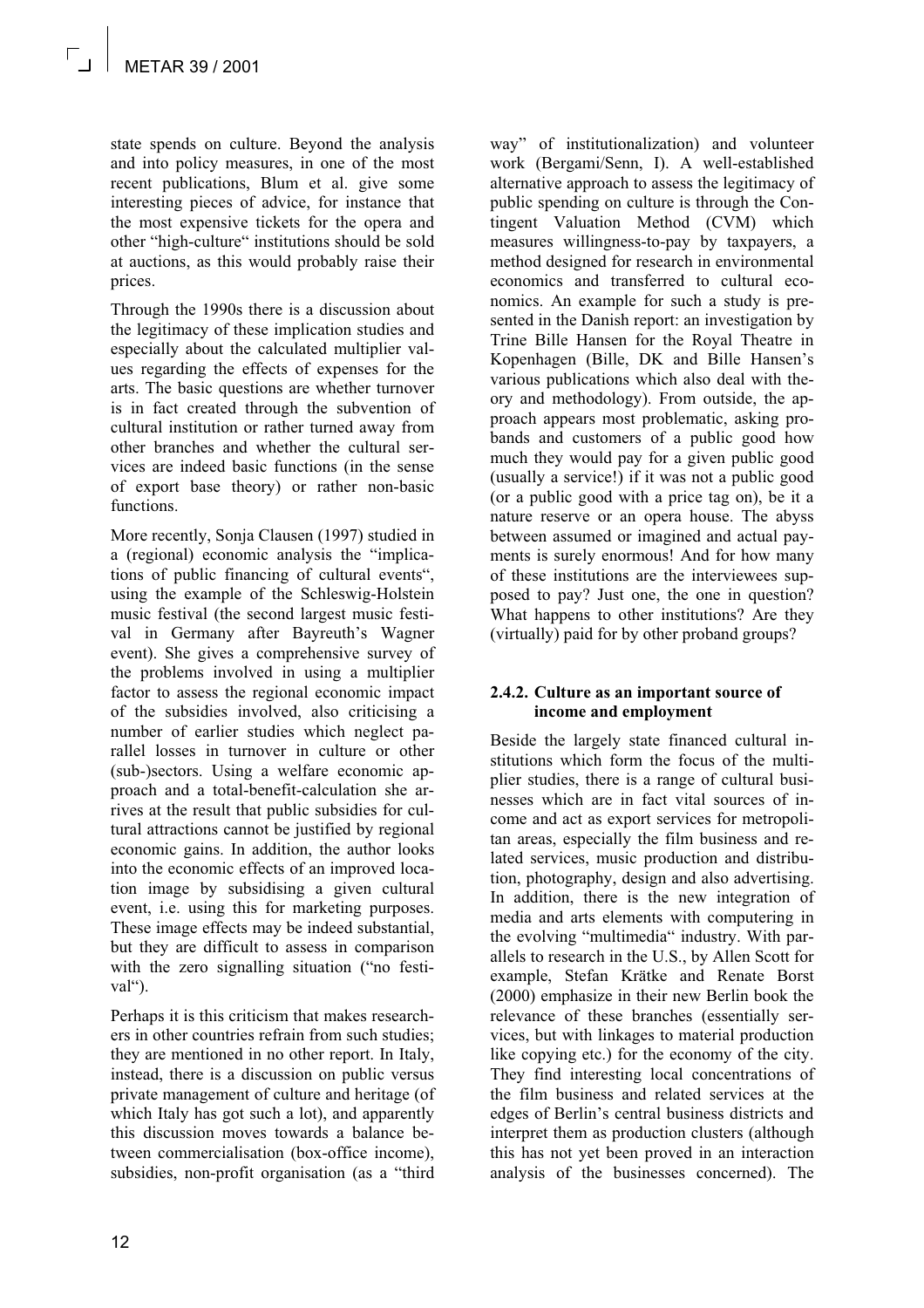state spends on culture. Beyond the analysis and into policy measures, in one of the most recent publications, Blum et al. give some interesting pieces of advice, for instance that the most expensive tickets for the opera and other "high-culture" institutions should be sold at auctions, as this would probably raise their prices.

Through the 1990s there is a discussion about the legitimacy of these implication studies and especially about the calculated multiplier values regarding the effects of expenses for the arts. The basic questions are whether turnover is in fact created through the subvention of cultural institution or rather turned away from other branches and whether the cultural services are indeed basic functions (in the sense of export base theory) or rather non-basic functions.

More recently, Sonja Clausen (1997) studied in a (regional) economic analysis the "implications of public financing of cultural events", using the example of the Schleswig-Holstein music festival (the second largest music festival in Germany after Bayreuth's Wagner event). She gives a comprehensive survey of the problems involved in using a multiplier factor to assess the regional economic impact of the subsidies involved, also criticising a number of earlier studies which neglect parallel losses in turnover in culture or other (sub-)sectors. Using a welfare economic approach and a total-benefit-calculation she arrives at the result that public subsidies for cultural attractions cannot be justified by regional economic gains. In addition, the author looks into the economic effects of an improved location image by subsidising a given cultural event, i.e. using this for marketing purposes. These image effects may be indeed substantial, but they are difficult to assess in comparison with the zero signalling situation ("no festival").

Perhaps it is this criticism that makes researchers in other countries refrain from such studies; they are mentioned in no other report. In Italy, instead, there is a discussion on public versus private management of culture and heritage (of which Italy has got such a lot), and apparently this discussion moves towards a balance between commercialisation (box-office income), subsidies, non-profit organisation (as a "third way" of institutionalization) and volunteer work (Bergami/Senn, I). A well-established alternative approach to assess the legitimacy of public spending on culture is through the Contingent Valuation Method (CVM) which measures willingness-to-pay by taxpayers, a method designed for research in environmental economics and transferred to cultural economics. An example for such a study is presented in the Danish report: an investigation by Trine Bille Hansen for the Royal Theatre in Kopenhagen (Bille, DK and Bille Hansen's various publications which also deal with theory and methodology). From outside, the approach appears most problematic, asking probands and customers of a public good how much they would pay for a given public good (usually a service!) if it was not a public good (or a public good with a price tag on), be it a nature reserve or an opera house. The abyss between assumed or imagined and actual payments is surely enormous! And for how many of these institutions are the interviewees supposed to pay? Just one, the one in question? What happens to other institutions? Are they (virtually) paid for by other proband groups?

#### 2.4.2. Culture as an important source of income and employment

Beside the largely state financed cultural institutions which form the focus of the multiplier studies, there is a range of cultural businesses which are in fact vital sources of income and act as export services for metropolitan areas, especially the film business and related services, music production and distribution, photography, design and also advertising. In addition, there is the new integration of media and arts elements with computering in the evolving "multimedia" industry. With parallels to research in the U.S., by Allen Scott for example, Stefan Krätke and Renate Borst (2000) emphasize in their new Berlin book the relevance of these branches (essentially services, but with linkages to material production like copying etc.) for the economy of the city. They find interesting local concentrations of the film business and related services at the edges of Berlin's central business districts and interpret them as production clusters (although this has not yet been proved in an interaction analysis of the businesses concerned). The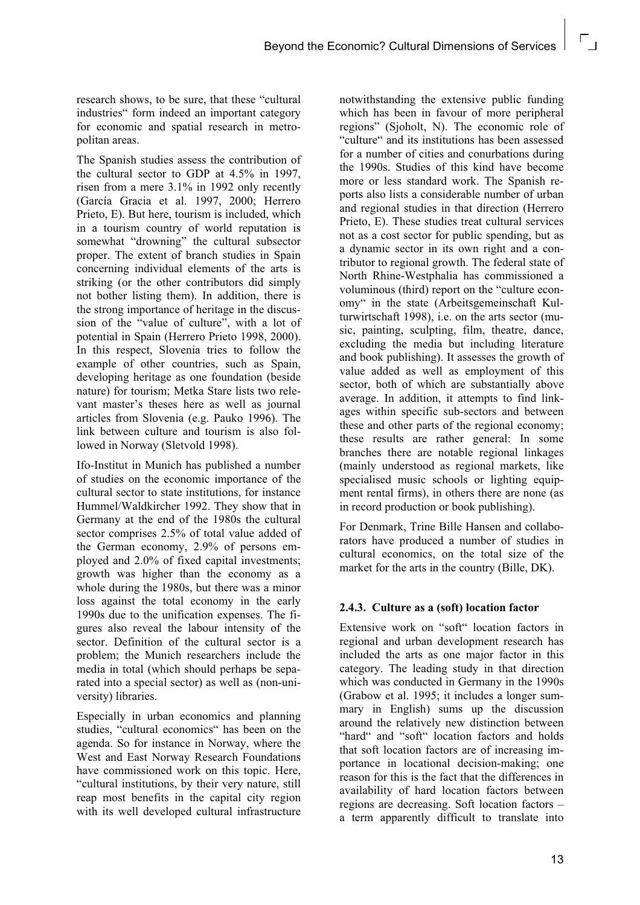research shows, to be sure, that these "cultural industries" form indeed an important category for economic and spatial research in metropolitan areas.

The Spanish studies assess the contribution of the cultural sector to GDP at 4.5% in 1997, risen from a mere 3.1% in 1992 only recently (García Gracia et al. 1997, 2000; Herrero Prieto, E). But here, tourism is included, which in a tourism country of world reputation is somewhat "drowning" the cultural subsector proper. The extent of branch studies in Spain concerning individual elements of the arts is striking (or the other contributors did simply not bother listing them). In addition, there is the strong importance of heritage in the discussion of the "value of culture", with a lot of potential in Spain (Herrero Prieto 1998, 2000). In this respect, Slovenia tries to follow the example of other countries, such as Spain, developing heritage as one foundation (beside nature) for tourism; Metka Stare lists two relevant master's theses here as well as journal articles from Slovenia (e.g. Pauko 1996). The link between culture and tourism is also followed in Norway (Sletvold 1998).

Ifo-Institut in Munich has published a number of studies on the economic importance of the cultural sector to state institutions, for instance Hummel/Waldkircher 1992. They show that in Germany at the end of the 1980s the cultural sector comprises 2.5% of total value added of the German economy, 2.9% of persons employed and 2.0% of fixed capital investments; growth was higher than the economy as a whole during the 1980s, but there was a minor loss against the total economy in the early 1990s due to the unification expenses. The figures also reveal the labour intensity of the sector. Definition of the cultural sector is a problem; the Munich researchers include the media in total (which should perhaps be separated into a special sector) as well as (non-university) libraries.

Especially in urban economics and planning studies, "cultural economics" has been on the agenda. So for instance in Norway, where the West and East Norway Research Foundations have commissioned work on this topic. Here, "cultural institutions, by their very nature, still reap most benefits in the capital city region with its well developed cultural infrastructure notwithstanding the extensive public funding which has been in favour of more peripheral regions" (Sjoholt, N). The economic role of "culture" and its institutions has been assessed for a number of cities and conurbations during the 1990s. Studies of this kind have become more or less standard work. The Spanish reports also lists a considerable number of urban and regional studies in that direction (Herrero Prieto, E). These studies treat cultural services not as a cost sector for public spending, but as a dynamic sector in its own right and a contributor to regional growth. The federal state of North Rhine-Westphalia has commissioned a voluminous (third) report on the "culture economy" in the state (Arbeitsgemeinschaft Kulturwirtschaft 1998), i.e. on the arts sector (music, painting, sculpting, film, theatre, dance, excluding the media but including literature and book publishing). It assesses the growth of value added as well as employment of this sector, both of which are substantially above average. In addition, it attempts to find linkages within specific sub-sectors and between these and other parts of the regional economy; these results are rather general: In some branches there are notable regional linkages (mainly understood as regional markets, like specialised music schools or lighting equipment rental firms), in others there are none (as in record production or book publishing).

For Denmark, Trine Bille Hansen and collaborators have produced a number of studies in cultural economics, on the total size of the market for the arts in the country (Bille, DK).

### 2.4.3. Culture as a (soft) location factor

Extensive work on "soft" location factors in regional and urban development research has included the arts as one major factor in this category. The leading study in that direction which was conducted in Germany in the 1990s (Grabow et al. 1995; it includes a longer summary in English) sums up the discussion around the relatively new distinction between "hard" and "soft" location factors and holds that soft location factors are of increasing importance in locational decision-making; one reason for this is the fact that the differences in availability of hard location factors between regions are decreasing. Soft location factors – a term apparently difficult to translate into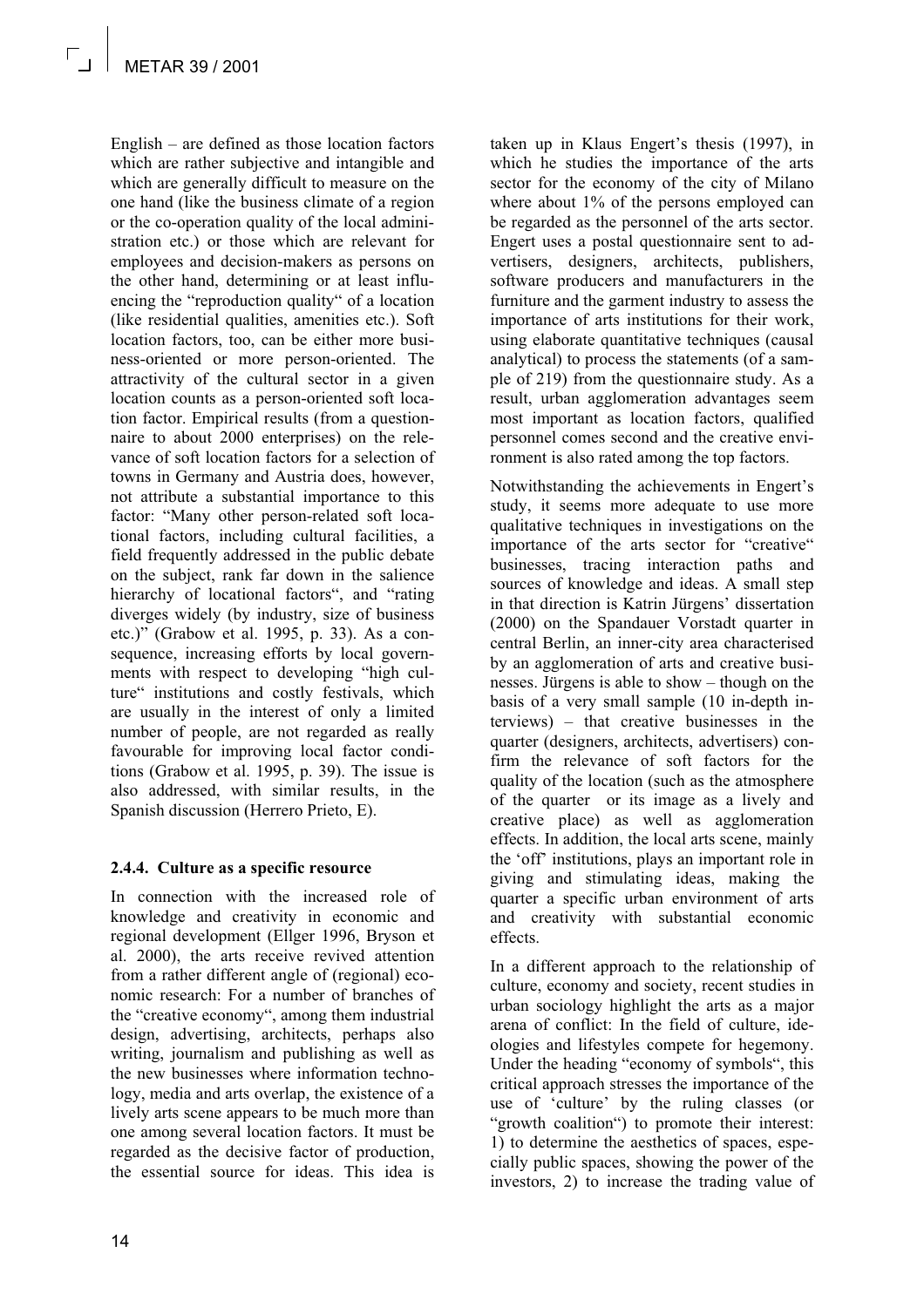English – are defined as those location factors which are rather subjective and intangible and which are generally difficult to measure on the one hand (like the business climate of a region or the co-operation quality of the local administration etc.) or those which are relevant for employees and decision-makers as persons on the other hand, determining or at least influencing the "reproduction quality" of a location (like residential qualities, amenities etc.). Soft location factors, too, can be either more business-oriented or more person-oriented. The attractivity of the cultural sector in a given location counts as a person-oriented soft location factor. Empirical results (from a questionnaire to about 2000 enterprises) on the relevance of soft location factors for a selection of towns in Germany and Austria does, however, not attribute a substantial importance to this factor: "Many other person-related soft locational factors, including cultural facilities, a field frequently addressed in the public debate on the subject, rank far down in the salience hierarchy of locational factors", and "rating diverges widely (by industry, size of business etc.)" (Grabow et al. 1995, p. 33). As a consequence, increasing efforts by local governments with respect to developing "high culture" institutions and costly festivals, which are usually in the interest of only a limited number of people, are not regarded as really favourable for improving local factor conditions (Grabow et al. 1995, p. 39). The issue is also addressed, with similar results, in the Spanish discussion (Herrero Prieto, E).

#### 2.4.4. Culture as a specific resource

In connection with the increased role of knowledge and creativity in economic and regional development (Ellger 1996, Bryson et al. 2000), the arts receive revived attention from a rather different angle of (regional) economic research: For a number of branches of the "creative economy", among them industrial design, advertising, architects, perhaps also writing, journalism and publishing as well as the new businesses where information technology, media and arts overlap, the existence of a lively arts scene appears to be much more than one among several location factors. It must be regarded as the decisive factor of production, the essential source for ideas. This idea is taken up in Klaus Engert's thesis (1997), in which he studies the importance of the arts sector for the economy of the city of Milano where about 1% of the persons employed can be regarded as the personnel of the arts sector. Engert uses a postal questionnaire sent to advertisers, designers, architects, publishers, software producers and manufacturers in the furniture and the garment industry to assess the importance of arts institutions for their work, using elaborate quantitative techniques (causal analytical) to process the statements (of a sample of 219) from the questionnaire study. As a result, urban agglomeration advantages seem most important as location factors, qualified personnel comes second and the creative environment is also rated among the top factors.

Notwithstanding the achievements in Engert's study, it seems more adequate to use more qualitative techniques in investigations on the importance of the arts sector for "creative" businesses, tracing interaction paths and sources of knowledge and ideas. A small step in that direction is Katrin Jürgens' dissertation (2000) on the Spandauer Vorstadt quarter in central Berlin, an inner-city area characterised by an agglomeration of arts and creative businesses. Jürgens is able to show – though on the basis of a very small sample (10 in-depth interviews) – that creative businesses in the quarter (designers, architects, advertisers) confirm the relevance of soft factors for the quality of the location (such as the atmosphere of the quarter or its image as a lively and creative place) as well as agglomeration effects. In addition, the local arts scene, mainly the 'off' institutions, plays an important role in giving and stimulating ideas, making the quarter a specific urban environment of arts and creativity with substantial economic effects.

In a different approach to the relationship of culture, economy and society, recent studies in urban sociology highlight the arts as a major arena of conflict: In the field of culture, ideologies and lifestyles compete for hegemony. Under the heading "economy of symbols", this critical approach stresses the importance of the use of 'culture' by the ruling classes (or "growth coalition") to promote their interest: 1) to determine the aesthetics of spaces, especially public spaces, showing the power of the investors, 2) to increase the trading value of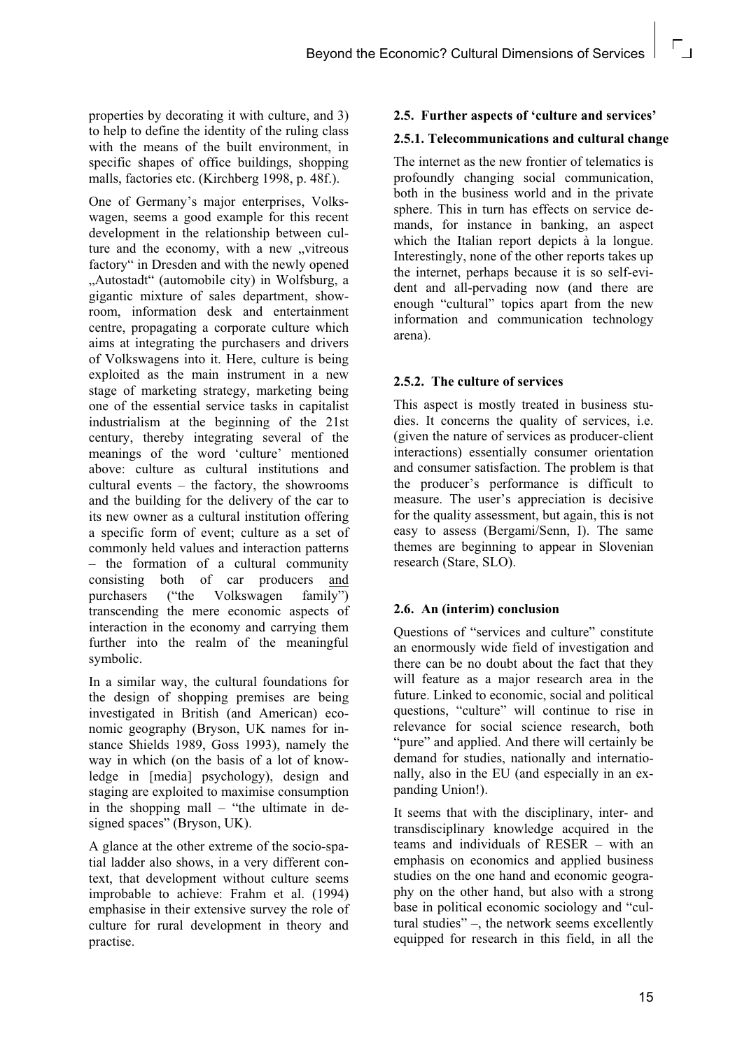properties by decorating it with culture, and 3) to help to define the identity of the ruling class with the means of the built environment, in specific shapes of office buildings, shopping malls, factories etc. (Kirchberg 1998, p. 48f.).

One of Germany's major enterprises, Volkswagen, seems a good example for this recent development in the relationship between culture and the economy, with a new „vitreous factory" in Dresden and with the newly opened „Autostadt" (automobile city) in Wolfsburg, a gigantic mixture of sales department, showroom, information desk and entertainment centre, propagating a corporate culture which aims at integrating the purchasers and drivers of Volkswagens into it. Here, culture is being exploited as the main instrument in a new stage of marketing strategy, marketing being one of the essential service tasks in capitalist industrialism at the beginning of the 21st century, thereby integrating several of the meanings of the word 'culture' mentioned above: culture as cultural institutions and cultural events – the factory, the showrooms and the building for the delivery of the car to its new owner as a cultural institution offering a specific form of event; culture as a set of commonly held values and interaction patterns – the formation of a cultural community consisting both of car producers and purchasers ("the Volkswagen family") transcending the mere economic aspects of interaction in the economy and carrying them further into the realm of the meaningful symbolic.

In a similar way, the cultural foundations for the design of shopping premises are being investigated in British (and American) economic geography (Bryson, UK names for instance Shields 1989, Goss 1993), namely the way in which (on the basis of a lot of knowledge in [media] psychology), design and staging are exploited to maximise consumption in the shopping mall – "the ultimate in designed spaces" (Bryson, UK).

A glance at the other extreme of the socio-spatial ladder also shows, in a very different context, that development without culture seems improbable to achieve: Frahm et al. (1994) emphasise in their extensive survey the role of culture for rural development in theory and practise.

### 2.5. Further aspects of 'culture and services'

#### 2.5.1. Telecommunications and cultural change

The internet as the new frontier of telematics is profoundly changing social communication, both in the business world and in the private sphere. This in turn has effects on service demands, for instance in banking, an aspect which the Italian report depicts à la longue. Interestingly, none of the other reports takes up the internet, perhaps because it is so self-evident and all-pervading now (and there are enough "cultural" topics apart from the new information and communication technology arena).

#### 2.5.2. The culture of services

This aspect is mostly treated in business studies. It concerns the quality of services, i.e. (given the nature of services as producer-client interactions) essentially consumer orientation and consumer satisfaction. The problem is that the producer's performance is difficult to measure. The user's appreciation is decisive for the quality assessment, but again, this is not easy to assess (Bergami/Senn, I). The same themes are beginning to appear in Slovenian research (Stare, SLO).

### 2.6. An (interim) conclusion

Questions of "services and culture" constitute an enormously wide field of investigation and there can be no doubt about the fact that they will feature as a major research area in the future. Linked to economic, social and political questions, "culture" will continue to rise in relevance for social science research, both "pure" and applied. And there will certainly be demand for studies, nationally and internationally, also in the EU (and especially in an expanding Union!).

It seems that with the disciplinary, inter- and transdisciplinary knowledge acquired in the teams and individuals of RESER – with an emphasis on economics and applied business studies on the one hand and economic geography on the other hand, but also with a strong base in political economic sociology and "cultural studies" –, the network seems excellently equipped for research in this field, in all the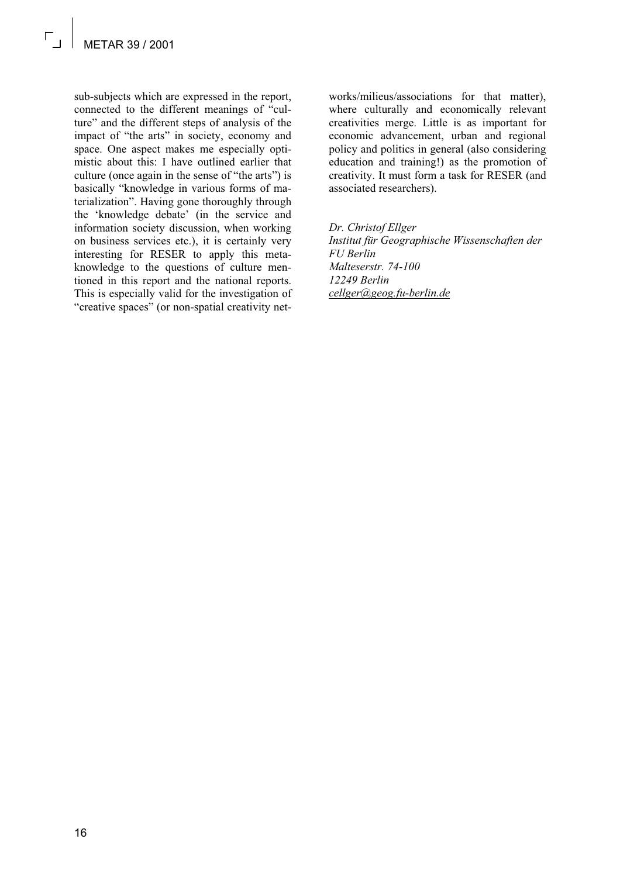sub-subjects which are expressed in the report, connected to the different meanings of "culture" and the different steps of analysis of the impact of "the arts" in society, economy and space. One aspect makes me especially optimistic about this: I have outlined earlier that culture (once again in the sense of "the arts") is basically "knowledge in various forms of materialization". Having gone thoroughly through the 'knowledge debate' (in the service and information society discussion, when working on business services etc.), it is certainly very interesting for RESER to apply this meta-knowledge to the questions of culture mentioned in this report and the national reports. This is especially valid for the investigation of "creative spaces" (or non-spatial creativity networks/milieus/associations for that matter), where culturally and economically relevant creativities merge. Little is as important for economic advancement, urban and regional policy and politics in general (also considering education and training!) as the promotion of creativity. It must form a task for RESER (and associated researchers).

*Dr. Christof Ellger*
*Institut für Geographische Wissenschaften der FU Berlin*
*Malteserstr. 74-100*
*12249 Berlin*
*cellger@geog.fu-berlin.de*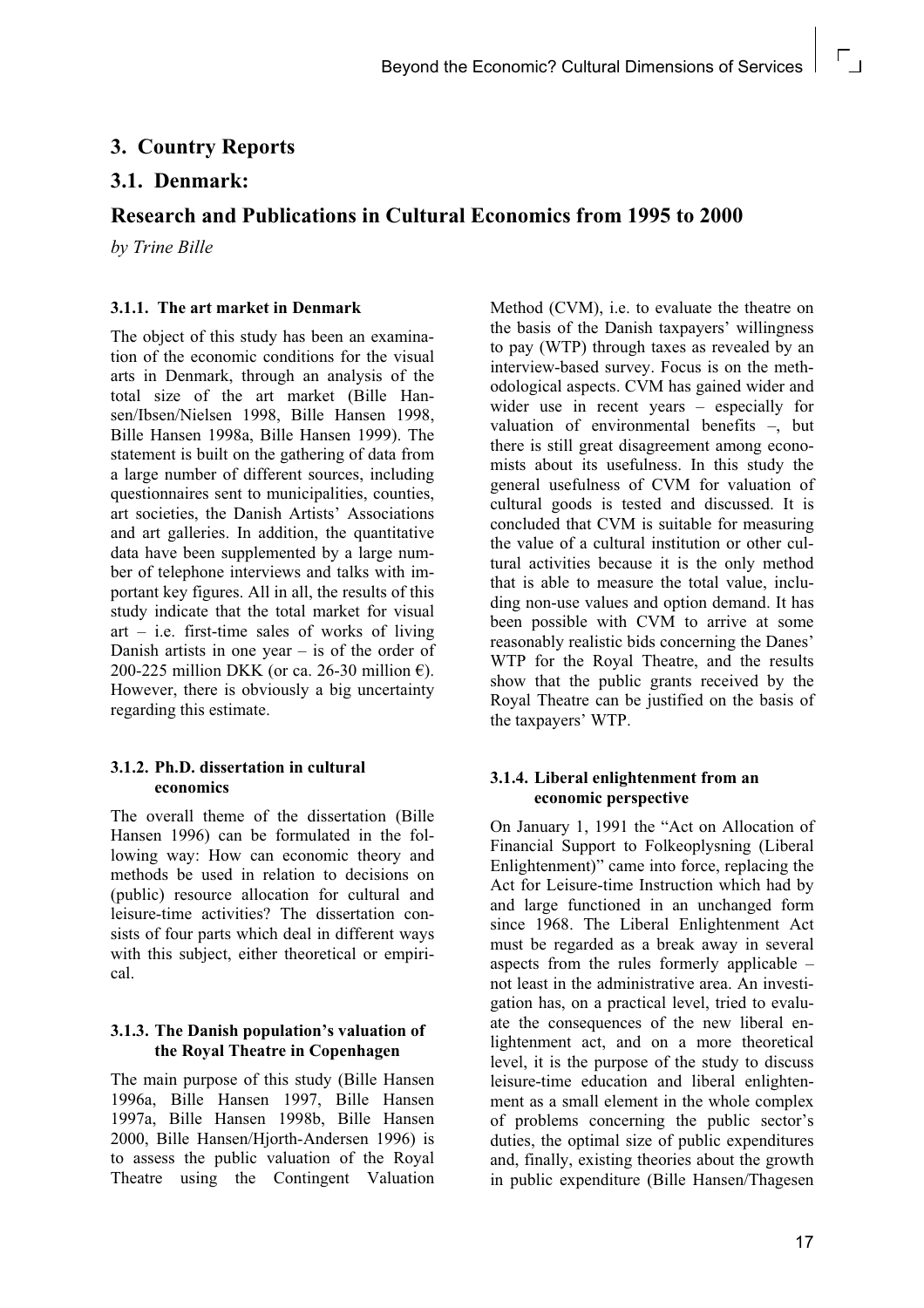## 3. Country Reports

## 3.1. Denmark:

## Research and Publications in Cultural Economics from 1995 to 2000

*by Trine Bille*

#### 3.1.1. The art market in Denmark

The object of this study has been an examination of the economic conditions for the visual arts in Denmark, through an analysis of the total size of the art market (Bille Hansen/Ibsen/Nielsen 1998, Bille Hansen 1998, Bille Hansen 1998a, Bille Hansen 1999). The statement is built on the gathering of data from a large number of different sources, including questionnaires sent to municipalities, counties, art societies, the Danish Artists' Associations and art galleries. In addition, the quantitative data have been supplemented by a large number of telephone interviews and talks with important key figures. All in all, the results of this study indicate that the total market for visual art – i.e. first-time sales of works of living Danish artists in one year – is of the order of 200-225 million DKK (or ca. 26-30 million €). However, there is obviously a big uncertainty regarding this estimate.

#### 3.1.2. Ph.D. dissertation in cultural economics

The overall theme of the dissertation (Bille Hansen 1996) can be formulated in the following way: How can economic theory and methods be used in relation to decisions on (public) resource allocation for cultural and leisure-time activities? The dissertation consists of four parts which deal in different ways with this subject, either theoretical or empirical.

#### 3.1.3. The Danish population's valuation of the Royal Theatre in Copenhagen

The main purpose of this study (Bille Hansen 1996a, Bille Hansen 1997, Bille Hansen 1997a, Bille Hansen 1998b, Bille Hansen 2000, Bille Hansen/Hjorth-Andersen 1996) is to assess the public valuation of the Royal Theatre using the Contingent Valuation Method (CVM), i.e. to evaluate the theatre on the basis of the Danish taxpayers' willingness to pay (WTP) through taxes as revealed by an interview-based survey. Focus is on the methodological aspects. CVM has gained wider and wider use in recent years – especially for valuation of environmental benefits –, but there is still great disagreement among economists about its usefulness. In this study the general usefulness of CVM for valuation of cultural goods is tested and discussed. It is concluded that CVM is suitable for measuring the value of a cultural institution or other cultural activities because it is the only method that is able to measure the total value, including non-use values and option demand. It has been possible with CVM to arrive at some reasonably realistic bids concerning the Danes' WTP for the Royal Theatre, and the results show that the public grants received by the Royal Theatre can be justified on the basis of the taxpayers' WTP.

#### 3.1.4. Liberal enlightenment from an economic perspective

On January 1, 1991 the "Act on Allocation of Financial Support to Folkeoplysning (Liberal Enlightenment)" came into force, replacing the Act for Leisure-time Instruction which had by and large functioned in an unchanged form since 1968. The Liberal Enlightenment Act must be regarded as a break away in several aspects from the rules formerly applicable – not least in the administrative area. An investigation has, on a practical level, tried to evaluate the consequences of the new liberal enlightenment act, and on a more theoretical level, it is the purpose of the study to discuss leisure-time education and liberal enlightenment as a small element in the whole complex of problems concerning the public sector's duties, the optimal size of public expenditures and, finally, existing theories about the growth in public expenditure (Bille Hansen/Thagesen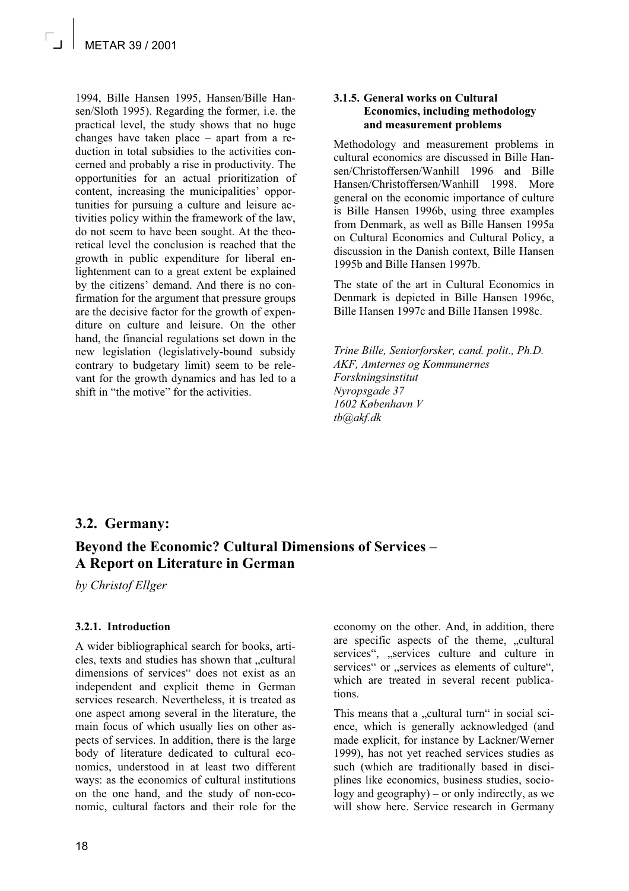1994, Bille Hansen 1995, Hansen/Bille Hansen/Sloth 1995). Regarding the former, i.e. the practical level, the study shows that no huge changes have taken place – apart from a reduction in total subsidies to the activities concerned and probably a rise in productivity. The opportunities for an actual prioritization of content, increasing the municipalities' opportunities for pursuing a culture and leisure activities policy within the framework of the law, do not seem to have been sought. At the theoretical level the conclusion is reached that the growth in public expenditure for liberal enlightenment can to a great extent be explained by the citizens' demand. And there is no confirmation for the argument that pressure groups are the decisive factor for the growth of expenditure on culture and leisure. On the other hand, the financial regulations set down in the new legislation (legislatively-bound subsidy contrary to budgetary limit) seem to be relevant for the growth dynamics and has led to a shift in "the motive" for the activities.

#### 3.1.5. General works on Cultural Economics, including methodology and measurement problems

Methodology and measurement problems in cultural economics are discussed in Bille Hansen/Christoffersen/Wanhill 1996 and Bille Hansen/Christoffersen/Wanhill 1998. More general on the economic importance of culture is Bille Hansen 1996b, using three examples from Denmark, as well as Bille Hansen 1995a on Cultural Economics and Cultural Policy, a discussion in the Danish context, Bille Hansen 1995b and Bille Hansen 1997b.

The state of the art in Cultural Economics in Denmark is depicted in Bille Hansen 1996c, Bille Hansen 1997c and Bille Hansen 1998c.

*Trine Bille, Seniorforsker, cand. polit., Ph.D.*
*AKF, Amternes og Kommunernes Forskningsinstitut*
*Nyropsgade 37*
*1602 København V*
*tb@akf.dk*

## 3.2. Germany:

## Beyond the Economic? Cultural Dimensions of Services – A Report on Literature in German

*by Christof Ellger*

#### 3.2.1. Introduction

A wider bibliographical search for books, articles, texts and studies has shown that „cultural dimensions of services" does not exist as an independent and explicit theme in German services research. Nevertheless, it is treated as one aspect among several in the literature, the main focus of which usually lies on other aspects of services. In addition, there is the large body of literature dedicated to cultural economics, understood in at least two different ways: as the economics of cultural institutions on the one hand, and the study of non-economic, cultural factors and their role for the economy on the other. And, in addition, there are specific aspects of the theme, „cultural services", „services culture and culture in services" or „services as elements of culture", which are treated in several recent publications.

This means that a „cultural turn" in social science, which is generally acknowledged (and made explicit, for instance by Lackner/Werner 1999), has not yet reached services studies as such (which are traditionally based in disciplines like economics, business studies, sociology and geography) – or only indirectly, as we will show here. Service research in Germany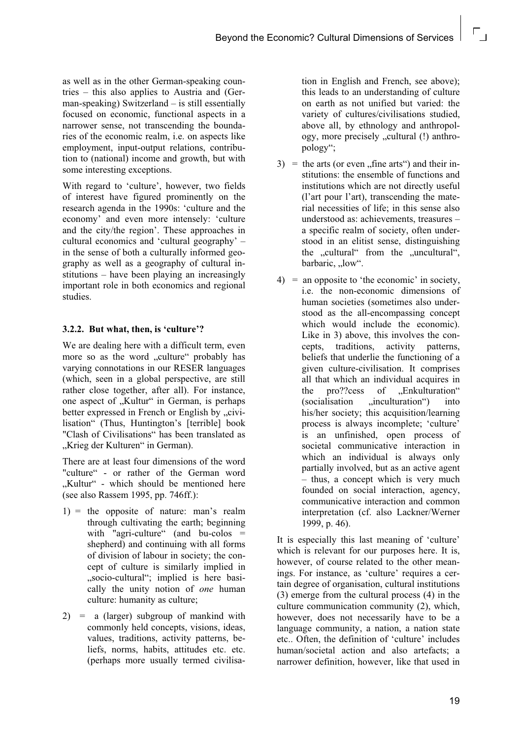as well as in the other German-speaking countries – this also applies to Austria and (German-speaking) Switzerland – is still essentially focused on economic, functional aspects in a narrower sense, not transcending the boundaries of the economic realm, i.e. on aspects like employment, input-output relations, contribution to (national) income and growth, but with some interesting exceptions.

With regard to 'culture', however, two fields of interest have figured prominently on the research agenda in the 1990s: 'culture and the economy' and even more intensely: 'culture and the city/the region'. These approaches in cultural economics and 'cultural geography' – in the sense of both a culturally informed geography as well as a geography of cultural institutions – have been playing an increasingly important role in both economics and regional studies.

### 3.2.2. But what, then, is 'culture'?

We are dealing here with a difficult term, even more so as the word „culture" probably has varying connotations in our RESER languages (which, seen in a global perspective, are still rather close together, after all). For instance, one aspect of „Kultur" in German, is perhaps better expressed in French or English by „civilisation" (Thus, Huntington's [terrible] book "Clash of Civilisations" has been translated as „Krieg der Kulturen" in German).

There are at least four dimensions of the word "culture" - or rather of the German word „Kultur" - which should be mentioned here (see also Rassem 1995, pp. 746ff.):

1) = the opposite of nature: man's realm through cultivating the earth; beginning with "agri-culture" (and bu-colos = shepherd) and continuing with all forms of division of labour in society; the concept of culture is similarly implied in „socio-cultural"; implied is here basically the unity notion of *one* human culture: humanity as culture;

2) = a (larger) subgroup of mankind with commonly held concepts, visions, ideas, values, traditions, activity patterns, beliefs, norms, habits, attitudes etc. etc. (perhaps more usually termed civilisation in English and French, see above); this leads to an understanding of culture on earth as not unified but varied: the variety of cultures/civilisations studied, above all, by ethnology and anthropology, more precisely „cultural (!) anthropology";

3) = the arts (or even „fine arts") and their institutions: the ensemble of functions and institutions which are not directly useful (l'art pour l'art), transcending the material necessities of life; in this sense also understood as: achievements, treasures – a specific realm of society, often understood in an elitist sense, distinguishing the „cultural" from the „uncultural", barbaric, „low".

4) = an opposite to 'the economic' in society, i.e. the non-economic dimensions of human societies (sometimes also understood as the all-encompassing concept which would include the economic). Like in 3) above, this involves the concepts, traditions, activity patterns, beliefs that underlie the functioning of a given culture-civilisation. It comprises all that which an individual acquires in the pro??cess of „Enkulturation" (socialisation „inculturation") into his/her society; this acquisition/learning process is always incomplete; 'culture' is an unfinished, open process of societal communicative interaction in which an individual is always only partially involved, but as an active agent – thus, a concept which is very much founded on social interaction, agency, communicative interaction and common interpretation (cf. also Lackner/Werner 1999, p. 46).

It is especially this last meaning of 'culture' which is relevant for our purposes here. It is, however, of course related to the other meanings. For instance, as 'culture' requires a certain degree of organisation, cultural institutions (3) emerge from the cultural process (4) in the culture communication community (2), which, however, does not necessarily have to be a language community, a nation, a nation state etc.. Often, the definition of 'culture' includes human/societal action and also artefacts; a narrower definition, however, like that used in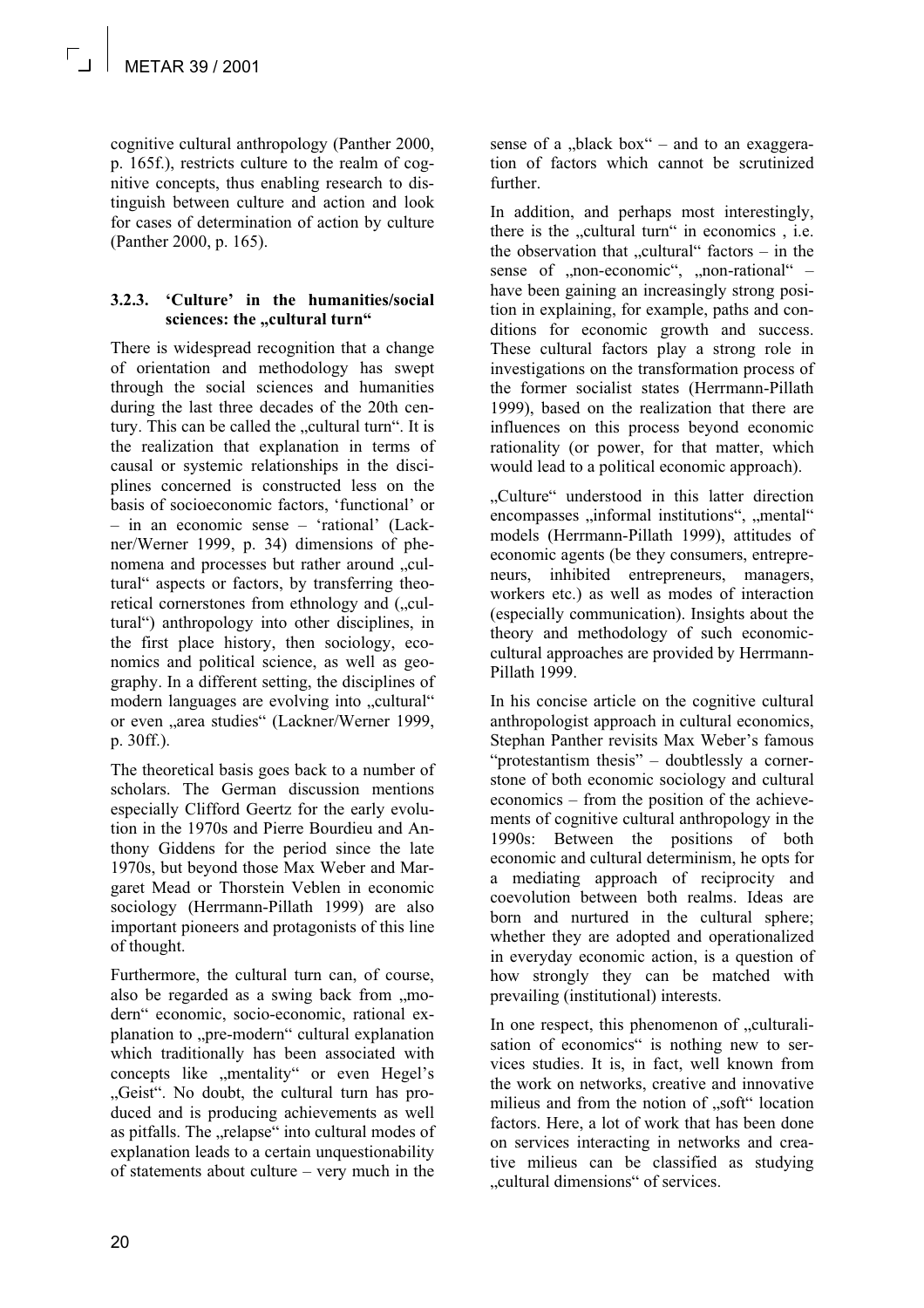cognitive cultural anthropology (Panther 2000, p. 165f.), restricts culture to the realm of cognitive concepts, thus enabling research to distinguish between culture and action and look for cases of determination of action by culture (Panther 2000, p. 165).

### 3.2.3. 'Culture' in the humanities/social sciences: the „cultural turn"

There is widespread recognition that a change of orientation and methodology has swept through the social sciences and humanities during the last three decades of the 20th century. This can be called the „cultural turn". It is the realization that explanation in terms of causal or systemic relationships in the disciplines concerned is constructed less on the basis of socioeconomic factors, 'functional' or – in an economic sense – 'rational' (Lackner/Werner 1999, p. 34) dimensions of phenomena and processes but rather around „cultural" aspects or factors, by transferring theoretical cornerstones from ethnology and („cultural") anthropology into other disciplines, in the first place history, then sociology, economics and political science, as well as geography. In a different setting, the disciplines of modern languages are evolving into „cultural" or even „area studies" (Lackner/Werner 1999, p. 30ff.).

The theoretical basis goes back to a number of scholars. The German discussion mentions especially Clifford Geertz for the early evolution in the 1970s and Pierre Bourdieu and Anthony Giddens for the period since the late 1970s, but beyond those Max Weber and Margaret Mead or Thorstein Veblen in economic sociology (Herrmann-Pillath 1999) are also important pioneers and protagonists of this line of thought.

Furthermore, the cultural turn can, of course, also be regarded as a swing back from „modern" economic, socio-economic, rational explanation to „pre-modern" cultural explanation which traditionally has been associated with concepts like „mentality" or even Hegel's „Geist". No doubt, the cultural turn has produced and is producing achievements as well as pitfalls. The „relapse" into cultural modes of explanation leads to a certain unquestionability of statements about culture – very much in the sense of a „black box" – and to an exaggeration of factors which cannot be scrutinized further.

In addition, and perhaps most interestingly, there is the „cultural turn" in economics , i.e. the observation that „cultural" factors – in the sense of „non-economic", „non-rational" – have been gaining an increasingly strong position in explaining, for example, paths and conditions for economic growth and success. These cultural factors play a strong role in investigations on the transformation process of the former socialist states (Herrmann-Pillath 1999), based on the realization that there are influences on this process beyond economic rationality (or power, for that matter, which would lead to a political economic approach).

„Culture" understood in this latter direction encompasses „informal institutions", „mental" models (Herrmann-Pillath 1999), attitudes of economic agents (be they consumers, entrepreneurs, inhibited entrepreneurs, managers, workers etc.) as well as modes of interaction (especially communication). Insights about the theory and methodology of such economic-cultural approaches are provided by Herrmann-Pillath 1999.

In his concise article on the cognitive cultural anthropologist approach in cultural economics, Stephan Panther revisits Max Weber's famous "protestantism thesis" – doubtlessly a cornerstone of both economic sociology and cultural economics – from the position of the achievements of cognitive cultural anthropology in the 1990s: Between the positions of both economic and cultural determinism, he opts for a mediating approach of reciprocity and coevolution between both realms. Ideas are born and nurtured in the cultural sphere; whether they are adopted and operationalized in everyday economic action, is a question of how strongly they can be matched with prevailing (institutional) interests.

In one respect, this phenomenon of „culturalisation of economics" is nothing new to services studies. It is, in fact, well known from the work on networks, creative and innovative milieus and from the notion of „soft" location factors. Here, a lot of work that has been done on services interacting in networks and creative milieus can be classified as studying „cultural dimensions" of services.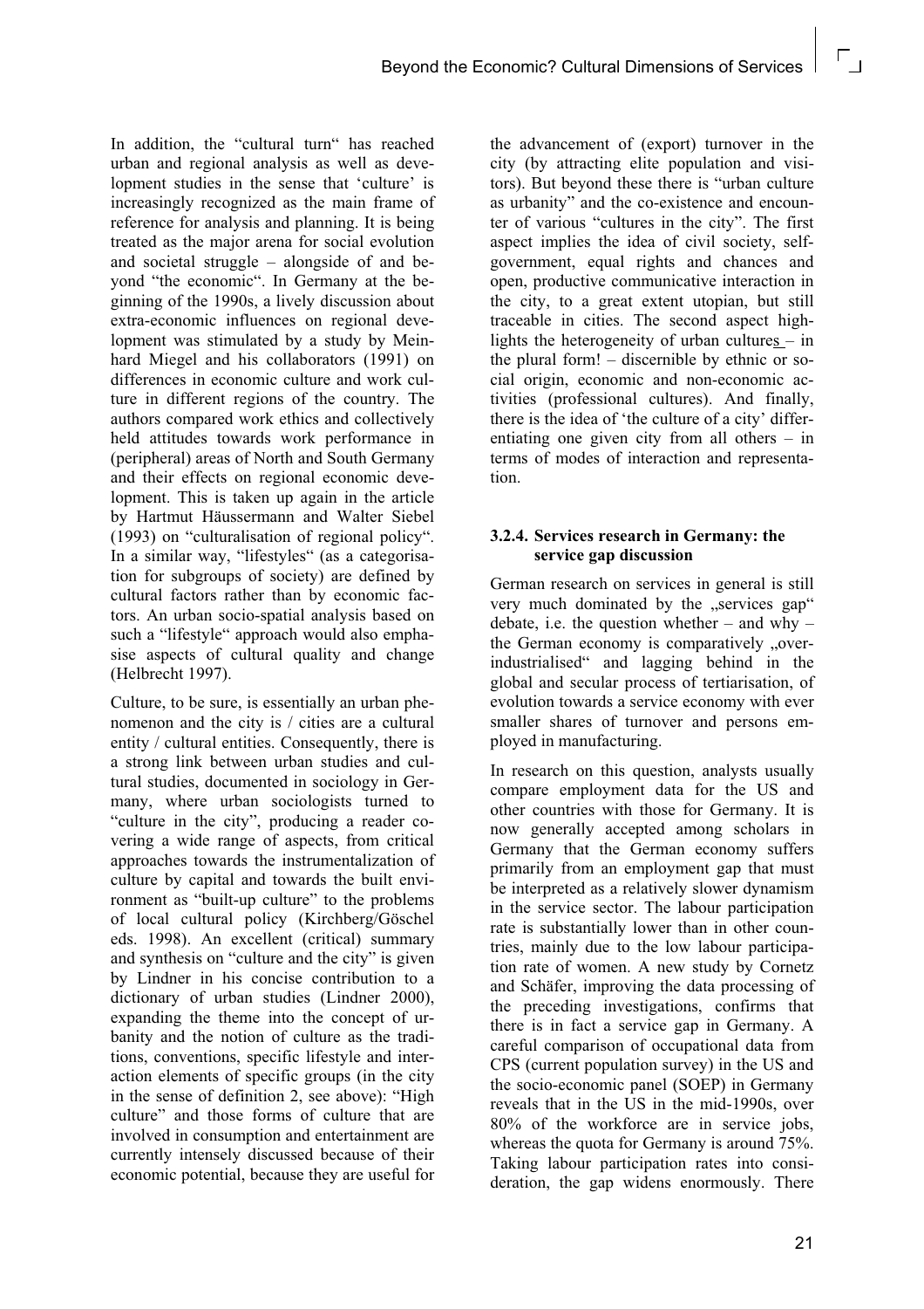In addition, the "cultural turn" has reached urban and regional analysis as well as development studies in the sense that 'culture' is increasingly recognized as the main frame of reference for analysis and planning. It is being treated as the major arena for social evolution and societal struggle – alongside of and beyond "the economic". In Germany at the beginning of the 1990s, a lively discussion about extra-economic influences on regional development was stimulated by a study by Meinhard Miegel and his collaborators (1991) on differences in economic culture and work culture in different regions of the country. The authors compared work ethics and collectively held attitudes towards work performance in (peripheral) areas of North and South Germany and their effects on regional economic development. This is taken up again in the article by Hartmut Häussermann and Walter Siebel (1993) on "culturalisation of regional policy". In a similar way, "lifestyles" (as a categorisation for subgroups of society) are defined by cultural factors rather than by economic factors. An urban socio-spatial analysis based on such a "lifestyle" approach would also emphasise aspects of cultural quality and change (Helbrecht 1997).

Culture, to be sure, is essentially an urban phenomenon and the city is / cities are a cultural entity / cultural entities. Consequently, there is a strong link between urban studies and cultural studies, documented in sociology in Germany, where urban sociologists turned to "culture in the city", producing a reader covering a wide range of aspects, from critical approaches towards the instrumentalization of culture by capital and towards the built environment as "built-up culture" to the problems of local cultural policy (Kirchberg/Göschel eds. 1998). An excellent (critical) summary and synthesis on "culture and the city" is given by Lindner in his concise contribution to a dictionary of urban studies (Lindner 2000), expanding the theme into the concept of urbanity and the notion of culture as the traditions, conventions, specific lifestyle and interaction elements of specific groups (in the city in the sense of definition 2, see above): "High culture" and those forms of culture that are involved in consumption and entertainment are currently intensely discussed because of their economic potential, because they are useful for the advancement of (export) turnover in the city (by attracting elite population and visitors). But beyond these there is "urban culture as urbanity" and the co-existence and encounter of various "cultures in the city". The first aspect implies the idea of civil society, self-government, equal rights and chances and open, productive communicative interaction in the city, to a great extent utopian, but still traceable in cities. The second aspect highlights the heterogeneity of urban cultures – in the plural form! – discernible by ethnic or social origin, economic and non-economic activities (professional cultures). And finally, there is the idea of 'the culture of a city' differentiating one given city from all others – in terms of modes of interaction and representation.

### 3.2.4. Services research in Germany: the service gap discussion

German research on services in general is still very much dominated by the „services gap" debate, i.e. the question whether – and why – the German economy is comparatively „overindustrialised" and lagging behind in the global and secular process of tertiarisation, of evolution towards a service economy with ever smaller shares of turnover and persons employed in manufacturing.

In research on this question, analysts usually compare employment data for the US and other countries with those for Germany. It is now generally accepted among scholars in Germany that the German economy suffers primarily from an employment gap that must be interpreted as a relatively slower dynamism in the service sector. The labour participation rate is substantially lower than in other countries, mainly due to the low labour participation rate of women. A new study by Cornetz and Schäfer, improving the data processing of the preceding investigations, confirms that there is in fact a service gap in Germany. A careful comparison of occupational data from CPS (current population survey) in the US and the socio-economic panel (SOEP) in Germany reveals that in the US in the mid-1990s, over 80% of the workforce are in service jobs, whereas the quota for Germany is around 75%. Taking labour participation rates into consideration, the gap widens enormously. There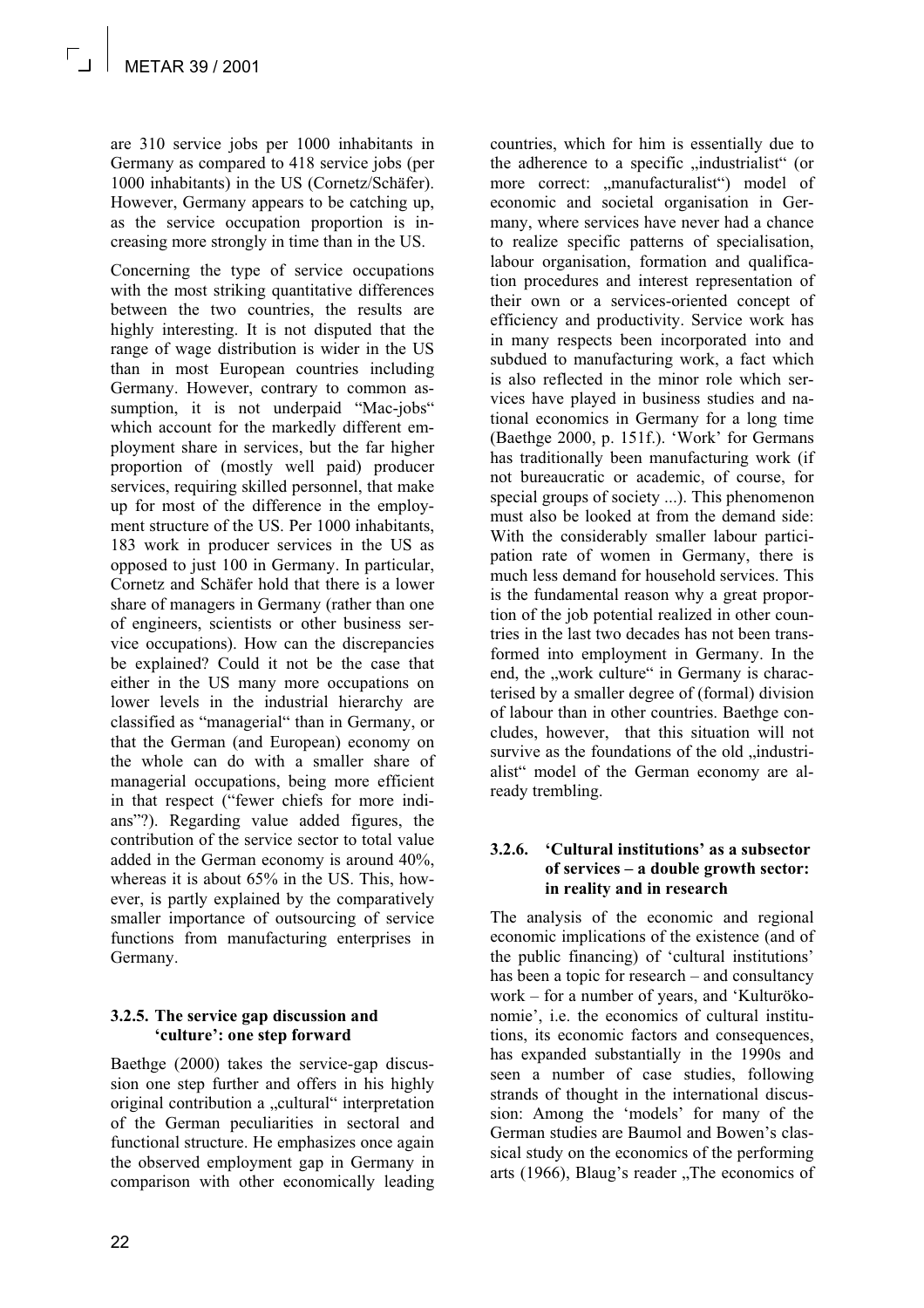are 310 service jobs per 1000 inhabitants in Germany as compared to 418 service jobs (per 1000 inhabitants) in the US (Cornetz/Schäfer). However, Germany appears to be catching up, as the service occupation proportion is increasing more strongly in time than in the US.

Concerning the type of service occupations with the most striking quantitative differences between the two countries, the results are highly interesting. It is not disputed that the range of wage distribution is wider in the US than in most European countries including Germany. However, contrary to common assumption, it is not underpaid "Mac-jobs" which account for the markedly different employment share in services, but the far higher proportion of (mostly well paid) producer services, requiring skilled personnel, that make up for most of the difference in the employment structure of the US. Per 1000 inhabitants, 183 work in producer services in the US as opposed to just 100 in Germany. In particular, Cornetz and Schäfer hold that there is a lower share of managers in Germany (rather than one of engineers, scientists or other business service occupations). How can the discrepancies be explained? Could it not be the case that either in the US many more occupations on lower levels in the industrial hierarchy are classified as "managerial" than in Germany, or that the German (and European) economy on the whole can do with a smaller share of managerial occupations, being more efficient in that respect ("fewer chiefs for more indians"?). Regarding value added figures, the contribution of the service sector to total value added in the German economy is around 40%, whereas it is about 65% in the US. This, however, is partly explained by the comparatively smaller importance of outsourcing of service functions from manufacturing enterprises in Germany.

### 3.2.5. The service gap discussion and 'culture': one step forward

Baethge (2000) takes the service-gap discussion one step further and offers in his highly original contribution a „cultural" interpretation of the German peculiarities in sectoral and functional structure. He emphasizes once again the observed employment gap in Germany in comparison with other economically leading countries, which for him is essentially due to the adherence to a specific „industrialist" (or more correct: „manufacturalist") model of economic and societal organisation in Germany, where services have never had a chance to realize specific patterns of specialisation, labour organisation, formation and qualification procedures and interest representation of their own or a services-oriented concept of efficiency and productivity. Service work has in many respects been incorporated into and subdued to manufacturing work, a fact which is also reflected in the minor role which services have played in business studies and national economics in Germany for a long time (Baethge 2000, p. 151f.). 'Work' for Germans has traditionally been manufacturing work (if not bureaucratic or academic, of course, for special groups of society ...). This phenomenon must also be looked at from the demand side: With the considerably smaller labour participation rate of women in Germany, there is much less demand for household services. This is the fundamental reason why a great proportion of the job potential realized in other countries in the last two decades has not been transformed into employment in Germany. In the end, the „work culture" in Germany is characterised by a smaller degree of (formal) division of labour than in other countries. Baethge concludes, however, that this situation will not survive as the foundations of the old „industrialist" model of the German economy are already trembling.

### 3.2.6. 'Cultural institutions' as a subsector of services – a double growth sector: in reality and in research

The analysis of the economic and regional economic implications of the existence (and of the public financing) of 'cultural institutions' has been a topic for research – and consultancy work – for a number of years, and 'Kulturökonomie', i.e. the economics of cultural institutions, its economic factors and consequences, has expanded substantially in the 1990s and seen a number of case studies, following strands of thought in the international discussion: Among the 'models' for many of the German studies are Baumol and Bowen's classical study on the economics of the performing arts (1966), Blaug's reader „The economics of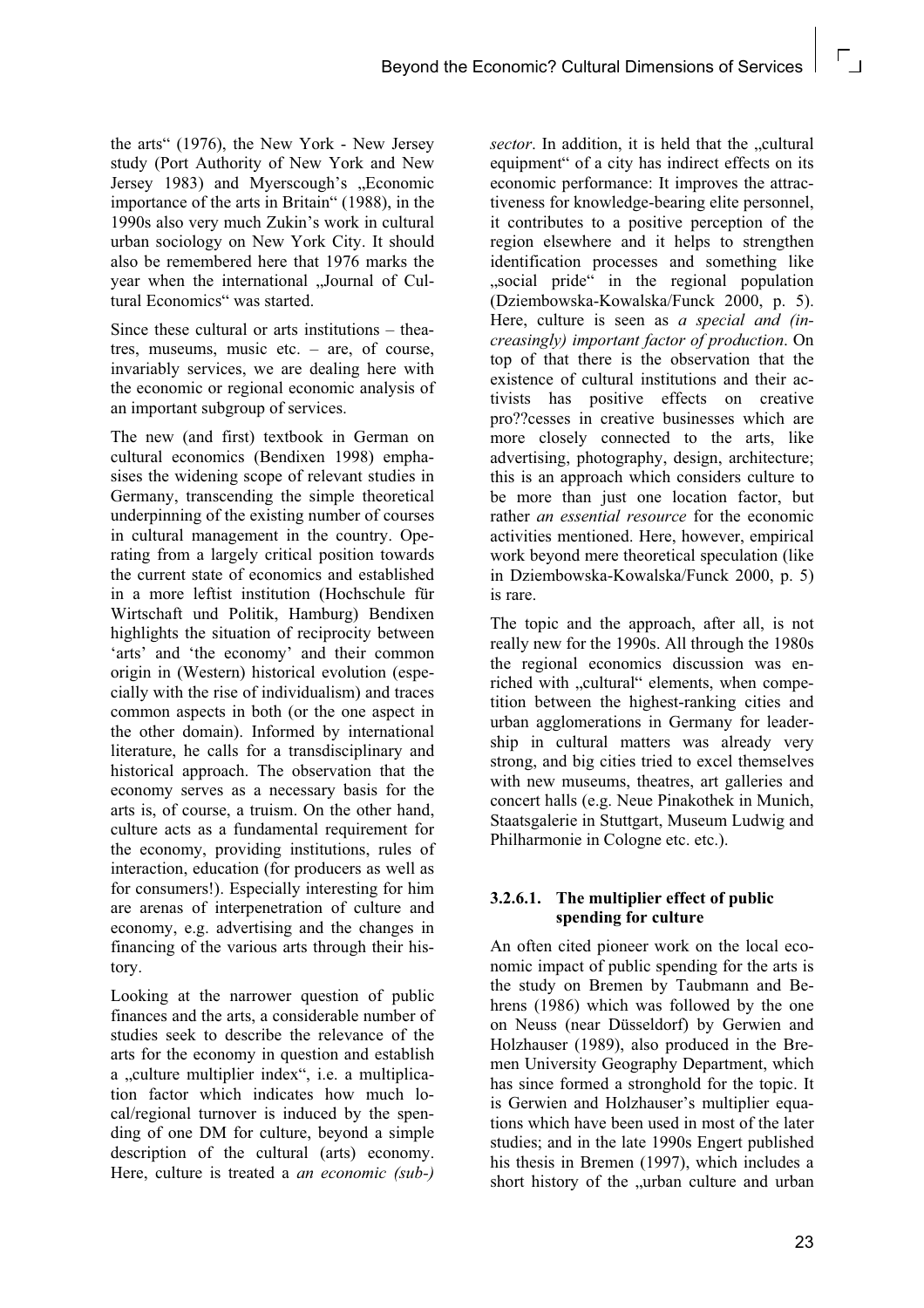the arts" (1976), the New York - New Jersey study (Port Authority of New York and New Jersey 1983) and Myerscough's „Economic importance of the arts in Britain" (1988), in the 1990s also very much Zukin's work in cultural urban sociology on New York City. It should also be remembered here that 1976 marks the year when the international „Journal of Cultural Economics" was started.

Since these cultural or arts institutions – theatres, museums, music etc. – are, of course, invariably services, we are dealing here with the economic or regional economic analysis of an important subgroup of services.

The new (and first) textbook in German on cultural economics (Bendixen 1998) emphasises the widening scope of relevant studies in Germany, transcending the simple theoretical underpinning of the existing number of courses in cultural management in the country. Operating from a largely critical position towards the current state of economics and established in a more leftist institution (Hochschule für Wirtschaft und Politik, Hamburg) Bendixen highlights the situation of reciprocity between 'arts' and 'the economy' and their common origin in (Western) historical evolution (especially with the rise of individualism) and traces common aspects in both (or the one aspect in the other domain). Informed by international literature, he calls for a transdisciplinary and historical approach. The observation that the economy serves as a necessary basis for the arts is, of course, a truism. On the other hand, culture acts as a fundamental requirement for the economy, providing institutions, rules of interaction, education (for producers as well as for consumers!). Especially interesting for him are arenas of interpenetration of culture and economy, e.g. advertising and the changes in financing of the various arts through their history.

Looking at the narrower question of public finances and the arts, a considerable number of studies seek to describe the relevance of the arts for the economy in question and establish a „culture multiplier index", i.e. a multiplication factor which indicates how much local/regional turnover is induced by the spending of one DM for culture, beyond a simple description of the cultural (arts) economy. Here, culture is treated a *an economic (sub-) sector*. In addition, it is held that the „cultural equipment" of a city has indirect effects on its economic performance: It improves the attractiveness for knowledge-bearing elite personnel, it contributes to a positive perception of the region elsewhere and it helps to strengthen identification processes and something like „social pride" in the regional population (Dziembowska-Kowalska/Funck 2000, p. 5). Here, culture is seen as *a special and (increasingly) important factor of production*. On top of that there is the observation that the existence of cultural institutions and their activists has positive effects on creative pro??cesses in creative businesses which are more closely connected to the arts, like advertising, photography, design, architecture; this is an approach which considers culture to be more than just one location factor, but rather *an essential resource* for the economic activities mentioned. Here, however, empirical work beyond mere theoretical speculation (like in Dziembowska-Kowalska/Funck 2000, p. 5) is rare.

The topic and the approach, after all, is not really new for the 1990s. All through the 1980s the regional economics discussion was enriched with „cultural" elements, when competition between the highest-ranking cities and urban agglomerations in Germany for leadership in cultural matters was already very strong, and big cities tried to excel themselves with new museums, theatres, art galleries and concert halls (e.g. Neue Pinakothek in Munich, Staatsgalerie in Stuttgart, Museum Ludwig and Philharmonie in Cologne etc. etc.).

#### 3.2.6.1. The multiplier effect of public spending for culture

An often cited pioneer work on the local economic impact of public spending for the arts is the study on Bremen by Taubmann and Behrens (1986) which was followed by the one on Neuss (near Düsseldorf) by Gerwien and Holzhauser (1989), also produced in the Bremen University Geography Department, which has since formed a stronghold for the topic. It is Gerwien and Holzhauser's multiplier equations which have been used in most of the later studies; and in the late 1990s Engert published his thesis in Bremen (1997), which includes a short history of the „urban culture and urban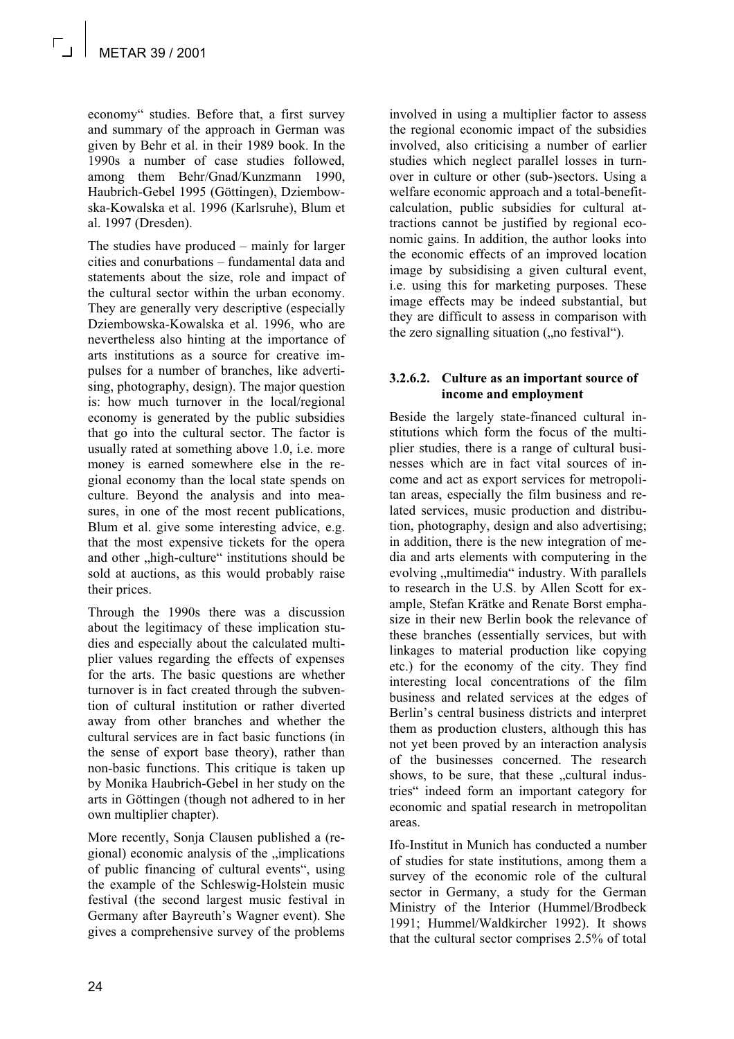economy" studies. Before that, a first survey and summary of the approach in German was given by Behr et al. in their 1989 book. In the 1990s a number of case studies followed, among them Behr/Gnad/Kunzmann 1990, Haubrich-Gebel 1995 (Göttingen), Dziembowska-Kowalska et al. 1996 (Karlsruhe), Blum et al. 1997 (Dresden).

The studies have produced – mainly for larger cities and conurbations – fundamental data and statements about the size, role and impact of the cultural sector within the urban economy. They are generally very descriptive (especially Dziembowska-Kowalska et al. 1996, who are nevertheless also hinting at the importance of arts institutions as a source for creative impulses for a number of branches, like advertising, photography, design). The major question is: how much turnover in the local/regional economy is generated by the public subsidies that go into the cultural sector. The factor is usually rated at something above 1.0, i.e. more money is earned somewhere else in the regional economy than the local state spends on culture. Beyond the analysis and into measures, in one of the most recent publications, Blum et al. give some interesting advice, e.g. that the most expensive tickets for the opera and other „high-culture" institutions should be sold at auctions, as this would probably raise their prices.

Through the 1990s there was a discussion about the legitimacy of these implication studies and especially about the calculated multiplier values regarding the effects of expenses for the arts. The basic questions are whether turnover is in fact created through the subvention of cultural institution or rather diverted away from other branches and whether the cultural services are in fact basic functions (in the sense of export base theory), rather than non-basic functions. This critique is taken up by Monika Haubrich-Gebel in her study on the arts in Göttingen (though not adhered to in her own multiplier chapter).

More recently, Sonja Clausen published a (regional) economic analysis of the „implications of public financing of cultural events", using the example of the Schleswig-Holstein music festival (the second largest music festival in Germany after Bayreuth's Wagner event). She gives a comprehensive survey of the problems involved in using a multiplier factor to assess the regional economic impact of the subsidies involved, also criticising a number of earlier studies which neglect parallel losses in turnover in culture or other (sub-)sectors. Using a welfare economic approach and a total-benefit-calculation, public subsidies for cultural attractions cannot be justified by regional economic gains. In addition, the author looks into the economic effects of an improved location image by subsidising a given cultural event, i.e. using this for marketing purposes. These image effects may be indeed substantial, but they are difficult to assess in comparison with the zero signalling situation („no festival").

#### 3.2.6.2. Culture as an important source of income and employment

Beside the largely state-financed cultural institutions which form the focus of the multiplier studies, there is a range of cultural businesses which are in fact vital sources of income and act as export services for metropolitan areas, especially the film business and related services, music production and distribution, photography, design and also advertising; in addition, there is the new integration of media and arts elements with computering in the evolving „multimedia" industry. With parallels to research in the U.S. by Allen Scott for example, Stefan Krätke and Renate Borst emphasize in their new Berlin book the relevance of these branches (essentially services, but with linkages to material production like copying etc.) for the economy of the city. They find interesting local concentrations of the film business and related services at the edges of Berlin's central business districts and interpret them as production clusters, although this has not yet been proved by an interaction analysis of the businesses concerned. The research shows, to be sure, that these „cultural industries" indeed form an important category for economic and spatial research in metropolitan areas.

Ifo-Institut in Munich has conducted a number of studies for state institutions, among them a survey of the economic role of the cultural sector in Germany, a study for the German Ministry of the Interior (Hummel/Brodbeck 1991; Hummel/Waldkircher 1992). It shows that the cultural sector comprises 2.5% of total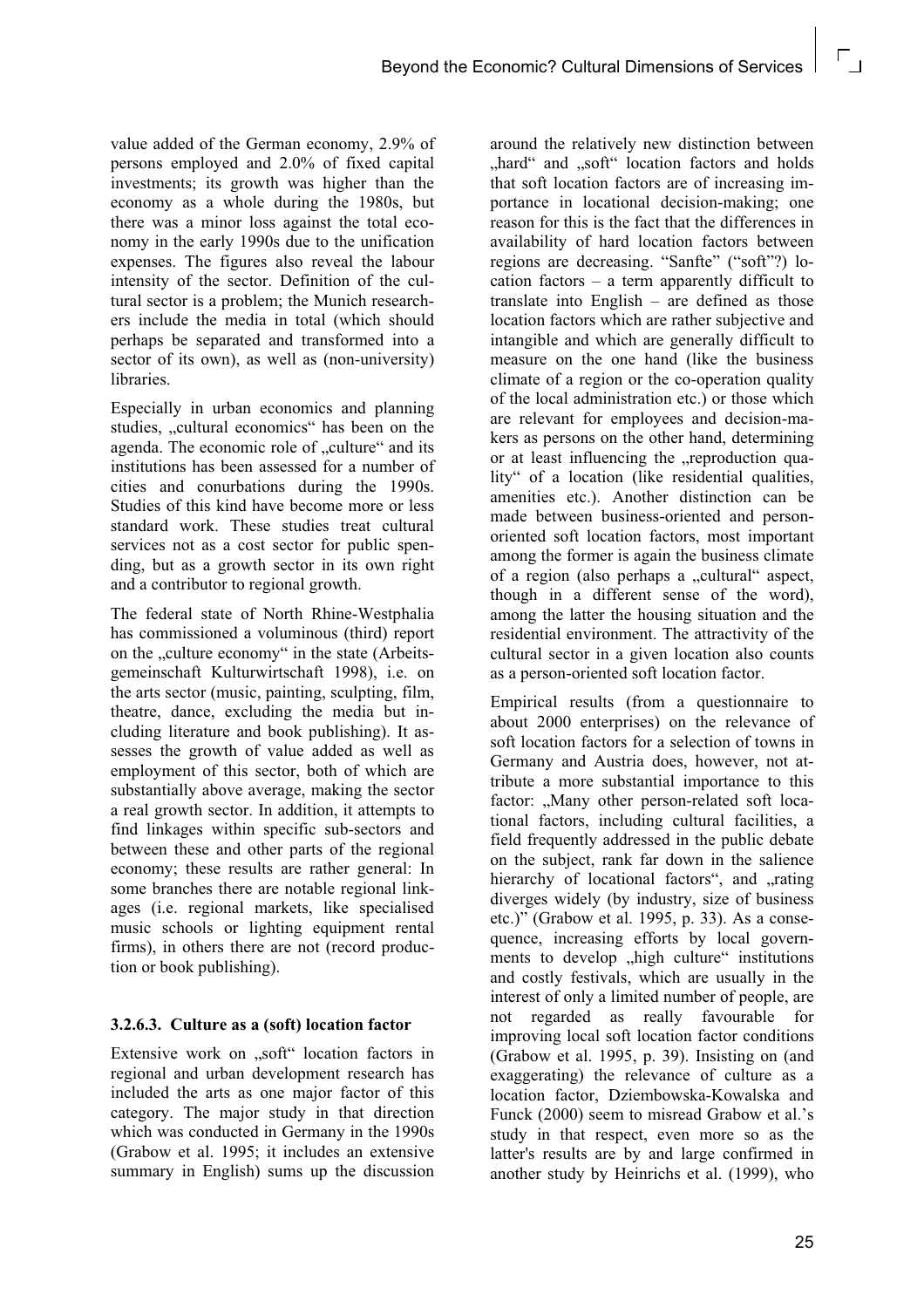value added of the German economy, 2.9% of persons employed and 2.0% of fixed capital investments; its growth was higher than the economy as a whole during the 1980s, but there was a minor loss against the total economy in the early 1990s due to the unification expenses. The figures also reveal the labour intensity of the sector. Definition of the cultural sector is a problem; the Munich researchers include the media in total (which should perhaps be separated and transformed into a sector of its own), as well as (non-university) libraries.

Especially in urban economics and planning studies, „cultural economics" has been on the agenda. The economic role of „culture" and its institutions has been assessed for a number of cities and conurbations during the 1990s. Studies of this kind have become more or less standard work. These studies treat cultural services not as a cost sector for public spending, but as a growth sector in its own right and a contributor to regional growth.

The federal state of North Rhine-Westphalia has commissioned a voluminous (third) report on the „culture economy" in the state (Arbeitsgemeinschaft Kulturwirtschaft 1998), i.e. on the arts sector (music, painting, sculpting, film, theatre, dance, excluding the media but including literature and book publishing). It assesses the growth of value added as well as employment of this sector, both of which are substantially above average, making the sector a real growth sector. In addition, it attempts to find linkages within specific sub-sectors and between these and other parts of the regional economy; these results are rather general: In some branches there are notable regional linkages (i.e. regional markets, like specialised music schools or lighting equipment rental firms), in others there are not (record production or book publishing).

### 3.2.6.3. Culture as a (soft) location factor

Extensive work on „soft" location factors in regional and urban development research has included the arts as one major factor of this category. The major study in that direction which was conducted in Germany in the 1990s (Grabow et al. 1995; it includes an extensive summary in English) sums up the discussion around the relatively new distinction between „hard" and „soft" location factors and holds that soft location factors are of increasing importance in locational decision-making; one reason for this is the fact that the differences in availability of hard location factors between regions are decreasing. "Sanfte" ("soft"?) location factors – a term apparently difficult to translate into English – are defined as those location factors which are rather subjective and intangible and which are generally difficult to measure on the one hand (like the business climate of a region or the co-operation quality of the local administration etc.) or those which are relevant for employees and decision-makers as persons on the other hand, determining or at least influencing the „reproduction quality" of a location (like residential qualities, amenities etc.). Another distinction can be made between business-oriented and person-oriented soft location factors, most important among the former is again the business climate of a region (also perhaps a „cultural" aspect, though in a different sense of the word), among the latter the housing situation and the residential environment. The attractivity of the cultural sector in a given location also counts as a person-oriented soft location factor.

Empirical results (from a questionnaire to about 2000 enterprises) on the relevance of soft location factors for a selection of towns in Germany and Austria does, however, not attribute a more substantial importance to this factor: „Many other person-related soft locational factors, including cultural facilities, a field frequently addressed in the public debate on the subject, rank far down in the salience hierarchy of locational factors", and „rating diverges widely (by industry, size of business etc.)" (Grabow et al. 1995, p. 33). As a consequence, increasing efforts by local governments to develop „high culture" institutions and costly festivals, which are usually in the interest of only a limited number of people, are not regarded as really favourable for improving local soft location factor conditions (Grabow et al. 1995, p. 39). Insisting on (and exaggerating) the relevance of culture as a location factor, Dziembowska-Kowalska and Funck (2000) seem to misread Grabow et al.'s study in that respect, even more so as the latter's results are by and large confirmed in another study by Heinrichs et al. (1999), who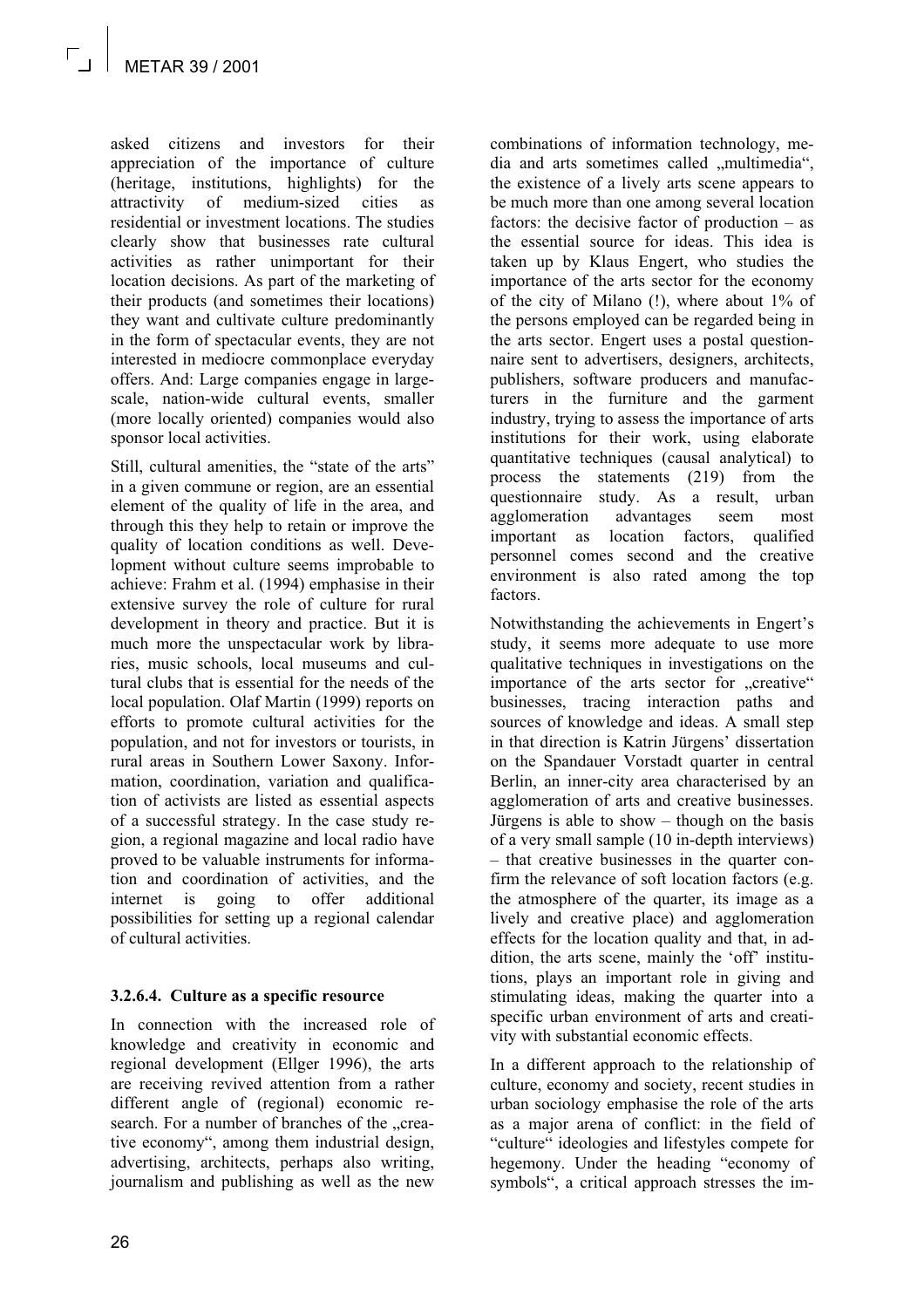asked citizens and investors for their appreciation of the importance of culture (heritage, institutions, highlights) for the attractivity of medium-sized cities as residential or investment locations. The studies clearly show that businesses rate cultural activities as rather unimportant for their location decisions. As part of the marketing of their products (and sometimes their locations) they want and cultivate culture predominantly in the form of spectacular events, they are not interested in mediocre commonplace everyday offers. And: Large companies engage in large-scale, nation-wide cultural events, smaller (more locally oriented) companies would also sponsor local activities.

Still, cultural amenities, the "state of the arts" in a given commune or region, are an essential element of the quality of life in the area, and through this they help to retain or improve the quality of location conditions as well. Development without culture seems improbable to achieve: Frahm et al. (1994) emphasise in their extensive survey the role of culture for rural development in theory and practice. But it is much more the unspectacular work by libraries, music schools, local museums and cultural clubs that is essential for the needs of the local population. Olaf Martin (1999) reports on efforts to promote cultural activities for the population, and not for investors or tourists, in rural areas in Southern Lower Saxony. Information, coordination, variation and qualification of activists are listed as essential aspects of a successful strategy. In the case study region, a regional magazine and local radio have proved to be valuable instruments for information and coordination of activities, and the internet is going to offer additional possibilities for setting up a regional calendar of cultural activities.

#### 3.2.6.4. Culture as a specific resource

In connection with the increased role of knowledge and creativity in economic and regional development (Ellger 1996), the arts are receiving revived attention from a rather different angle of (regional) economic research. For a number of branches of the „creative economy", among them industrial design, advertising, architects, perhaps also writing, journalism and publishing as well as the new combinations of information technology, media and arts sometimes called „multimedia", the existence of a lively arts scene appears to be much more than one among several location factors: the decisive factor of production – as the essential source for ideas. This idea is taken up by Klaus Engert, who studies the importance of the arts sector for the economy of the city of Milano (!), where about 1% of the persons employed can be regarded being in the arts sector. Engert uses a postal questionnaire sent to advertisers, designers, architects, publishers, software producers and manufacturers in the furniture and the garment industry, trying to assess the importance of arts institutions for their work, using elaborate quantitative techniques (causal analytical) to process the statements (219) from the questionnaire study. As a result, urban agglomeration advantages seem most important as location factors, qualified personnel comes second and the creative environment is also rated among the top factors.

Notwithstanding the achievements in Engert's study, it seems more adequate to use more qualitative techniques in investigations on the importance of the arts sector for „creative" businesses, tracing interaction paths and sources of knowledge and ideas. A small step in that direction is Katrin Jürgens' dissertation on the Spandauer Vorstadt quarter in central Berlin, an inner-city area characterised by an agglomeration of arts and creative businesses. Jürgens is able to show – though on the basis of a very small sample (10 in-depth interviews) – that creative businesses in the quarter confirm the relevance of soft location factors (e.g. the atmosphere of the quarter, its image as a lively and creative place) and agglomeration effects for the location quality and that, in addition, the arts scene, mainly the 'off' institutions, plays an important role in giving and stimulating ideas, making the quarter into a specific urban environment of arts and creativity with substantial economic effects.

In a different approach to the relationship of culture, economy and society, recent studies in urban sociology emphasise the role of the arts as a major arena of conflict: in the field of "culture" ideologies and lifestyles compete for hegemony. Under the heading "economy of symbols", a critical approach stresses the im-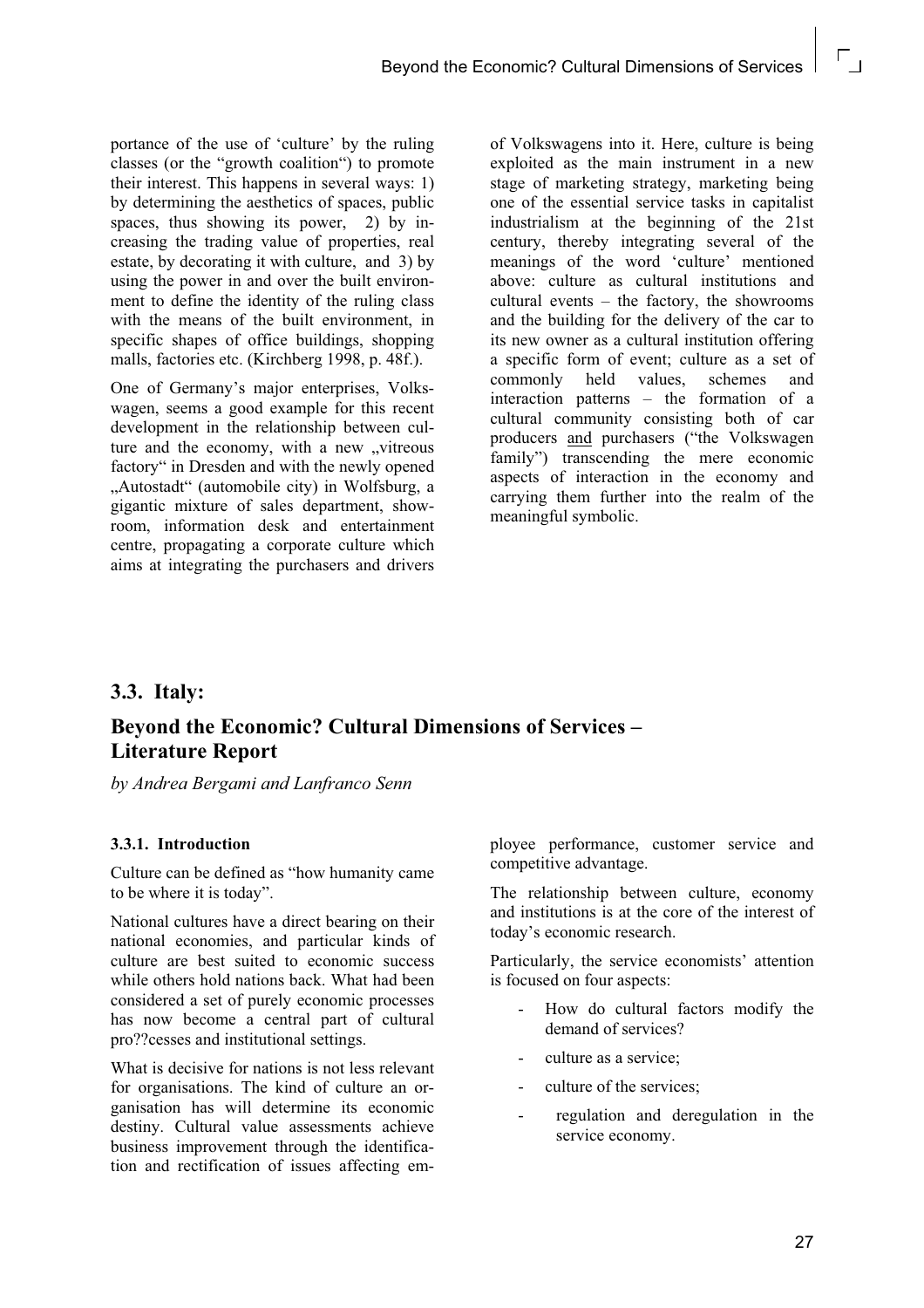portance of the use of 'culture' by the ruling classes (or the "growth coalition") to promote their interest. This happens in several ways: 1) by determining the aesthetics of spaces, public spaces, thus showing its power, 2) by increasing the trading value of properties, real estate, by decorating it with culture, and 3) by using the power in and over the built environment to define the identity of the ruling class with the means of the built environment, in specific shapes of office buildings, shopping malls, factories etc. (Kirchberg 1998, p. 48f.).

One of Germany's major enterprises, Volkswagen, seems a good example for this recent development in the relationship between culture and the economy, with a new „vitreous factory" in Dresden and with the newly opened „Autostadt" (automobile city) in Wolfsburg, a gigantic mixture of sales department, showroom, information desk and entertainment centre, propagating a corporate culture which aims at integrating the purchasers and drivers of Volkswagens into it. Here, culture is being exploited as the main instrument in a new stage of marketing strategy, marketing being one of the essential service tasks in capitalist industrialism at the beginning of the 21st century, thereby integrating several of the meanings of the word 'culture' mentioned above: culture as cultural institutions and cultural events – the factory, the showrooms and the building for the delivery of the car to its new owner as a cultural institution offering a specific form of event; culture as a set of commonly held values, schemes and interaction patterns – the formation of a cultural community consisting both of car producers and purchasers ("the Volkswagen family") transcending the mere economic aspects of interaction in the economy and carrying them further into the realm of the meaningful symbolic.

## 3.3. Italy:

## Beyond the Economic? Cultural Dimensions of Services – Literature Report

*by Andrea Bergami and Lanfranco Senn*

### 3.3.1. Introduction

Culture can be defined as "how humanity came to be where it is today".

National cultures have a direct bearing on their national economies, and particular kinds of culture are best suited to economic success while others hold nations back. What had been considered a set of purely economic processes has now become a central part of cultural pro??cesses and institutional settings.

What is decisive for nations is not less relevant for organisations. The kind of culture an organisation has will determine its economic destiny. Cultural value assessments achieve business improvement through the identification and rectification of issues affecting employee performance, customer service and competitive advantage.

The relationship between culture, economy and institutions is at the core of the interest of today's economic research.

Particularly, the service economists' attention is focused on four aspects:

- How do cultural factors modify the demand of services?
- culture as a service;
- culture of the services;
- regulation and deregulation in the service economy.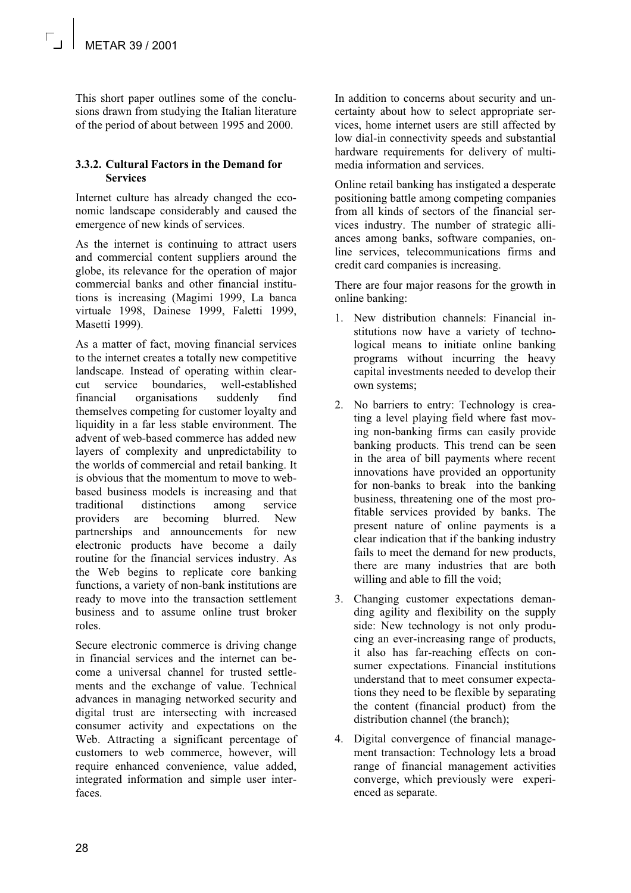This short paper outlines some of the conclusions drawn from studying the Italian literature of the period of about between 1995 and 2000.

### 3.3.2. Cultural Factors in the Demand for Services

Internet culture has already changed the economic landscape considerably and caused the emergence of new kinds of services.

As the internet is continuing to attract users and commercial content suppliers around the globe, its relevance for the operation of major commercial banks and other financial institutions is increasing (Magimi 1999, La banca virtuale 1998, Dainese 1999, Faletti 1999, Masetti 1999).

As a matter of fact, moving financial services to the internet creates a totally new competitive landscape. Instead of operating within clear-cut service boundaries, well-established financial organisations suddenly find themselves competing for customer loyalty and liquidity in a far less stable environment. The advent of web-based commerce has added new layers of complexity and unpredictability to the worlds of commercial and retail banking. It is obvious that the momentum to move to web-based business models is increasing and that traditional distinctions among service providers are becoming blurred. New partnerships and announcements for new electronic products have become a daily routine for the financial services industry. As the Web begins to replicate core banking functions, a variety of non-bank institutions are ready to move into the transaction settlement business and to assume online trust broker roles.

Secure electronic commerce is driving change in financial services and the internet can become a universal channel for trusted settlements and the exchange of value. Technical advances in managing networked security and digital trust are intersecting with increased consumer activity and expectations on the Web. Attracting a significant percentage of customers to web commerce, however, will require enhanced convenience, value added, integrated information and simple user interfaces.

In addition to concerns about security and uncertainty about how to select appropriate services, home internet users are still affected by low dial-in connectivity speeds and substantial hardware requirements for delivery of multimedia information and services.

Online retail banking has instigated a desperate positioning battle among competing companies from all kinds of sectors of the financial services industry. The number of strategic alliances among banks, software companies, online services, telecommunications firms and credit card companies is increasing.

There are four major reasons for the growth in online banking:

1. New distribution channels: Financial institutions now have a variety of technological means to initiate online banking programs without incurring the heavy capital investments needed to develop their own systems;
2. No barriers to entry: Technology is creating a level playing field where fast moving non-banking firms can easily provide banking products. This trend can be seen in the area of bill payments where recent innovations have provided an opportunity for non-banks to break into the banking business, threatening one of the most profitable services provided by banks. The present nature of online payments is a clear indication that if the banking industry fails to meet the demand for new products, there are many industries that are both willing and able to fill the void;
3. Changing customer expectations demanding agility and flexibility on the supply side: New technology is not only producing an ever-increasing range of products, it also has far-reaching effects on consumer expectations. Financial institutions understand that to meet consumer expectations they need to be flexible by separating the content (financial product) from the distribution channel (the branch);
4. Digital convergence of financial management transaction: Technology lets a broad range of financial management activities converge, which previously were experienced as separate.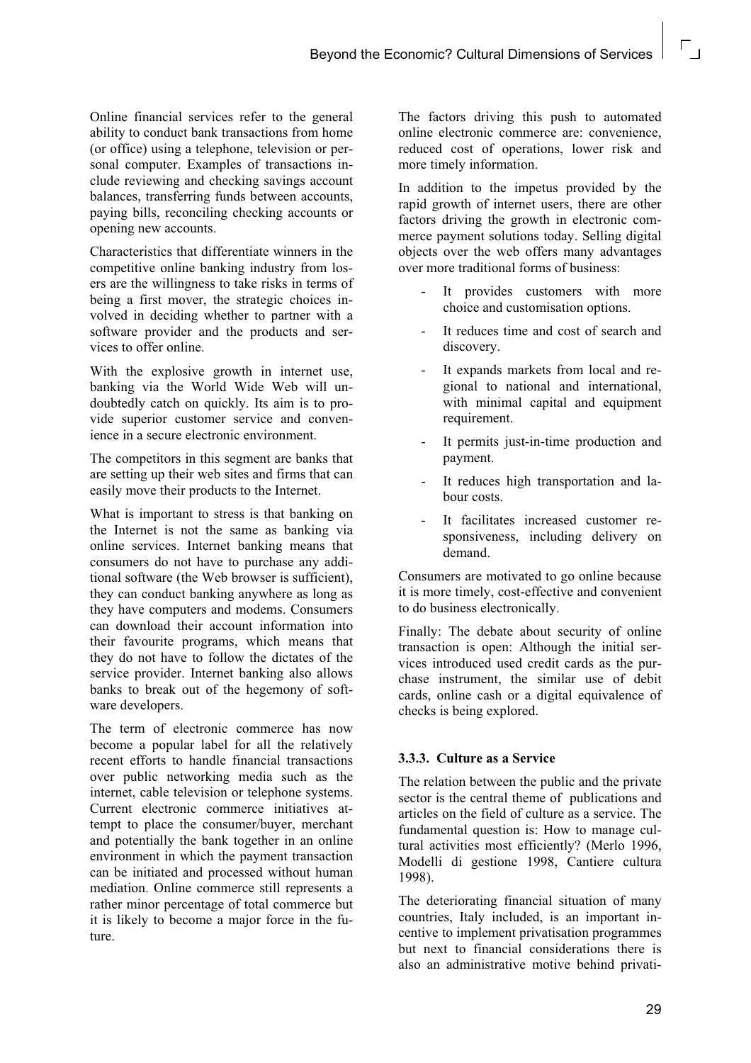Online financial services refer to the general ability to conduct bank transactions from home (or office) using a telephone, television or personal computer. Examples of transactions include reviewing and checking savings account balances, transferring funds between accounts, paying bills, reconciling checking accounts or opening new accounts.

Characteristics that differentiate winners in the competitive online banking industry from losers are the willingness to take risks in terms of being a first mover, the strategic choices involved in deciding whether to partner with a software provider and the products and services to offer online.

With the explosive growth in internet use, banking via the World Wide Web will undoubtedly catch on quickly. Its aim is to provide superior customer service and convenience in a secure electronic environment.

The competitors in this segment are banks that are setting up their web sites and firms that can easily move their products to the Internet.

What is important to stress is that banking on the Internet is not the same as banking via online services. Internet banking means that consumers do not have to purchase any additional software (the Web browser is sufficient), they can conduct banking anywhere as long as they have computers and modems. Consumers can download their account information into their favourite programs, which means that they do not have to follow the dictates of the service provider. Internet banking also allows banks to break out of the hegemony of software developers.

The term of electronic commerce has now become a popular label for all the relatively recent efforts to handle financial transactions over public networking media such as the internet, cable television or telephone systems. Current electronic commerce initiatives attempt to place the consumer/buyer, merchant and potentially the bank together in an online environment in which the payment transaction can be initiated and processed without human mediation. Online commerce still represents a rather minor percentage of total commerce but it is likely to become a major force in the future.

The factors driving this push to automated online electronic commerce are: convenience, reduced cost of operations, lower risk and more timely information.

In addition to the impetus provided by the rapid growth of internet users, there are other factors driving the growth in electronic commerce payment solutions today. Selling digital objects over the web offers many advantages over more traditional forms of business:

- It provides customers with more choice and customisation options.
- It reduces time and cost of search and discovery.
- It expands markets from local and regional to national and international, with minimal capital and equipment requirement.
- It permits just-in-time production and payment.
- It reduces high transportation and labour costs.
- It facilitates increased customer responsiveness, including delivery on demand.

Consumers are motivated to go online because it is more timely, cost-effective and convenient to do business electronically.

Finally: The debate about security of online transaction is open: Although the initial services introduced used credit cards as the purchase instrument, the similar use of debit cards, online cash or a digital equivalence of checks is being explored.

### 3.3.3. Culture as a Service

The relation between the public and the private sector is the central theme of publications and articles on the field of culture as a service. The fundamental question is: How to manage cultural activities most efficiently? (Merlo 1996, Modelli di gestione 1998, Cantiere cultura 1998).

The deteriorating financial situation of many countries, Italy included, is an important incentive to implement privatisation programmes but next to financial considerations there is also an administrative motive behind privati-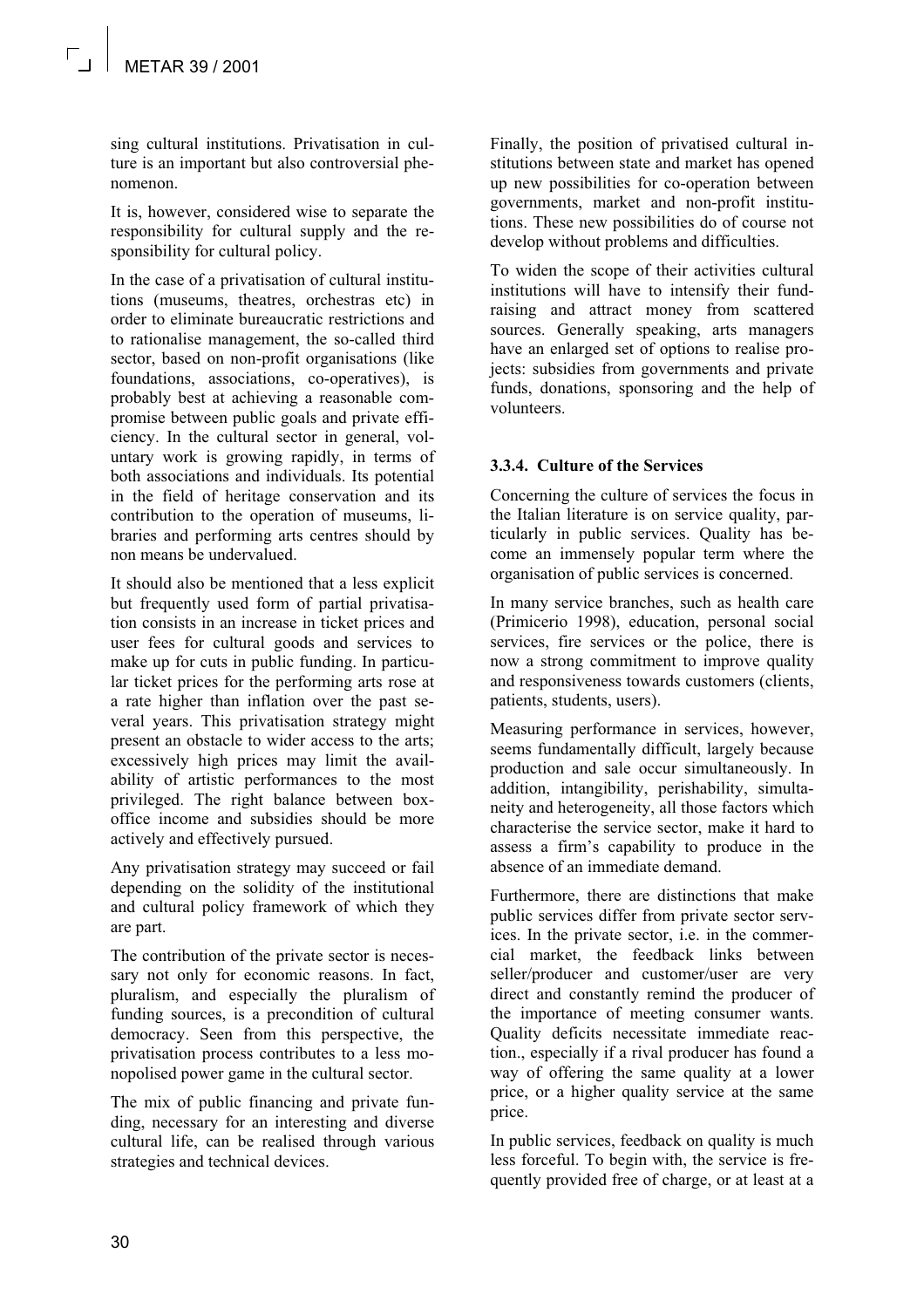sing cultural institutions. Privatisation in culture is an important but also controversial phenomenon.

It is, however, considered wise to separate the responsibility for cultural supply and the responsibility for cultural policy.

In the case of a privatisation of cultural institutions (museums, theatres, orchestras etc) in order to eliminate bureaucratic restrictions and to rationalise management, the so-called third sector, based on non-profit organisations (like foundations, associations, co-operatives), is probably best at achieving a reasonable compromise between public goals and private efficiency. In the cultural sector in general, voluntary work is growing rapidly, in terms of both associations and individuals. Its potential in the field of heritage conservation and its contribution to the operation of museums, libraries and performing arts centres should by non means be undervalued.

It should also be mentioned that a less explicit but frequently used form of partial privatisation consists in an increase in ticket prices and user fees for cultural goods and services to make up for cuts in public funding. In particular ticket prices for the performing arts rose at a rate higher than inflation over the past several years. This privatisation strategy might present an obstacle to wider access to the arts; excessively high prices may limit the availability of artistic performances to the most privileged. The right balance between box-office income and subsidies should be more actively and effectively pursued.

Any privatisation strategy may succeed or fail depending on the solidity of the institutional and cultural policy framework of which they are part.

The contribution of the private sector is necessary not only for economic reasons. In fact, pluralism, and especially the pluralism of funding sources, is a precondition of cultural democracy. Seen from this perspective, the privatisation process contributes to a less monopolised power game in the cultural sector.

The mix of public financing and private funding, necessary for an interesting and diverse cultural life, can be realised through various strategies and technical devices.

Finally, the position of privatised cultural institutions between state and market has opened up new possibilities for co-operation between governments, market and non-profit institutions. These new possibilities do of course not develop without problems and difficulties.

To widen the scope of their activities cultural institutions will have to intensify their fund-raising and attract money from scattered sources. Generally speaking, arts managers have an enlarged set of options to realise projects: subsidies from governments and private funds, donations, sponsoring and the help of volunteers.

### 3.3.4. Culture of the Services

Concerning the culture of services the focus in the Italian literature is on service quality, particularly in public services. Quality has become an immensely popular term where the organisation of public services is concerned.

In many service branches, such as health care (Primicerio 1998), education, personal social services, fire services or the police, there is now a strong commitment to improve quality and responsiveness towards customers (clients, patients, students, users).

Measuring performance in services, however, seems fundamentally difficult, largely because production and sale occur simultaneously. In addition, intangibility, perishability, simultaneity and heterogeneity, all those factors which characterise the service sector, make it hard to assess a firm's capability to produce in the absence of an immediate demand.

Furthermore, there are distinctions that make public services differ from private sector services. In the private sector, i.e. in the commercial market, the feedback links between seller/producer and customer/user are very direct and constantly remind the producer of the importance of meeting consumer wants. Quality deficits necessitate immediate reaction., especially if a rival producer has found a way of offering the same quality at a lower price, or a higher quality service at the same price.

In public services, feedback on quality is much less forceful. To begin with, the service is frequently provided free of charge, or at least at a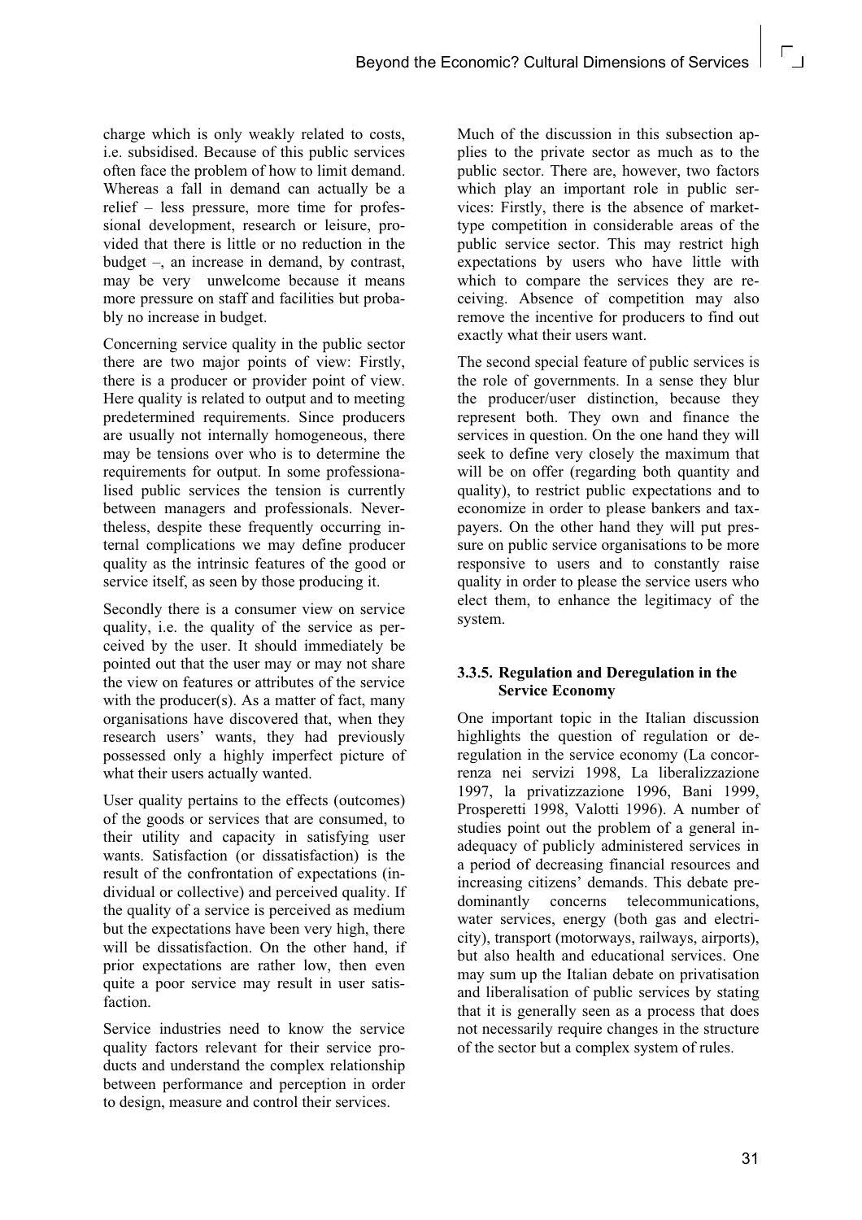charge which is only weakly related to costs, i.e. subsidised. Because of this public services often face the problem of how to limit demand. Whereas a fall in demand can actually be a relief – less pressure, more time for professional development, research or leisure, provided that there is little or no reduction in the budget –, an increase in demand, by contrast, may be very unwelcome because it means more pressure on staff and facilities but probably no increase in budget.

Concerning service quality in the public sector there are two major points of view: Firstly, there is a producer or provider point of view. Here quality is related to output and to meeting predetermined requirements. Since producers are usually not internally homogeneous, there may be tensions over who is to determine the requirements for output. In some professionalised public services the tension is currently between managers and professionals. Nevertheless, despite these frequently occurring internal complications we may define producer quality as the intrinsic features of the good or service itself, as seen by those producing it.

Secondly there is a consumer view on service quality, i.e. the quality of the service as perceived by the user. It should immediately be pointed out that the user may or may not share the view on features or attributes of the service with the producer(s). As a matter of fact, many organisations have discovered that, when they research users' wants, they had previously possessed only a highly imperfect picture of what their users actually wanted.

User quality pertains to the effects (outcomes) of the goods or services that are consumed, to their utility and capacity in satisfying user wants. Satisfaction (or dissatisfaction) is the result of the confrontation of expectations (individual or collective) and perceived quality. If the quality of a service is perceived as medium but the expectations have been very high, there will be dissatisfaction. On the other hand, if prior expectations are rather low, then even quite a poor service may result in user satisfaction.

Service industries need to know the service quality factors relevant for their service products and understand the complex relationship between performance and perception in order to design, measure and control their services.

Much of the discussion in this subsection applies to the private sector as much as to the public sector. There are, however, two factors which play an important role in public services: Firstly, there is the absence of market-type competition in considerable areas of the public service sector. This may restrict high expectations by users who have little with which to compare the services they are receiving. Absence of competition may also remove the incentive for producers to find out exactly what their users want.

The second special feature of public services is the role of governments. In a sense they blur the producer/user distinction, because they represent both. They own and finance the services in question. On the one hand they will seek to define very closely the maximum that will be on offer (regarding both quantity and quality), to restrict public expectations and to economize in order to please bankers and taxpayers. On the other hand they will put pressure on public service organisations to be more responsive to users and to constantly raise quality in order to please the service users who elect them, to enhance the legitimacy of the system.

### 3.3.5. Regulation and Deregulation in the Service Economy

One important topic in the Italian discussion highlights the question of regulation or deregulation in the service economy (La concorrenza nei servizi 1998, La liberalizzazione 1997, la privatizzazione 1996, Bani 1999, Prosperetti 1998, Valotti 1996). A number of studies point out the problem of a general inadequacy of publicly administered services in a period of decreasing financial resources and increasing citizens' demands. This debate predominantly concerns telecommunications, water services, energy (both gas and electricity), transport (motorways, railways, airports), but also health and educational services. One may sum up the Italian debate on privatisation and liberalisation of public services by stating that it is generally seen as a process that does not necessarily require changes in the structure of the sector but a complex system of rules.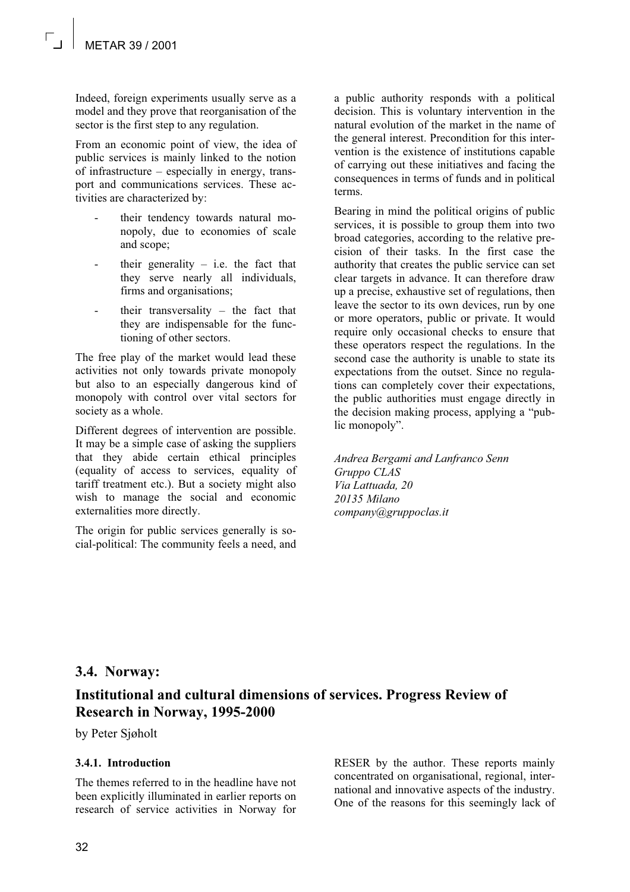Indeed, foreign experiments usually serve as a model and they prove that reorganisation of the sector is the first step to any regulation.

From an economic point of view, the idea of public services is mainly linked to the notion of infrastructure – especially in energy, transport and communications services. These activities are characterized by:

- their tendency towards natural monopoly, due to economies of scale and scope;
- their generality – i.e. the fact that they serve nearly all individuals, firms and organisations;
- their transversality – the fact that they are indispensable for the functioning of other sectors.

The free play of the market would lead these activities not only towards private monopoly but also to an especially dangerous kind of monopoly with control over vital sectors for society as a whole.

Different degrees of intervention are possible. It may be a simple case of asking the suppliers that they abide certain ethical principles (equality of access to services, equality of tariff treatment etc.). But a society might also wish to manage the social and economic externalities more directly.

The origin for public services generally is social-political: The community feels a need, and a public authority responds with a political decision. This is voluntary intervention in the natural evolution of the market in the name of the general interest. Precondition for this intervention is the existence of institutions capable of carrying out these initiatives and facing the consequences in terms of funds and in political terms.

Bearing in mind the political origins of public services, it is possible to group them into two broad categories, according to the relative precision of their tasks. In the first case the authority that creates the public service can set clear targets in advance. It can therefore draw up a precise, exhaustive set of regulations, then leave the sector to its own devices, run by one or more operators, public or private. It would require only occasional checks to ensure that these operators respect the regulations. In the second case the authority is unable to state its expectations from the outset. Since no regulations can completely cover their expectations, the public authorities must engage directly in the decision making process, applying a "public monopoly".

*Andrea Bergami and Lanfranco Senn*
*Gruppo CLAS*
*Via Lattuada, 20*
*20135 Milano*
*company@gruppoclas.it*

## 3.4. Norway:

## Institutional and cultural dimensions of services. Progress Review of Research in Norway, 1995-2000

by Peter Sjøholt

### 3.4.1. Introduction

The themes referred to in the headline have not been explicitly illuminated in earlier reports on research of service activities in Norway for RESER by the author. These reports mainly concentrated on organisational, regional, international and innovative aspects of the industry. One of the reasons for this seemingly lack of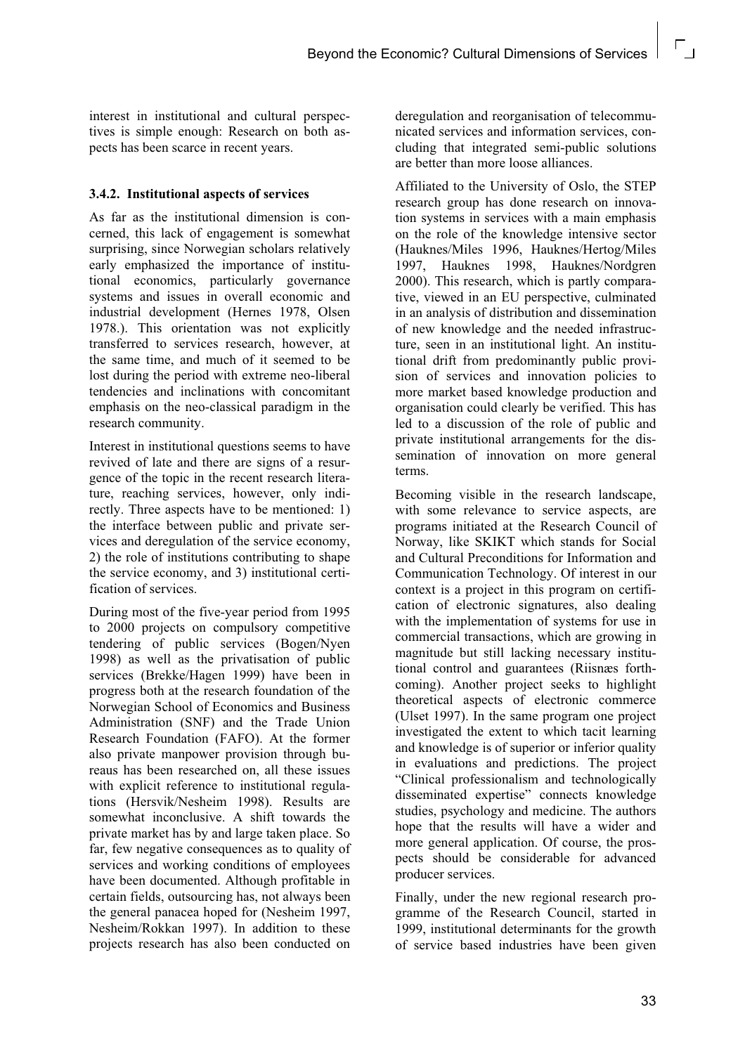interest in institutional and cultural perspectives is simple enough: Research on both aspects has been scarce in recent years.

### 3.4.2. Institutional aspects of services

As far as the institutional dimension is concerned, this lack of engagement is somewhat surprising, since Norwegian scholars relatively early emphasized the importance of institutional economics, particularly governance systems and issues in overall economic and industrial development (Hernes 1978, Olsen 1978.). This orientation was not explicitly transferred to services research, however, at the same time, and much of it seemed to be lost during the period with extreme neo-liberal tendencies and inclinations with concomitant emphasis on the neo-classical paradigm in the research community.

Interest in institutional questions seems to have revived of late and there are signs of a resurgence of the topic in the recent research literature, reaching services, however, only indirectly. Three aspects have to be mentioned: 1) the interface between public and private services and deregulation of the service economy, 2) the role of institutions contributing to shape the service economy, and 3) institutional certification of services.

During most of the five-year period from 1995 to 2000 projects on compulsory competitive tendering of public services (Bogen/Nyen 1998) as well as the privatisation of public services (Brekke/Hagen 1999) have been in progress both at the research foundation of the Norwegian School of Economics and Business Administration (SNF) and the Trade Union Research Foundation (FAFO). At the former also private manpower provision through bureaus has been researched on, all these issues with explicit reference to institutional regulations (Hersvik/Nesheim 1998). Results are somewhat inconclusive. A shift towards the private market has by and large taken place. So far, few negative consequences as to quality of services and working conditions of employees have been documented. Although profitable in certain fields, outsourcing has, not always been the general panacea hoped for (Nesheim 1997, Nesheim/Rokkan 1997). In addition to these projects research has also been conducted on deregulation and reorganisation of telecommunicated services and information services, concluding that integrated semi-public solutions are better than more loose alliances.

Affiliated to the University of Oslo, the STEP research group has done research on innovation systems in services with a main emphasis on the role of the knowledge intensive sector (Hauknes/Miles 1996, Hauknes/Hertog/Miles 1997, Hauknes 1998, Hauknes/Nordgren 2000). This research, which is partly comparative, viewed in an EU perspective, culminated in an analysis of distribution and dissemination of new knowledge and the needed infrastructure, seen in an institutional light. An institutional drift from predominantly public provision of services and innovation policies to more market based knowledge production and organisation could clearly be verified. This has led to a discussion of the role of public and private institutional arrangements for the dissemination of innovation on more general terms.

Becoming visible in the research landscape, with some relevance to service aspects, are programs initiated at the Research Council of Norway, like SKIKT which stands for Social and Cultural Preconditions for Information and Communication Technology. Of interest in our context is a project in this program on certification of electronic signatures, also dealing with the implementation of systems for use in commercial transactions, which are growing in magnitude but still lacking necessary institutional control and guarantees (Riisnæs forthcoming). Another project seeks to highlight theoretical aspects of electronic commerce (Ulset 1997). In the same program one project investigated the extent to which tacit learning and knowledge is of superior or inferior quality in evaluations and predictions. The project "Clinical professionalism and technologically disseminated expertise" connects knowledge studies, psychology and medicine. The authors hope that the results will have a wider and more general application. Of course, the prospects should be considerable for advanced producer services.

Finally, under the new regional research programme of the Research Council, started in 1999, institutional determinants for the growth of service based industries have been given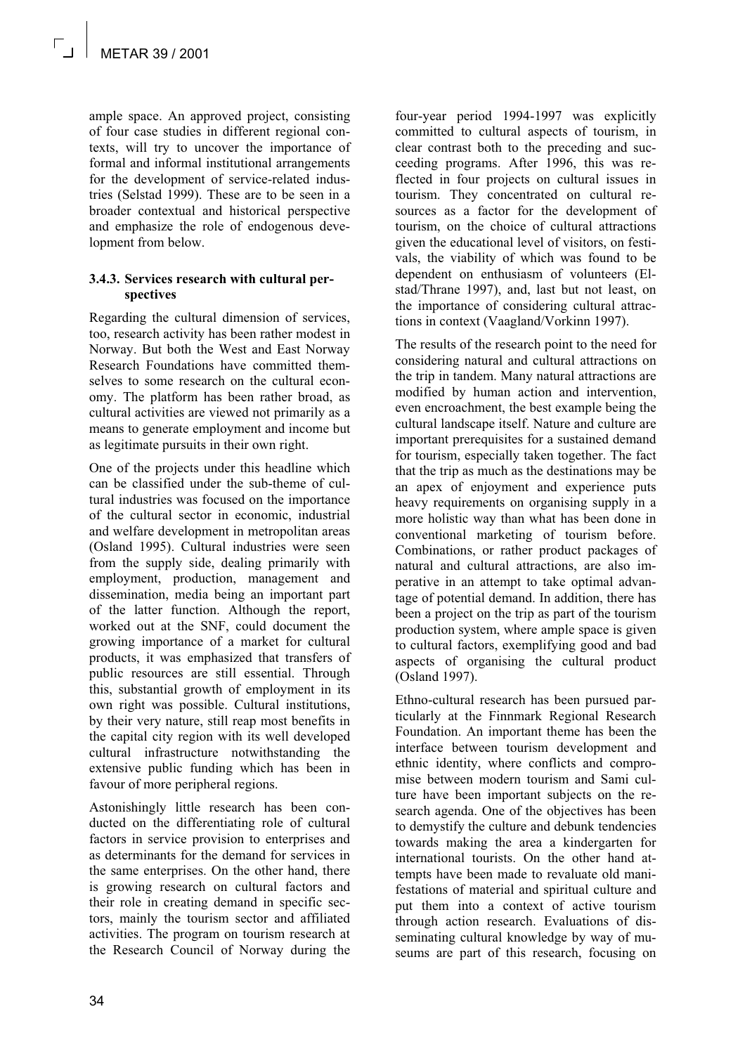ample space. An approved project, consisting of four case studies in different regional contexts, will try to uncover the importance of formal and informal institutional arrangements for the development of service-related industries (Selstad 1999). These are to be seen in a broader contextual and historical perspective and emphasize the role of endogenous development from below.

### 3.4.3. Services research with cultural perspectives

Regarding the cultural dimension of services, too, research activity has been rather modest in Norway. But both the West and East Norway Research Foundations have committed themselves to some research on the cultural economy. The platform has been rather broad, as cultural activities are viewed not primarily as a means to generate employment and income but as legitimate pursuits in their own right.

One of the projects under this headline which can be classified under the sub-theme of cultural industries was focused on the importance of the cultural sector in economic, industrial and welfare development in metropolitan areas (Osland 1995). Cultural industries were seen from the supply side, dealing primarily with employment, production, management and dissemination, media being an important part of the latter function. Although the report, worked out at the SNF, could document the growing importance of a market for cultural products, it was emphasized that transfers of public resources are still essential. Through this, substantial growth of employment in its own right was possible. Cultural institutions, by their very nature, still reap most benefits in the capital city region with its well developed cultural infrastructure notwithstanding the extensive public funding which has been in favour of more peripheral regions.

Astonishingly little research has been conducted on the differentiating role of cultural factors in service provision to enterprises and as determinants for the demand for services in the same enterprises. On the other hand, there is growing research on cultural factors and their role in creating demand in specific sectors, mainly the tourism sector and affiliated activities. The program on tourism research at the Research Council of Norway during the four-year period 1994-1997 was explicitly committed to cultural aspects of tourism, in clear contrast both to the preceding and succeeding programs. After 1996, this was reflected in four projects on cultural issues in tourism. They concentrated on cultural resources as a factor for the development of tourism, on the choice of cultural attractions given the educational level of visitors, on festivals, the viability of which was found to be dependent on enthusiasm of volunteers (Elstad/Thrane 1997), and, last but not least, on the importance of considering cultural attractions in context (Vaagland/Vorkinn 1997).

The results of the research point to the need for considering natural and cultural attractions on the trip in tandem. Many natural attractions are modified by human action and intervention, even encroachment, the best example being the cultural landscape itself. Nature and culture are important prerequisites for a sustained demand for tourism, especially taken together. The fact that the trip as much as the destinations may be an apex of enjoyment and experience puts heavy requirements on organising supply in a more holistic way than what has been done in conventional marketing of tourism before. Combinations, or rather product packages of natural and cultural attractions, are also imperative in an attempt to take optimal advantage of potential demand. In addition, there has been a project on the trip as part of the tourism production system, where ample space is given to cultural factors, exemplifying good and bad aspects of organising the cultural product (Osland 1997).

Ethno-cultural research has been pursued particularly at the Finnmark Regional Research Foundation. An important theme has been the interface between tourism development and ethnic identity, where conflicts and compromise between modern tourism and Sami culture have been important subjects on the research agenda. One of the objectives has been to demystify the culture and debunk tendencies towards making the area a kindergarten for international tourists. On the other hand attempts have been made to revaluate old manifestations of material and spiritual culture and put them into a context of active tourism through action research. Evaluations of disseminating cultural knowledge by way of museums are part of this research, focusing on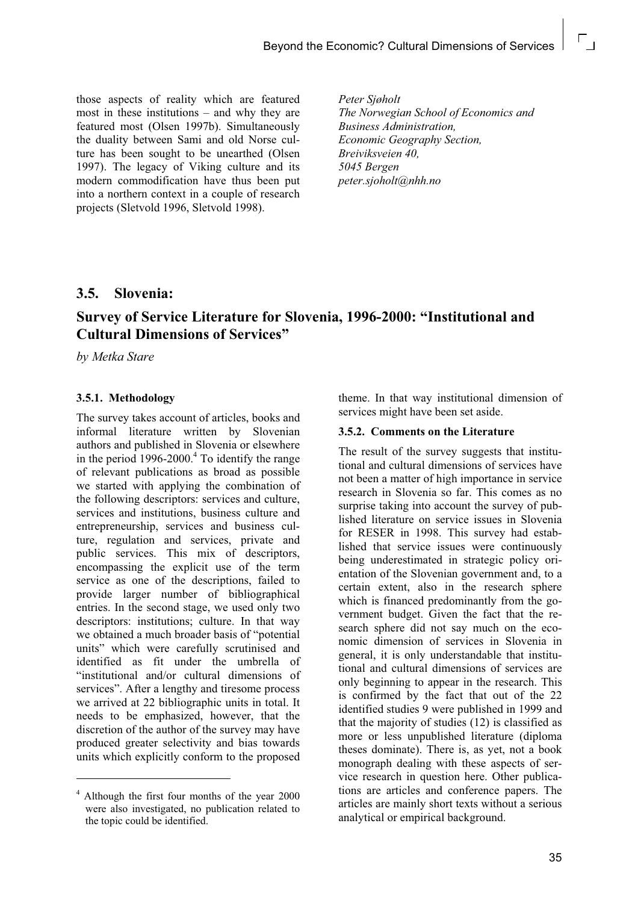those aspects of reality which are featured most in these institutions – and why they are featured most (Olsen 1997b). Simultaneously the duality between Sami and old Norse culture has been sought to be unearthed (Olsen 1997). The legacy of Viking culture and its modern commodification have thus been put into a northern context in a couple of research projects (Sletvold 1996, Sletvold 1998).

*Peter Sjøholt*
*The Norwegian School of Economics and Business Administration,*
*Economic Geography Section,*
*Breiviksveien 40,*
*5045 Bergen*
*peter.sjoholt@nhh.no*

## 3.5. Slovenia:

## Survey of Service Literature for Slovenia, 1996-2000: "Institutional and Cultural Dimensions of Services"

*by Metka Stare*

### 3.5.1. Methodology

The survey takes account of articles, books and informal literature written by Slovenian authors and published in Slovenia or elsewhere in the period 1996-2000.[4] To identify the range of relevant publications as broad as possible we started with applying the combination of the following descriptors: services and culture, services and institutions, business culture and entrepreneurship, services and business culture, regulation and services, private and public services. This mix of descriptors, encompassing the explicit use of the term service as one of the descriptions, failed to provide larger number of bibliographical entries. In the second stage, we used only two descriptors: institutions; culture. In that way we obtained a much broader basis of "potential units" which were carefully scrutinised and identified as fit under the umbrella of "institutional and/or cultural dimensions of services". After a lengthy and tiresome process we arrived at 22 bibliographic units in total. It needs to be emphasized, however, that the discretion of the author of the survey may have produced greater selectivity and bias towards units which explicitly conform to the proposed theme. In that way institutional dimension of services might have been set aside.

### 3.5.2. Comments on the Literature

The result of the survey suggests that institutional and cultural dimensions of services have not been a matter of high importance in service research in Slovenia so far. This comes as no surprise taking into account the survey of published literature on service issues in Slovenia for RESER in 1998. This survey had established that service issues were continuously being underestimated in strategic policy orientation of the Slovenian government and, to a certain extent, also in the research sphere which is financed predominantly from the government budget. Given the fact that the research sphere did not say much on the economic dimension of services in Slovenia in general, it is only understandable that institutional and cultural dimensions of services are only beginning to appear in the research. This is confirmed by the fact that out of the 22 identified studies 9 were published in 1999 and that the majority of studies (12) is classified as more or less unpublished literature (diploma theses dominate). There is, as yet, not a book monograph dealing with these aspects of service research in question here. Other publications are articles and conference papers. The articles are mainly short texts without a serious analytical or empirical background.

[4] Although the first four months of the year 2000 were also investigated, no publication related to the topic could be identified.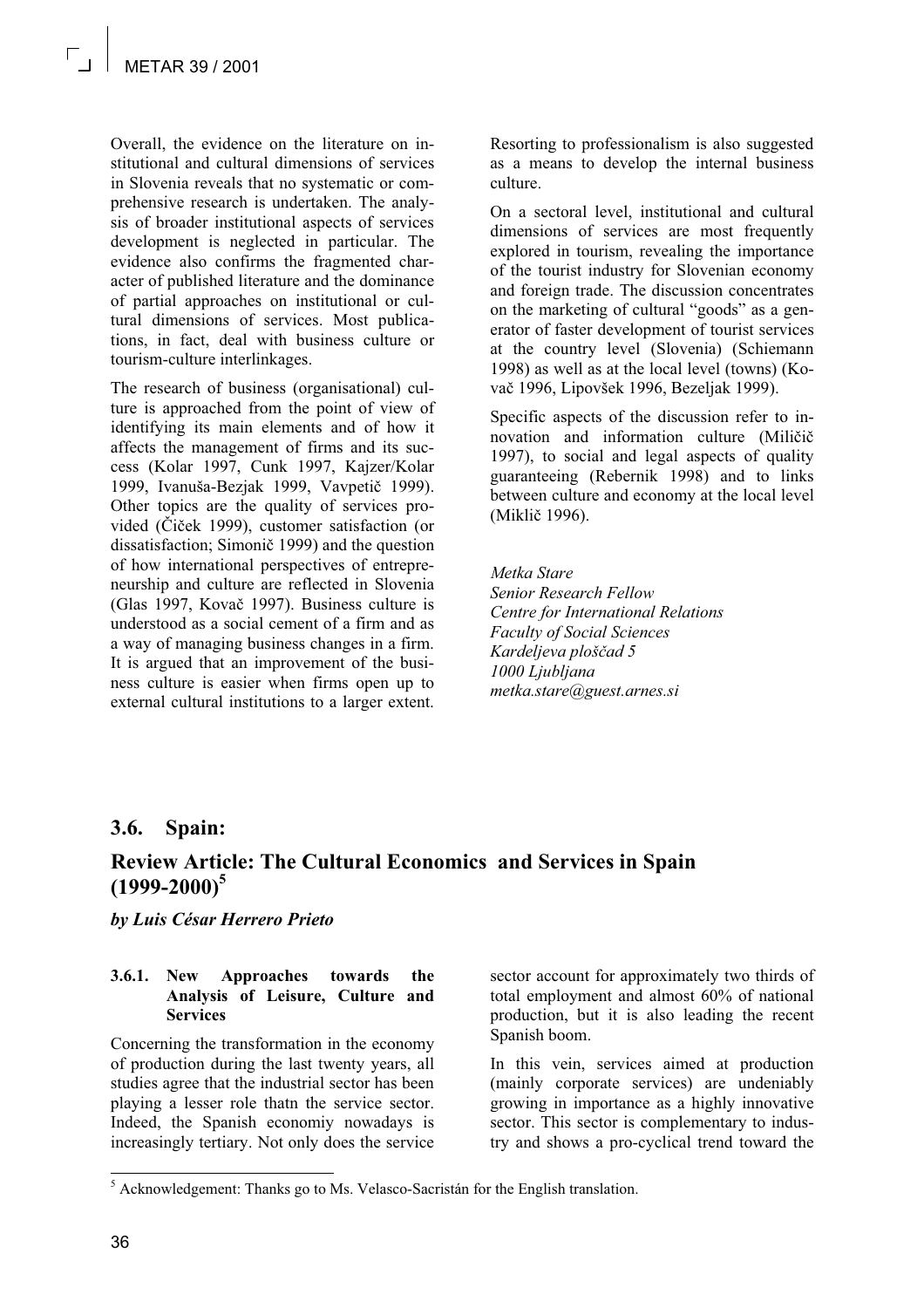Overall, the evidence on the literature on institutional and cultural dimensions of services in Slovenia reveals that no systematic or comprehensive research is undertaken. The analysis of broader institutional aspects of services development is neglected in particular. The evidence also confirms the fragmented character of published literature and the dominance of partial approaches on institutional or cultural dimensions of services. Most publications, in fact, deal with business culture or tourism-culture interlinkages.

The research of business (organisational) culture is approached from the point of view of identifying its main elements and of how it affects the management of firms and its success (Kolar 1997, Cunk 1997, Kajzer/Kolar 1999, Ivanuša-Bezjak 1999, Vavpetič 1999). Other topics are the quality of services provided (Čiček 1999), customer satisfaction (or dissatisfaction; Simonič 1999) and the question of how international perspectives of entrepreneurship and culture are reflected in Slovenia (Glas 1997, Kovač 1997). Business culture is understood as a social cement of a firm and as a way of managing business changes in a firm. It is argued that an improvement of the business culture is easier when firms open up to external cultural institutions to a larger extent. Resorting to professionalism is also suggested as a means to develop the internal business culture.

On a sectoral level, institutional and cultural dimensions of services are most frequently explored in tourism, revealing the importance of the tourist industry for Slovenian economy and foreign trade. The discussion concentrates on the marketing of cultural "goods" as a generator of faster development of tourist services at the country level (Slovenia) (Schiemann 1998) as well as at the local level (towns) (Kovač 1996, Lipovšek 1996, Bezeljak 1999).

Specific aspects of the discussion refer to innovation and information culture (Miličič 1997), to social and legal aspects of quality guaranteeing (Rebernik 1998) and to links between culture and economy at the local level (Miklič 1996).

*Metka Stare*
*Senior Research Fellow*
*Centre for International Relations*
*Faculty of Social Sciences*
*Kardeljeva ploščad 5*
*1000 Ljubljana*
*metka.stare@guest.arnes.si*

## 3.6. Spain:

## Review Article: The Cultural Economics and Services in Spain (1999-2000)[5]

***by Luis César Herrero Prieto***

### 3.6.1. New Approaches towards the Analysis of Leisure, Culture and Services

Concerning the transformation in the economy of production during the last twenty years, all studies agree that the industrial sector has been playing a lesser role thatn the service sector. Indeed, the Spanish economiy nowadays is increasingly tertiary. Not only does the service sector account for approximately two thirds of total employment and almost 60% of national production, but it is also leading the recent Spanish boom.

In this vein, services aimed at production (mainly corporate services) are undeniably growing in importance as a highly innovative sector. This sector is complementary to industry and shows a pro-cyclical trend toward the

[5] Acknowledgement: Thanks go to Ms. Velasco-Sacristán for the English translation.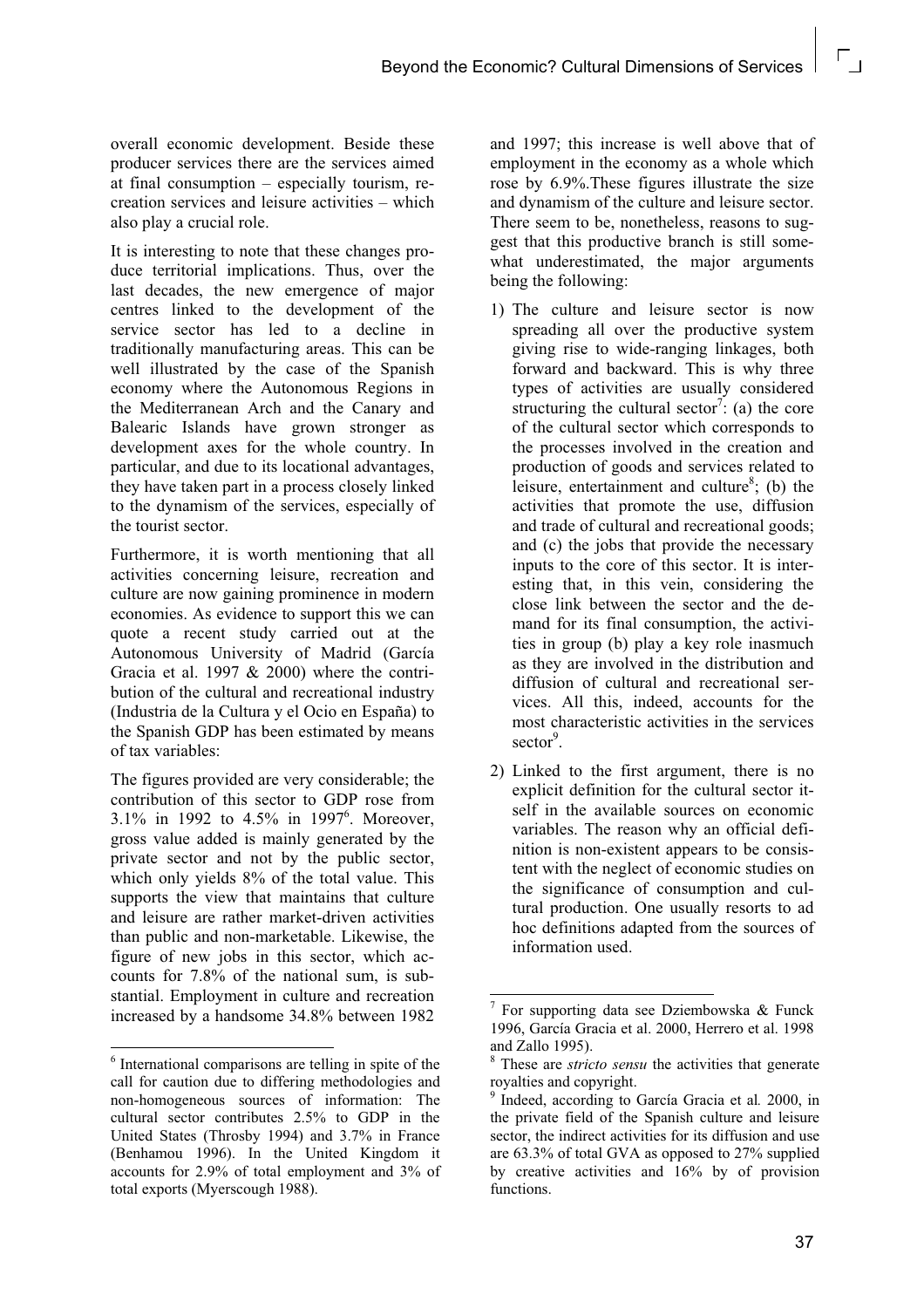overall economic development. Beside these producer services there are the services aimed at final consumption – especially tourism, recreation services and leisure activities – which also play a crucial role.

It is interesting to note that these changes produce territorial implications. Thus, over the last decades, the new emergence of major centres linked to the development of the service sector has led to a decline in traditionally manufacturing areas. This can be well illustrated by the case of the Spanish economy where the Autonomous Regions in the Mediterranean Arch and the Canary and Balearic Islands have grown stronger as development axes for the whole country. In particular, and due to its locational advantages, they have taken part in a process closely linked to the dynamism of the services, especially of the tourist sector.

Furthermore, it is worth mentioning that all activities concerning leisure, recreation and culture are now gaining prominence in modern economies. As evidence to support this we can quote a recent study carried out at the Autonomous University of Madrid (García Gracia et al. 1997 & 2000) where the contribution of the cultural and recreational industry (Industria de la Cultura y el Ocio en España) to the Spanish GDP has been estimated by means of tax variables:

The figures provided are very considerable; the contribution of this sector to GDP rose from 3.1% in 1992 to 4.5% in 1997[6]. Moreover, gross value added is mainly generated by the private sector and not by the public sector, which only yields 8% of the total value. This supports the view that maintains that culture and leisure are rather market-driven activities than public and non-marketable. Likewise, the figure of new jobs in this sector, which accounts for 7.8% of the national sum, is substantial. Employment in culture and recreation increased by a handsome 34.8% between 1982 and 1997; this increase is well above that of employment in the economy as a whole which rose by 6.9%.These figures illustrate the size and dynamism of the culture and leisure sector. There seem to be, nonetheless, reasons to suggest that this productive branch is still somewhat underestimated, the major arguments being the following:

1) The culture and leisure sector is now spreading all over the productive system giving rise to wide-ranging linkages, both forward and backward. This is why three types of activities are usually considered structuring the cultural sector[7]: (a) the core of the cultural sector which corresponds to the processes involved in the creation and production of goods and services related to leisure, entertainment and culture[8]; (b) the activities that promote the use, diffusion and trade of cultural and recreational goods; and (c) the jobs that provide the necessary inputs to the core of this sector. It is interesting that, in this vein, considering the close link between the sector and the demand for its final consumption, the activities in group (b) play a key role inasmuch as they are involved in the distribution and diffusion of cultural and recreational services. All this, indeed, accounts for the most characteristic activities in the services sector[9].

2) Linked to the first argument, there is no explicit definition for the cultural sector itself in the available sources on economic variables. The reason why an official definition is non-existent appears to be consistent with the neglect of economic studies on the significance of consumption and cultural production. One usually resorts to ad hoc definitions adapted from the sources of information used.

---

[6] International comparisons are telling in spite of the call for caution due to differing methodologies and non-homogeneous sources of information: The cultural sector contributes 2.5% to GDP in the United States (Throsby 1994) and 3.7% in France (Benhamou 1996). In the United Kingdom it accounts for 2.9% of total employment and 3% of total exports (Myerscough 1988).

[7] For supporting data see Dziembowska & Funck 1996, García Gracia et al. 2000, Herrero et al. 1998 and Zallo 1995).

[8] These are *stricto sensu* the activities that generate royalties and copyright.

[9] Indeed, according to García Gracia et al*.* 2000, in the private field of the Spanish culture and leisure sector, the indirect activities for its diffusion and use are 63.3% of total GVA as opposed to 27% supplied by creative activities and 16% by of provision functions.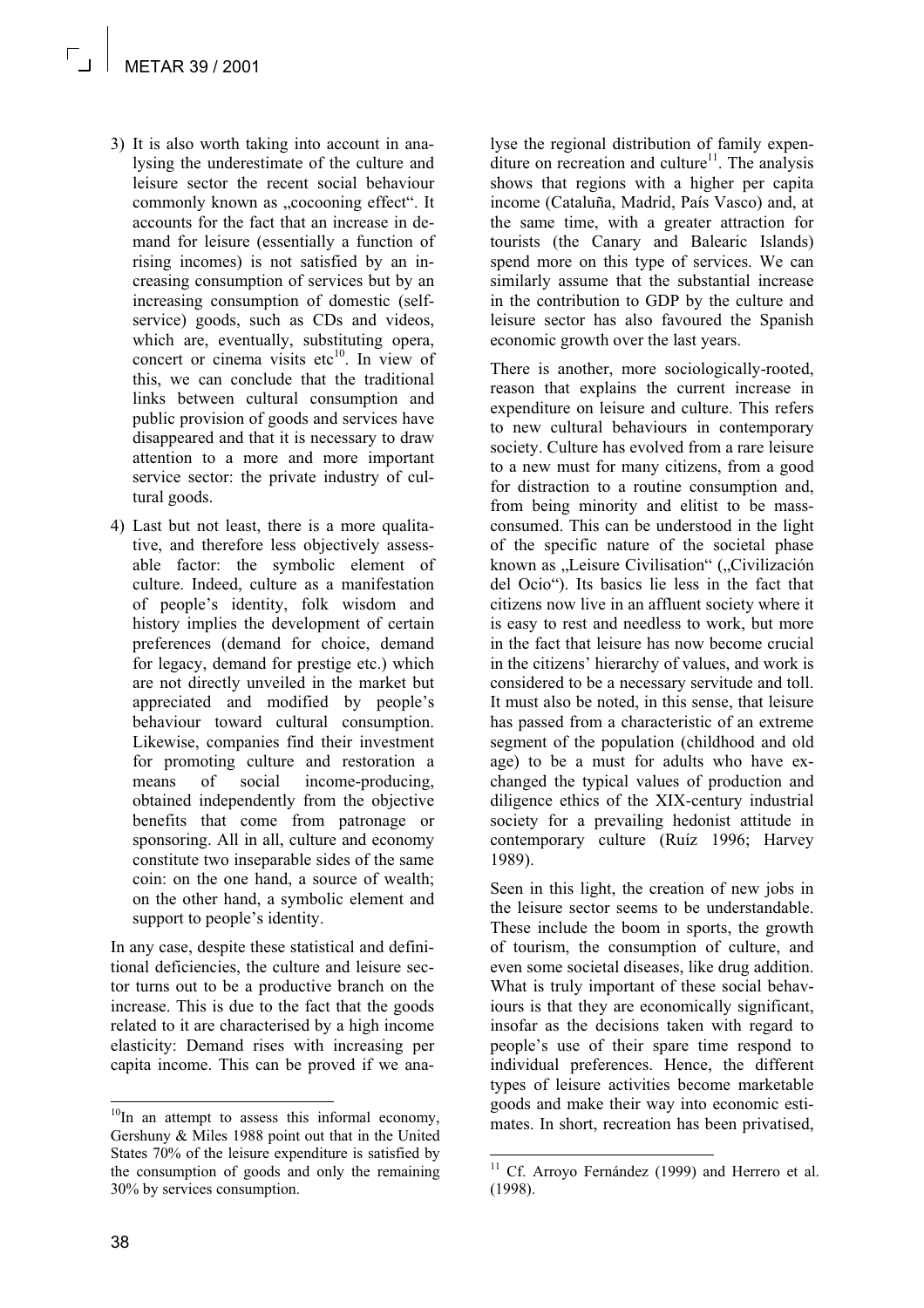3) It is also worth taking into account in analysing the underestimate of the culture and leisure sector the recent social behaviour commonly known as „cocooning effect". It accounts for the fact that an increase in demand for leisure (essentially a function of rising incomes) is not satisfied by an increasing consumption of services but by an increasing consumption of domestic (self-service) goods, such as CDs and videos, which are, eventually, substituting opera, concert or cinema visits etc[10]. In view of this, we can conclude that the traditional links between cultural consumption and public provision of goods and services have disappeared and that it is necessary to draw attention to a more and more important service sector: the private industry of cultural goods.

4) Last but not least, there is a more qualitative, and therefore less objectively assessable factor: the symbolic element of culture. Indeed, culture as a manifestation of people's identity, folk wisdom and history implies the development of certain preferences (demand for choice, demand for legacy, demand for prestige etc.) which are not directly unveiled in the market but appreciated and modified by people's behaviour toward cultural consumption. Likewise, companies find their investment for promoting culture and restoration a means of social income-producing, obtained independently from the objective benefits that come from patronage or sponsoring. All in all, culture and economy constitute two inseparable sides of the same coin: on the one hand, a source of wealth; on the other hand, a symbolic element and support to people's identity.

In any case, despite these statistical and definitional deficiencies, the culture and leisure sector turns out to be a productive branch on the increase. This is due to the fact that the goods related to it are characterised by a high income elasticity: Demand rises with increasing per capita income. This can be proved if we analyse the regional distribution of family expenditure on recreation and culture[11]. The analysis shows that regions with a higher per capita income (Cataluña, Madrid, País Vasco) and, at the same time, with a greater attraction for tourists (the Canary and Balearic Islands) spend more on this type of services. We can similarly assume that the substantial increase in the contribution to GDP by the culture and leisure sector has also favoured the Spanish economic growth over the last years.

There is another, more sociologically-rooted, reason that explains the current increase in expenditure on leisure and culture. This refers to new cultural behaviours in contemporary society. Culture has evolved from a rare leisure to a new must for many citizens, from a good for distraction to a routine consumption and, from being minority and elitist to be mass-consumed. This can be understood in the light of the specific nature of the societal phase known as „Leisure Civilisation" („Civilización del Ocio"). Its basics lie less in the fact that citizens now live in an affluent society where it is easy to rest and needless to work, but more in the fact that leisure has now become crucial in the citizens' hierarchy of values, and work is considered to be a necessary servitude and toll. It must also be noted, in this sense, that leisure has passed from a characteristic of an extreme segment of the population (childhood and old age) to be a must for adults who have exchanged the typical values of production and diligence ethics of the XIX-century industrial society for a prevailing hedonist attitude in contemporary culture (Ruíz 1996; Harvey 1989).

Seen in this light, the creation of new jobs in the leisure sector seems to be understandable. These include the boom in sports, the growth of tourism, the consumption of culture, and even some societal diseases, like drug addition. What is truly important of these social behaviours is that they are economically significant, insofar as the decisions taken with regard to people's use of their spare time respond to individual preferences. Hence, the different types of leisure activities become marketable goods and make their way into economic estimates. In short, recreation has been privatised,

[10] In an attempt to assess this informal economy, Gershuny & Miles 1988 point out that in the United States 70% of the leisure expenditure is satisfied by the consumption of goods and only the remaining 30% by services consumption.

[11] Cf. Arroyo Fernández (1999) and Herrero et al. (1998).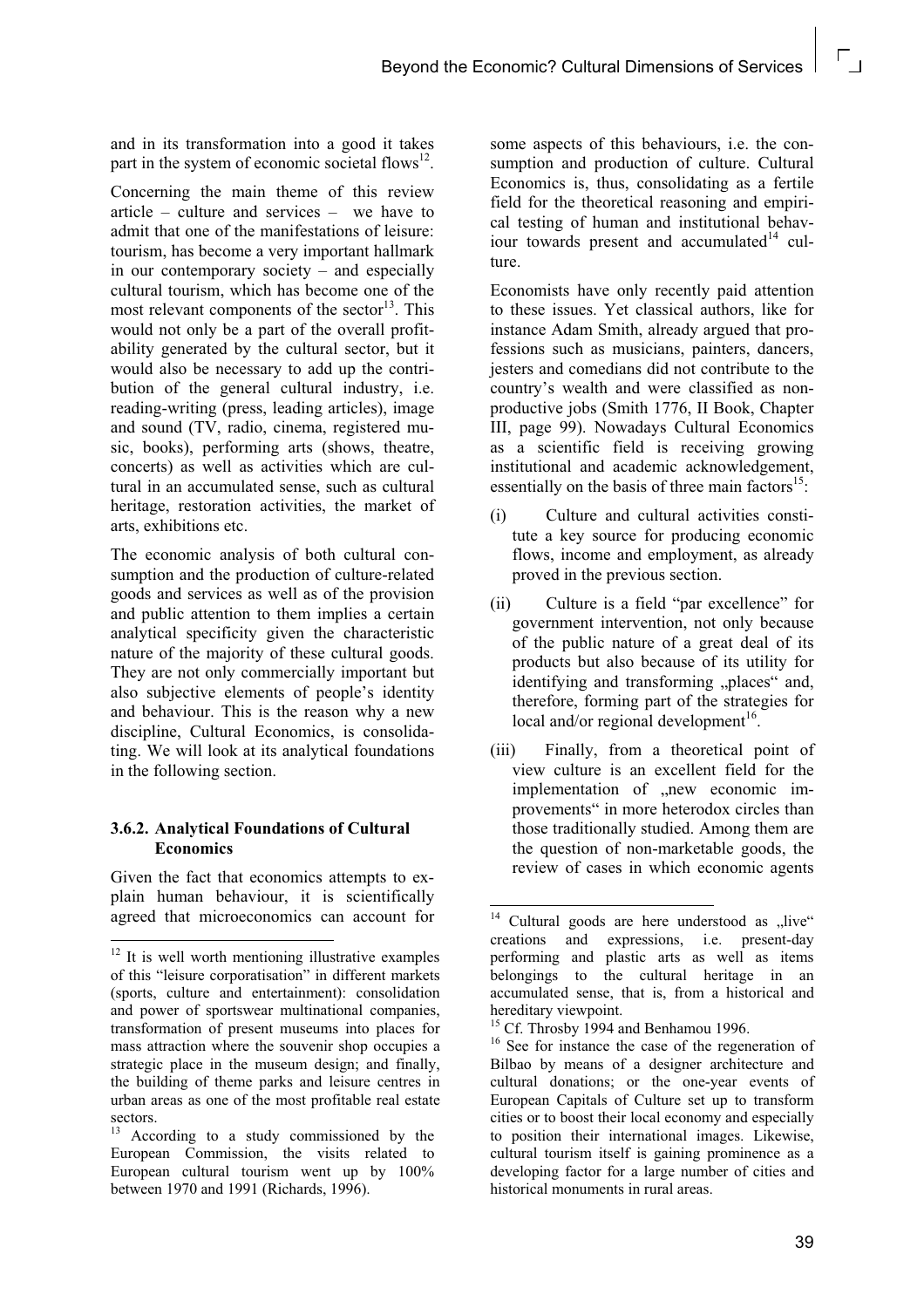and in its transformation into a good it takes part in the system of economic societal flows[12].

Concerning the main theme of this review article – culture and services – we have to admit that one of the manifestations of leisure: tourism, has become a very important hallmark in our contemporary society – and especially cultural tourism, which has become one of the most relevant components of the sector[13]. This would not only be a part of the overall profitability generated by the cultural sector, but it would also be necessary to add up the contribution of the general cultural industry, i.e. reading-writing (press, leading articles), image and sound (TV, radio, cinema, registered music, books), performing arts (shows, theatre, concerts) as well as activities which are cultural in an accumulated sense, such as cultural heritage, restoration activities, the market of arts, exhibitions etc.

The economic analysis of both cultural consumption and the production of culture-related goods and services as well as of the provision and public attention to them implies a certain analytical specificity given the characteristic nature of the majority of these cultural goods. They are not only commercially important but also subjective elements of people's identity and behaviour. This is the reason why a new discipline, Cultural Economics, is consolidating. We will look at its analytical foundations in the following section.

### 3.6.2. Analytical Foundations of Cultural Economics

Given the fact that economics attempts to explain human behaviour, it is scientifically agreed that microeconomics can account for some aspects of this behaviours, i.e. the consumption and production of culture. Cultural Economics is, thus, consolidating as a fertile field for the theoretical reasoning and empirical testing of human and institutional behaviour towards present and accumulated[14] culture.

Economists have only recently paid attention to these issues. Yet classical authors, like for instance Adam Smith, already argued that professions such as musicians, painters, dancers, jesters and comedians did not contribute to the country's wealth and were classified as non-productive jobs (Smith 1776, II Book, Chapter III, page 99). Nowadays Cultural Economics as a scientific field is receiving growing institutional and academic acknowledgement, essentially on the basis of three main factors[15]:

(i) Culture and cultural activities constitute a key source for producing economic flows, income and employment, as already proved in the previous section.

(ii) Culture is a field "par excellence" for government intervention, not only because of the public nature of a great deal of its products but also because of its utility for identifying and transforming „places" and, therefore, forming part of the strategies for local and/or regional development[16].

(iii) Finally, from a theoretical point of view culture is an excellent field for the implementation of „new economic improvements" in more heterodox circles than those traditionally studied. Among them are the question of non-marketable goods, the review of cases in which economic agents

---

[12] It is well worth mentioning illustrative examples of this "leisure corporatisation" in different markets (sports, culture and entertainment): consolidation and power of sportswear multinational companies, transformation of present museums into places for mass attraction where the souvenir shop occupies a strategic place in the museum design; and finally, the building of theme parks and leisure centres in urban areas as one of the most profitable real estate sectors.

[13] According to a study commissioned by the European Commission, the visits related to European cultural tourism went up by 100% between 1970 and 1991 (Richards, 1996).

[14] Cultural goods are here understood as „live" creations and expressions, i.e. present-day performing and plastic arts as well as items belongings to the cultural heritage in an accumulated sense, that is, from a historical and hereditary viewpoint.

[15] Cf. Throsby 1994 and Benhamou 1996.

[16] See for instance the case of the regeneration of Bilbao by means of a designer architecture and cultural donations; or the one-year events of European Capitals of Culture set up to transform cities or to boost their local economy and especially to position their international images. Likewise, cultural tourism itself is gaining prominence as a developing factor for a large number of cities and historical monuments in rural areas.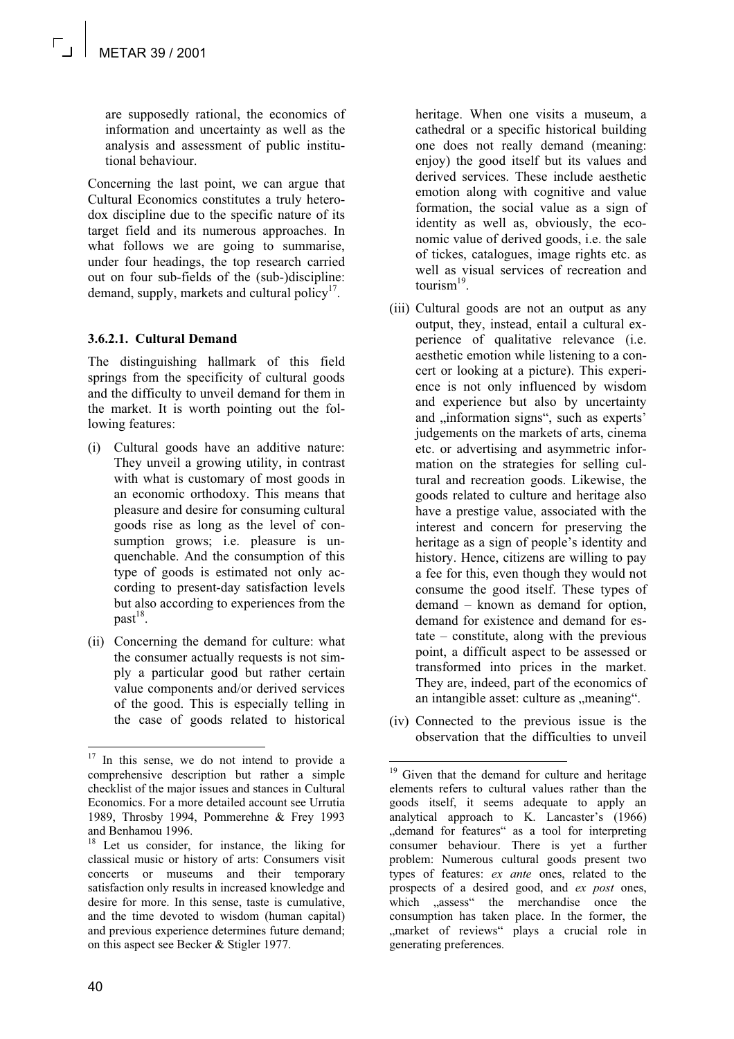are supposedly rational, the economics of information and uncertainty as well as the analysis and assessment of public institutional behaviour.

Concerning the last point, we can argue that Cultural Economics constitutes a truly heterodox discipline due to the specific nature of its target field and its numerous approaches. In what follows we are going to summarise, under four headings, the top research carried out on four sub-fields of the (sub-)discipline: demand, supply, markets and cultural policy[17].

### 3.6.2.1. Cultural Demand

The distinguishing hallmark of this field springs from the specificity of cultural goods and the difficulty to unveil demand for them in the market. It is worth pointing out the following features:

(i) Cultural goods have an additive nature: They unveil a growing utility, in contrast with what is customary of most goods in an economic orthodoxy. This means that pleasure and desire for consuming cultural goods rise as long as the level of consumption grows; i.e. pleasure is unquenchable. And the consumption of this type of goods is estimated not only according to present-day satisfaction levels but also according to experiences from the past[18].

(ii) Concerning the demand for culture: what the consumer actually requests is not simply a particular good but rather certain value components and/or derived services of the good. This is especially telling in the case of goods related to historical heritage. When one visits a museum, a cathedral or a specific historical building one does not really demand (meaning: enjoy) the good itself but its values and derived services. These include aesthetic emotion along with cognitive and value formation, the social value as a sign of identity as well as, obviously, the economic value of derived goods, i.e. the sale of tickes, catalogues, image rights etc. as well as visual services of recreation and tourism[19].

(iii) Cultural goods are not an output as any output, they, instead, entail a cultural experience of qualitative relevance (i.e. aesthetic emotion while listening to a concert or looking at a picture). This experience is not only influenced by wisdom and experience but also by uncertainty and „information signs", such as experts' judgements on the markets of arts, cinema etc. or advertising and asymmetric information on the strategies for selling cultural and recreation goods. Likewise, the goods related to culture and heritage also have a prestige value, associated with the interest and concern for preserving the heritage as a sign of people's identity and history. Hence, citizens are willing to pay a fee for this, even though they would not consume the good itself. These types of demand – known as demand for option, demand for existence and demand for estate – constitute, along with the previous point, a difficult aspect to be assessed or transformed into prices in the market. They are, indeed, part of the economics of an intangible asset: culture as „meaning".

(iv) Connected to the previous issue is the observation that the difficulties to unveil

---

[17] In this sense, we do not intend to provide a comprehensive description but rather a simple checklist of the major issues and stances in Cultural Economics. For a more detailed account see Urrutia 1989, Throsby 1994, Pommerehne & Frey 1993 and Benhamou 1996.

[18] Let us consider, for instance, the liking for classical music or history of arts: Consumers visit concerts or museums and their temporary satisfaction only results in increased knowledge and desire for more. In this sense, taste is cumulative, and the time devoted to wisdom (human capital) and previous experience determines future demand; on this aspect see Becker & Stigler 1977.

[19] Given that the demand for culture and heritage elements refers to cultural values rather than the goods itself, it seems adequate to apply an analytical approach to K. Lancaster's (1966) „demand for features" as a tool for interpreting consumer behaviour. There is yet a further problem: Numerous cultural goods present two types of features: *ex ante* ones, related to the prospects of a desired good, and *ex post* ones, which „assess" the merchandise once the consumption has taken place. In the former, the „market of reviews" plays a crucial role in generating preferences.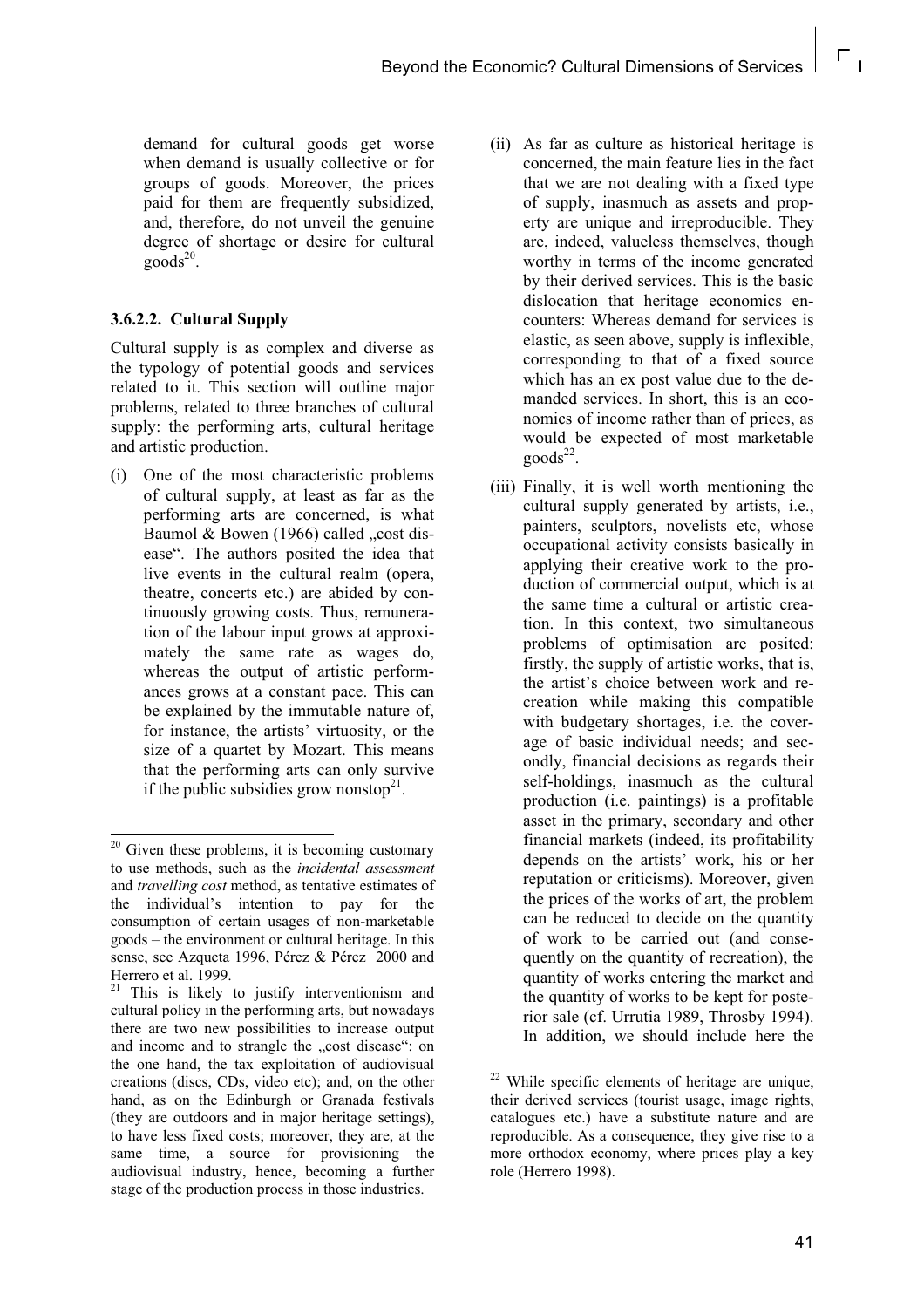demand for cultural goods get worse when demand is usually collective or for groups of goods. Moreover, the prices paid for them are frequently subsidized, and, therefore, do not unveil the genuine degree of shortage or desire for cultural goods[20].

### 3.6.2.2. Cultural Supply

Cultural supply is as complex and diverse as the typology of potential goods and services related to it. This section will outline major problems, related to three branches of cultural supply: the performing arts, cultural heritage and artistic production.

(i) One of the most characteristic problems of cultural supply, at least as far as the performing arts are concerned, is what Baumol & Bowen (1966) called „cost disease". The authors posited the idea that live events in the cultural realm (opera, theatre, concerts etc.) are abided by continuously growing costs. Thus, remuneration of the labour input grows at approximately the same rate as wages do, whereas the output of artistic performances grows at a constant pace. This can be explained by the immutable nature of, for instance, the artists' virtuosity, or the size of a quartet by Mozart. This means that the performing arts can only survive if the public subsidies grow nonstop[21].

(ii) As far as culture as historical heritage is concerned, the main feature lies in the fact that we are not dealing with a fixed type of supply, inasmuch as assets and property are unique and irreproducible. They are, indeed, valueless themselves, though worthy in terms of the income generated by their derived services. This is the basic dislocation that heritage economics encounters: Whereas demand for services is elastic, as seen above, supply is inflexible, corresponding to that of a fixed source which has an ex post value due to the demanded services. In short, this is an economics of income rather than of prices, as would be expected of most marketable goods[22].

(iii) Finally, it is well worth mentioning the cultural supply generated by artists, i.e., painters, sculptors, novelists etc, whose occupational activity consists basically in applying their creative work to the production of commercial output, which is at the same time a cultural or artistic creation. In this context, two simultaneous problems of optimisation are posited: firstly, the supply of artistic works, that is, the artist's choice between work and recreation while making this compatible with budgetary shortages, i.e. the coverage of basic individual needs; and secondly, financial decisions as regards their self-holdings, inasmuch as the cultural production (i.e. paintings) is a profitable asset in the primary, secondary and other financial markets (indeed, its profitability depends on the artists' work, his or her reputation or criticisms). Moreover, given the prices of the works of art, the problem can be reduced to decide on the quantity of work to be carried out (and consequently on the quantity of recreation), the quantity of works entering the market and the quantity of works to be kept for posterior sale (cf. Urrutia 1989, Throsby 1994). In addition, we should include here the

---

[20] Given these problems, it is becoming customary to use methods, such as the *incidental assessment* and *travelling cost* method, as tentative estimates of the individual's intention to pay for the consumption of certain usages of non-marketable goods – the environment or cultural heritage. In this sense, see Azqueta 1996, Pérez & Pérez 2000 and Herrero et al. 1999.

[21] This is likely to justify interventionism and cultural policy in the performing arts, but nowadays there are two new possibilities to increase output and income and to strangle the „cost disease": on the one hand, the tax exploitation of audiovisual creations (discs, CDs, video etc); and, on the other hand, as on the Edinburgh or Granada festivals (they are outdoors and in major heritage settings), to have less fixed costs; moreover, they are, at the same time, a source for provisioning the audiovisual industry, hence, becoming a further stage of the production process in those industries.

[22] While specific elements of heritage are unique, their derived services (tourist usage, image rights, catalogues etc.) have a substitute nature and are reproducible. As a consequence, they give rise to a more orthodox economy, where prices play a key role (Herrero 1998).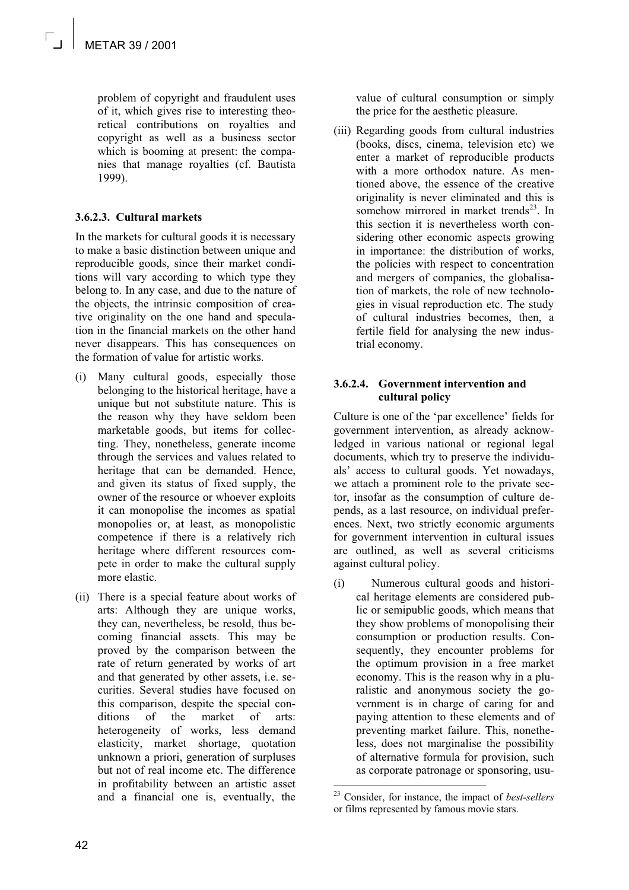problem of copyright and fraudulent uses of it, which gives rise to interesting theoretical contributions on royalties and copyright as well as a business sector which is booming at present: the companies that manage royalties (cf. Bautista 1999).

### 3.6.2.3. Cultural markets

In the markets for cultural goods it is necessary to make a basic distinction between unique and reproducible goods, since their market conditions will vary according to which type they belong to. In any case, and due to the nature of the objects, the intrinsic composition of creative originality on the one hand and speculation in the financial markets on the other hand never disappears. This has consequences on the formation of value for artistic works.

(i) Many cultural goods, especially those belonging to the historical heritage, have a unique but not substitute nature. This is the reason why they have seldom been marketable goods, but items for collecting. They, nonetheless, generate income through the services and values related to heritage that can be demanded. Hence, and given its status of fixed supply, the owner of the resource or whoever exploits it can monopolise the incomes as spatial monopolies or, at least, as monopolistic competence if there is a relatively rich heritage where different resources compete in order to make the cultural supply more elastic.

(ii) There is a special feature about works of arts: Although they are unique works, they can, nevertheless, be resold, thus becoming financial assets. This may be proved by the comparison between the rate of return generated by works of art and that generated by other assets, i.e. securities. Several studies have focused on this comparison, despite the special conditions of the market of arts: heterogeneity of works, less demand elasticity, market shortage, quotation unknown a priori, generation of surpluses but not of real income etc. The difference in profitability between an artistic asset and a financial one is, eventually, the value of cultural consumption or simply the price for the aesthetic pleasure.

(iii) Regarding goods from cultural industries (books, discs, cinema, television etc) we enter a market of reproducible products with a more orthodox nature. As mentioned above, the essence of the creative originality is never eliminated and this is somehow mirrored in market trends[23]. In this section it is nevertheless worth considering other economic aspects growing in importance: the distribution of works, the policies with respect to concentration and mergers of companies, the globalisation of markets, the role of new technologies in visual reproduction etc. The study of cultural industries becomes, then, a fertile field for analysing the new industrial economy.

### 3.6.2.4. Government intervention and cultural policy

Culture is one of the 'par excellence' fields for government intervention, as already acknowledged in various national or regional legal documents, which try to preserve the individuals' access to cultural goods. Yet nowadays, we attach a prominent role to the private sector, insofar as the consumption of culture depends, as a last resource, on individual preferences. Next, two strictly economic arguments for government intervention in cultural issues are outlined, as well as several criticisms against cultural policy.

(i) Numerous cultural goods and historical heritage elements are considered public or semipublic goods, which means that they show problems of monopolising their consumption or production results. Consequently, they encounter problems for the optimum provision in a free market economy. This is the reason why in a pluralistic and anonymous society the government is in charge of caring for and paying attention to these elements and of preventing market failure. This, nonetheless, does not marginalise the possibility of alternative formula for provision, such as corporate patronage or sponsoring, usu-

---

[23] Consider, for instance, the impact of *best-sellers* or films represented by famous movie stars.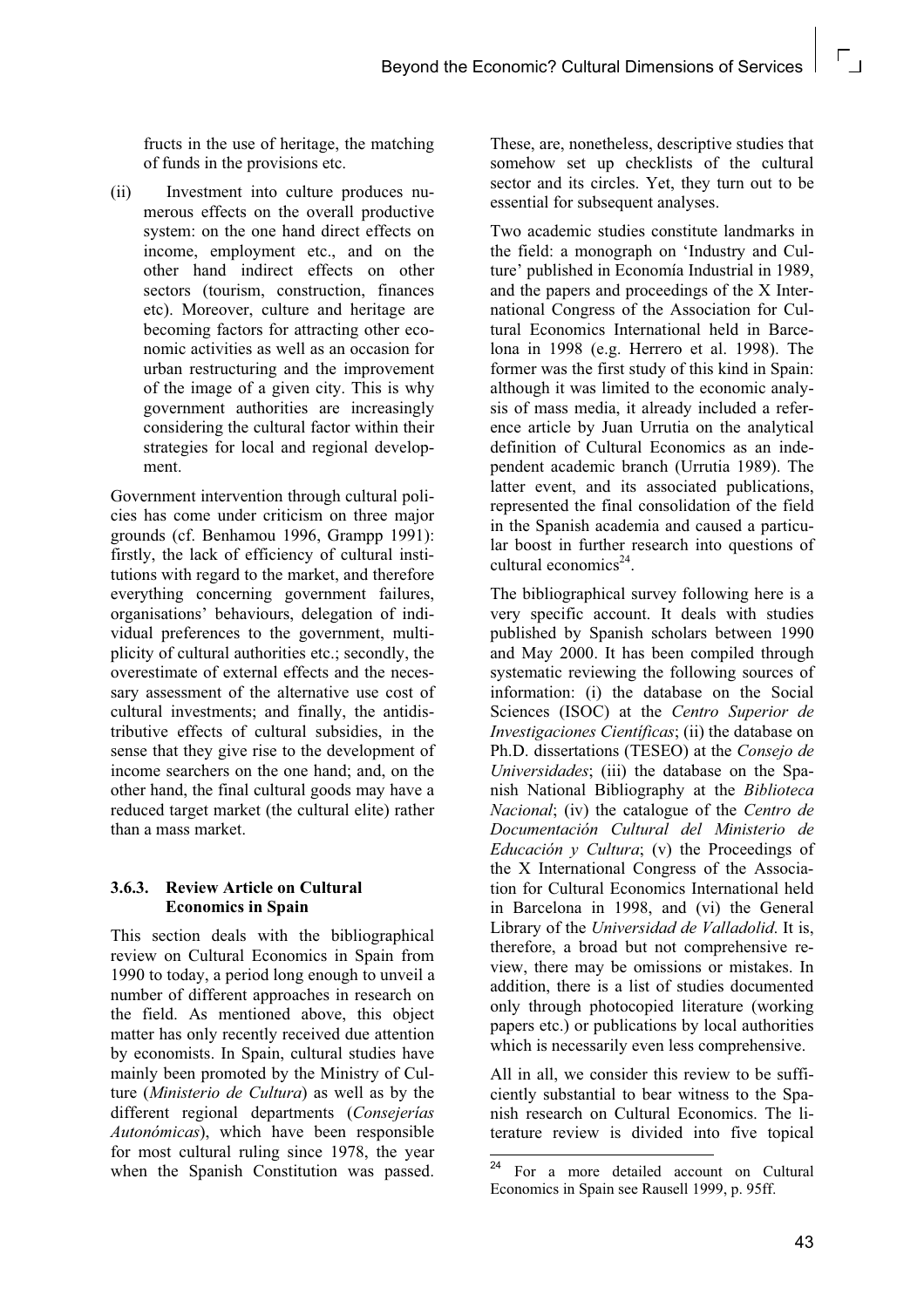fructs in the use of heritage, the matching of funds in the provisions etc.

(ii) Investment into culture produces numerous effects on the overall productive system: on the one hand direct effects on income, employment etc., and on the other hand indirect effects on other sectors (tourism, construction, finances etc). Moreover, culture and heritage are becoming factors for attracting other economic activities as well as an occasion for urban restructuring and the improvement of the image of a given city. This is why government authorities are increasingly considering the cultural factor within their strategies for local and regional development.

Government intervention through cultural policies has come under criticism on three major grounds (cf. Benhamou 1996, Grampp 1991): firstly, the lack of efficiency of cultural institutions with regard to the market, and therefore everything concerning government failures, organisations' behaviours, delegation of individual preferences to the government, multiplicity of cultural authorities etc.; secondly, the overestimate of external effects and the necessary assessment of the alternative use cost of cultural investments; and finally, the antidistributive effects of cultural subsidies, in the sense that they give rise to the development of income searchers on the one hand; and, on the other hand, the final cultural goods may have a reduced target market (the cultural elite) rather than a mass market.

### 3.6.3. Review Article on Cultural Economics in Spain

This section deals with the bibliographical review on Cultural Economics in Spain from 1990 to today, a period long enough to unveil a number of different approaches in research on the field. As mentioned above, this object matter has only recently received due attention by economists. In Spain, cultural studies have mainly been promoted by the Ministry of Culture (*Ministerio de Cultura*) as well as by the different regional departments (*Consejerías Autonómicas*), which have been responsible for most cultural ruling since 1978, the year when the Spanish Constitution was passed. These, are, nonetheless, descriptive studies that somehow set up checklists of the cultural sector and its circles. Yet, they turn out to be essential for subsequent analyses.

Two academic studies constitute landmarks in the field: a monograph on 'Industry and Culture' published in Economía Industrial in 1989, and the papers and proceedings of the X International Congress of the Association for Cultural Economics International held in Barcelona in 1998 (e.g. Herrero et al. 1998). The former was the first study of this kind in Spain: although it was limited to the economic analysis of mass media, it already included a reference article by Juan Urrutia on the analytical definition of Cultural Economics as an independent academic branch (Urrutia 1989). The latter event, and its associated publications, represented the final consolidation of the field in the Spanish academia and caused a particular boost in further research into questions of cultural economics[24].

The bibliographical survey following here is a very specific account. It deals with studies published by Spanish scholars between 1990 and May 2000. It has been compiled through systematic reviewing the following sources of information: (i) the database on the Social Sciences (ISOC) at the *Centro Superior de Investigaciones Científicas*; (ii) the database on Ph.D. dissertations (TESEO) at the *Consejo de Universidades*; (iii) the database on the Spanish National Bibliography at the *Biblioteca Nacional*; (iv) the catalogue of the *Centro de Documentación Cultural del Ministerio de Educación y Cultura*; (v) the Proceedings of the X International Congress of the Association for Cultural Economics International held in Barcelona in 1998, and (vi) the General Library of the *Universidad de Valladolid*. It is, therefore, a broad but not comprehensive review, there may be omissions or mistakes. In addition, there is a list of studies documented only through photocopied literature (working papers etc.) or publications by local authorities which is necessarily even less comprehensive.

All in all, we consider this review to be sufficiently substantial to bear witness to the Spanish research on Cultural Economics. The literature review is divided into five topical

[24] For a more detailed account on Cultural Economics in Spain see Rausell 1999, p. 95ff.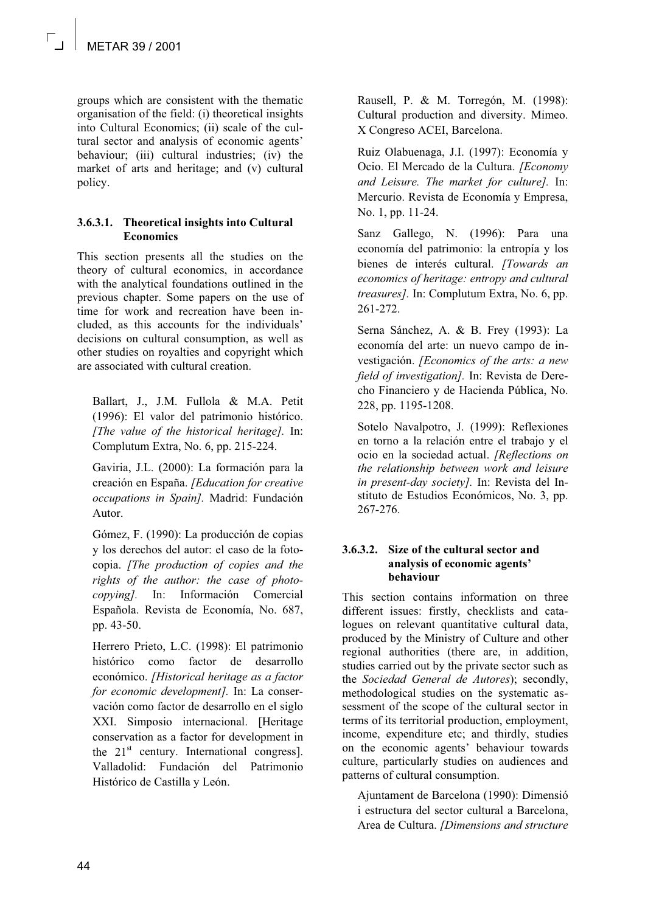groups which are consistent with the thematic organisation of the field: (i) theoretical insights into Cultural Economics; (ii) scale of the cultural sector and analysis of economic agents' behaviour; (iii) cultural industries; (iv) the market of arts and heritage; and (v) cultural policy.

#### 3.6.3.1. Theoretical insights into Cultural Economics

This section presents all the studies on the theory of cultural economics, in accordance with the analytical foundations outlined in the previous chapter. Some papers on the use of time for work and recreation have been included, as this accounts for the individuals' decisions on cultural consumption, as well as other studies on royalties and copyright which are associated with cultural creation.

Ballart, J., J.M. Fullola & M.A. Petit (1996): El valor del patrimonio histórico. *[The value of the historical heritage].* In: Complutum Extra, No. 6, pp. 215-224.

Gaviria, J.L. (2000): La formación para la creación en España. *[Education for creative occupations in Spain].* Madrid: Fundación Autor.

Gómez, F. (1990): La producción de copias y los derechos del autor: el caso de la fotocopia. *[The production of copies and the rights of the author: the case of photocopying].* In: Información Comercial Española. Revista de Economía, No. 687, pp. 43-50.

Herrero Prieto, L.C. (1998): El patrimonio histórico como factor de desarrollo económico. *[Historical heritage as a factor for economic development].* In: La conservación como factor de desarrollo en el siglo XXI. Simposio internacional. [Heritage conservation as a factor for development in the 21st century. International congress]. Valladolid: Fundación del Patrimonio Histórico de Castilla y León.

Rausell, P. & M. Torregón, M. (1998): Cultural production and diversity. Mimeo. X Congreso ACEI, Barcelona.

Ruiz Olabuenaga, J.I. (1997): Economía y Ocio. El Mercado de la Cultura. *[Economy and Leisure. The market for culture].* In: Mercurio. Revista de Economía y Empresa, No. 1, pp. 11-24.

Sanz Gallego, N. (1996): Para una economía del patrimonio: la entropía y los bienes de interés cultural. *[Towards an economics of heritage: entropy and cultural treasures].* In: Complutum Extra, No. 6, pp. 261-272.

Serna Sánchez, A. & B. Frey (1993): La economía del arte: un nuevo campo de investigación. *[Economics of the arts: a new field of investigation].* In: Revista de Derecho Financiero y de Hacienda Pública, No. 228, pp. 1195-1208.

Sotelo Navalpotro, J. (1999): Reflexiones en torno a la relación entre el trabajo y el ocio en la sociedad actual. *[Reflections on the relationship between work and leisure in present-day society].* In: Revista del Instituto de Estudios Económicos, No. 3, pp. 267-276.

#### 3.6.3.2. Size of the cultural sector and analysis of economic agents' behaviour

This section contains information on three different issues: firstly, checklists and catalogues on relevant quantitative cultural data, produced by the Ministry of Culture and other regional authorities (there are, in addition, studies carried out by the private sector such as the *Sociedad General de Autores*); secondly, methodological studies on the systematic assessment of the scope of the cultural sector in terms of its territorial production, employment, income, expenditure etc; and thirdly, studies on the economic agents' behaviour towards culture, particularly studies on audiences and patterns of cultural consumption.

Ajuntament de Barcelona (1990): Dimensió i estructura del sector cultural a Barcelona, Area de Cultura. *[Dimensions and structure*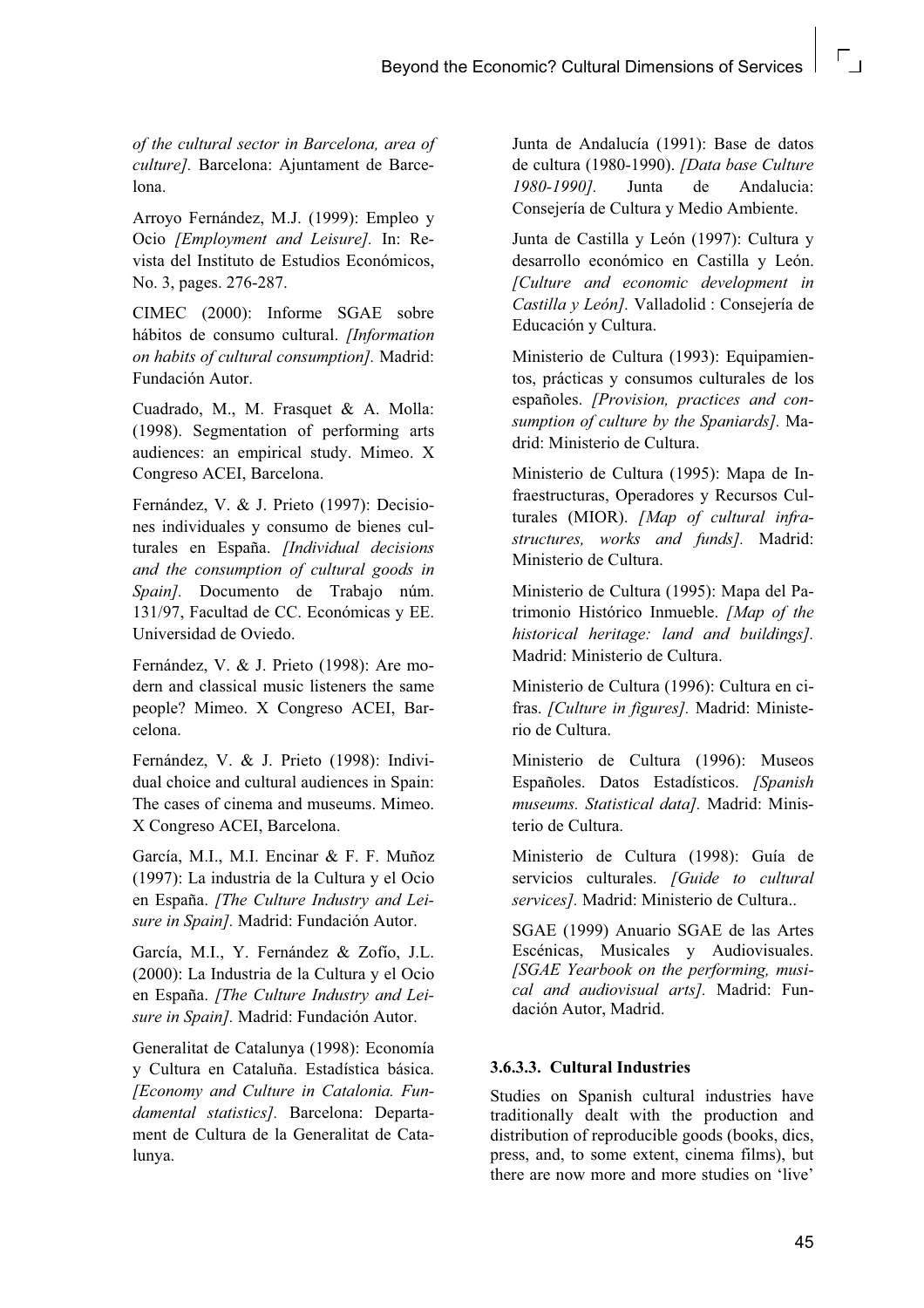*of the cultural sector in Barcelona, area of culture].* Barcelona: Ajuntament de Barcelona.

Arroyo Fernández, M.J. (1999): Empleo y Ocio *[Employment and Leisure].* In: Revista del Instituto de Estudios Económicos, No. 3, pages. 276-287.

CIMEC (2000): Informe SGAE sobre hábitos de consumo cultural. *[Information on habits of cultural consumption].* Madrid: Fundación Autor.

Cuadrado, M., M. Frasquet & A. Molla: (1998). Segmentation of performing arts audiences: an empirical study. Mimeo. X Congreso ACEI, Barcelona.

Fernández, V. & J. Prieto (1997): Decisiones individuales y consumo de bienes culturales en España. *[Individual decisions and the consumption of cultural goods in Spain].* Documento de Trabajo núm. 131/97, Facultad de CC. Económicas y EE. Universidad de Oviedo.

Fernández, V. & J. Prieto (1998): Are modern and classical music listeners the same people? Mimeo. X Congreso ACEI, Barcelona.

Fernández, V. & J. Prieto (1998): Individual choice and cultural audiences in Spain: The cases of cinema and museums. Mimeo. X Congreso ACEI, Barcelona.

García, M.I., M.I. Encinar & F. F. Muñoz (1997): La industria de la Cultura y el Ocio en España. *[The Culture Industry and Leisure in Spain].* Madrid: Fundación Autor.

García, M.I., Y. Fernández & Zofío, J.L. (2000): La Industria de la Cultura y el Ocio en España. *[The Culture Industry and Leisure in Spain].* Madrid: Fundación Autor.

Generalitat de Catalunya (1998): Economía y Cultura en Cataluña. Estadística básica. *[Economy and Culture in Catalonia. Fundamental statistics].* Barcelona: Departament de Cultura de la Generalitat de Catalunya.

Junta de Andalucía (1991): Base de datos de cultura (1980-1990). *[Data base Culture 1980-1990].* Junta de Andalucia: Consejería de Cultura y Medio Ambiente.

Junta de Castilla y León (1997): Cultura y desarrollo económico en Castilla y León. *[Culture and economic development in Castilla y León].* Valladolid : Consejería de Educación y Cultura.

Ministerio de Cultura (1993): Equipamientos, prácticas y consumos culturales de los españoles. *[Provision, practices and consumption of culture by the Spaniards].* Madrid: Ministerio de Cultura.

Ministerio de Cultura (1995): Mapa de Infraestructuras, Operadores y Recursos Culturales (MIOR). *[Map of cultural infrastructures, works and funds].* Madrid: Ministerio de Cultura.

Ministerio de Cultura (1995): Mapa del Patrimonio Histórico Inmueble. *[Map of the historical heritage: land and buildings].* Madrid: Ministerio de Cultura.

Ministerio de Cultura (1996): Cultura en cifras. *[Culture in figures].* Madrid: Ministerio de Cultura.

Ministerio de Cultura (1996): Museos Españoles. Datos Estadísticos. *[Spanish museums. Statistical data].* Madrid: Ministerio de Cultura.

Ministerio de Cultura (1998): Guía de servicios culturales. *[Guide to cultural services].* Madrid: Ministerio de Cultura..

SGAE (1999) Anuario SGAE de las Artes Escénicas, Musicales y Audiovisuales. *[SGAE Yearbook on the performing, musical and audiovisual arts].* Madrid: Fundación Autor, Madrid.

#### 3.6.3.3. Cultural Industries

Studies on Spanish cultural industries have traditionally dealt with the production and distribution of reproducible goods (books, dics, press, and, to some extent, cinema films), but there are now more and more studies on 'live'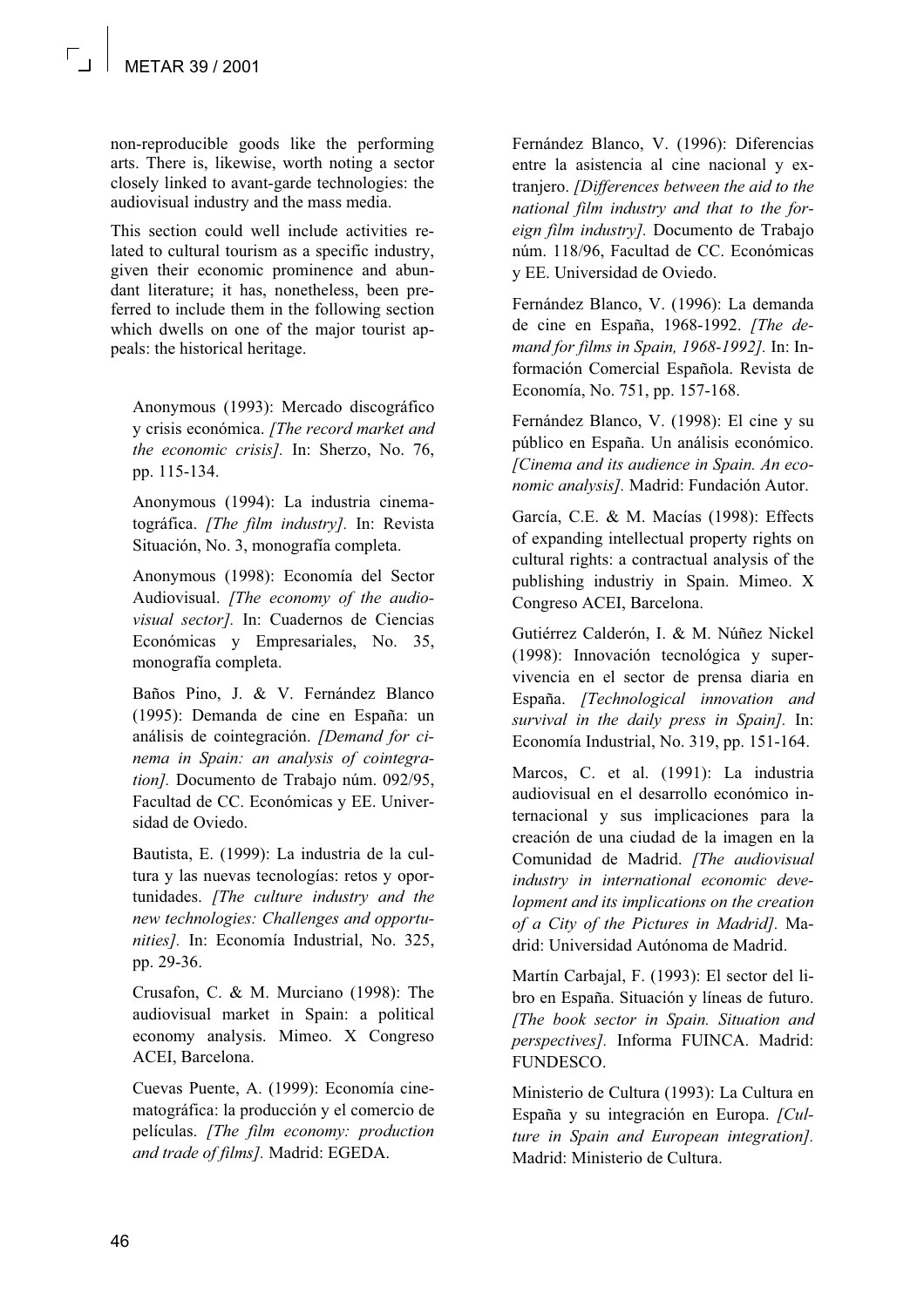non-reproducible goods like the performing arts. There is, likewise, worth noting a sector closely linked to avant-garde technologies: the audiovisual industry and the mass media.

This section could well include activities related to cultural tourism as a specific industry, given their economic prominence and abundant literature; it has, nonetheless, been preferred to include them in the following section which dwells on one of the major tourist appeals: the historical heritage.

Anonymous (1993): Mercado discográfico y crisis económica. *[The record market and the economic crisis].* In: Sherzo, No. 76, pp. 115-134.

Anonymous (1994): La industria cinematográfica. *[The film industry].* In: Revista Situación, No. 3, monografía completa.

Anonymous (1998): Economía del Sector Audiovisual. *[The economy of the audiovisual sector].* In: Cuadernos de Ciencias Económicas y Empresariales, No. 35, monografía completa.

Baños Pino, J. & V. Fernández Blanco (1995): Demanda de cine en España: un análisis de cointegración. *[Demand for cinema in Spain: an analysis of cointegration].* Documento de Trabajo núm. 092/95, Facultad de CC. Económicas y EE. Universidad de Oviedo.

Bautista, E. (1999): La industria de la cultura y las nuevas tecnologías: retos y oportunidades. *[The culture industry and the new technologies: Challenges and opportunities].* In: Economía Industrial, No. 325, pp. 29-36.

Crusafon, C. & M. Murciano (1998): The audiovisual market in Spain: a political economy analysis. Mimeo. X Congreso ACEI, Barcelona.

Cuevas Puente, A. (1999): Economía cinematográfica: la producción y el comercio de películas. *[The film economy: production and trade of films].* Madrid: EGEDA.

Fernández Blanco, V. (1996): Diferencias entre la asistencia al cine nacional y extranjero. *[Differences between the aid to the national film industry and that to the foreign film industry].* Documento de Trabajo núm. 118/96, Facultad de CC. Económicas y EE. Universidad de Oviedo.

Fernández Blanco, V. (1996): La demanda de cine en España, 1968-1992. *[The demand for films in Spain, 1968-1992].* In: Información Comercial Española. Revista de Economía, No. 751, pp. 157-168.

Fernández Blanco, V. (1998): El cine y su público en España. Un análisis económico. *[Cinema and its audience in Spain. An economic analysis].* Madrid: Fundación Autor.

García, C.E. & M. Macías (1998): Effects of expanding intellectual property rights on cultural rights: a contractual analysis of the publishing industriy in Spain. Mimeo. X Congreso ACEI, Barcelona.

Gutiérrez Calderón, I. & M. Núñez Nickel (1998): Innovación tecnológica y supervivencia en el sector de prensa diaria en España. *[Technological innovation and survival in the daily press in Spain].* In: Economía Industrial, No. 319, pp. 151-164.

Marcos, C. et al. (1991): La industria audiovisual en el desarrollo económico internacional y sus implicaciones para la creación de una ciudad de la imagen en la Comunidad de Madrid. *[The audiovisual industry in international economic development and its implications on the creation of a City of the Pictures in Madrid].* Madrid: Universidad Autónoma de Madrid.

Martín Carbajal, F. (1993): El sector del libro en España. Situación y líneas de futuro. *[The book sector in Spain. Situation and perspectives].* Informa FUINCA. Madrid: FUNDESCO.

Ministerio de Cultura (1993): La Cultura en España y su integración en Europa. *[Culture in Spain and European integration].* Madrid: Ministerio de Cultura.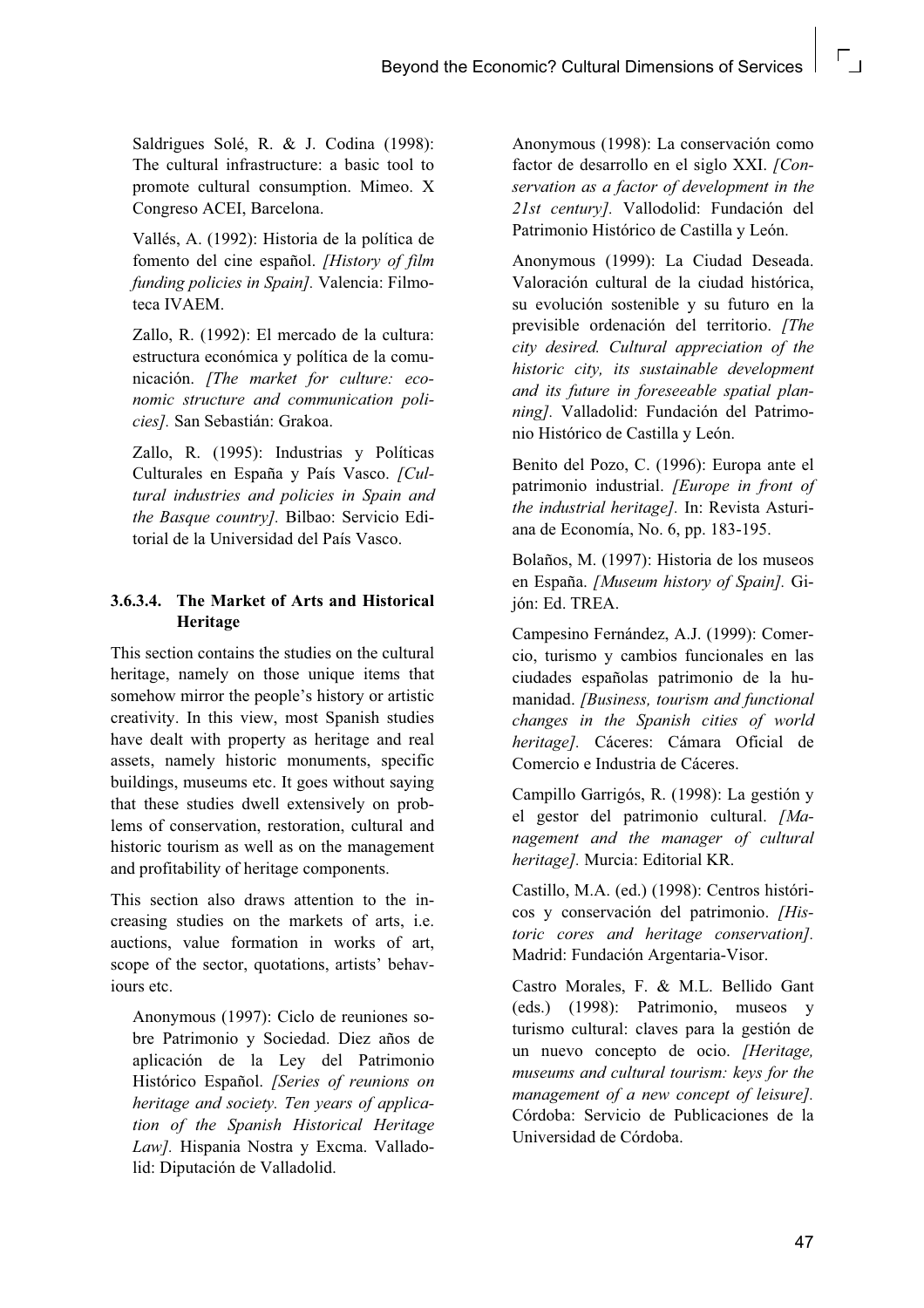Saldrigues Solé, R. & J. Codina (1998): The cultural infrastructure: a basic tool to promote cultural consumption. Mimeo. X Congreso ACEI, Barcelona.

Vallés, A. (1992): Historia de la política de fomento del cine español. *[History of film funding policies in Spain].* Valencia: Filmoteca IVAEM.

Zallo, R. (1992): El mercado de la cultura: estructura económica y política de la comunicación. *[The market for culture: economic structure and communication policies].* San Sebastián: Grakoa.

Zallo, R. (1995): Industrias y Políticas Culturales en España y País Vasco. *[Cultural industries and policies in Spain and the Basque country].* Bilbao: Servicio Editorial de la Universidad del País Vasco.

#### 3.6.3.4. The Market of Arts and Historical Heritage

This section contains the studies on the cultural heritage, namely on those unique items that somehow mirror the people's history or artistic creativity. In this view, most Spanish studies have dealt with property as heritage and real assets, namely historic monuments, specific buildings, museums etc. It goes without saying that these studies dwell extensively on problems of conservation, restoration, cultural and historic tourism as well as on the management and profitability of heritage components.

This section also draws attention to the increasing studies on the markets of arts, i.e. auctions, value formation in works of art, scope of the sector, quotations, artists' behaviours etc.

Anonymous (1997): Ciclo de reuniones sobre Patrimonio y Sociedad. Diez años de aplicación de la Ley del Patrimonio Histórico Español. *[Series of reunions on heritage and society. Ten years of application of the Spanish Historical Heritage Law].* Hispania Nostra y Excma. Valladolid: Diputación de Valladolid.

Anonymous (1998): La conservación como factor de desarrollo en el siglo XXI. *[Conservation as a factor of development in the 21st century].* Vallodolid: Fundación del Patrimonio Histórico de Castilla y León.

Anonymous (1999): La Ciudad Deseada. Valoración cultural de la ciudad histórica, su evolución sostenible y su futuro en la previsible ordenación del territorio. *[The city desired. Cultural appreciation of the historic city, its sustainable development and its future in foreseeable spatial planning].* Valladolid: Fundación del Patrimonio Histórico de Castilla y León.

Benito del Pozo, C. (1996): Europa ante el patrimonio industrial. *[Europe in front of the industrial heritage].* In: Revista Asturiana de Economía, No. 6, pp. 183-195.

Bolaños, M. (1997): Historia de los museos en España. *[Museum history of Spain].* Gijón: Ed. TREA.

Campesino Fernández, A.J. (1999): Comercio, turismo y cambios funcionales en las ciudades españolas patrimonio de la humanidad. *[Business, tourism and functional changes in the Spanish cities of world heritage].* Cáceres: Cámara Oficial de Comercio e Industria de Cáceres.

Campillo Garrigós, R. (1998): La gestión y el gestor del patrimonio cultural. *[Management and the manager of cultural heritage].* Murcia: Editorial KR.

Castillo, M.A. (ed.) (1998): Centros históricos y conservación del patrimonio. *[Historic cores and heritage conservation].* Madrid: Fundación Argentaria-Visor.

Castro Morales, F. & M.L. Bellido Gant (eds.) (1998): Patrimonio, museos y turismo cultural: claves para la gestión de un nuevo concepto de ocio. *[Heritage, museums and cultural tourism: keys for the management of a new concept of leisure].* Córdoba: Servicio de Publicaciones de la Universidad de Córdoba.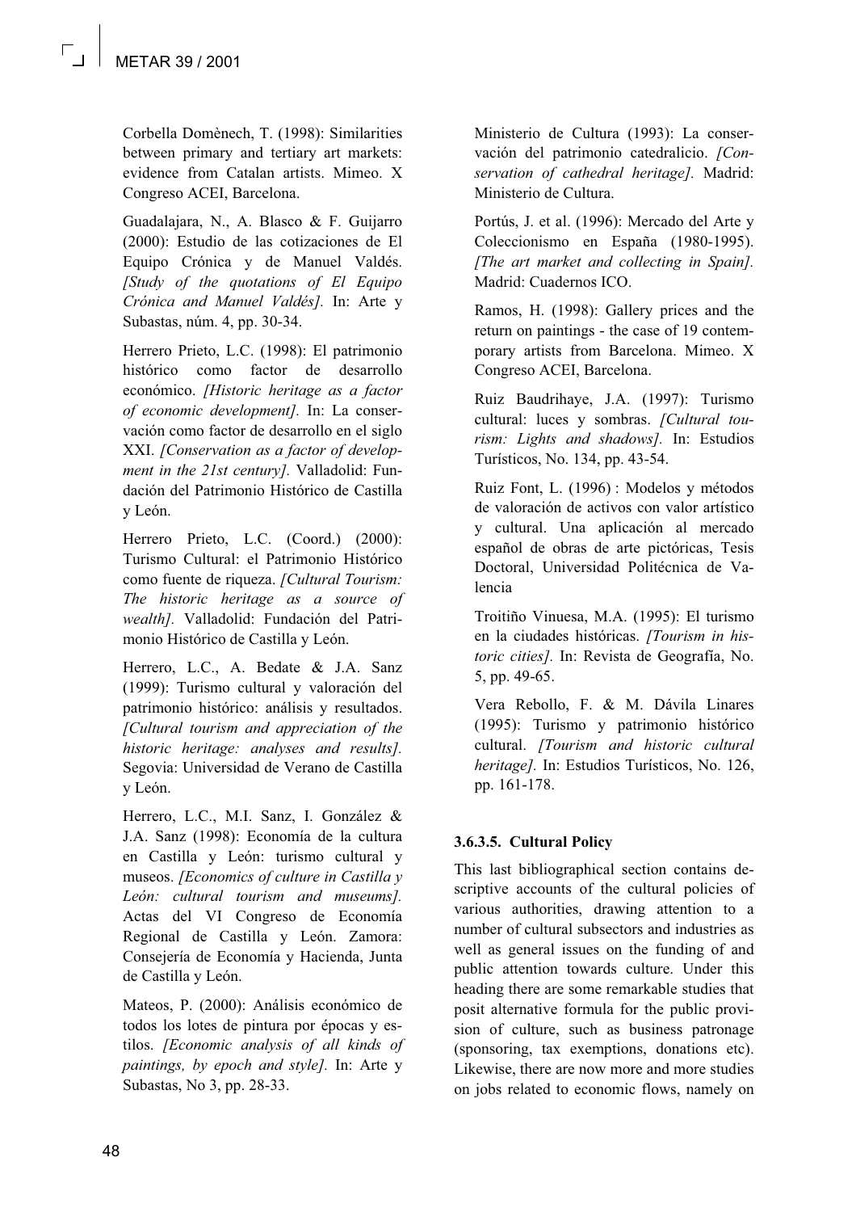Corbella Domènech, T. (1998): Similarities between primary and tertiary art markets: evidence from Catalan artists. Mimeo. X Congreso ACEI, Barcelona.

Guadalajara, N., A. Blasco & F. Guijarro (2000): Estudio de las cotizaciones de El Equipo Crónica y de Manuel Valdés. *[Study of the quotations of El Equipo Crónica and Manuel Valdés].* In: Arte y Subastas, núm. 4, pp. 30-34.

Herrero Prieto, L.C. (1998): El patrimonio histórico como factor de desarrollo económico. *[Historic heritage as a factor of economic development].* In: La conservación como factor de desarrollo en el siglo XXI. *[Conservation as a factor of development in the 21st century].* Valladolid: Fundación del Patrimonio Histórico de Castilla y León.

Herrero Prieto, L.C. (Coord.) (2000): Turismo Cultural: el Patrimonio Histórico como fuente de riqueza. *[Cultural Tourism: The historic heritage as a source of wealth].* Valladolid: Fundación del Patrimonio Histórico de Castilla y León.

Herrero, L.C., A. Bedate & J.A. Sanz (1999): Turismo cultural y valoración del patrimonio histórico: análisis y resultados. *[Cultural tourism and appreciation of the historic heritage: analyses and results].* Segovia: Universidad de Verano de Castilla y León.

Herrero, L.C., M.I. Sanz, I. González & J.A. Sanz (1998): Economía de la cultura en Castilla y León: turismo cultural y museos. *[Economics of culture in Castilla y León: cultural tourism and museums].* Actas del VI Congreso de Economía Regional de Castilla y León. Zamora: Consejería de Economía y Hacienda, Junta de Castilla y León.

Mateos, P. (2000): Análisis económico de todos los lotes de pintura por épocas y estilos. *[Economic analysis of all kinds of paintings, by epoch and style].* In: Arte y Subastas, No 3, pp. 28-33.

Ministerio de Cultura (1993): La conservación del patrimonio catedralicio. *[Conservation of cathedral heritage].* Madrid: Ministerio de Cultura.

Portús, J. et al. (1996): Mercado del Arte y Coleccionismo en España (1980-1995). *[The art market and collecting in Spain].* Madrid: Cuadernos ICO.

Ramos, H. (1998): Gallery prices and the return on paintings - the case of 19 contemporary artists from Barcelona. Mimeo. X Congreso ACEI, Barcelona.

Ruiz Baudrihaye, J.A. (1997): Turismo cultural: luces y sombras. *[Cultural tourism: Lights and shadows].* In: Estudios Turísticos, No. 134, pp. 43-54.

Ruiz Font, L. (1996) : Modelos y métodos de valoración de activos con valor artístico y cultural. Una aplicación al mercado español de obras de arte pictóricas, Tesis Doctoral, Universidad Politécnica de Valencia

Troitiño Vinuesa, M.A. (1995): El turismo en la ciudades históricas. *[Tourism in historic cities].* In: Revista de Geografía, No. 5, pp. 49-65.

Vera Rebollo, F. & M. Dávila Linares (1995): Turismo y patrimonio histórico cultural. *[Tourism and historic cultural heritage].* In: Estudios Turísticos, No. 126, pp. 161-178.

#### 3.6.3.5. Cultural Policy

This last bibliographical section contains descriptive accounts of the cultural policies of various authorities, drawing attention to a number of cultural subsectors and industries as well as general issues on the funding of and public attention towards culture. Under this heading there are some remarkable studies that posit alternative formula for the public provision of culture, such as business patronage (sponsoring, tax exemptions, donations etc). Likewise, there are now more and more studies on jobs related to economic flows, namely on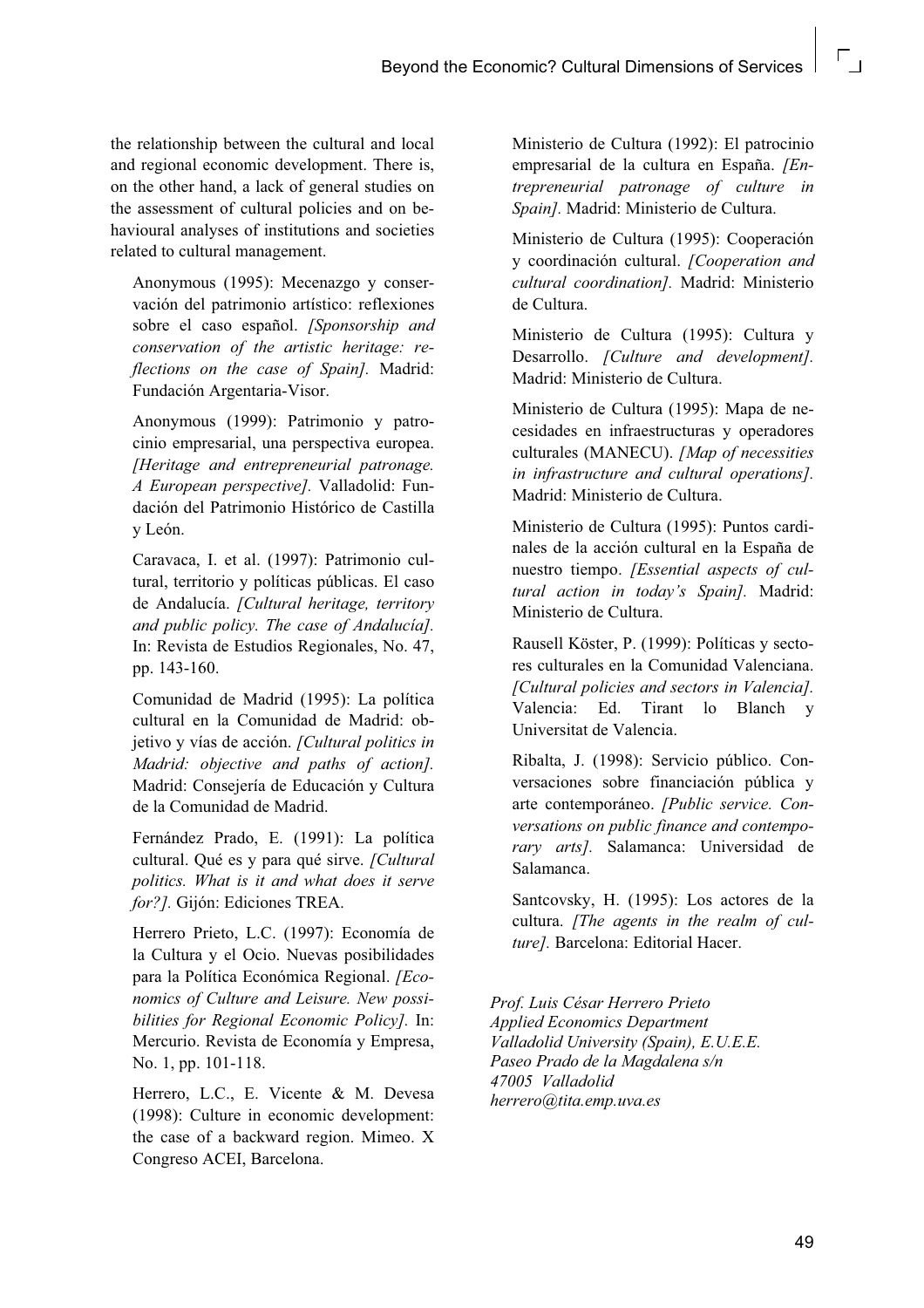the relationship between the cultural and local and regional economic development. There is, on the other hand, a lack of general studies on the assessment of cultural policies and on behavioural analyses of institutions and societies related to cultural management.

Anonymous (1995): Mecenazgo y conservación del patrimonio artístico: reflexiones sobre el caso español. *[Sponsorship and conservation of the artistic heritage: reflections on the case of Spain].* Madrid: Fundación Argentaria-Visor.

Anonymous (1999): Patrimonio y patrocinio empresarial, una perspectiva europea. *[Heritage and entrepreneurial patronage. A European perspective].* Valladolid: Fundación del Patrimonio Histórico de Castilla y León.

Caravaca, I. et al. (1997): Patrimonio cultural, territorio y políticas públicas. El caso de Andalucía. *[Cultural heritage, territory and public policy. The case of Andalucía].* In: Revista de Estudios Regionales, No. 47, pp. 143-160.

Comunidad de Madrid (1995): La política cultural en la Comunidad de Madrid: objetivo y vías de acción. *[Cultural politics in Madrid: objective and paths of action].* Madrid: Consejería de Educación y Cultura de la Comunidad de Madrid.

Fernández Prado, E. (1991): La política cultural. Qué es y para qué sirve. *[Cultural politics. What is it and what does it serve for?].* Gijón: Ediciones TREA.

Herrero Prieto, L.C. (1997): Economía de la Cultura y el Ocio. Nuevas posibilidades para la Política Económica Regional. *[Economics of Culture and Leisure. New possibilities for Regional Economic Policy].* In: Mercurio. Revista de Economía y Empresa, No. 1, pp. 101-118.

Herrero, L.C., E. Vicente & M. Devesa (1998): Culture in economic development: the case of a backward region. Mimeo. X Congreso ACEI, Barcelona.

Ministerio de Cultura (1992): El patrocinio empresarial de la cultura en España. *[Entrepreneurial patronage of culture in Spain].* Madrid: Ministerio de Cultura.

Ministerio de Cultura (1995): Cooperación y coordinación cultural. *[Cooperation and cultural coordination].* Madrid: Ministerio de Cultura.

Ministerio de Cultura (1995): Cultura y Desarrollo. *[Culture and development].* Madrid: Ministerio de Cultura.

Ministerio de Cultura (1995): Mapa de necesidades en infraestructuras y operadores culturales (MANECU). *[Map of necessities in infrastructure and cultural operations].* Madrid: Ministerio de Cultura.

Ministerio de Cultura (1995): Puntos cardinales de la acción cultural en la España de nuestro tiempo. *[Essential aspects of cultural action in today's Spain].* Madrid: Ministerio de Cultura.

Rausell Köster, P. (1999): Políticas y sectores culturales en la Comunidad Valenciana. *[Cultural policies and sectors in Valencia].* Valencia: Ed. Tirant lo Blanch y Universitat de Valencia.

Ribalta, J. (1998): Servicio público. Conversaciones sobre financiación pública y arte contemporáneo. *[Public service. Conversations on public finance and contemporary arts].* Salamanca: Universidad de Salamanca.

Santcovsky, H. (1995): Los actores de la cultura. *[The agents in the realm of culture].* Barcelona: Editorial Hacer.

*Prof. Luis César Herrero Prieto*
*Applied Economics Department*
*Valladolid University (Spain), E.U.E.E.*
*Paseo Prado de la Magdalena s/n*
*47005 Valladolid*
*herrero@tita.emp.uva.es*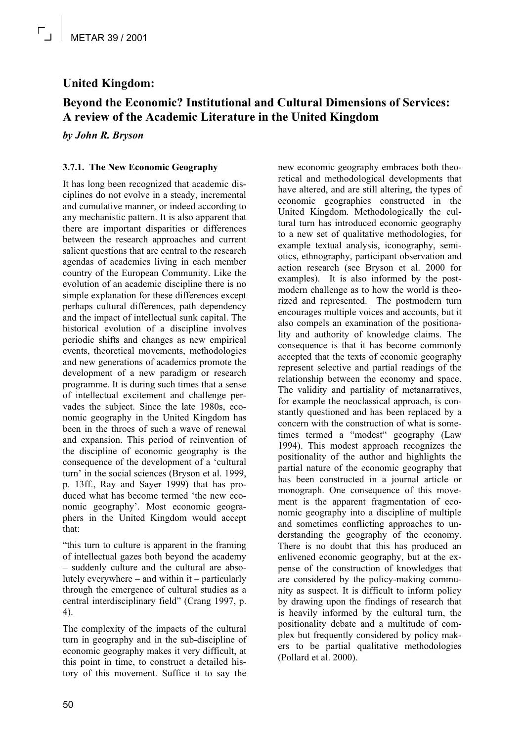## United Kingdom:

## Beyond the Economic? Institutional and Cultural Dimensions of Services: A review of the Academic Literature in the United Kingdom

*by John R. Bryson*

### 3.7.1. The New Economic Geography

It has long been recognized that academic disciplines do not evolve in a steady, incremental and cumulative manner, or indeed according to any mechanistic pattern. It is also apparent that there are important disparities or differences between the research approaches and current salient questions that are central to the research agendas of academics living in each member country of the European Community. Like the evolution of an academic discipline there is no simple explanation for these differences except perhaps cultural differences, path dependency and the impact of intellectual sunk capital. The historical evolution of a discipline involves periodic shifts and changes as new empirical events, theoretical movements, methodologies and new generations of academics promote the development of a new paradigm or research programme. It is during such times that a sense of intellectual excitement and challenge pervades the subject. Since the late 1980s, economic geography in the United Kingdom has been in the throes of such a wave of renewal and expansion. This period of reinvention of the discipline of economic geography is the consequence of the development of a 'cultural turn' in the social sciences (Bryson et al. 1999, p. 13ff., Ray and Sayer 1999) that has produced what has become termed 'the new economic geography'. Most economic geographers in the United Kingdom would accept that:

"this turn to culture is apparent in the framing of intellectual gazes both beyond the academy – suddenly culture and the cultural are absolutely everywhere – and within it – particularly through the emergence of cultural studies as a central interdisciplinary field" (Crang 1997, p. 4).

The complexity of the impacts of the cultural turn in geography and in the sub-discipline of economic geography makes it very difficult, at this point in time, to construct a detailed history of this movement. Suffice it to say the new economic geography embraces both theoretical and methodological developments that have altered, and are still altering, the types of economic geographies constructed in the United Kingdom. Methodologically the cultural turn has introduced economic geography to a new set of qualitative methodologies, for example textual analysis, iconography, semiotics, ethnography, participant observation and action research (see Bryson et al. 2000 for examples). It is also informed by the postmodern challenge as to how the world is theorized and represented. The postmodern turn encourages multiple voices and accounts, but it also compels an examination of the positionality and authority of knowledge claims. The consequence is that it has become commonly accepted that the texts of economic geography represent selective and partial readings of the relationship between the economy and space. The validity and partiality of metanarratives, for example the neoclassical approach, is constantly questioned and has been replaced by a concern with the construction of what is sometimes termed a "modest" geography (Law 1994). This modest approach recognizes the positionality of the author and highlights the partial nature of the economic geography that has been constructed in a journal article or monograph. One consequence of this movement is the apparent fragmentation of economic geography into a discipline of multiple and sometimes conflicting approaches to understanding the geography of the economy. There is no doubt that this has produced an enlivened economic geography, but at the expense of the construction of knowledges that are considered by the policy-making community as suspect. It is difficult to inform policy by drawing upon the findings of research that is heavily informed by the cultural turn, the positionality debate and a multitude of complex but frequently considered by policy makers to be partial qualitative methodologies (Pollard et al. 2000).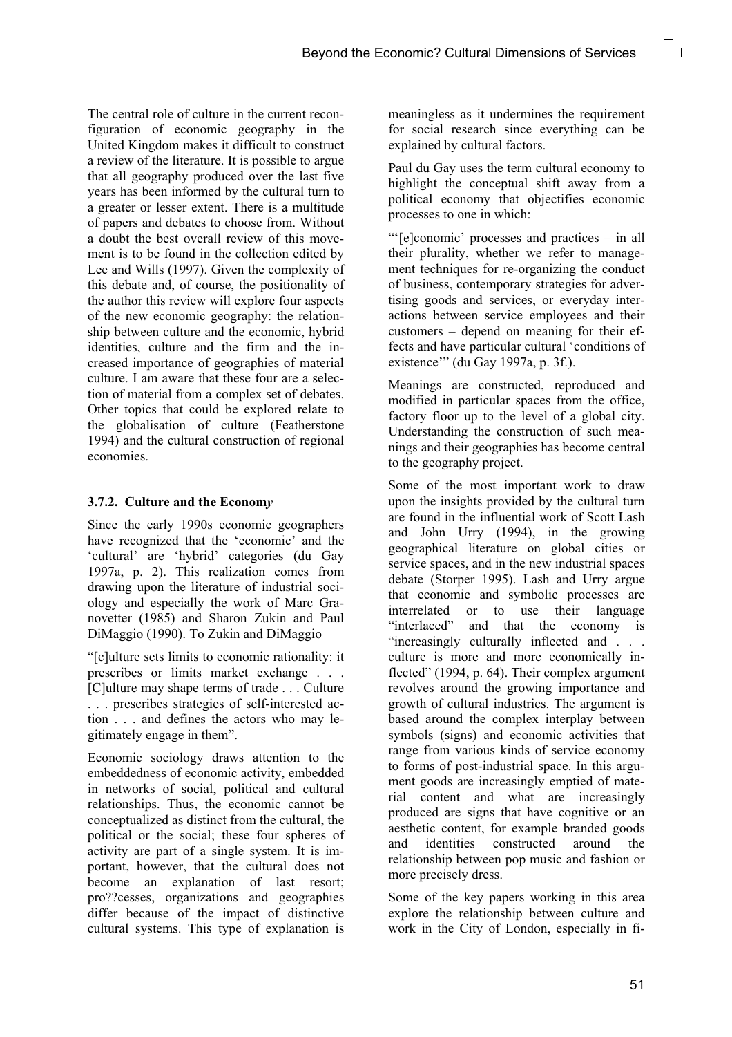The central role of culture in the current reconfiguration of economic geography in the United Kingdom makes it difficult to construct a review of the literature. It is possible to argue that all geography produced over the last five years has been informed by the cultural turn to a greater or lesser extent. There is a multitude of papers and debates to choose from. Without a doubt the best overall review of this movement is to be found in the collection edited by Lee and Wills (1997). Given the complexity of this debate and, of course, the positionality of the author this review will explore four aspects of the new economic geography: the relationship between culture and the economic, hybrid identities, culture and the firm and the increased importance of geographies of material culture. I am aware that these four are a selection of material from a complex set of debates. Other topics that could be explored relate to the globalisation of culture (Featherstone 1994) and the cultural construction of regional economies.

### 3.7.2. Culture and the Economy

Since the early 1990s economic geographers have recognized that the 'economic' and the 'cultural' are 'hybrid' categories (du Gay 1997a, p. 2). This realization comes from drawing upon the literature of industrial sociology and especially the work of Marc Granovetter (1985) and Sharon Zukin and Paul DiMaggio (1990). To Zukin and DiMaggio

"[c]ulture sets limits to economic rationality: it prescribes or limits market exchange . . . [C]ulture may shape terms of trade . . . Culture . . . prescribes strategies of self-interested action . . . and defines the actors who may legitimately engage in them".

Economic sociology draws attention to the embeddedness of economic activity, embedded in networks of social, political and cultural relationships. Thus, the economic cannot be conceptualized as distinct from the cultural, the political or the social; these four spheres of activity are part of a single system. It is important, however, that the cultural does not become an explanation of last resort; pro??cesses, organizations and geographies differ because of the impact of distinctive cultural systems. This type of explanation is meaningless as it undermines the requirement for social research since everything can be explained by cultural factors.

Paul du Gay uses the term cultural economy to highlight the conceptual shift away from a political economy that objectifies economic processes to one in which:

"'[e]conomic' processes and practices – in all their plurality, whether we refer to management techniques for re-organizing the conduct of business, contemporary strategies for advertising goods and services, or everyday interactions between service employees and their customers – depend on meaning for their effects and have particular cultural 'conditions of existence'" (du Gay 1997a, p. 3f.).

Meanings are constructed, reproduced and modified in particular spaces from the office, factory floor up to the level of a global city. Understanding the construction of such meanings and their geographies has become central to the geography project.

Some of the most important work to draw upon the insights provided by the cultural turn are found in the influential work of Scott Lash and John Urry (1994), in the growing geographical literature on global cities or service spaces, and in the new industrial spaces debate (Storper 1995). Lash and Urry argue that economic and symbolic processes are interrelated or to use their language "interlaced" and that the economy is "increasingly culturally inflected and . . . culture is more and more economically inflected" (1994, p. 64). Their complex argument revolves around the growing importance and growth of cultural industries. The argument is based around the complex interplay between symbols (signs) and economic activities that range from various kinds of service economy to forms of post-industrial space. In this argument goods are increasingly emptied of material content and what are increasingly produced are signs that have cognitive or an aesthetic content, for example branded goods and identities constructed around the relationship between pop music and fashion or more precisely dress.

Some of the key papers working in this area explore the relationship between culture and work in the City of London, especially in fi-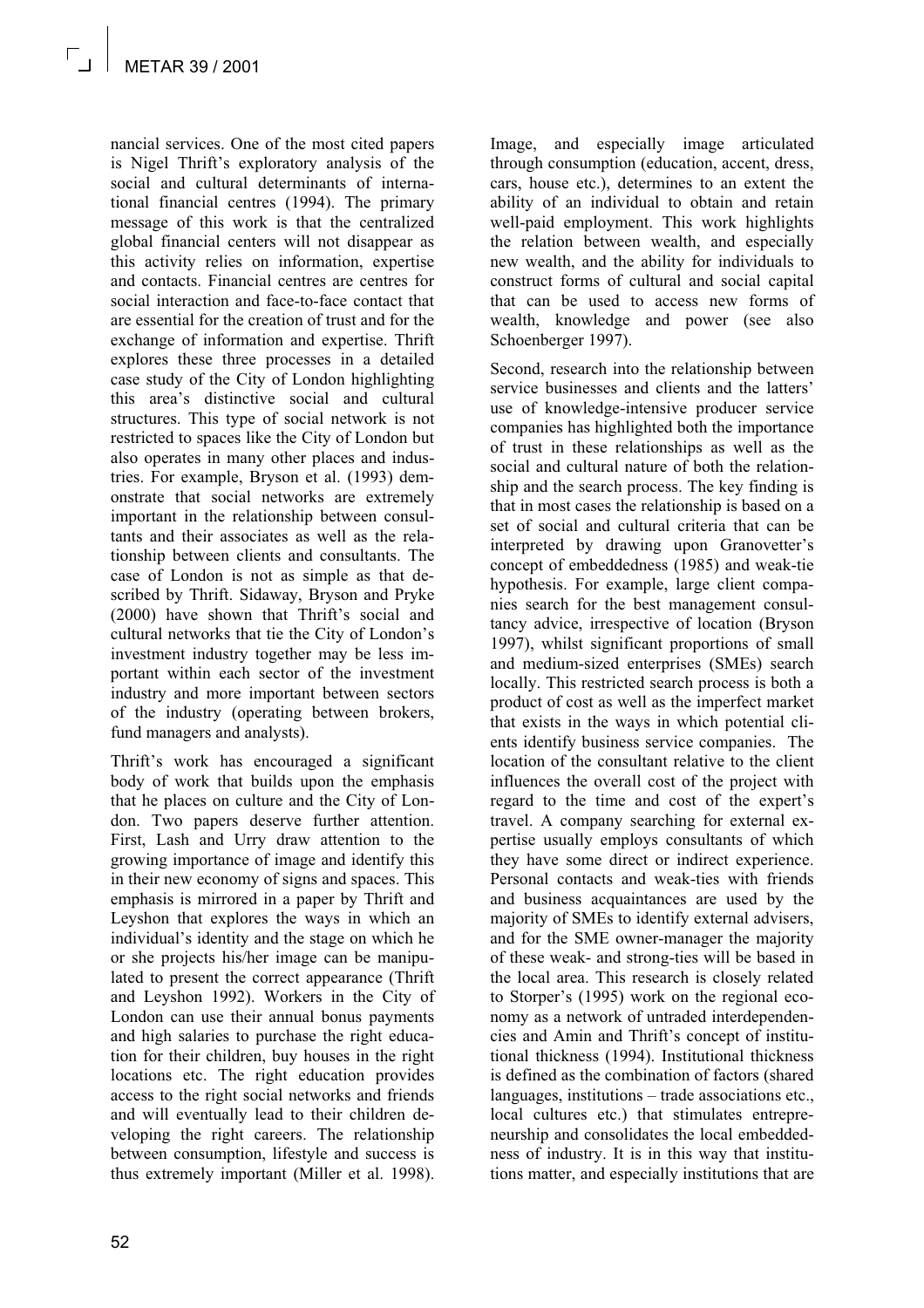nancial services. One of the most cited papers is Nigel Thrift's exploratory analysis of the social and cultural determinants of international financial centres (1994). The primary message of this work is that the centralized global financial centers will not disappear as this activity relies on information, expertise and contacts. Financial centres are centres for social interaction and face-to-face contact that are essential for the creation of trust and for the exchange of information and expertise. Thrift explores these three processes in a detailed case study of the City of London highlighting this area's distinctive social and cultural structures. This type of social network is not restricted to spaces like the City of London but also operates in many other places and industries. For example, Bryson et al. (1993) demonstrate that social networks are extremely important in the relationship between consultants and their associates as well as the relationship between clients and consultants. The case of London is not as simple as that described by Thrift. Sidaway, Bryson and Pryke (2000) have shown that Thrift's social and cultural networks that tie the City of London's investment industry together may be less important within each sector of the investment industry and more important between sectors of the industry (operating between brokers, fund managers and analysts).

Thrift's work has encouraged a significant body of work that builds upon the emphasis that he places on culture and the City of London. Two papers deserve further attention. First, Lash and Urry draw attention to the growing importance of image and identify this in their new economy of signs and spaces. This emphasis is mirrored in a paper by Thrift and Leyshon that explores the ways in which an individual's identity and the stage on which he or she projects his/her image can be manipulated to present the correct appearance (Thrift and Leyshon 1992). Workers in the City of London can use their annual bonus payments and high salaries to purchase the right education for their children, buy houses in the right locations etc. The right education provides access to the right social networks and friends and will eventually lead to their children developing the right careers. The relationship between consumption, lifestyle and success is thus extremely important (Miller et al. 1998). Image, and especially image articulated through consumption (education, accent, dress, cars, house etc.), determines to an extent the ability of an individual to obtain and retain well-paid employment. This work highlights the relation between wealth, and especially new wealth, and the ability for individuals to construct forms of cultural and social capital that can be used to access new forms of wealth, knowledge and power (see also Schoenberger 1997).

Second, research into the relationship between service businesses and clients and the latters' use of knowledge-intensive producer service companies has highlighted both the importance of trust in these relationships as well as the social and cultural nature of both the relationship and the search process. The key finding is that in most cases the relationship is based on a set of social and cultural criteria that can be interpreted by drawing upon Granovetter's concept of embeddedness (1985) and weak-tie hypothesis. For example, large client companies search for the best management consultancy advice, irrespective of location (Bryson 1997), whilst significant proportions of small and medium-sized enterprises (SMEs) search locally. This restricted search process is both a product of cost as well as the imperfect market that exists in the ways in which potential clients identify business service companies. The location of the consultant relative to the client influences the overall cost of the project with regard to the time and cost of the expert's travel. A company searching for external expertise usually employs consultants of which they have some direct or indirect experience. Personal contacts and weak-ties with friends and business acquaintances are used by the majority of SMEs to identify external advisers, and for the SME owner-manager the majority of these weak- and strong-ties will be based in the local area. This research is closely related to Storper's (1995) work on the regional economy as a network of untraded interdependencies and Amin and Thrift's concept of institutional thickness (1994). Institutional thickness is defined as the combination of factors (shared languages, institutions – trade associations etc., local cultures etc.) that stimulates entrepreneurship and consolidates the local embeddedness of industry. It is in this way that institutions matter, and especially institutions that are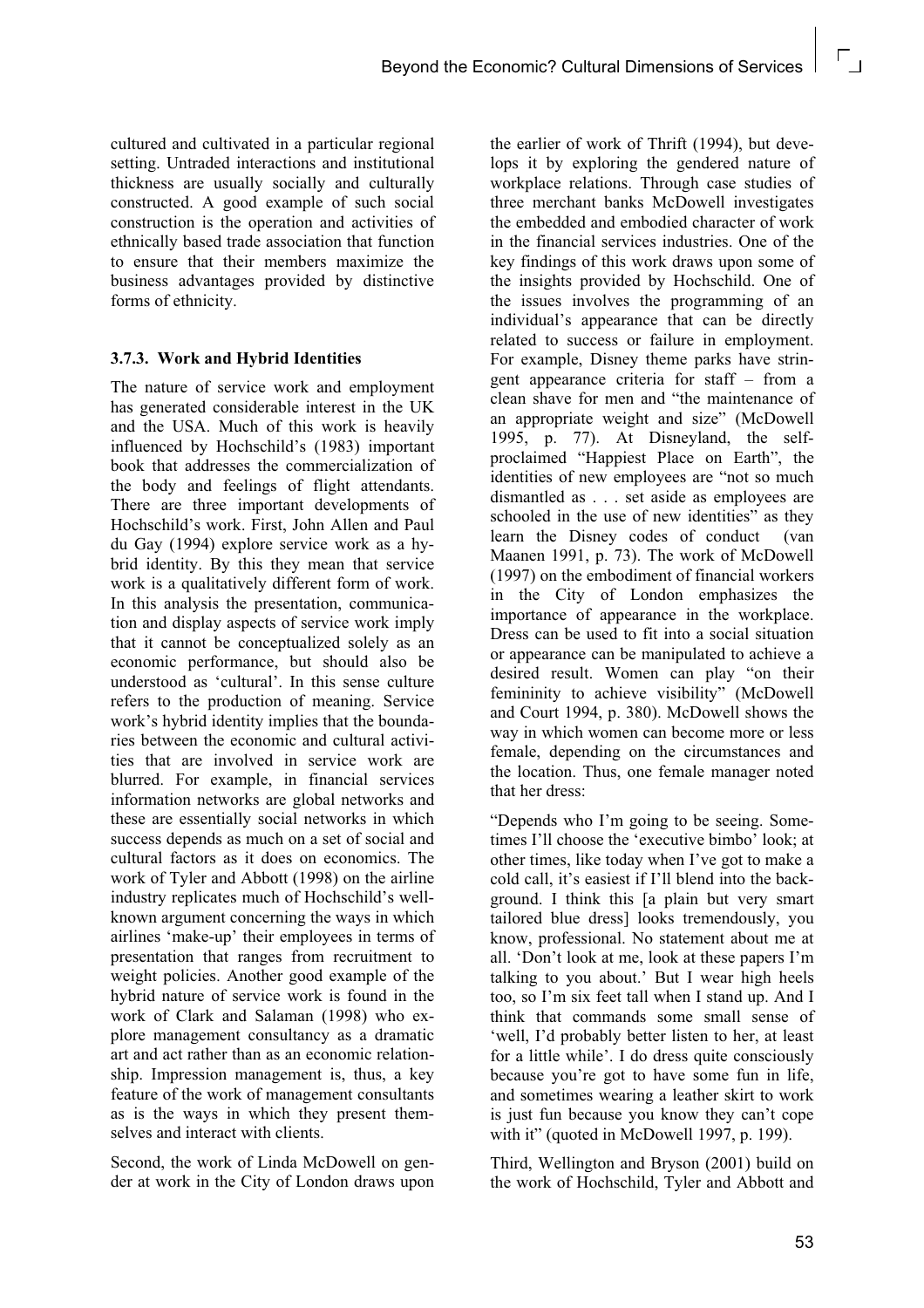cultured and cultivated in a particular regional setting. Untraded interactions and institutional thickness are usually socially and culturally constructed. A good example of such social construction is the operation and activities of ethnically based trade association that function to ensure that their members maximize the business advantages provided by distinctive forms of ethnicity.

### 3.7.3. Work and Hybrid Identities

The nature of service work and employment has generated considerable interest in the UK and the USA. Much of this work is heavily influenced by Hochschild's (1983) important book that addresses the commercialization of the body and feelings of flight attendants. There are three important developments of Hochschild's work. First, John Allen and Paul du Gay (1994) explore service work as a hybrid identity. By this they mean that service work is a qualitatively different form of work. In this analysis the presentation, communication and display aspects of service work imply that it cannot be conceptualized solely as an economic performance, but should also be understood as 'cultural'. In this sense culture refers to the production of meaning. Service work's hybrid identity implies that the boundaries between the economic and cultural activities that are involved in service work are blurred. For example, in financial services information networks are global networks and these are essentially social networks in which success depends as much on a set of social and cultural factors as it does on economics. The work of Tyler and Abbott (1998) on the airline industry replicates much of Hochschild's well-known argument concerning the ways in which airlines 'make-up' their employees in terms of presentation that ranges from recruitment to weight policies. Another good example of the hybrid nature of service work is found in the work of Clark and Salaman (1998) who explore management consultancy as a dramatic art and act rather than as an economic relationship. Impression management is, thus, a key feature of the work of management consultants as is the ways in which they present themselves and interact with clients.

Second, the work of Linda McDowell on gender at work in the City of London draws upon the earlier of work of Thrift (1994), but develops it by exploring the gendered nature of workplace relations. Through case studies of three merchant banks McDowell investigates the embedded and embodied character of work in the financial services industries. One of the key findings of this work draws upon some of the insights provided by Hochschild. One of the issues involves the programming of an individual's appearance that can be directly related to success or failure in employment. For example, Disney theme parks have stringent appearance criteria for staff – from a clean shave for men and "the maintenance of an appropriate weight and size" (McDowell 1995, p. 77). At Disneyland, the self-proclaimed "Happiest Place on Earth", the identities of new employees are "not so much dismantled as . . . set aside as employees are schooled in the use of new identities" as they learn the Disney codes of conduct (van Maanen 1991, p. 73). The work of McDowell (1997) on the embodiment of financial workers in the City of London emphasizes the importance of appearance in the workplace. Dress can be used to fit into a social situation or appearance can be manipulated to achieve a desired result. Women can play "on their femininity to achieve visibility" (McDowell and Court 1994, p. 380). McDowell shows the way in which women can become more or less female, depending on the circumstances and the location. Thus, one female manager noted that her dress:

"Depends who I'm going to be seeing. Sometimes I'll choose the 'executive bimbo' look; at other times, like today when I've got to make a cold call, it's easiest if I'll blend into the background. I think this [a plain but very smart tailored blue dress] looks tremendously, you know, professional. No statement about me at all. 'Don't look at me, look at these papers I'm talking to you about.' But I wear high heels too, so I'm six feet tall when I stand up. And I think that commands some small sense of 'well, I'd probably better listen to her, at least for a little while'. I do dress quite consciously because you're got to have some fun in life, and sometimes wearing a leather skirt to work is just fun because you know they can't cope with it" (quoted in McDowell 1997, p. 199).

Third, Wellington and Bryson (2001) build on the work of Hochschild, Tyler and Abbott and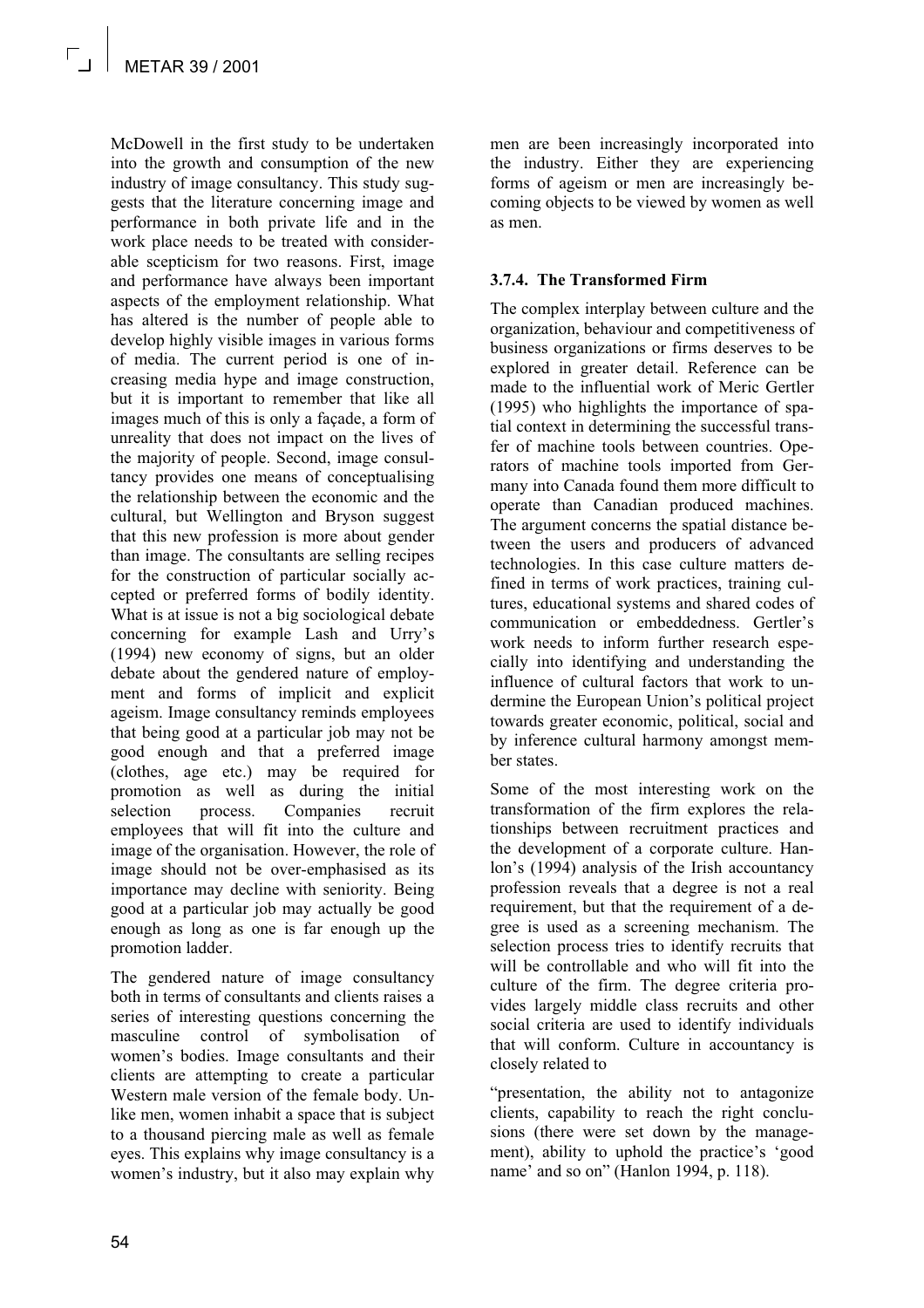McDowell in the first study to be undertaken into the growth and consumption of the new industry of image consultancy. This study suggests that the literature concerning image and performance in both private life and in the work place needs to be treated with considerable scepticism for two reasons. First, image and performance have always been important aspects of the employment relationship. What has altered is the number of people able to develop highly visible images in various forms of media. The current period is one of increasing media hype and image construction, but it is important to remember that like all images much of this is only a façade, a form of unreality that does not impact on the lives of the majority of people. Second, image consultancy provides one means of conceptualising the relationship between the economic and the cultural, but Wellington and Bryson suggest that this new profession is more about gender than image. The consultants are selling recipes for the construction of particular socially accepted or preferred forms of bodily identity. What is at issue is not a big sociological debate concerning for example Lash and Urry's (1994) new economy of signs, but an older debate about the gendered nature of employment and forms of implicit and explicit ageism. Image consultancy reminds employees that being good at a particular job may not be good enough and that a preferred image (clothes, age etc.) may be required for promotion as well as during the initial selection process. Companies recruit employees that will fit into the culture and image of the organisation. However, the role of image should not be over-emphasised as its importance may decline with seniority. Being good at a particular job may actually be good enough as long as one is far enough up the promotion ladder.

The gendered nature of image consultancy both in terms of consultants and clients raises a series of interesting questions concerning the masculine control of symbolisation of women's bodies. Image consultants and their clients are attempting to create a particular Western male version of the female body. Unlike men, women inhabit a space that is subject to a thousand piercing male as well as female eyes. This explains why image consultancy is a women's industry, but it also may explain why men are been increasingly incorporated into the industry. Either they are experiencing forms of ageism or men are increasingly becoming objects to be viewed by women as well as men.

### 3.7.4. The Transformed Firm

The complex interplay between culture and the organization, behaviour and competitiveness of business organizations or firms deserves to be explored in greater detail. Reference can be made to the influential work of Meric Gertler (1995) who highlights the importance of spatial context in determining the successful transfer of machine tools between countries. Operators of machine tools imported from Germany into Canada found them more difficult to operate than Canadian produced machines. The argument concerns the spatial distance between the users and producers of advanced technologies. In this case culture matters defined in terms of work practices, training cultures, educational systems and shared codes of communication or embeddedness. Gertler's work needs to inform further research especially into identifying and understanding the influence of cultural factors that work to undermine the European Union's political project towards greater economic, political, social and by inference cultural harmony amongst member states.

Some of the most interesting work on the transformation of the firm explores the relationships between recruitment practices and the development of a corporate culture. Hanlon's (1994) analysis of the Irish accountancy profession reveals that a degree is not a real requirement, but that the requirement of a degree is used as a screening mechanism. The selection process tries to identify recruits that will be controllable and who will fit into the culture of the firm. The degree criteria provides largely middle class recruits and other social criteria are used to identify individuals that will conform. Culture in accountancy is closely related to

"presentation, the ability not to antagonize clients, capability to reach the right conclusions (there were set down by the management), ability to uphold the practice's 'good name' and so on" (Hanlon 1994, p. 118).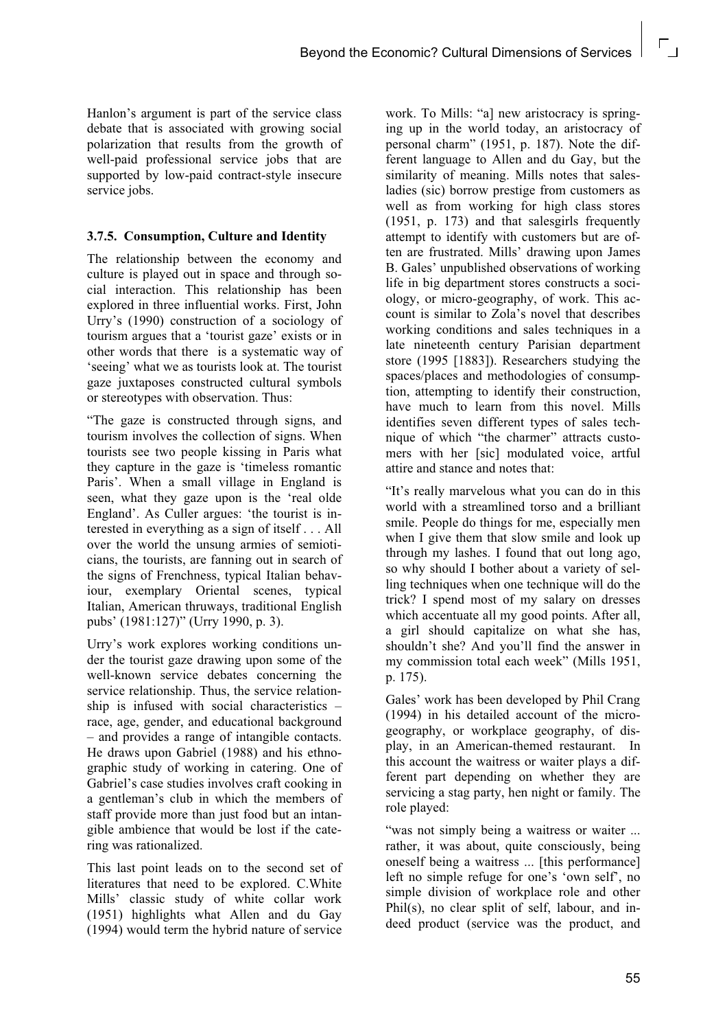Hanlon's argument is part of the service class debate that is associated with growing social polarization that results from the growth of well-paid professional service jobs that are supported by low-paid contract-style insecure service jobs.

### 3.7.5. Consumption, Culture and Identity

The relationship between the economy and culture is played out in space and through social interaction. This relationship has been explored in three influential works. First, John Urry's (1990) construction of a sociology of tourism argues that a 'tourist gaze' exists or in other words that there is a systematic way of 'seeing' what we as tourists look at. The tourist gaze juxtaposes constructed cultural symbols or stereotypes with observation. Thus:

"The gaze is constructed through signs, and tourism involves the collection of signs. When tourists see two people kissing in Paris what they capture in the gaze is 'timeless romantic Paris'. When a small village in England is seen, what they gaze upon is the 'real olde England'. As Culler argues: 'the tourist is interested in everything as a sign of itself . . . All over the world the unsung armies of semioticians, the tourists, are fanning out in search of the signs of Frenchness, typical Italian behaviour, exemplary Oriental scenes, typical Italian, American thruways, traditional English pubs' (1981:127)" (Urry 1990, p. 3).

Urry's work explores working conditions under the tourist gaze drawing upon some of the well-known service debates concerning the service relationship. Thus, the service relationship is infused with social characteristics – race, age, gender, and educational background – and provides a range of intangible contacts. He draws upon Gabriel (1988) and his ethnographic study of working in catering. One of Gabriel's case studies involves craft cooking in a gentleman's club in which the members of staff provide more than just food but an intangible ambience that would be lost if the catering was rationalized.

This last point leads on to the second set of literatures that need to be explored. C.White Mills' classic study of white collar work (1951) highlights what Allen and du Gay (1994) would term the hybrid nature of service work. To Mills: "a] new aristocracy is springing up in the world today, an aristocracy of personal charm" (1951, p. 187). Note the different language to Allen and du Gay, but the similarity of meaning. Mills notes that salesladies (sic) borrow prestige from customers as well as from working for high class stores (1951, p. 173) and that salesgirls frequently attempt to identify with customers but are often are frustrated. Mills' drawing upon James B. Gales' unpublished observations of working life in big department stores constructs a sociology, or micro-geography, of work. This account is similar to Zola's novel that describes working conditions and sales techniques in a late nineteenth century Parisian department store (1995 [1883]). Researchers studying the spaces/places and methodologies of consumption, attempting to identify their construction, have much to learn from this novel. Mills identifies seven different types of sales technique of which "the charmer" attracts customers with her [sic] modulated voice, artful attire and stance and notes that:

"It's really marvelous what you can do in this world with a streamlined torso and a brilliant smile. People do things for me, especially men when I give them that slow smile and look up through my lashes. I found that out long ago, so why should I bother about a variety of selling techniques when one technique will do the trick? I spend most of my salary on dresses which accentuate all my good points. After all, a girl should capitalize on what she has, shouldn't she? And you'll find the answer in my commission total each week" (Mills 1951, p. 175).

Gales' work has been developed by Phil Crang (1994) in his detailed account of the micro-geography, or workplace geography, of display, in an American-themed restaurant. In this account the waitress or waiter plays a different part depending on whether they are servicing a stag party, hen night or family. The role played:

"was not simply being a waitress or waiter ... rather, it was about, quite consciously, being oneself being a waitress ... [this performance] left no simple refuge for one's 'own self', no simple division of workplace role and other Phil(s), no clear split of self, labour, and indeed product (service was the product, and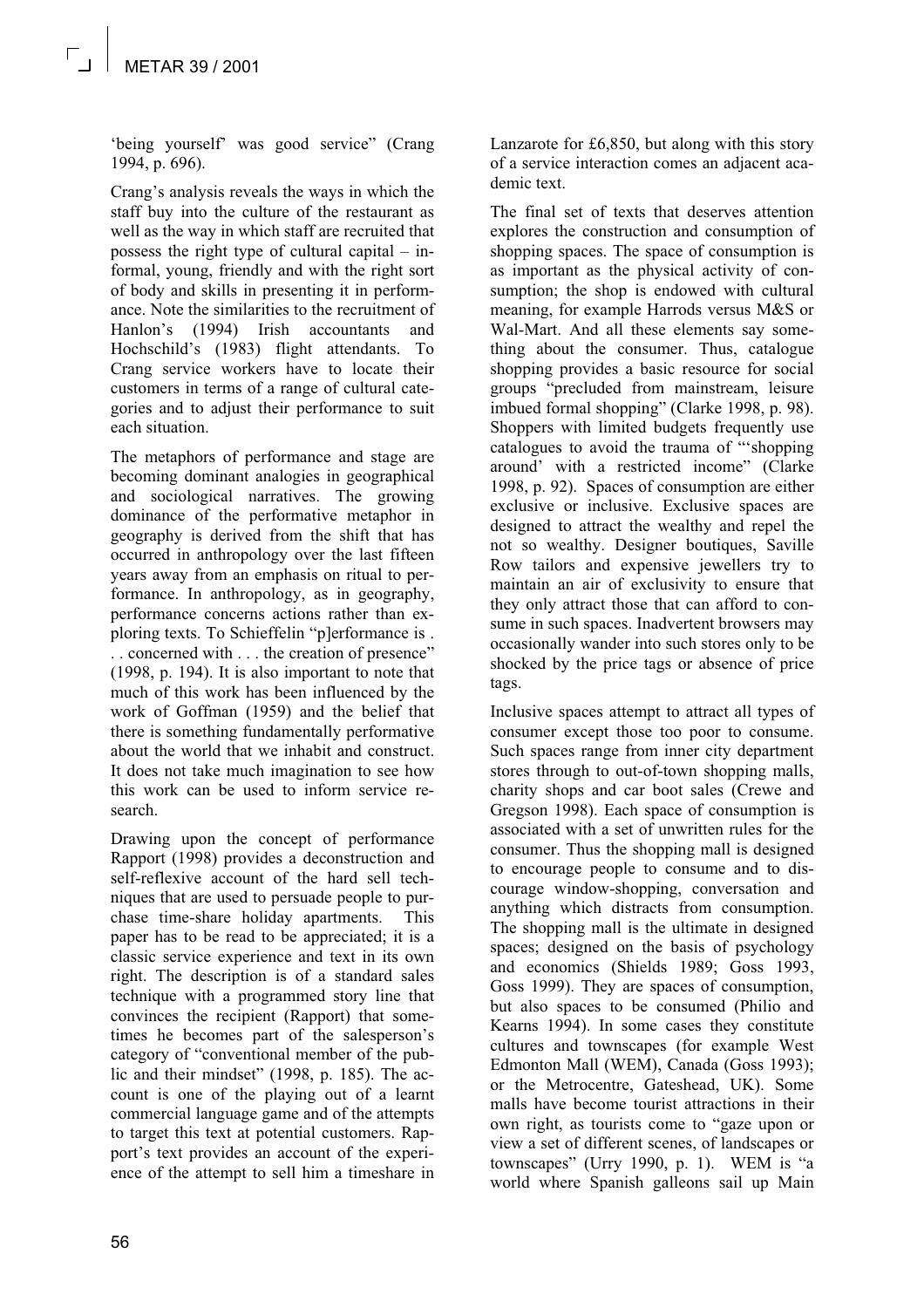'being yourself' was good service" (Crang 1994, p. 696).

Crang's analysis reveals the ways in which the staff buy into the culture of the restaurant as well as the way in which staff are recruited that possess the right type of cultural capital – informal, young, friendly and with the right sort of body and skills in presenting it in performance. Note the similarities to the recruitment of Hanlon's (1994) Irish accountants and Hochschild's (1983) flight attendants. To Crang service workers have to locate their customers in terms of a range of cultural categories and to adjust their performance to suit each situation.

The metaphors of performance and stage are becoming dominant analogies in geographical and sociological narratives. The growing dominance of the performative metaphor in geography is derived from the shift that has occurred in anthropology over the last fifteen years away from an emphasis on ritual to performance. In anthropology, as in geography, performance concerns actions rather than exploring texts. To Schieffelin "p]erformance is . . . concerned with . . . the creation of presence" (1998, p. 194). It is also important to note that much of this work has been influenced by the work of Goffman (1959) and the belief that there is something fundamentally performative about the world that we inhabit and construct. It does not take much imagination to see how this work can be used to inform service research.

Drawing upon the concept of performance Rapport (1998) provides a deconstruction and self-reflexive account of the hard sell techniques that are used to persuade people to purchase time-share holiday apartments. This paper has to be read to be appreciated; it is a classic service experience and text in its own right. The description is of a standard sales technique with a programmed story line that convinces the recipient (Rapport) that sometimes he becomes part of the salesperson's category of "conventional member of the public and their mindset" (1998, p. 185). The account is one of the playing out of a learnt commercial language game and of the attempts to target this text at potential customers. Rapport's text provides an account of the experience of the attempt to sell him a timeshare in Lanzarote for £6,850, but along with this story of a service interaction comes an adjacent academic text.

The final set of texts that deserves attention explores the construction and consumption of shopping spaces. The space of consumption is as important as the physical activity of consumption; the shop is endowed with cultural meaning, for example Harrods versus M&S or Wal-Mart. And all these elements say something about the consumer. Thus, catalogue shopping provides a basic resource for social groups "precluded from mainstream, leisure imbued formal shopping" (Clarke 1998, p. 98). Shoppers with limited budgets frequently use catalogues to avoid the trauma of "'shopping around' with a restricted income" (Clarke 1998, p. 92). Spaces of consumption are either exclusive or inclusive. Exclusive spaces are designed to attract the wealthy and repel the not so wealthy. Designer boutiques, Saville Row tailors and expensive jewellers try to maintain an air of exclusivity to ensure that they only attract those that can afford to consume in such spaces. Inadvertent browsers may occasionally wander into such stores only to be shocked by the price tags or absence of price tags.

Inclusive spaces attempt to attract all types of consumer except those too poor to consume. Such spaces range from inner city department stores through to out-of-town shopping malls, charity shops and car boot sales (Crewe and Gregson 1998). Each space of consumption is associated with a set of unwritten rules for the consumer. Thus the shopping mall is designed to encourage people to consume and to discourage window-shopping, conversation and anything which distracts from consumption. The shopping mall is the ultimate in designed spaces; designed on the basis of psychology and economics (Shields 1989; Goss 1993, Goss 1999). They are spaces of consumption, but also spaces to be consumed (Philio and Kearns 1994). In some cases they constitute cultures and townscapes (for example West Edmonton Mall (WEM), Canada (Goss 1993); or the Metrocentre, Gateshead, UK). Some malls have become tourist attractions in their own right, as tourists come to "gaze upon or view a set of different scenes, of landscapes or townscapes" (Urry 1990, p. 1). WEM is "a world where Spanish galleons sail up Main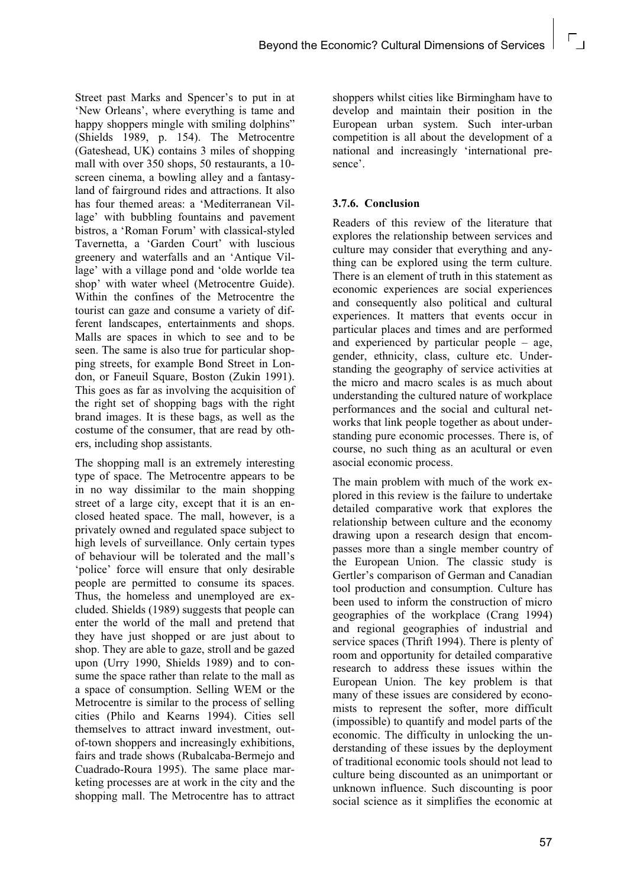Street past Marks and Spencer's to put in at 'New Orleans', where everything is tame and happy shoppers mingle with smiling dolphins" (Shields 1989, p. 154). The Metrocentre (Gateshead, UK) contains 3 miles of shopping mall with over 350 shops, 50 restaurants, a 10-screen cinema, a bowling alley and a fantasy-land of fairground rides and attractions. It also has four themed areas: a 'Mediterranean Village' with bubbling fountains and pavement bistros, a 'Roman Forum' with classical-styled Tavernetta, a 'Garden Court' with luscious greenery and waterfalls and an 'Antique Village' with a village pond and 'olde worlde tea shop' with water wheel (Metrocentre Guide). Within the confines of the Metrocentre the tourist can gaze and consume a variety of different landscapes, entertainments and shops. Malls are spaces in which to see and to be seen. The same is also true for particular shopping streets, for example Bond Street in London, or Faneuil Square, Boston (Zukin 1991). This goes as far as involving the acquisition of the right set of shopping bags with the right brand images. It is these bags, as well as the costume of the consumer, that are read by others, including shop assistants.

The shopping mall is an extremely interesting type of space. The Metrocentre appears to be in no way dissimilar to the main shopping street of a large city, except that it is an enclosed heated space. The mall, however, is a privately owned and regulated space subject to high levels of surveillance. Only certain types of behaviour will be tolerated and the mall's 'police' force will ensure that only desirable people are permitted to consume its spaces. Thus, the homeless and unemployed are excluded. Shields (1989) suggests that people can enter the world of the mall and pretend that they have just shopped or are just about to shop. They are able to gaze, stroll and be gazed upon (Urry 1990, Shields 1989) and to consume the space rather than relate to the mall as a space of consumption. Selling WEM or the Metrocentre is similar to the process of selling cities (Philo and Kearns 1994). Cities sell themselves to attract inward investment, out-of-town shoppers and increasingly exhibitions, fairs and trade shows (Rubalcaba-Bermejo and Cuadrado-Roura 1995). The same place marketing processes are at work in the city and the shopping mall. The Metrocentre has to attract shoppers whilst cities like Birmingham have to develop and maintain their position in the European urban system. Such inter-urban competition is all about the development of a national and increasingly 'international presence'.

### 3.7.6. Conclusion

Readers of this review of the literature that explores the relationship between services and culture may consider that everything and anything can be explored using the term culture. There is an element of truth in this statement as economic experiences are social experiences and consequently also political and cultural experiences. It matters that events occur in particular places and times and are performed and experienced by particular people – age, gender, ethnicity, class, culture etc. Understanding the geography of service activities at the micro and macro scales is as much about understanding the cultured nature of workplace performances and the social and cultural networks that link people together as about understanding pure economic processes. There is, of course, no such thing as an acultural or even asocial economic process.

The main problem with much of the work explored in this review is the failure to undertake detailed comparative work that explores the relationship between culture and the economy drawing upon a research design that encompasses more than a single member country of the European Union. The classic study is Gertler's comparison of German and Canadian tool production and consumption. Culture has been used to inform the construction of micro geographies of the workplace (Crang 1994) and regional geographies of industrial and service spaces (Thrift 1994). There is plenty of room and opportunity for detailed comparative research to address these issues within the European Union. The key problem is that many of these issues are considered by economists to represent the softer, more difficult (impossible) to quantify and model parts of the economic. The difficulty in unlocking the understanding of these issues by the deployment of traditional economic tools should not lead to culture being discounted as an unimportant or unknown influence. Such discounting is poor social science as it simplifies the economic at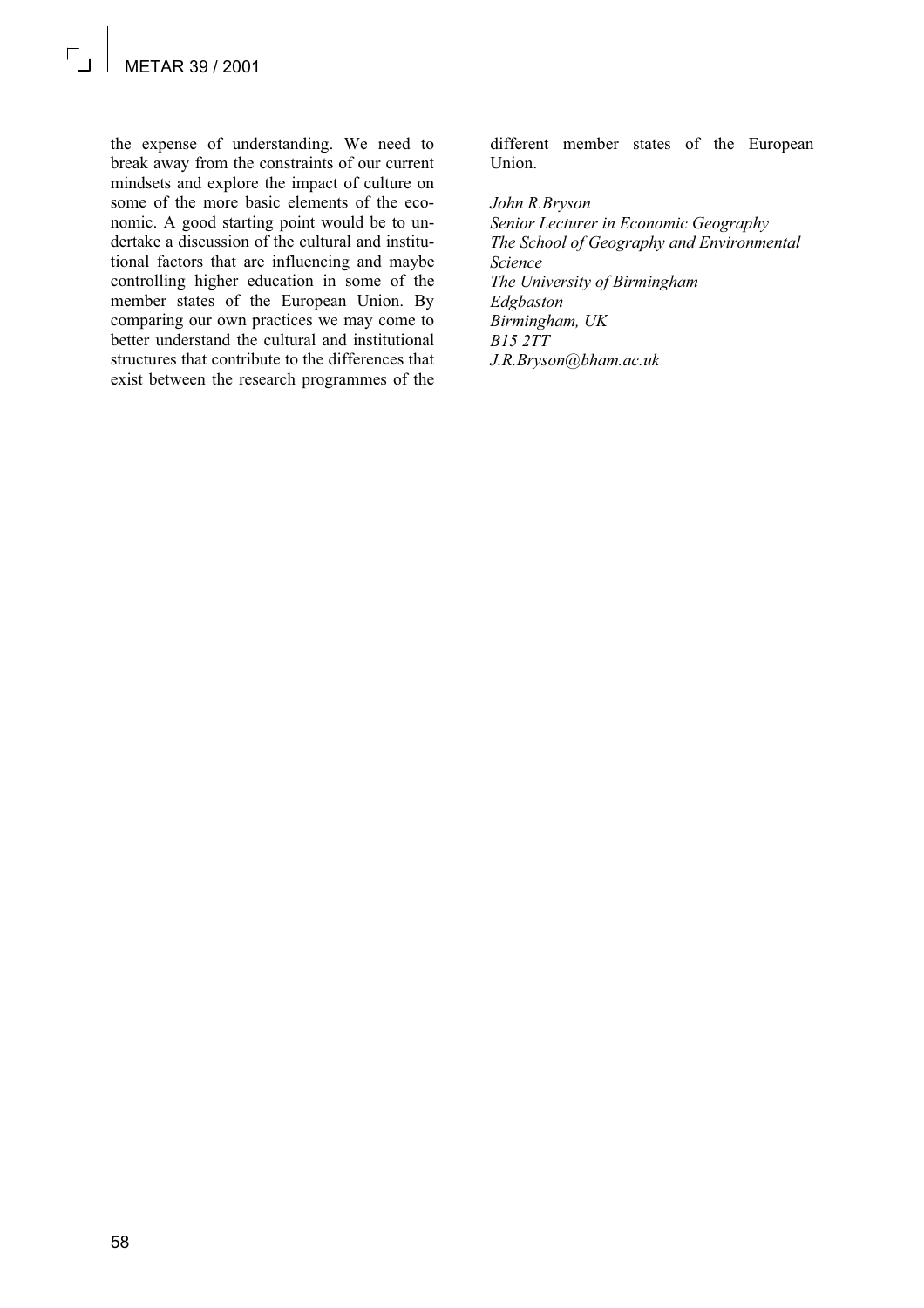the expense of understanding. We need to break away from the constraints of our current mindsets and explore the impact of culture on some of the more basic elements of the economic. A good starting point would be to undertake a discussion of the cultural and institutional factors that are influencing and maybe controlling higher education in some of the member states of the European Union. By comparing our own practices we may come to better understand the cultural and institutional structures that contribute to the differences that exist between the research programmes of the different member states of the European Union.

*John R.Bryson*
*Senior Lecturer in Economic Geography*
*The School of Geography and Environmental Science*
*The University of Birmingham*
*Edgbaston*
*Birmingham, UK*
*B15 2TT*
*J.R.Bryson@bham.ac.uk*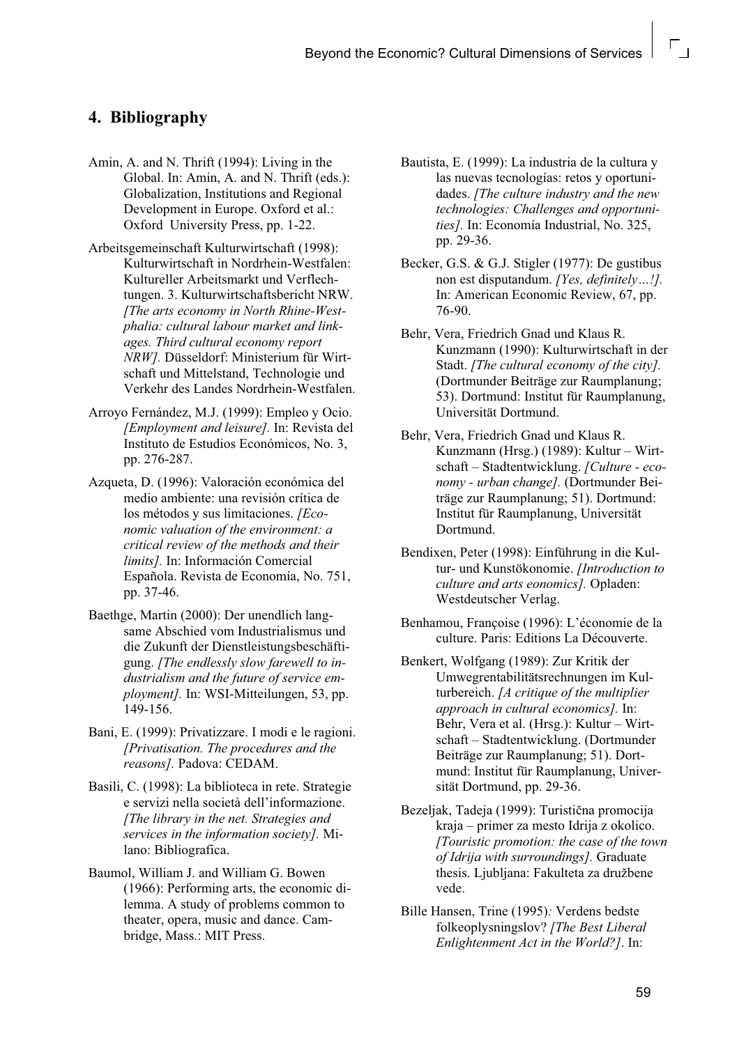## 4. Bibliography

Amin, A. and N. Thrift (1994): Living in the Global. In: Amin, A. and N. Thrift (eds.): Globalization, Institutions and Regional Development in Europe. Oxford et al.: Oxford University Press, pp. 1-22.

Arbeitsgemeinschaft Kulturwirtschaft (1998): Kulturwirtschaft in Nordrhein-Westfalen: Kultureller Arbeitsmarkt und Verflechtungen. 3. Kulturwirtschaftsbericht NRW. *[The arts economy in North Rhine-Westphalia: cultural labour market and linkages. Third cultural economy report NRW].* Düsseldorf: Ministerium für Wirtschaft und Mittelstand, Technologie und Verkehr des Landes Nordrhein-Westfalen.

Arroyo Fernández, M.J. (1999): Empleo y Ocio. *[Employment and leisure].* In: Revista del Instituto de Estudios Económicos, No. 3, pp. 276-287.

Azqueta, D. (1996): Valoración económica del medio ambiente: una revisión crítica de los métodos y sus limitaciones. *[Economic valuation of the environment: a critical review of the methods and their limits].* In: Información Comercial Española. Revista de Economía, No. 751, pp. 37-46.

Baethge, Martin (2000): Der unendlich langsame Abschied vom Industrialismus und die Zukunft der Dienstleistungsbeschäftigung. *[The endlessly slow farewell to industrialism and the future of service employment].* In: WSI-Mitteilungen, 53, pp. 149-156.

Bani, E. (1999): Privatizzare. I modi e le ragioni. *[Privatisation. The procedures and the reasons].* Padova: CEDAM.

Basili, C. (1998): La biblioteca in rete. Strategie e servizi nella società dell'informazione. *[The library in the net. Strategies and services in the information society].* Milano: Bibliografica.

Baumol, William J. and William G. Bowen (1966): Performing arts, the economic dilemma. A study of problems common to theater, opera, music and dance. Cambridge, Mass.: MIT Press.

Bautista, E. (1999): La industria de la cultura y las nuevas tecnologías: retos y oportunidades. *[The culture industry and the new technologies: Challenges and opportunities].* In: Economía Industrial, No. 325, pp. 29-36.

Becker, G.S. & G.J. Stigler (1977): De gustibus non est disputandum. *[Yes, definitely…!].* In: American Economic Review, 67, pp. 76-90.

Behr, Vera, Friedrich Gnad und Klaus R. Kunzmann (1990): Kulturwirtschaft in der Stadt. *[The cultural economy of the city].* (Dortmunder Beiträge zur Raumplanung; 53). Dortmund: Institut für Raumplanung, Universität Dortmund.

Behr, Vera, Friedrich Gnad und Klaus R. Kunzmann (Hrsg.) (1989): Kultur – Wirtschaft – Stadtentwicklung. *[Culture - economy - urban change].* (Dortmunder Beiträge zur Raumplanung; 51). Dortmund: Institut für Raumplanung, Universität Dortmund.

Bendixen, Peter (1998): Einführung in die Kultur- und Kunstökonomie. *[Introduction to culture and arts eonomics].* Opladen: Westdeutscher Verlag.

Benhamou, Françoise (1996): L'économie de la culture. Paris: Editions La Découverte.

Benkert, Wolfgang (1989): Zur Kritik der Umwegrentabilitätsrechnungen im Kulturbereich. *[A critique of the multiplier approach in cultural economics].* In: Behr, Vera et al. (Hrsg.): Kultur – Wirtschaft – Stadtentwicklung. (Dortmunder Beiträge zur Raumplanung; 51). Dortmund: Institut für Raumplanung, Universität Dortmund, pp. 29-36.

Bezeljak, Tadeja (1999): Turistična promocija kraja – primer za mesto Idrija z okolico. *[Touristic promotion: the case of the town of Idrija with surroundings].* Graduate thesis. Ljubljana: Fakulteta za družbene vede.

Bille Hansen, Trine (1995): Verdens bedste folkeoplysningslov? *[The Best Liberal Enlightenment Act in the World?]*. In: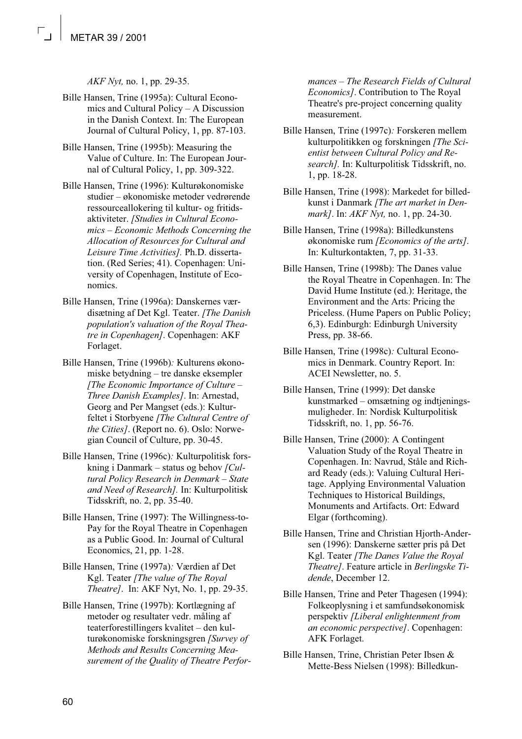*AKF Nyt,* no. 1, pp. 29-35.

Bille Hansen, Trine (1995a): Cultural Economics and Cultural Policy – A Discussion in the Danish Context. In: The European Journal of Cultural Policy, 1, pp. 87-103.

Bille Hansen, Trine (1995b): Measuring the Value of Culture. In: The European Journal of Cultural Policy, 1, pp. 309-322.

Bille Hansen, Trine (1996): Kulturøkonomiske studier – økonomiske metoder vedrørende ressourceallokering til kultur- og fritidsaktiviteter. *[Studies in Cultural Economics – Economic Methods Concerning the Allocation of Resources for Cultural and Leisure Time Activities].* Ph.D. dissertation. (Red Series; 41). Copenhagen: University of Copenhagen, Institute of Economics.

Bille Hansen, Trine (1996a): Danskernes værdisætning af Det Kgl. Teater. *[The Danish population's valuation of the Royal Theatre in Copenhagen]*. Copenhagen: AKF Forlaget.

Bille Hansen, Trine (1996b)*:* Kulturens økonomiske betydning – tre danske eksempler *[The Economic Importance of Culture – Three Danish Examples]*. In: Arnestad, Georg and Per Mangset (eds.): Kulturfeltet i Storbyene *[The Cultural Centre of the Cities]*. (Report no. 6). Oslo: Norwegian Council of Culture, pp. 30-45.

Bille Hansen, Trine (1996c)*:* Kulturpolitisk forskning i Danmark – status og behov *[Cultural Policy Research in Denmark – State and Need of Research].* In: Kulturpolitisk Tidsskrift, no. 2, pp. 35-40.

Bille Hansen, Trine (1997): The Willingness-to-Pay for the Royal Theatre in Copenhagen as a Public Good. In: Journal of Cultural Economics, 21, pp. 1-28.

Bille Hansen, Trine (1997a)*:* Værdien af Det Kgl. Teater *[The value of The Royal Theatre]*. In: AKF Nyt, No. 1, pp. 29-35.

Bille Hansen, Trine (1997b): Kortlægning af metoder og resultater vedr. måling af teaterforestillingers kvalitet – den kulturøkonomiske forskningsgren *[Survey of Methods and Results Concerning Measurement of the Quality of Theatre Performances – The Research Fields of Cultural Economics]*. Contribution to The Royal Theatre's pre-project concerning quality measurement.

Bille Hansen, Trine (1997c)*:* Forskeren mellem kulturpolitikken og forskningen *[The Scientist between Cultural Policy and Research].* In: Kulturpolitisk Tidsskrift, no. 1, pp. 18-28.

Bille Hansen, Trine (1998): Markedet for billedkunst i Danmark *[The art market in Denmark]*. In: *AKF Nyt,* no. 1, pp. 24-30.

Bille Hansen, Trine (1998a): Billedkunstens økonomiske rum *[Economics of the arts]*. In: Kulturkontakten, 7, pp. 31-33.

Bille Hansen, Trine (1998b): The Danes value the Royal Theatre in Copenhagen. In: The David Hume Institute (ed.): Heritage, the Environment and the Arts: Pricing the Priceless. (Hume Papers on Public Policy; 6,3). Edinburgh: Edinburgh University Press, pp. 38-66.

Bille Hansen, Trine (1998c)*:* Cultural Economics in Denmark. Country Report. In: ACEI Newsletter, no. 5.

Bille Hansen, Trine (1999): Det danske kunstmarked – omsætning og indtjeningsmuligheder. In: Nordisk Kulturpolitisk Tidsskrift, no. 1, pp. 56-76.

Bille Hansen, Trine (2000): A Contingent Valuation Study of the Royal Theatre in Copenhagen. In: Navrud, Ståle and Richard Ready (eds.): Valuing Cultural Heritage. Applying Environmental Valuation Techniques to Historical Buildings, Monuments and Artifacts. Ort: Edward Elgar (forthcoming).

Bille Hansen, Trine and Christian Hjorth-Andersen (1996): Danskerne sætter pris på Det Kgl. Teater *[The Danes Value the Royal Theatre]*. Feature article in *Berlingske Tidende*, December 12.

Bille Hansen, Trine and Peter Thagesen (1994): Folkeoplysning i et samfundsøkonomisk perspektiv *[Liberal enlightenment from an economic perspective]*. Copenhagen: AFK Forlaget.

Bille Hansen, Trine, Christian Peter Ibsen & Mette-Bess Nielsen (1998): Billedkun-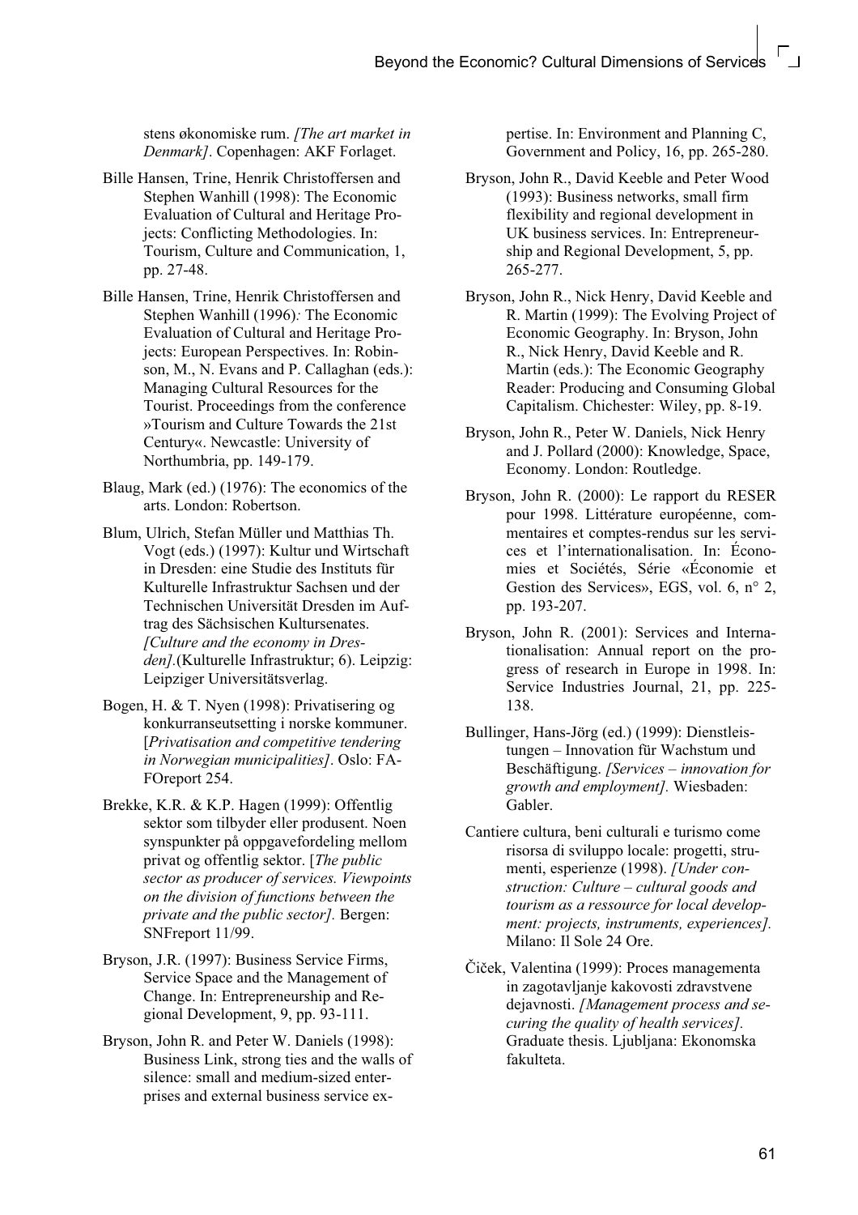stens økonomiske rum. *[The art market in Denmark]*. Copenhagen: AKF Forlaget.

Bille Hansen, Trine, Henrik Christoffersen and Stephen Wanhill (1998): The Economic Evaluation of Cultural and Heritage Projects: Conflicting Methodologies. In: Tourism, Culture and Communication, 1, pp. 27-48.

Bille Hansen, Trine, Henrik Christoffersen and Stephen Wanhill (1996): The Economic Evaluation of Cultural and Heritage Projects: European Perspectives. In: Robinson, M., N. Evans and P. Callaghan (eds.): Managing Cultural Resources for the Tourist. Proceedings from the conference »Tourism and Culture Towards the 21st Century«. Newcastle: University of Northumbria, pp. 149-179.

Blaug, Mark (ed.) (1976): The economics of the arts. London: Robertson.

Blum, Ulrich, Stefan Müller und Matthias Th. Vogt (eds.) (1997): Kultur und Wirtschaft in Dresden: eine Studie des Instituts für Kulturelle Infrastruktur Sachsen und der Technischen Universität Dresden im Auftrag des Sächsischen Kultursenates. *[Culture and the economy in Dresden]*.(Kulturelle Infrastruktur; 6). Leipzig: Leipziger Universitätsverlag.

Bogen, H. & T. Nyen (1998): Privatisering og konkurranseutsetting i norske kommuner. [*Privatisation and competitive tendering in Norwegian municipalities]*. Oslo: FAFOreport 254.

Brekke, K.R. & K.P. Hagen (1999): Offentlig sektor som tilbyder eller produsent. Noen synspunkter på oppgavefordeling mellom privat og offentlig sektor. [*The public sector as producer of services. Viewpoints on the division of functions between the private and the public sector].* Bergen: SNFreport 11/99.

Bryson, J.R. (1997): Business Service Firms, Service Space and the Management of Change. In: Entrepreneurship and Regional Development, 9, pp. 93-111.

Bryson, John R. and Peter W. Daniels (1998): Business Link, strong ties and the walls of silence: small and medium-sized enterprises and external business service expertise. In: Environment and Planning C, Government and Policy, 16, pp. 265-280.

Bryson, John R., David Keeble and Peter Wood (1993): Business networks, small firm flexibility and regional development in UK business services. In: Entrepreneurship and Regional Development, 5, pp. 265-277.

Bryson, John R., Nick Henry, David Keeble and R. Martin (1999): The Evolving Project of Economic Geography. In: Bryson, John R., Nick Henry, David Keeble and R. Martin (eds.): The Economic Geography Reader: Producing and Consuming Global Capitalism. Chichester: Wiley, pp. 8-19.

Bryson, John R., Peter W. Daniels, Nick Henry and J. Pollard (2000): Knowledge, Space, Economy. London: Routledge.

Bryson, John R. (2000): Le rapport du RESER pour 1998. Littérature européenne, commentaires et comptes-rendus sur les services et l'internationalisation. In: Économies et Sociétés, Série «Économie et Gestion des Services», EGS, vol. 6, n° 2, pp. 193-207.

Bryson, John R. (2001): Services and Internationalisation: Annual report on the progress of research in Europe in 1998. In: Service Industries Journal, 21, pp. 225-138.

Bullinger, Hans-Jörg (ed.) (1999): Dienstleistungen – Innovation für Wachstum und Beschäftigung. *[Services – innovation for growth and employment].* Wiesbaden: Gabler.

Cantiere cultura, beni culturali e turismo come risorsa di sviluppo locale: progetti, strumenti, esperienze (1998). *[Under construction: Culture – cultural goods and tourism as a ressource for local development: projects, instruments, experiences].* Milano: Il Sole 24 Ore.

Čiček, Valentina (1999): Proces managementa in zagotavljanje kakovosti zdravstvene dejavnosti. *[Management process and securing the quality of health services].* Graduate thesis. Ljubljana: Ekonomska fakulteta.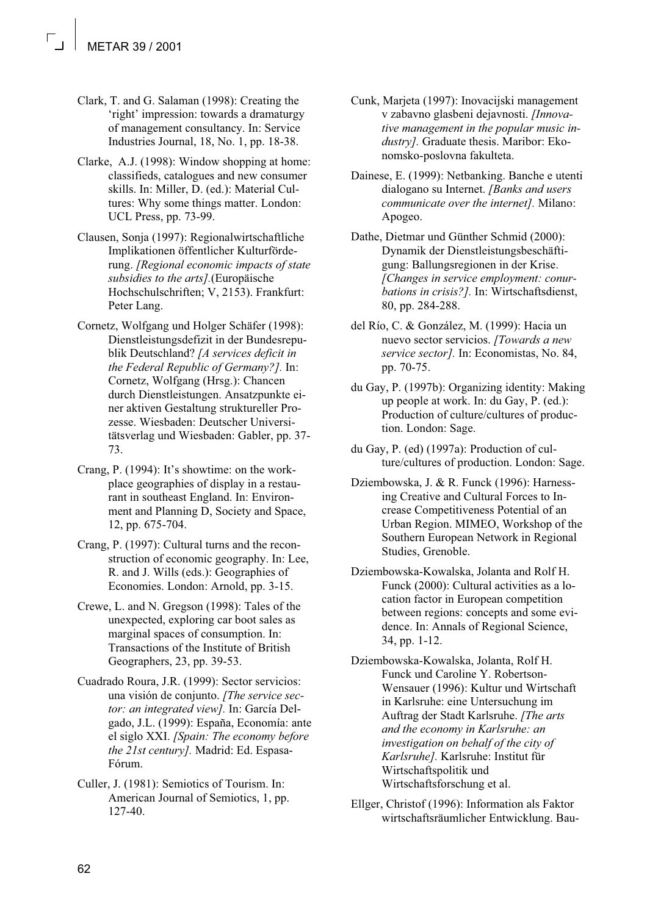Clark, T. and G. Salaman (1998): Creating the 'right' impression: towards a dramaturgy of management consultancy. In: Service Industries Journal, 18, No. 1, pp. 18-38.

Clarke, A.J. (1998): Window shopping at home: classifieds, catalogues and new consumer skills. In: Miller, D. (ed.): Material Cultures: Why some things matter. London: UCL Press, pp. 73-99.

Clausen, Sonja (1997): Regionalwirtschaftliche Implikationen öffentlicher Kulturförderung. *[Regional economic impacts of state subsidies to the arts]*.(Europäische Hochschulschriften; V, 2153). Frankfurt: Peter Lang.

Cornetz, Wolfgang und Holger Schäfer (1998): Dienstleistungsdefizit in der Bundesrepublik Deutschland? *[A services deficit in the Federal Republic of Germany?].* In: Cornetz, Wolfgang (Hrsg.): Chancen durch Dienstleistungen. Ansatzpunkte einer aktiven Gestaltung struktureller Prozesse. Wiesbaden: Deutscher Universitätsverlag und Wiesbaden: Gabler, pp. 37-73.

Crang, P. (1994): It's showtime: on the workplace geographies of display in a restaurant in southeast England. In: Environment and Planning D, Society and Space, 12, pp. 675-704.

Crang, P. (1997): Cultural turns and the reconstruction of economic geography. In: Lee, R. and J. Wills (eds.): Geographies of Economies. London: Arnold, pp. 3-15.

Crewe, L. and N. Gregson (1998): Tales of the unexpected, exploring car boot sales as marginal spaces of consumption. In: Transactions of the Institute of British Geographers, 23, pp. 39-53.

Cuadrado Roura, J.R. (1999): Sector servicios: una visión de conjunto. *[The service sector: an integrated view].* In: García Delgado, J.L. (1999): España, Economía: ante el siglo XXI. *[Spain: The economy before the 21st century].* Madrid: Ed. Espasa-Fórum.

Culler, J. (1981): Semiotics of Tourism. In: American Journal of Semiotics, 1, pp. 127-40.

Cunk, Marjeta (1997): Inovacijski management v zabavno glasbeni dejavnosti. *[Innovative management in the popular music industry].* Graduate thesis. Maribor: Ekonomsko-poslovna fakulteta.

Dainese, E. (1999): Netbanking. Banche e utenti dialogano su Internet. *[Banks and users communicate over the internet].* Milano: Apogeo.

Dathe, Dietmar und Günther Schmid (2000): Dynamik der Dienstleistungsbeschäftigung: Ballungsregionen in der Krise. *[Changes in service employment: conurbations in crisis?].* In: Wirtschaftsdienst, 80, pp. 284-288.

del Río, C. & González, M. (1999): Hacia un nuevo sector servicios. *[Towards a new service sector].* In: Economistas, No. 84, pp. 70-75.

du Gay, P. (1997b): Organizing identity: Making up people at work. In: du Gay, P. (ed.): Production of culture/cultures of production. London: Sage.

du Gay, P. (ed) (1997a): Production of culture/cultures of production. London: Sage.

Dziembowska, J. & R. Funck (1996): Harnessing Creative and Cultural Forces to Increase Competitiveness Potential of an Urban Region. MIMEO, Workshop of the Southern European Network in Regional Studies, Grenoble.

Dziembowska-Kowalska, Jolanta and Rolf H. Funck (2000): Cultural activities as a location factor in European competition between regions: concepts and some evidence. In: Annals of Regional Science, 34, pp. 1-12.

Dziembowska-Kowalska, Jolanta, Rolf H. Funck und Caroline Y. Robertson-Wensauer (1996): Kultur und Wirtschaft in Karlsruhe: eine Untersuchung im Auftrag der Stadt Karlsruhe. *[The arts and the economy in Karlsruhe: an investigation on behalf of the city of Karlsruhe].* Karlsruhe: Institut für Wirtschaftspolitik und Wirtschaftsforschung et al.

Ellger, Christof (1996): Information als Faktor wirtschaftsräumlicher Entwicklung. Bau-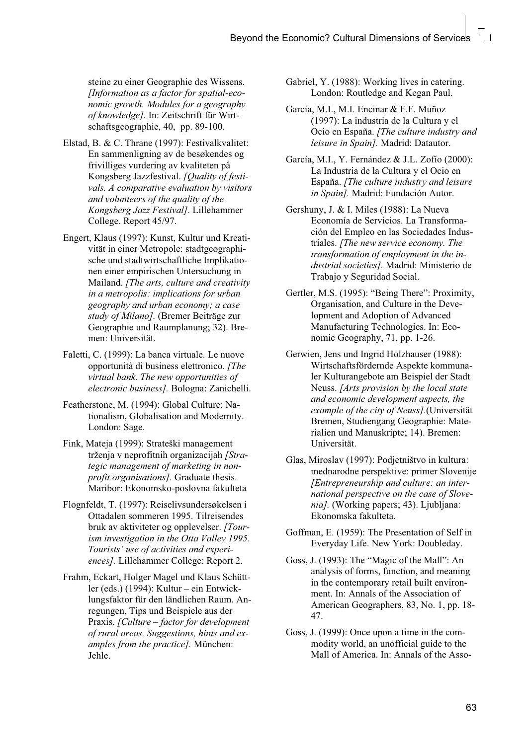steine zu einer Geographie des Wissens. *[Information as a factor for spatial-economic growth. Modules for a geography of knowledge].* In: Zeitschrift für Wirtschaftsgeographie, 40, pp. 89-100.

Elstad, B. & C. Thrane (1997): Festivalkvalitet: En sammenligning av de besøkendes og frivilliges vurdering av kvaliteten på Kongsberg Jazzfestival. *[Quality of festivals. A comparative evaluation by visitors and volunteers of the quality of the Kongsberg Jazz Festival]*. Lillehammer College. Report 45/97.

Engert, Klaus (1997): Kunst, Kultur und Kreativität in einer Metropole: stadtgeographische und stadtwirtschaftliche Implikationen einer empirischen Untersuchung in Mailand. *[The arts, culture and creativity in a metropolis: implications for urban geography and urban economy; a case study of Milano].* (Bremer Beiträge zur Geographie und Raumplanung; 32). Bremen: Universität.

Faletti, C. (1999): La banca virtuale. Le nuove opportunità di business elettronico. *[The virtual bank. The new opportunities of electronic business].* Bologna: Zanichelli.

Featherstone, M. (1994): Global Culture: Nationalism, Globalisation and Modernity. London: Sage.

Fink, Mateja (1999): Strateški management trženja v neprofitnih organizacijah *[Strategic management of marketing in non-profit organisations].* Graduate thesis. Maribor: Ekonomsko-poslovna fakulteta

Flognfeldt, T. (1997): Reiselivsundersøkelsen i Ottadalen sommeren 1995. Tilreisendes bruk av aktiviteter og opplevelser. *[Tourism investigation in the Otta Valley 1995. Tourists' use of activities and experiences].* Lillehammer College: Report 2.

Frahm, Eckart, Holger Magel und Klaus Schüttler (eds.) (1994): Kultur – ein Entwicklungsfaktor für den ländlichen Raum. Anregungen, Tips und Beispiele aus der Praxis. *[Culture – factor for development of rural areas. Suggestions, hints and examples from the practice].* München: Jehle.

Gabriel, Y. (1988): Working lives in catering. London: Routledge and Kegan Paul.

García, M.I., M.I. Encinar & F.F. Muñoz (1997): La industria de la Cultura y el Ocio en España. *[The culture industry and leisure in Spain].* Madrid: Datautor.

García, M.I., Y. Fernández & J.L. Zofío (2000): La Industria de la Cultura y el Ocio en España. *[The culture industry and leisure in Spain].* Madrid: Fundación Autor.

Gershuny, J. & I. Miles (1988): La Nueva Economía de Servicios. La Transformación del Empleo en las Sociedades Industriales. *[The new service economy. The transformation of employment in the industrial societies].* Madrid: Ministerio de Trabajo y Seguridad Social.

Gertler, M.S. (1995): "Being There": Proximity, Organisation, and Culture in the Development and Adoption of Advanced Manufacturing Technologies. In: Economic Geography, 71, pp. 1-26.

Gerwien, Jens und Ingrid Holzhauser (1988): Wirtschaftsfördernde Aspekte kommunaler Kulturangebote am Beispiel der Stadt Neuss. *[Arts provision by the local state and economic development aspects, the example of the city of Neuss].*(Universität Bremen, Studiengang Geographie: Materialien und Manuskripte; 14). Bremen: Universität.

Glas, Miroslav (1997): Podjetništvo in kultura: mednarodne perspektive: primer Slovenije *[Entrepreneurship and culture: an international perspective on the case of Slovenia].* (Working papers; 43). Ljubljana: Ekonomska fakulteta.

Goffman, E. (1959): The Presentation of Self in Everyday Life. New York: Doubleday.

Goss, J. (1993): The "Magic of the Mall": An analysis of forms, function, and meaning in the contemporary retail built environment. In: Annals of the Association of American Geographers, 83, No. 1, pp. 18-47.

Goss, J. (1999): Once upon a time in the commodity world, an unofficial guide to the Mall of America. In: Annals of the Asso-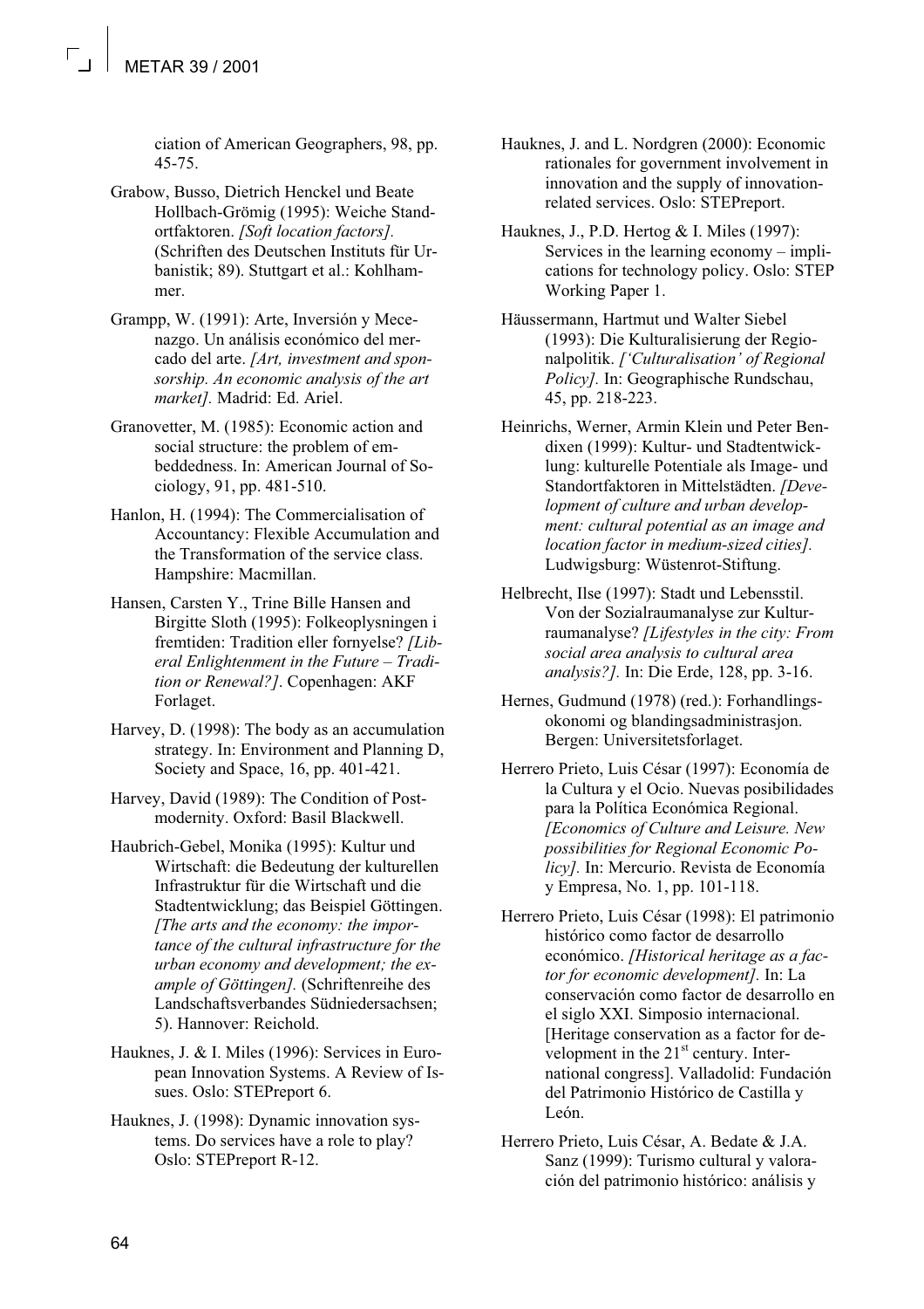ciation of American Geographers, 98, pp. 45-75.

Grabow, Busso, Dietrich Henckel und Beate Hollbach-Grömig (1995): Weiche Standortfaktoren. *[Soft location factors].* (Schriften des Deutschen Instituts für Urbanistik; 89). Stuttgart et al.: Kohlhammer.

Grampp, W. (1991): Arte, Inversión y Mecenazgo. Un análisis económico del mercado del arte. *[Art, investment and sponsorship. An economic analysis of the art market].* Madrid: Ed. Ariel.

Granovetter, M. (1985): Economic action and social structure: the problem of embeddedness. In: American Journal of Sociology, 91, pp. 481-510.

Hanlon, H. (1994): The Commercialisation of Accountancy: Flexible Accumulation and the Transformation of the service class. Hampshire: Macmillan.

Hansen, Carsten Y., Trine Bille Hansen and Birgitte Sloth (1995): Folkeoplysningen i fremtiden: Tradition eller fornyelse? *[Liberal Enlightenment in the Future – Tradition or Renewal?]*. Copenhagen: AKF Forlaget.

Harvey, D. (1998): The body as an accumulation strategy. In: Environment and Planning D, Society and Space, 16, pp. 401-421.

Harvey, David (1989): The Condition of Postmodernity. Oxford: Basil Blackwell.

Haubrich-Gebel, Monika (1995): Kultur und Wirtschaft: die Bedeutung der kulturellen Infrastruktur für die Wirtschaft und die Stadtentwicklung; das Beispiel Göttingen. *[The arts and the economy: the importance of the cultural infrastructure for the urban economy and development; the example of Göttingen].* (Schriftenreihe des Landschaftsverbandes Südniedersachsen; 5). Hannover: Reichold.

Hauknes, J. & I. Miles (1996): Services in European Innovation Systems. A Review of Issues. Oslo: STEPreport 6.

Hauknes, J. (1998): Dynamic innovation systems. Do services have a role to play? Oslo: STEPreport R-12.

Hauknes, J. and L. Nordgren (2000): Economic rationales for government involvement in innovation and the supply of innovation-related services. Oslo: STEPreport.

Hauknes, J., P.D. Hertog & I. Miles (1997): Services in the learning economy – implications for technology policy. Oslo: STEP Working Paper 1.

Häussermann, Hartmut und Walter Siebel (1993): Die Kulturalisierung der Regionalpolitik. *[‘Culturalisation’ of Regional Policy].* In: Geographische Rundschau, 45, pp. 218-223.

Heinrichs, Werner, Armin Klein und Peter Bendixen (1999): Kultur- und Stadtentwicklung: kulturelle Potentiale als Image- und Standortfaktoren in Mittelstädten. *[Development of culture and urban development: cultural potential as an image and location factor in medium-sized cities].* Ludwigsburg: Wüstenrot-Stiftung.

Helbrecht, Ilse (1997): Stadt und Lebensstil. Von der Sozialraumanalyse zur Kulturraumanalyse? *[Lifestyles in the city: From social area analysis to cultural area analysis?].* In: Die Erde, 128, pp. 3-16.

Hernes, Gudmund (1978) (red.): Forhandlingsokonomi og blandingsadministrasjon. Bergen: Universitetsforlaget.

Herrero Prieto, Luis César (1997): Economía de la Cultura y el Ocio. Nuevas posibilidades para la Política Económica Regional. *[Economics of Culture and Leisure. New possibilities for Regional Economic Policy].* In: Mercurio. Revista de Economía y Empresa, No. 1, pp. 101-118.

Herrero Prieto, Luis César (1998): El patrimonio histórico como factor de desarrollo económico. *[Historical heritage as a factor for economic development].* In: La conservación como factor de desarrollo en el siglo XXI. Simposio internacional. [Heritage conservation as a factor for development in the 21st century. International congress]. Valladolid: Fundación del Patrimonio Histórico de Castilla y León.

Herrero Prieto, Luis César, A. Bedate & J.A. Sanz (1999): Turismo cultural y valoración del patrimonio histórico: análisis y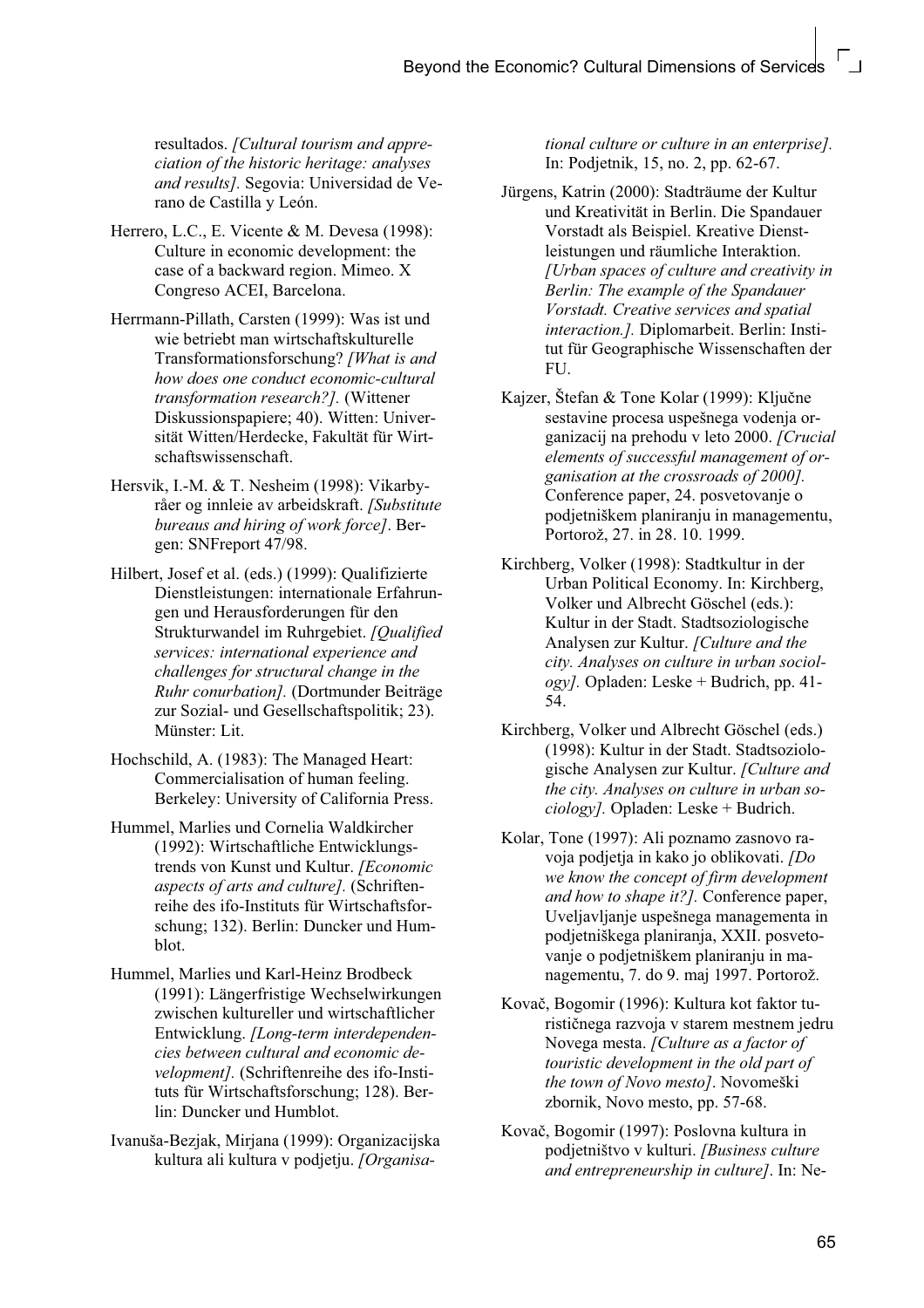resultados. *[Cultural tourism and appreciation of the historic heritage: analyses and results].* Segovia: Universidad de Verano de Castilla y León.

Herrero, L.C., E. Vicente & M. Devesa (1998): Culture in economic development: the case of a backward region. Mimeo. X Congreso ACEI, Barcelona.

Herrmann-Pillath, Carsten (1999): Was ist und wie betriebt man wirtschaftskulturelle Transformationsforschung? *[What is and how does one conduct economic-cultural transformation research?].* (Wittener Diskussionspapiere; 40). Witten: Universität Witten/Herdecke, Fakultät für Wirtschaftswissenschaft.

Hersvik, I.-M. & T. Nesheim (1998): Vikarbyråer og innleie av arbeidskraft. *[Substitute bureaus and hiring of work force]*. Bergen: SNFreport 47/98.

Hilbert, Josef et al. (eds.) (1999): Qualifizierte Dienstleistungen: internationale Erfahrungen und Herausforderungen für den Strukturwandel im Ruhrgebiet. *[Qualified services: international experience and challenges for structural change in the Ruhr conurbation].* (Dortmunder Beiträge zur Sozial- und Gesellschaftspolitik; 23). Münster: Lit.

Hochschild, A. (1983): The Managed Heart: Commercialisation of human feeling. Berkeley: University of California Press.

Hummel, Marlies und Cornelia Waldkircher (1992): Wirtschaftliche Entwicklungstrends von Kunst und Kultur. *[Economic aspects of arts and culture].* (Schriftenreihe des ifo-Instituts für Wirtschaftsforschung; 132). Berlin: Duncker und Humblot.

Hummel, Marlies und Karl-Heinz Brodbeck (1991): Längerfristige Wechselwirkungen zwischen kultureller und wirtschaftlicher Entwicklung. *[Long-term interdependencies between cultural and economic development].* (Schriftenreihe des ifo-Instituts für Wirtschaftsforschung; 128). Berlin: Duncker und Humblot.

Ivanuša-Bezjak, Mirjana (1999): Organizacijska kultura ali kultura v podjetju. *[Organisational culture or culture in an enterprise].* In: Podjetnik, 15, no. 2, pp. 62-67.

Jürgens, Katrin (2000): Stadträume der Kultur und Kreativität in Berlin. Die Spandauer Vorstadt als Beispiel. Kreative Dienstleistungen und räumliche Interaktion. *[Urban spaces of culture and creativity in Berlin: The example of the Spandauer Vorstadt. Creative services and spatial interaction.].* Diplomarbeit. Berlin: Institut für Geographische Wissenschaften der FU.

Kajzer, Štefan & Tone Kolar (1999): Ključne sestavine procesa uspešnega vodenja organizacij na prehodu v leto 2000. *[Crucial elements of successful management of organisation at the crossroads of 2000].* Conference paper, 24. posvetovanje o podjetniškem planiranju in managementu, Portorož, 27. in 28. 10. 1999.

Kirchberg, Volker (1998): Stadtkultur in der Urban Political Economy. In: Kirchberg, Volker und Albrecht Göschel (eds.): Kultur in der Stadt. Stadtsoziologische Analysen zur Kultur. *[Culture and the city. Analyses on culture in urban sociology].* Opladen: Leske + Budrich, pp. 41-54.

Kirchberg, Volker und Albrecht Göschel (eds.) (1998): Kultur in der Stadt. Stadtsoziologische Analysen zur Kultur. *[Culture and the city. Analyses on culture in urban sociology].* Opladen: Leske + Budrich.

Kolar, Tone (1997): Ali poznamo zasnovo razvoja podjetja in kako jo oblikovati. *[Do we know the concept of firm development and how to shape it?].* Conference paper, Uveljavljanje uspešnega managementa in podjetniškega planiranja, XXII. posvetovanje o podjetniškem planiranju in managementu, 7. do 9. maj 1997. Portorož.

Kovač, Bogomir (1996): Kultura kot faktor turističnega razvoja v starem mestnem jedru Novega mesta. *[Culture as a factor of touristic development in the old part of the town of Novo mesto]*. Novomeški zbornik, Novo mesto, pp. 57-68.

Kovač, Bogomir (1997): Poslovna kultura in podjetništvo v kulturi. *[Business culture and entrepreneurship in culture]*. In: Ne-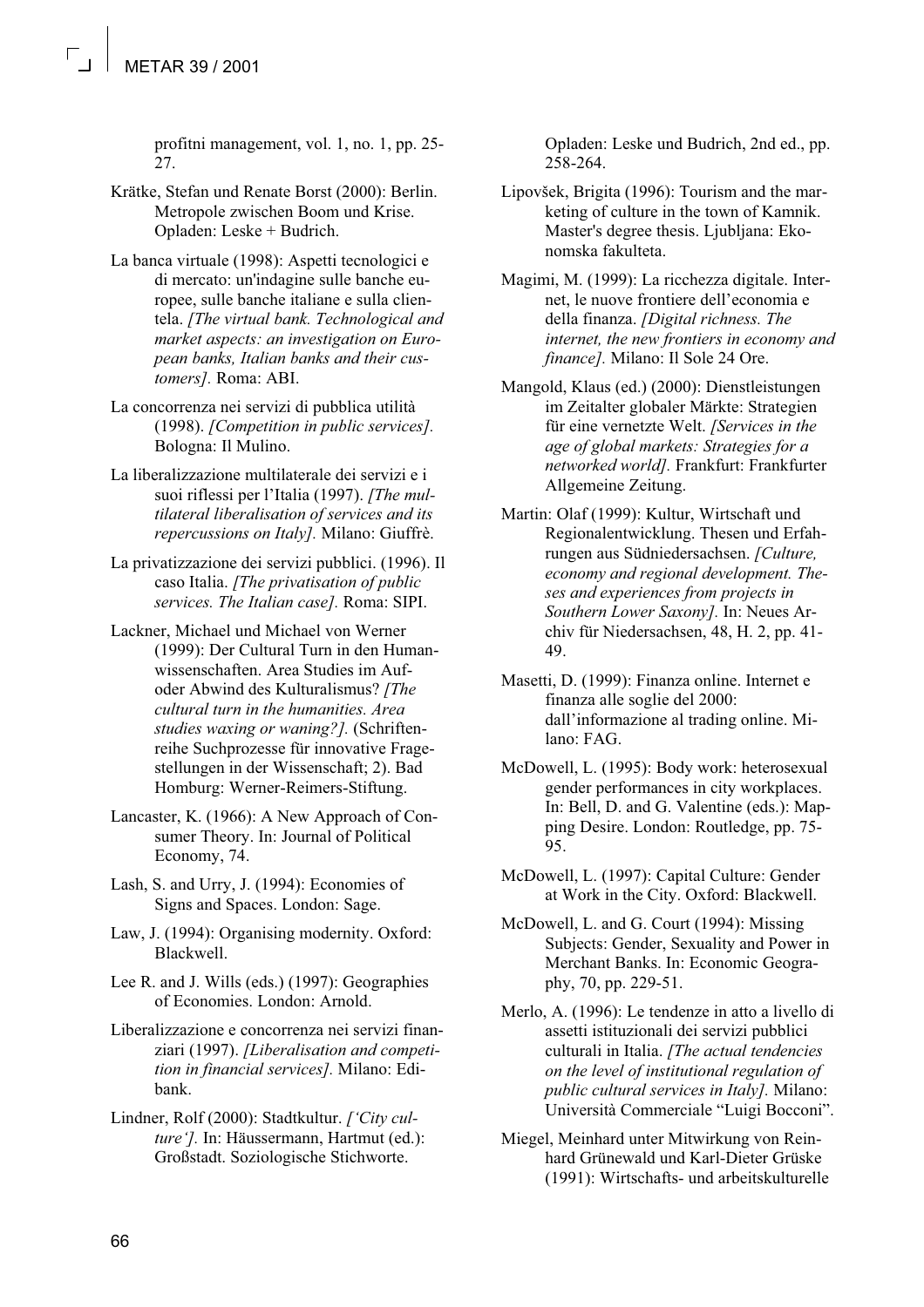profitni management, vol. 1, no. 1, pp. 25-27.

Krätke, Stefan und Renate Borst (2000): Berlin. Metropole zwischen Boom und Krise. Opladen: Leske + Budrich.

La banca virtuale (1998): Aspetti tecnologici e di mercato: un'indagine sulle banche europee, sulle banche italiane e sulla clientela. *[The virtual bank. Technological and market aspects: an investigation on European banks, Italian banks and their customers].* Roma: ABI.

La concorrenza nei servizi di pubblica utilità (1998). *[Competition in public services].* Bologna: Il Mulino.

La liberalizzazione multilaterale dei servizi e i suoi riflessi per l'Italia (1997). *[The multilateral liberalisation of services and its repercussions on Italy].* Milano: Giuffrè.

La privatizzazione dei servizi pubblici. (1996). Il caso Italia. *[The privatisation of public services. The Italian case].* Roma: SIPI.

Lackner, Michael und Michael von Werner (1999): Der Cultural Turn in den Humanwissenschaften. Area Studies im Auf- oder Abwind des Kulturalismus? *[The cultural turn in the humanities. Area studies waxing or waning?].* (Schriftenreihe Suchprozesse für innovative Fragestellungen in der Wissenschaft; 2). Bad Homburg: Werner-Reimers-Stiftung.

Lancaster, K. (1966): A New Approach of Consumer Theory. In: Journal of Political Economy, 74.

Lash, S. and Urry, J. (1994): Economies of Signs and Spaces. London: Sage.

Law, J. (1994): Organising modernity. Oxford: Blackwell.

Lee R. and J. Wills (eds.) (1997): Geographies of Economies. London: Arnold.

Liberalizzazione e concorrenza nei servizi finanziari (1997). *[Liberalisation and competition in financial services].* Milano: Edibank.

Lindner, Rolf (2000): Stadtkultur. *['City culture'].* In: Häussermann, Hartmut (ed.): Großstadt. Soziologische Stichworte. Opladen: Leske und Budrich, 2nd ed., pp. 258-264.

Lipovšek, Brigita (1996): Tourism and the marketing of culture in the town of Kamnik. Master's degree thesis. Ljubljana: Ekonomska fakulteta.

Magimi, M. (1999): La ricchezza digitale. Internet, le nuove frontiere dell'economia e della finanza. *[Digital richness. The internet, the new frontiers in economy and finance].* Milano: Il Sole 24 Ore.

Mangold, Klaus (ed.) (2000): Dienstleistungen im Zeitalter globaler Märkte: Strategien für eine vernetzte Welt. *[Services in the age of global markets: Strategies for a networked world].* Frankfurt: Frankfurter Allgemeine Zeitung.

Martin: Olaf (1999): Kultur, Wirtschaft und Regionalentwicklung. Thesen und Erfahrungen aus Südniedersachsen. *[Culture, economy and regional development. Theses and experiences from projects in Southern Lower Saxony].* In: Neues Archiv für Niedersachsen, 48, H. 2, pp. 41-49.

Masetti, D. (1999): Finanza online. Internet e finanza alle soglie del 2000: dall'informazione al trading online. Milano: FAG.

McDowell, L. (1995): Body work: heterosexual gender performances in city workplaces. In: Bell, D. and G. Valentine (eds.): Mapping Desire. London: Routledge, pp. 75-95.

McDowell, L. (1997): Capital Culture: Gender at Work in the City. Oxford: Blackwell.

McDowell, L. and G. Court (1994): Missing Subjects: Gender, Sexuality and Power in Merchant Banks. In: Economic Geography, 70, pp. 229-51.

Merlo, A. (1996): Le tendenze in atto a livello di assetti istituzionali dei servizi pubblici culturali in Italia. *[The actual tendencies on the level of institutional regulation of public cultural services in Italy].* Milano: Università Commerciale "Luigi Bocconi".

Miegel, Meinhard unter Mitwirkung von Reinhard Grünewald und Karl-Dieter Grüske (1991): Wirtschafts- und arbeitskulturelle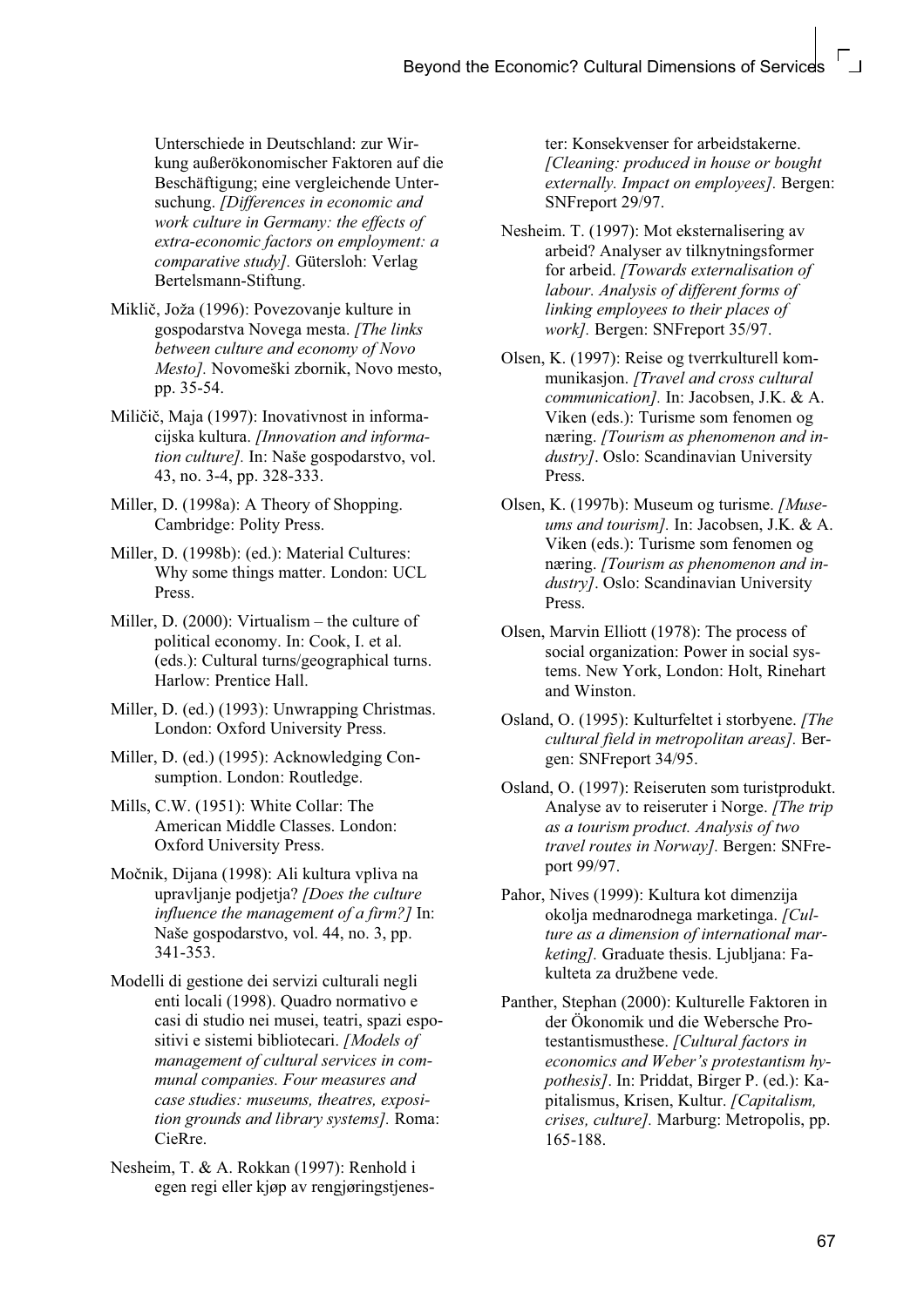Unterschiede in Deutschland: zur Wirkung außerökonomischer Faktoren auf die Beschäftigung; eine vergleichende Untersuchung. *[Differences in economic and work culture in Germany: the effects of extra-economic factors on employment: a comparative study].* Gütersloh: Verlag Bertelsmann-Stiftung.

Miklič, Joža (1996): Povezovanje kulture in gospodarstva Novega mesta. *[The links between culture and economy of Novo Mesto].* Novomeški zbornik, Novo mesto, pp. 35-54.

Miličič, Maja (1997): Inovativnost in informacijska kultura. *[Innovation and information culture].* In: Naše gospodarstvo, vol. 43, no. 3-4, pp. 328-333.

Miller, D. (1998a): A Theory of Shopping. Cambridge: Polity Press.

Miller, D. (1998b): (ed.): Material Cultures: Why some things matter. London: UCL Press.

Miller, D. (2000): Virtualism – the culture of political economy. In: Cook, I. et al. (eds.): Cultural turns/geographical turns. Harlow: Prentice Hall.

Miller, D. (ed.) (1993): Unwrapping Christmas. London: Oxford University Press.

Miller, D. (ed.) (1995): Acknowledging Consumption. London: Routledge.

Mills, C.W. (1951): White Collar: The American Middle Classes. London: Oxford University Press.

Močnik, Dijana (1998): Ali kultura vpliva na upravljanje podjetja? *[Does the culture influence the management of a firm?]* In: Naše gospodarstvo, vol. 44, no. 3, pp. 341-353.

Modelli di gestione dei servizi culturali negli enti locali (1998). Quadro normativo e casi di studio nei musei, teatri, spazi espositivi e sistemi bibliotecari. *[Models of management of cultural services in communal companies. Four measures and case studies: museums, theatres, exposition grounds and library systems].* Roma: CieRre.

Nesheim, T. & A. Rokkan (1997): Renhold i egen regi eller kjøp av rengjøringstjenester: Konsekvenser for arbeidstakerne. *[Cleaning: produced in house or bought externally. Impact on employees].* Bergen: SNFreport 29/97.

Nesheim. T. (1997): Mot eksternalisering av arbeid? Analyser av tilknytningsformer for arbeid. *[Towards externalisation of labour. Analysis of different forms of linking employees to their places of work].* Bergen: SNFreport 35/97.

Olsen, K. (1997): Reise og tverrkulturell kommunikasjon. *[Travel and cross cultural communication].* In: Jacobsen, J.K. & A. Viken (eds.): Turisme som fenomen og næring. *[Tourism as phenomenon and industry]*. Oslo: Scandinavian University Press.

Olsen, K. (1997b): Museum og turisme. *[Museums and tourism].* In: Jacobsen, J.K. & A. Viken (eds.): Turisme som fenomen og næring. *[Tourism as phenomenon and industry]*. Oslo: Scandinavian University Press.

Olsen, Marvin Elliott (1978): The process of social organization: Power in social systems. New York, London: Holt, Rinehart and Winston.

Osland, O. (1995): Kulturfeltet i storbyene. *[The cultural field in metropolitan areas].* Bergen: SNFreport 34/95.

Osland, O. (1997): Reiseruten som turistprodukt. Analyse av to reiseruter i Norge. *[The trip as a tourism product. Analysis of two travel routes in Norway].* Bergen: SNFreport 99/97.

Pahor, Nives (1999): Kultura kot dimenzija okolja mednarodnega marketinga. *[Culture as a dimension of international marketing].* Graduate thesis. Ljubljana: Fakulteta za družbene vede.

Panther, Stephan (2000): Kulturelle Faktoren in der Ökonomik und die Webersche Protestantismusthese. *[Cultural factors in economics and Weber's protestantism hypothesis]*. In: Priddat, Birger P. (ed.): Kapitalismus, Krisen, Kultur. *[Capitalism, crises, culture].* Marburg: Metropolis, pp. 165-188.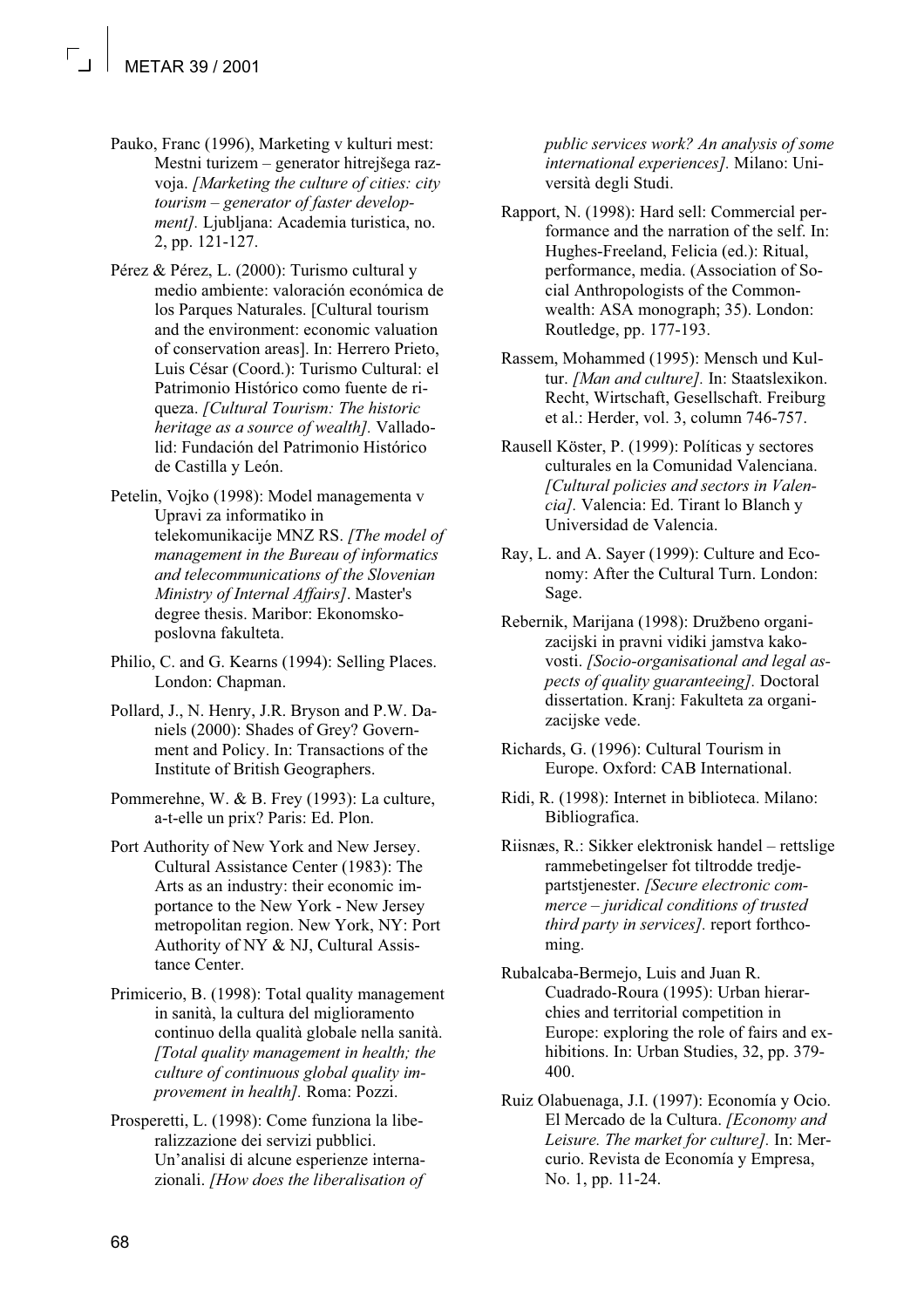Pauko, Franc (1996), Marketing v kulturi mest: Mestni turizem – generator hitrejšega razvoja. *[Marketing the culture of cities: city tourism – generator of faster development].* Ljubljana: Academia turistica, no. 2, pp. 121-127.

Pérez & Pérez, L. (2000): Turismo cultural y medio ambiente: valoración económica de los Parques Naturales. [Cultural tourism and the environment: economic valuation of conservation areas]. In: Herrero Prieto, Luis César (Coord.): Turismo Cultural: el Patrimonio Histórico como fuente de riqueza. *[Cultural Tourism: The historic heritage as a source of wealth].* Valladolid: Fundación del Patrimonio Histórico de Castilla y León.

Petelin, Vojko (1998): Model managementa v Upravi za informatiko in telekomunikacije MNZ RS. *[The model of management in the Bureau of informatics and telecommunications of the Slovenian Ministry of Internal Affairs]*. Master's degree thesis. Maribor: Ekonomsko-poslovna fakulteta.

Philio, C. and G. Kearns (1994): Selling Places. London: Chapman.

Pollard, J., N. Henry, J.R. Bryson and P.W. Daniels (2000): Shades of Grey? Government and Policy. In: Transactions of the Institute of British Geographers.

Pommerehne, W. & B. Frey (1993): La culture, a-t-elle un prix? Paris: Ed. Plon.

Port Authority of New York and New Jersey. Cultural Assistance Center (1983): The Arts as an industry: their economic importance to the New York - New Jersey metropolitan region. New York, NY: Port Authority of NY & NJ, Cultural Assistance Center.

Primicerio, B. (1998): Total quality management in sanità, la cultura del miglioramento continuo della qualità globale nella sanità. *[Total quality management in health; the culture of continuous global quality improvement in health].* Roma: Pozzi.

Prosperetti, L. (1998): Come funziona la liberalizzazione dei servizi pubblici. Un'analisi di alcune esperienze internazionali. *[How does the liberalisation of public services work? An analysis of some international experiences].* Milano: Università degli Studi.

Rapport, N. (1998): Hard sell: Commercial performance and the narration of the self. In: Hughes-Freeland, Felicia (ed.): Ritual, performance, media. (Association of Social Anthropologists of the Commonwealth: ASA monograph; 35). London: Routledge, pp. 177-193.

Rassem, Mohammed (1995): Mensch und Kultur. *[Man and culture].* In: Staatslexikon. Recht, Wirtschaft, Gesellschaft. Freiburg et al.: Herder, vol. 3, column 746-757.

Rausell Köster, P. (1999): Políticas y sectores culturales en la Comunidad Valenciana. *[Cultural policies and sectors in Valencia].* Valencia: Ed. Tirant lo Blanch y Universidad de Valencia.

Ray, L. and A. Sayer (1999): Culture and Economy: After the Cultural Turn. London: Sage.

Rebernik, Marijana (1998): Družbeno organizacijski in pravni vidiki jamstva kakovosti. *[Socio-organisational and legal aspects of quality guaranteeing].* Doctoral dissertation. Kranj: Fakulteta za organizacijske vede.

Richards, G. (1996): Cultural Tourism in Europe. Oxford: CAB International.

Ridi, R. (1998): Internet in biblioteca. Milano: Bibliografica.

Riisnæs, R.: Sikker elektronisk handel – rettslige rammebetingelser fot tiltrodde tredjepartstjenester. *[Secure electronic commerce – juridical conditions of trusted third party in services].* report forthcoming.

Rubalcaba-Bermejo, Luis and Juan R. Cuadrado-Roura (1995): Urban hierarchies and territorial competition in Europe: exploring the role of fairs and exhibitions. In: Urban Studies, 32, pp. 379-400.

Ruiz Olabuenaga, J.I. (1997): Economía y Ocio. El Mercado de la Cultura. *[Economy and Leisure. The market for culture].* In: Mercurio. Revista de Economía y Empresa, No. 1, pp. 11-24.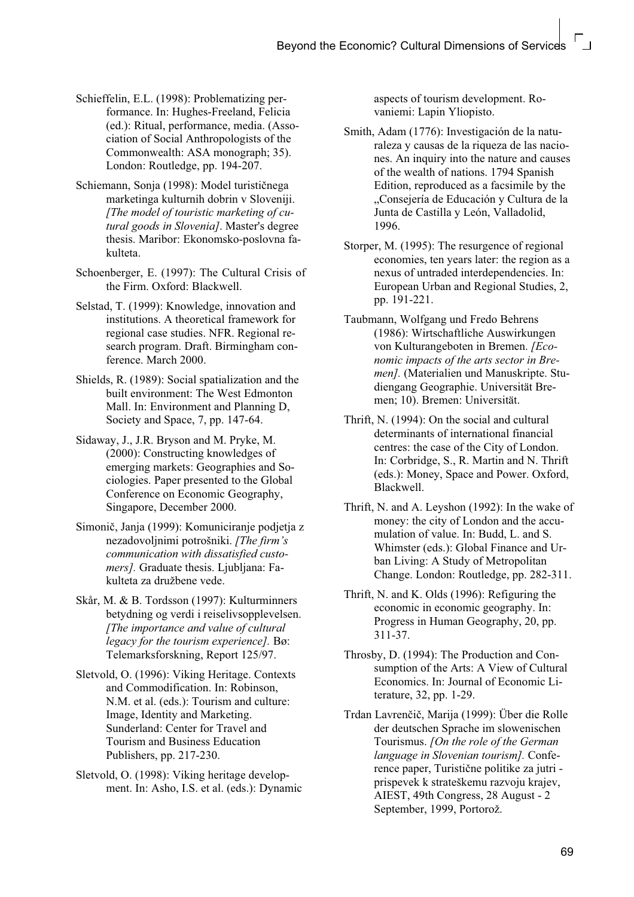Schieffelin, E.L. (1998): Problematizing performance. In: Hughes-Freeland, Felicia (ed.): Ritual, performance, media. (Association of Social Anthropologists of the Commonwealth: ASA monograph; 35). London: Routledge, pp. 194-207.

Schiemann, Sonja (1998): Model turističnega marketinga kulturnih dobrin v Sloveniji. *[The model of touristic marketing of cutural goods in Slovenia]*. Master's degree thesis. Maribor: Ekonomsko-poslovna fakulteta.

Schoenberger, E. (1997): The Cultural Crisis of the Firm. Oxford: Blackwell.

Selstad, T. (1999): Knowledge, innovation and institutions. A theoretical framework for regional case studies. NFR. Regional research program. Draft. Birmingham conference. March 2000.

Shields, R. (1989): Social spatialization and the built environment: The West Edmonton Mall. In: Environment and Planning D, Society and Space, 7, pp. 147-64.

Sidaway, J., J.R. Bryson and M. Pryke, M. (2000): Constructing knowledges of emerging markets: Geographies and Sociologies. Paper presented to the Global Conference on Economic Geography, Singapore, December 2000.

Simonič, Janja (1999): Komuniciranje podjetja z nezadovoljnimi potrošniki. *[The firm's communication with dissatisfied customers].* Graduate thesis. Ljubljana: Fakulteta za družbene vede.

Skår, M. & B. Tordsson (1997): Kulturminners betydning og verdi i reiselivsopplevelsen. *[The importance and value of cultural legacy for the tourism experience].* Bø: Telemarksforskning, Report 125/97.

Sletvold, O. (1996): Viking Heritage. Contexts and Commodification. In: Robinson, N.M. et al. (eds.): Tourism and culture: Image, Identity and Marketing. Sunderland: Center for Travel and Tourism and Business Education Publishers, pp. 217-230.

Sletvold, O. (1998): Viking heritage development. In: Asho, I.S. et al. (eds.): Dynamic aspects of tourism development. Rovaniemi: Lapin Yliopisto.

Smith, Adam (1776): Investigación de la naturaleza y causas de la riqueza de las naciones. An inquiry into the nature and causes of the wealth of nations. 1794 Spanish Edition, reproduced as a facsimile by the „Consejería de Educación y Cultura de la Junta de Castilla y León, Valladolid, 1996.

Storper, M. (1995): The resurgence of regional economies, ten years later: the region as a nexus of untraded interdependencies. In: European Urban and Regional Studies, 2, pp. 191-221.

Taubmann, Wolfgang und Fredo Behrens (1986): Wirtschaftliche Auswirkungen von Kulturangeboten in Bremen. *[Economic impacts of the arts sector in Bremen].* (Materialien und Manuskripte. Studiengang Geographie. Universität Bremen; 10). Bremen: Universität.

Thrift, N. (1994): On the social and cultural determinants of international financial centres: the case of the City of London. In: Corbridge, S., R. Martin and N. Thrift (eds.): Money, Space and Power. Oxford, Blackwell.

Thrift, N. and A. Leyshon (1992): In the wake of money: the city of London and the accumulation of value. In: Budd, L. and S. Whimster (eds.): Global Finance and Urban Living: A Study of Metropolitan Change. London: Routledge, pp. 282-311.

Thrift, N. and K. Olds (1996): Refiguring the economic in economic geography. In: Progress in Human Geography, 20, pp. 311-37.

Throsby, D. (1994): The Production and Consumption of the Arts: A View of Cultural Economics. In: Journal of Economic Literature, 32, pp. 1-29.

Trdan Lavrenčič, Marija (1999): Über die Rolle der deutschen Sprache im slowenischen Tourismus. *[On the role of the German language in Slovenian tourism].* Conference paper, Turistične politike za jutri - prispevek k strateškemu razvoju krajev, AIEST, 49th Congress, 28 August - 2 September, 1999, Portorož.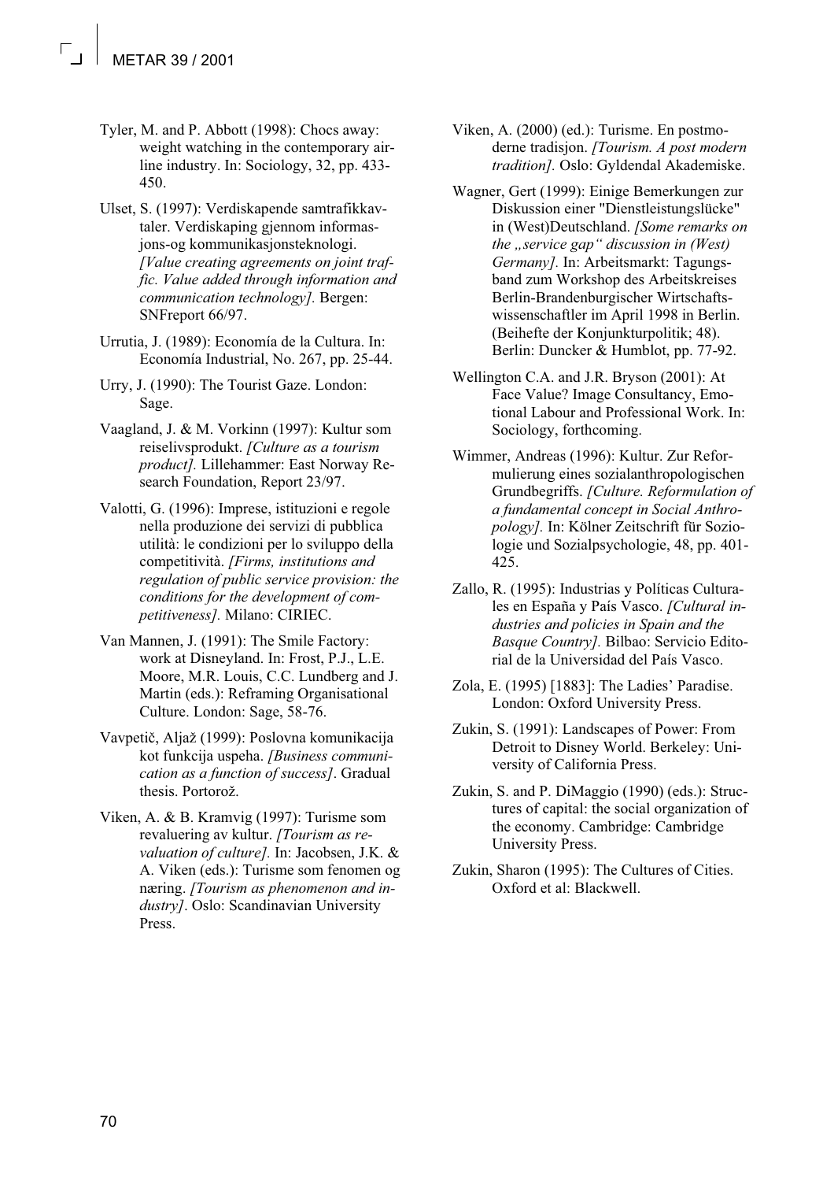Tyler, M. and P. Abbott (1998): Chocs away: weight watching in the contemporary airline industry. In: Sociology, 32, pp. 433-450.

Ulset, S. (1997): Verdiskapende samtrafikkavtaler. Verdiskaping gjennom informasjons-og kommunikasjonsteknologi. *[Value creating agreements on joint traffic. Value added through information and communication technology].* Bergen: SNFreport 66/97.

Urrutia, J. (1989): Economía de la Cultura. In: Economía Industrial, No. 267, pp. 25-44.

Urry, J. (1990): The Tourist Gaze. London: Sage.

Vaagland, J. & M. Vorkinn (1997): Kultur som reiselivsprodukt. *[Culture as a tourism product].* Lillehammer: East Norway Research Foundation, Report 23/97.

Valotti, G. (1996): Imprese, istituzioni e regole nella produzione dei servizi di pubblica utilità: le condizioni per lo sviluppo della competitività. *[Firms, institutions and regulation of public service provision: the conditions for the development of competitiveness].* Milano: CIRIEC.

Van Mannen, J. (1991): The Smile Factory: work at Disneyland. In: Frost, P.J., L.E. Moore, M.R. Louis, C.C. Lundberg and J. Martin (eds.): Reframing Organisational Culture. London: Sage, 58-76.

Vavpetič, Aljaž (1999): Poslovna komunikacija kot funkcija uspeha. *[Business communication as a function of success]*. Gradual thesis. Portorož.

Viken, A. & B. Kramvig (1997): Turisme som revaluering av kultur. *[Tourism as revaluation of culture]*. In: Jacobsen, J.K. & A. Viken (eds.): Turisme som fenomen og næring. *[Tourism as phenomenon and industry]*. Oslo: Scandinavian University Press.

Viken, A. (2000) (ed.): Turisme. En postmoderne tradisjon. *[Tourism. A post modern tradition].* Oslo: Gyldendal Akademiske.

Wagner, Gert (1999): Einige Bemerkungen zur Diskussion einer "Dienstleistungslücke" in (West)Deutschland. *[Some remarks on the „service gap" discussion in (West) Germany].* In: Arbeitsmarkt: Tagungsband zum Workshop des Arbeitskreises Berlin-Brandenburgischer Wirtschaftswissenschaftler im April 1998 in Berlin. (Beihefte der Konjunkturpolitik; 48). Berlin: Duncker & Humblot, pp. 77-92.

Wellington C.A. and J.R. Bryson (2001): At Face Value? Image Consultancy, Emotional Labour and Professional Work. In: Sociology, forthcoming.

Wimmer, Andreas (1996): Kultur. Zur Reformulierung eines sozialanthropologischen Grundbegriffs. *[Culture. Reformulation of a fundamental concept in Social Anthropology].* In: Kölner Zeitschrift für Soziologie und Sozialpsychologie, 48, pp. 401-425.

Zallo, R. (1995): Industrias y Políticas Culturales en España y País Vasco. *[Cultural industries and policies in Spain and the Basque Country].* Bilbao: Servicio Editorial de la Universidad del País Vasco.

Zola, E. (1995) [1883]: The Ladies' Paradise. London: Oxford University Press.

Zukin, S. (1991): Landscapes of Power: From Detroit to Disney World. Berkeley: University of California Press.

Zukin, S. and P. DiMaggio (1990) (eds.): Structures of capital: the social organization of the economy. Cambridge: Cambridge University Press.

Zukin, Sharon (1995): The Cultures of Cities. Oxford et al: Blackwell.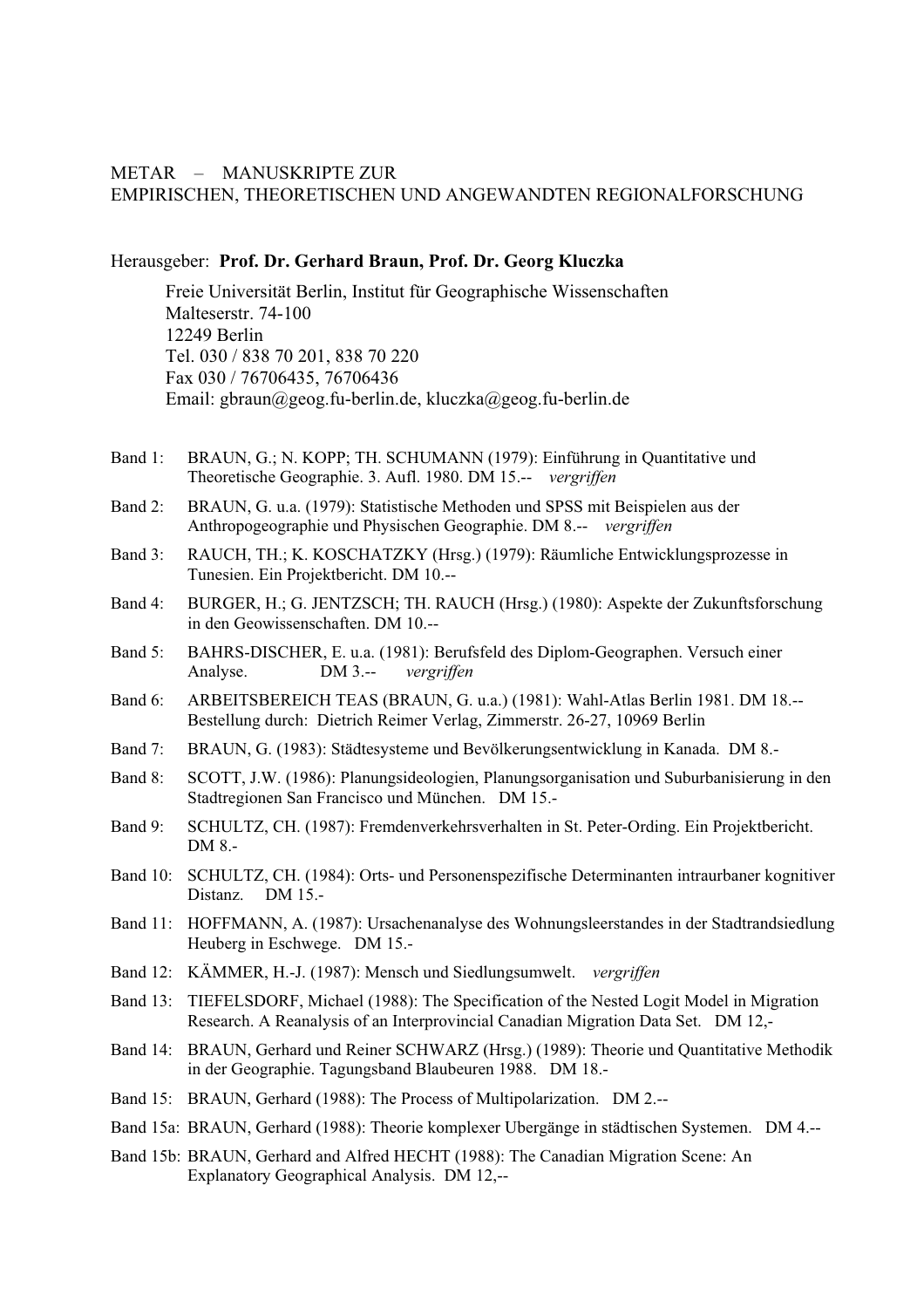METAR – MANUSKRIPTE ZUR
EMPIRISCHEN, THEORETISCHEN UND ANGEWANDTEN REGIONALFORSCHUNG

Herausgeber: **Prof. Dr. Gerhard Braun, Prof. Dr. Georg Kluczka**

Freie Universität Berlin, Institut für Geographische Wissenschaften
Malteserstr. 74-100
12249 Berlin
Tel. 030 / 838 70 201, 838 70 220
Fax 030 / 76706435, 76706436
Email: gbraun@geog.fu-berlin.de, kluczka@geog.fu-berlin.de

Band 1: BRAUN, G.; N. KOPP; TH. SCHUMANN (1979): Einführung in Quantitative und Theoretische Geographie. 3. Aufl. 1980. DM 15.-- *vergriffen*

Band 2: BRAUN, G. u.a. (1979): Statistische Methoden und SPSS mit Beispielen aus der Anthropogeographie und Physischen Geographie. DM 8.-- *vergriffen*

Band 3: RAUCH, TH.; K. KOSCHATZKY (Hrsg.) (1979): Räumliche Entwicklungsprozesse in Tunesien. Ein Projektbericht. DM 10.--

Band 4: BURGER, H.; G. JENTZSCH; TH. RAUCH (Hrsg.) (1980): Aspekte der Zukunftsforschung in den Geowissenschaften. DM 10.--

Band 5: BAHRS-DISCHER, E. u.a. (1981): Berufsfeld des Diplom-Geographen. Versuch einer Analyse. DM 3.-- *vergriffen*

Band 6: ARBEITSBEREICH TEAS (BRAUN, G. u.a.) (1981): Wahl-Atlas Berlin 1981. DM 18.-- Bestellung durch: Dietrich Reimer Verlag, Zimmerstr. 26-27, 10969 Berlin

Band 7: BRAUN, G. (1983): Städtesysteme und Bevölkerungsentwicklung in Kanada. DM 8.-

Band 8: SCOTT, J.W. (1986): Planungsideologien, Planungsorganisation und Suburbanisierung in den Stadtregionen San Francisco und München. DM 15.-

Band 9: SCHULTZ, CH. (1987): Fremdenverkehrsverhalten in St. Peter-Ording. Ein Projektbericht. DM 8.-

Band 10: SCHULTZ, CH. (1984): Orts- und Personenspezifische Determinanten intraurbaner kognitiver Distanz. DM 15.-

Band 11: HOFFMANN, A. (1987): Ursachenanalyse des Wohnungsleerstandes in der Stadtrandsiedlung Heuberg in Eschwege. DM 15.-

Band 12: KÄMMER, H.-J. (1987): Mensch und Siedlungsumwelt. *vergriffen*

Band 13: TIEFELSDORF, Michael (1988): The Specification of the Nested Logit Model in Migration Research. A Reanalysis of an Interprovincial Canadian Migration Data Set. DM 12,-

Band 14: BRAUN, Gerhard und Reiner SCHWARZ (Hrsg.) (1989): Theorie und Quantitative Methodik in der Geographie. Tagungsband Blaubeuren 1988. DM 18.-

Band 15: BRAUN, Gerhard (1988): The Process of Multipolarization. DM 2.--

Band 15a: BRAUN, Gerhard (1988): Theorie komplexer Ubergänge in städtischen Systemen. DM 4.--

Band 15b: BRAUN, Gerhard and Alfred HECHT (1988): The Canadian Migration Scene: An Explanatory Geographical Analysis. DM 12,--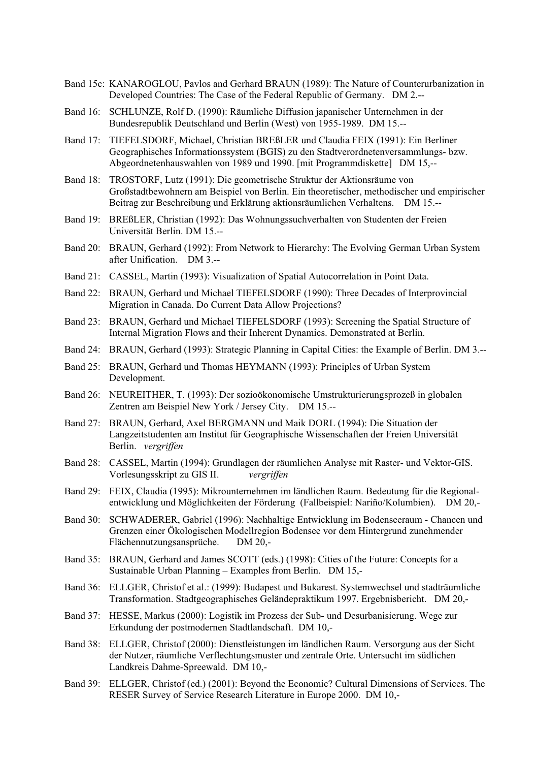Band 15c: KANAROGLOU, Pavlos and Gerhard BRAUN (1989): The Nature of Counterurbanization in Developed Countries: The Case of the Federal Republic of Germany. DM 2.--

Band 16: SCHLUNZE, Rolf D. (1990): Räumliche Diffusion japanischer Unternehmen in der Bundesrepublik Deutschland und Berlin (West) von 1955-1989. DM 15.--

Band 17: TIEFELSDORF, Michael, Christian BREßLER und Claudia FEIX (1991): Ein Berliner Geographisches Informationssystem (BGIS) zu den Stadtverordnetenversammlungs- bzw. Abgeordnetenhauswahlen von 1989 und 1990. [mit Programmdiskette] DM 15,--

Band 18: TROSTORF, Lutz (1991): Die geometrische Struktur der Aktionsräume von Großstadtbewohnern am Beispiel von Berlin. Ein theoretischer, methodischer und empirischer Beitrag zur Beschreibung und Erklärung aktionsräumlichen Verhaltens. DM 15.--

Band 19: BREßLER, Christian (1992): Das Wohnungssuchverhalten von Studenten der Freien Universität Berlin. DM 15.--

Band 20: BRAUN, Gerhard (1992): From Network to Hierarchy: The Evolving German Urban System after Unification. DM 3.--

Band 21: CASSEL, Martin (1993): Visualization of Spatial Autocorrelation in Point Data.

Band 22: BRAUN, Gerhard und Michael TIEFELSDORF (1990): Three Decades of Interprovincial Migration in Canada. Do Current Data Allow Projections?

Band 23: BRAUN, Gerhard und Michael TIEFELSDORF (1993): Screening the Spatial Structure of Internal Migration Flows and their Inherent Dynamics. Demonstrated at Berlin.

Band 24: BRAUN, Gerhard (1993): Strategic Planning in Capital Cities: the Example of Berlin. DM 3.--

Band 25: BRAUN, Gerhard und Thomas HEYMANN (1993): Principles of Urban System Development.

Band 26: NEUREITHER, T. (1993): Der sozioökonomische Umstrukturierungsprozeß in globalen Zentren am Beispiel New York / Jersey City. DM 15.--

Band 27: BRAUN, Gerhard, Axel BERGMANN und Maik DORL (1994): Die Situation der Langzeitstudenten am Institut für Geographische Wissenschaften der Freien Universität Berlin. *vergriffen*

Band 28: CASSEL, Martin (1994): Grundlagen der räumlichen Analyse mit Raster- und Vektor-GIS. Vorlesungsskript zu GIS II. *vergriffen*

Band 29: FEIX, Claudia (1995): Mikrounternehmen im ländlichen Raum. Bedeutung für die Regionalentwicklung und Möglichkeiten der Förderung (Fallbeispiel: Nariño/Kolumbien). DM 20,-

Band 30: SCHWADERER, Gabriel (1996): Nachhaltige Entwicklung im Bodenseeraum - Chancen und Grenzen einer Ökologischen Modellregion Bodensee vor dem Hintergrund zunehmender Flächennutzungsansprüche. DM 20,-

Band 35: BRAUN, Gerhard and James SCOTT (eds.) (1998): Cities of the Future: Concepts for a Sustainable Urban Planning – Examples from Berlin. DM 15,-

Band 36: ELLGER, Christof et al.: (1999): Budapest und Bukarest. Systemwechsel und stadträumliche Transformation. Stadtgeographisches Geländepraktikum 1997. Ergebnisbericht. DM 20,-

Band 37: HESSE, Markus (2000): Logistik im Prozess der Sub- und Desurbanisierung. Wege zur Erkundung der postmodernen Stadtlandschaft. DM 10,-

Band 38: ELLGER, Christof (2000): Dienstleistungen im ländlichen Raum. Versorgung aus der Sicht der Nutzer, räumliche Verflechtungsmuster und zentrale Orte. Untersucht im südlichen Landkreis Dahme-Spreewald. DM 10,-

Band 39: ELLGER, Christof (ed.) (2001): Beyond the Economic? Cultural Dimensions of Services. The RESER Survey of Service Research Literature in Europe 2000. DM 10,-